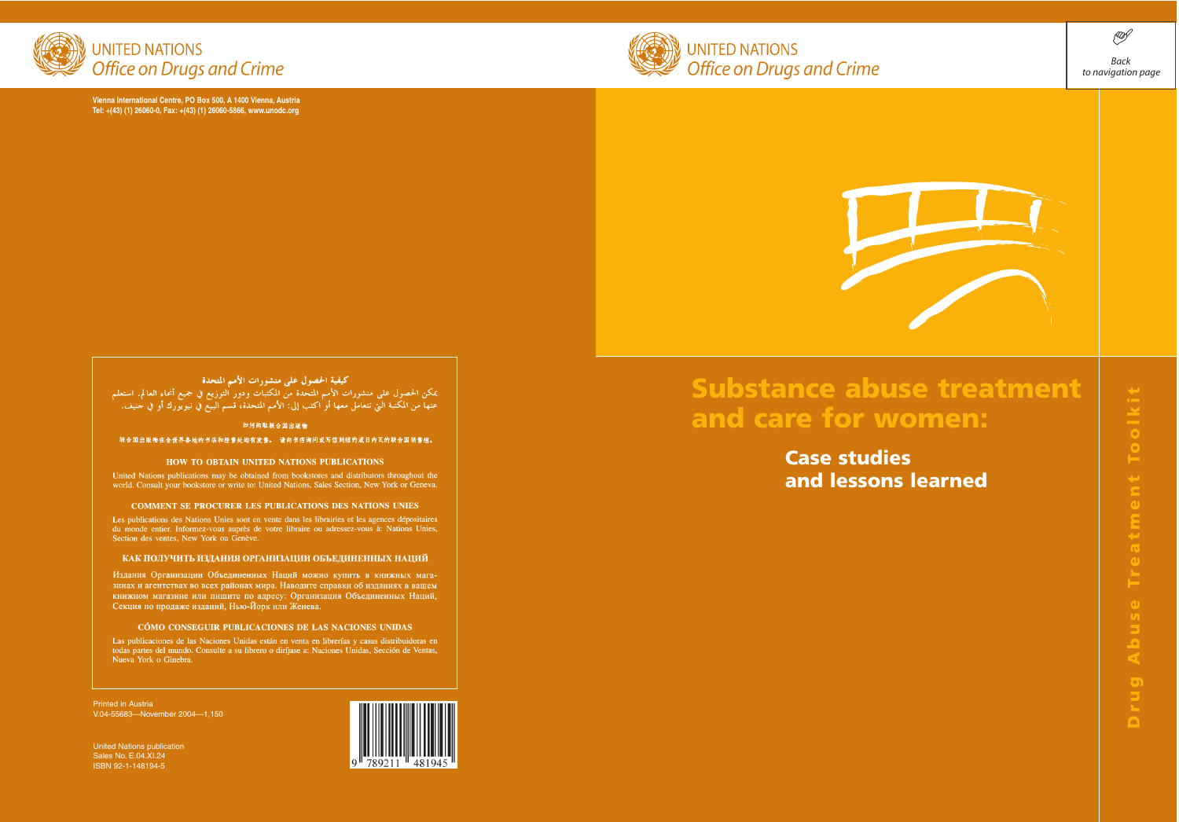UNITED NATIONS
*Office on Drugs and Crime*

Vienna International Centre, PO Box 500, A 1400 Vienna, Austria
Tel: +(43) (1) 26060-0, Fax: +(43) (1) 26060-5866, www.unodc.org

**كيفية الحصول على منشورات الأمم المتحدة**

يمكن الحصول على منشورات الأمم المتحدة من المكتبات ودور التوزيع في جميع أنحاء العالم. استعلم عنها من المكتبة التي تتعامل معها أو اكتب إلى: الأمم المتحدة، قسم البيع في نيويورك أو في جنيف.

**如何购取联合国出版物**

联合国出版物在全世界各地的书店和经售处均有发售。请向书店询问或写信到纽约或日内瓦的联合国销售组。

**HOW TO OBTAIN UNITED NATIONS PUBLICATIONS**

United Nations publications may be obtained from bookstores and distributors throughout the world. Consult your bookstore or write to: United Nations, Sales Section, New York or Geneva.

**COMMENT SE PROCURER LES PUBLICATIONS DES NATIONS UNIES**

Les publications des Nations Unies sont en vente dans les librairies et les agences dépositaires du monde entier. Informez-vous auprès de votre libraire ou adressez-vous à: Nations Unies, Section des ventes, New York ou Genève.

**КАК ПОЛУЧИТЬ ИЗДАНИЯ ОРГАНИЗАЦИИ ОБЪЕДИНЕННЫХ НАЦИЙ**

Издания Организации Объединенных Наций можно купить в книжных магазинах и агентствах во всех районах мира. Наводите справки об изданиях в вашем книжном магазине или пишите по адресу: Организация Объединенных Наций, Секция по продаже изданий, Нью-Йорк или Женева.

**CÓMO CONSEGUIR PUBLICACIONES DE LAS NACIONES UNIDAS**

Las publicaciones de las Naciones Unidas están en venta en librerías y casas distribuidoras en todas partes del mundo. Consulte a su librero o diríjase a: Naciones Unidas, Sección de Ventas, Nueva York o Ginebra.

Printed in Austria
V.04-55683—November 2004—1,150

United Nations publication
Sales No. E.04.XI.24
ISBN 92-1-148194-5

UNITED NATIONS
*Office on Drugs and Crime*

*Back to navigation page*

# Substance abuse treatment and care for women:

## Case studies and lessons learned

Drug Abuse Treatment Toolkit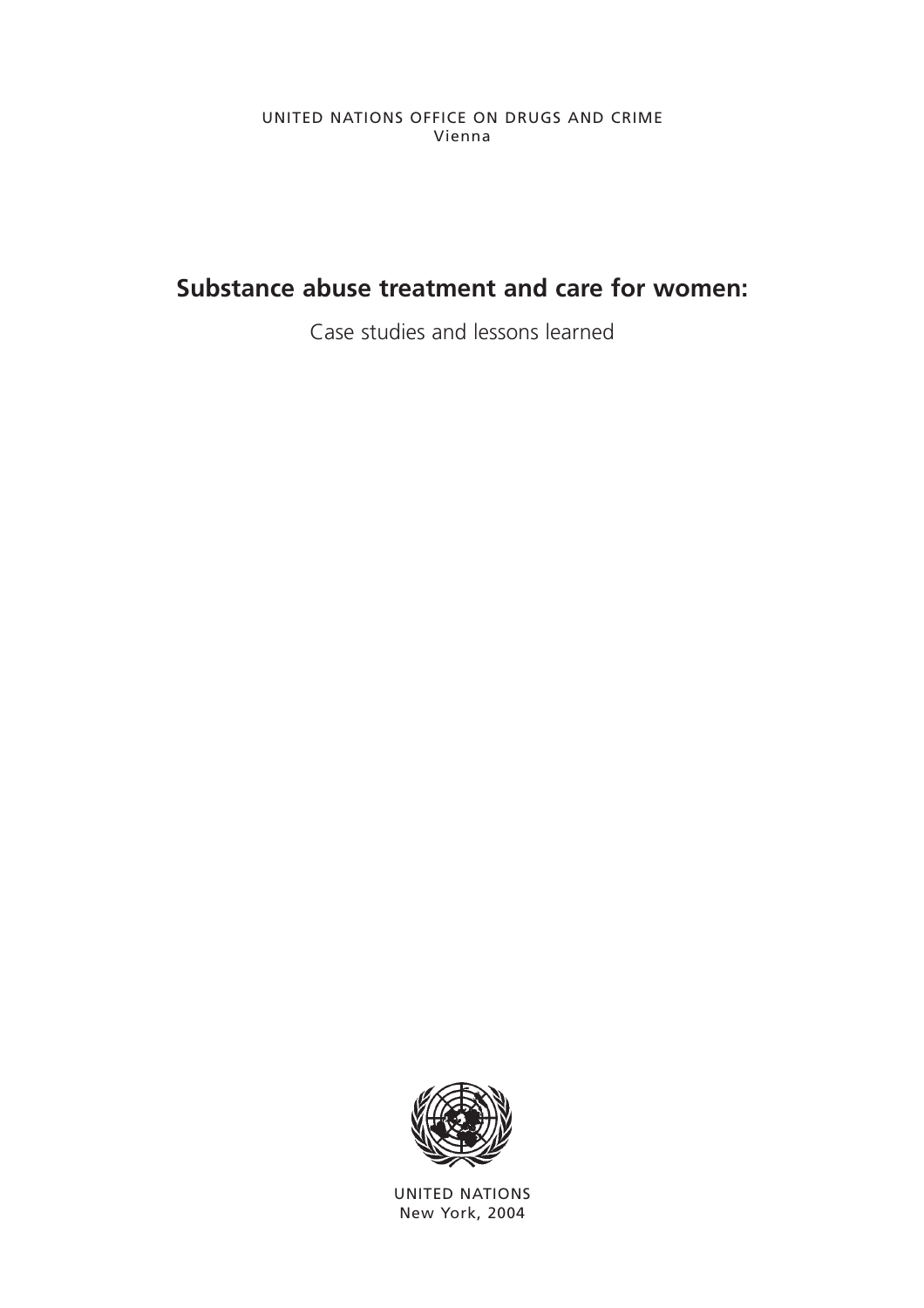UNITED NATIONS OFFICE ON DRUGS AND CRIME
Vienna

# Substance abuse treatment and care for women:

Case studies and lessons learned

UNITED NATIONS
New York, 2004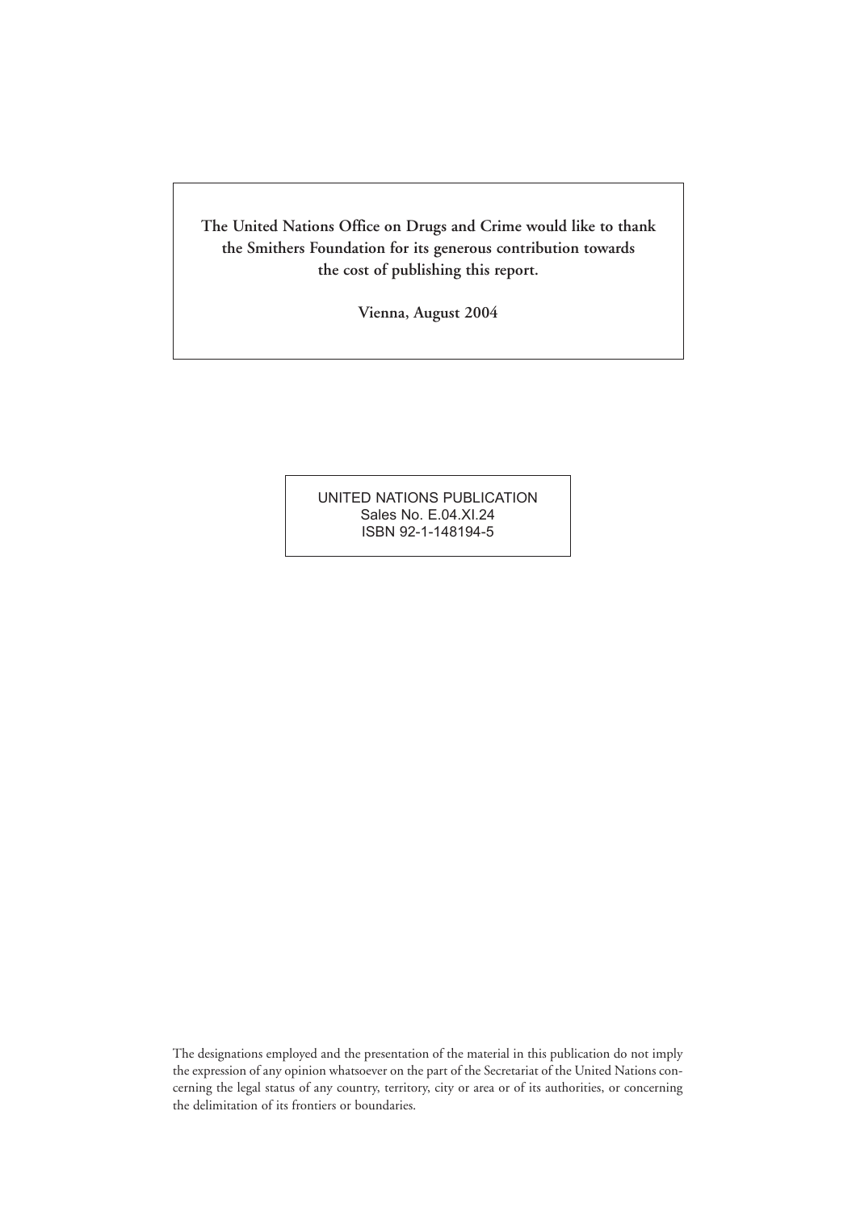**The United Nations Office on Drugs and Crime would like to thank the Smithers Foundation for its generous contribution towards the cost of publishing this report.**

**Vienna, August 2004**

UNITED NATIONS PUBLICATION
Sales No. E.04.XI.24
ISBN 92-1-148194-5

The designations employed and the presentation of the material in this publication do not imply the expression of any opinion whatsoever on the part of the Secretariat of the United Nations concerning the legal status of any country, territory, city or area or of its authorities, or concerning the delimitation of its frontiers or boundaries.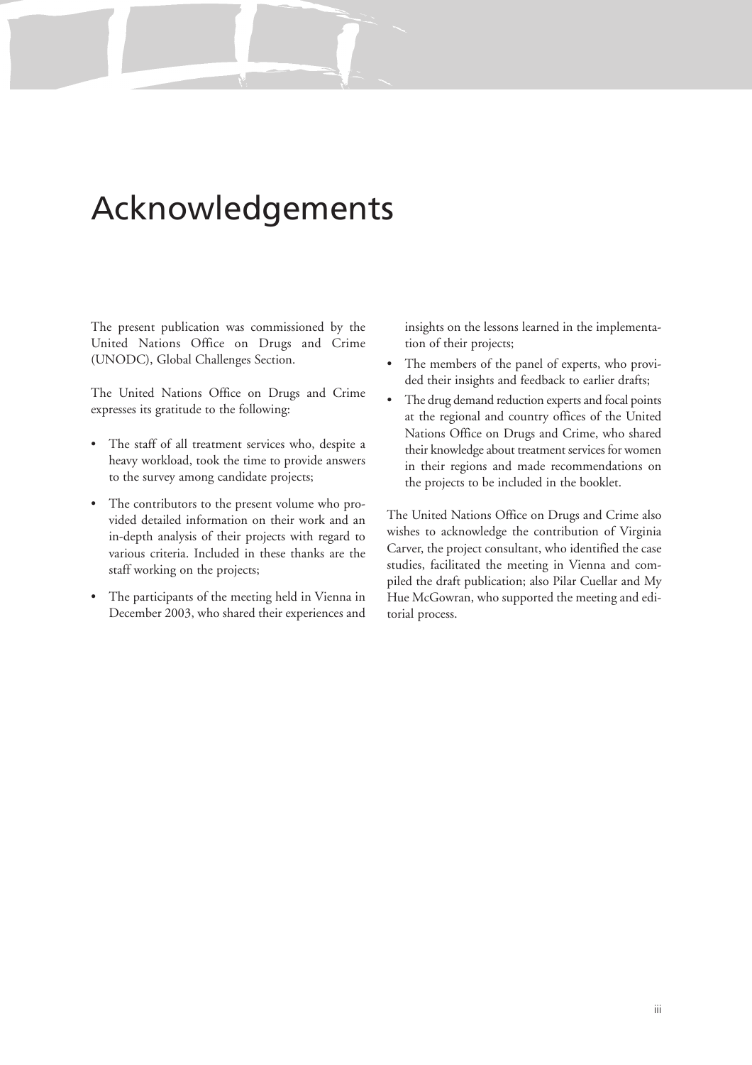# Acknowledgements

The present publication was commissioned by the United Nations Office on Drugs and Crime (UNODC), Global Challenges Section.

The United Nations Office on Drugs and Crime expresses its gratitude to the following:

- The staff of all treatment services who, despite a heavy workload, took the time to provide answers to the survey among candidate projects;
- The contributors to the present volume who provided detailed information on their work and an in-depth analysis of their projects with regard to various criteria. Included in these thanks are the staff working on the projects;
- The participants of the meeting held in Vienna in December 2003, who shared their experiences and insights on the lessons learned in the implementation of their projects;
- The members of the panel of experts, who provided their insights and feedback to earlier drafts;
- The drug demand reduction experts and focal points at the regional and country offices of the United Nations Office on Drugs and Crime, who shared their knowledge about treatment services for women in their regions and made recommendations on the projects to be included in the booklet.

The United Nations Office on Drugs and Crime also wishes to acknowledge the contribution of Virginia Carver, the project consultant, who identified the case studies, facilitated the meeting in Vienna and compiled the draft publication; also Pilar Cuellar and My Hue McGowran, who supported the meeting and editorial process.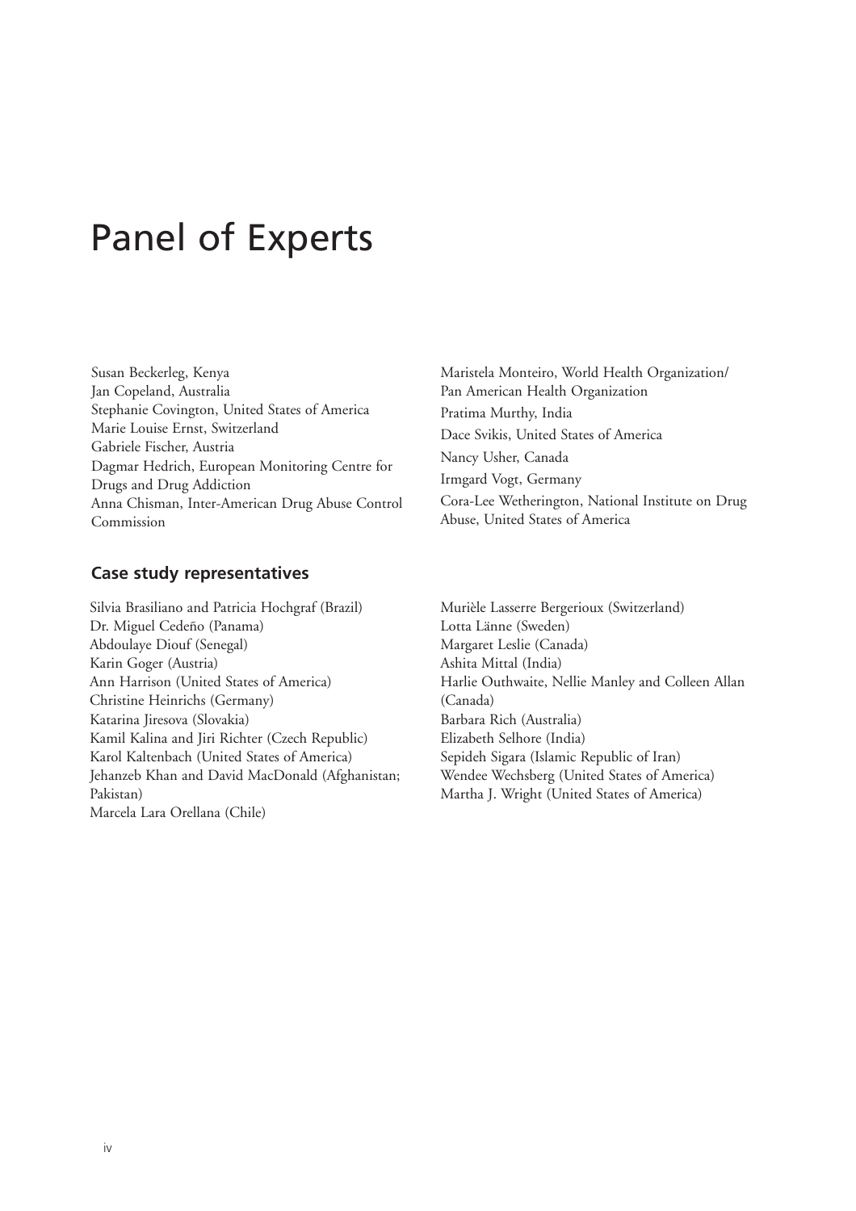# Panel of Experts

Susan Beckerleg, Kenya
Jan Copeland, Australia
Stephanie Covington, United States of America
Marie Louise Ernst, Switzerland
Gabriele Fischer, Austria
Dagmar Hedrich, European Monitoring Centre for Drugs and Drug Addiction
Anna Chisman, Inter-American Drug Abuse Control Commission
Maristela Monteiro, World Health Organization/ Pan American Health Organization
Pratima Murthy, India
Dace Svikis, United States of America
Nancy Usher, Canada
Irmgard Vogt, Germany
Cora-Lee Wetherington, National Institute on Drug Abuse, United States of America

## Case study representatives

Silvia Brasiliano and Patricia Hochgraf (Brazil)
Dr. Miguel Cedeño (Panama)
Abdoulaye Diouf (Senegal)
Karin Goger (Austria)
Ann Harrison (United States of America)
Christine Heinrichs (Germany)
Katarina Jiresova (Slovakia)
Kamil Kalina and Jiri Richter (Czech Republic)
Karol Kaltenbach (United States of America)
Jehanzeb Khan and David MacDonald (Afghanistan; Pakistan)
Marcela Lara Orellana (Chile)
Murièle Lasserre Bergerioux (Switzerland)
Lotta Länne (Sweden)
Margaret Leslie (Canada)
Ashita Mittal (India)
Harlie Outhwaite, Nellie Manley and Colleen Allan (Canada)
Barbara Rich (Australia)
Elizabeth Selhore (India)
Sepideh Sigara (Islamic Republic of Iran)
Wendee Wechsberg (United States of America)
Martha J. Wright (United States of America)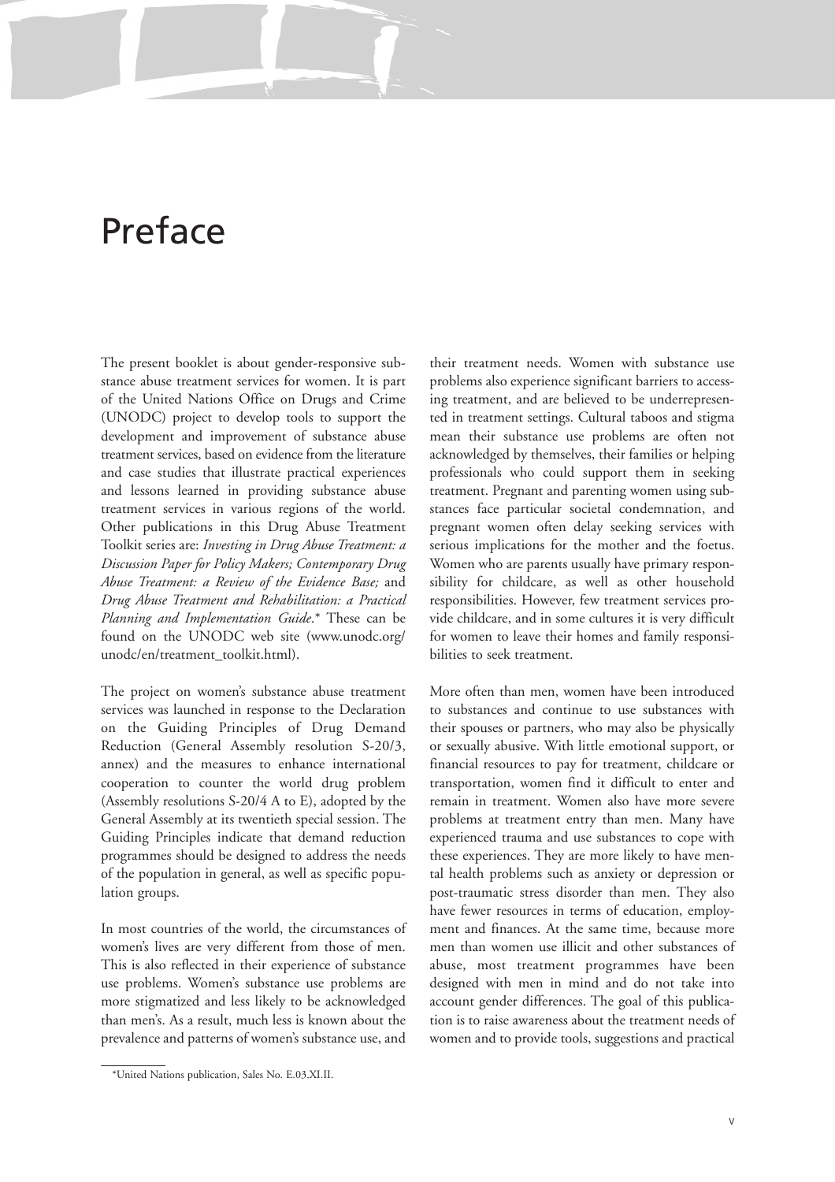# Preface

The present booklet is about gender-responsive substance abuse treatment services for women. It is part of the United Nations Office on Drugs and Crime (UNODC) project to develop tools to support the development and improvement of substance abuse treatment services, based on evidence from the literature and case studies that illustrate practical experiences and lessons learned in providing substance abuse treatment services in various regions of the world. Other publications in this Drug Abuse Treatment Toolkit series are: *Investing in Drug Abuse Treatment: a Discussion Paper for Policy Makers; Contemporary Drug Abuse Treatment: a Review of the Evidence Base;* and *Drug Abuse Treatment and Rehabilitation: a Practical Planning and Implementation Guide*.* These can be found on the UNODC web site (www.unodc.org/unodc/en/treatment_toolkit.html).

The project on women's substance abuse treatment services was launched in response to the Declaration on the Guiding Principles of Drug Demand Reduction (General Assembly resolution S-20/3, annex) and the measures to enhance international cooperation to counter the world drug problem (Assembly resolutions S-20/4 A to E), adopted by the General Assembly at its twentieth special session. The Guiding Principles indicate that demand reduction programmes should be designed to address the needs of the population in general, as well as specific population groups.

In most countries of the world, the circumstances of women's lives are very different from those of men. This is also reflected in their experience of substance use problems. Women's substance use problems are more stigmatized and less likely to be acknowledged than men's. As a result, much less is known about the prevalence and patterns of women's substance use, and their treatment needs. Women with substance use problems also experience significant barriers to accessing treatment, and are believed to be underrepresented in treatment settings. Cultural taboos and stigma mean their substance use problems are often not acknowledged by themselves, their families or helping professionals who could support them in seeking treatment. Pregnant and parenting women using substances face particular societal condemnation, and pregnant women often delay seeking services with serious implications for the mother and the foetus. Women who are parents usually have primary responsibility for childcare, as well as other household responsibilities. However, few treatment services provide childcare, and in some cultures it is very difficult for women to leave their homes and family responsibilities to seek treatment.

More often than men, women have been introduced to substances and continue to use substances with their spouses or partners, who may also be physically or sexually abusive. With little emotional support, or financial resources to pay for treatment, childcare or transportation, women find it difficult to enter and remain in treatment. Women also have more severe problems at treatment entry than men. Many have experienced trauma and use substances to cope with these experiences. They are more likely to have mental health problems such as anxiety or depression or post-traumatic stress disorder than men. They also have fewer resources in terms of education, employment and finances. At the same time, because more men than women use illicit and other substances of abuse, most treatment programmes have been designed with men in mind and do not take into account gender differences. The goal of this publication is to raise awareness about the treatment needs of women and to provide tools, suggestions and practical

*United Nations publication, Sales No. E.03.XI.II.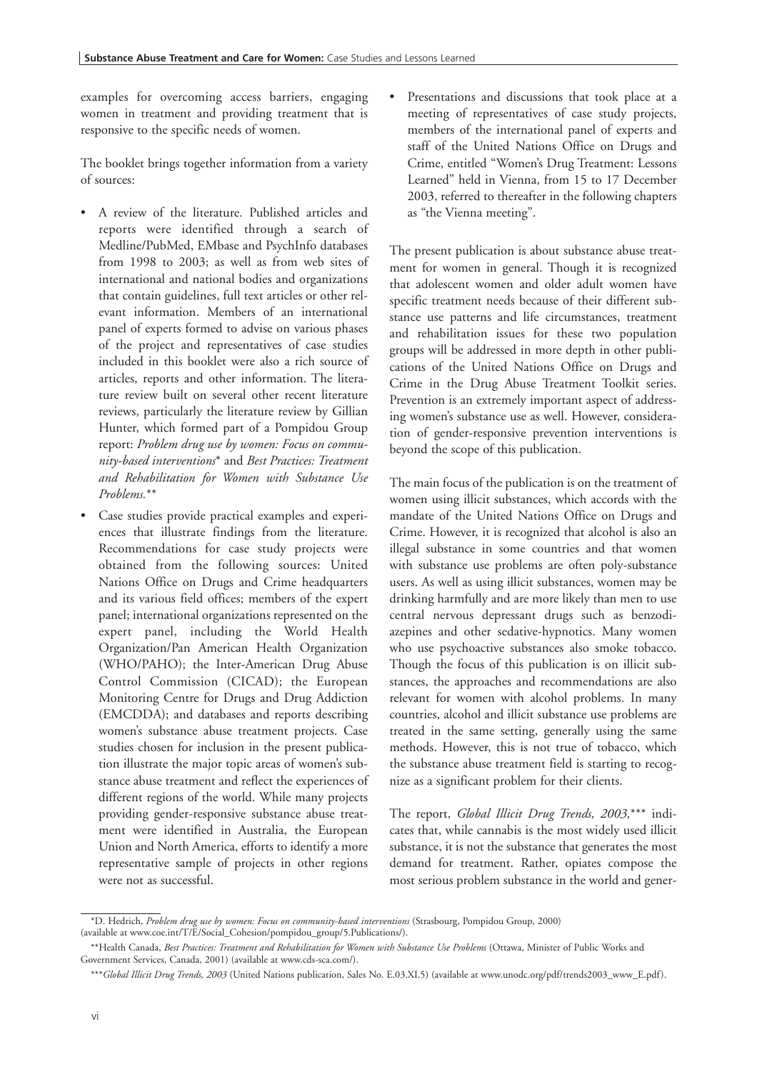examples for overcoming access barriers, engaging women in treatment and providing treatment that is responsive to the specific needs of women.

The booklet brings together information from a variety of sources:

- A review of the literature. Published articles and reports were identified through a search of Medline/PubMed, EMbase and PsychInfo databases from 1998 to 2003; as well as from web sites of international and national bodies and organizations that contain guidelines, full text articles or other relevant information. Members of an international panel of experts formed to advise on various phases of the project and representatives of case studies included in this booklet were also a rich source of articles, reports and other information. The literature review built on several other recent literature reviews, particularly the literature review by Gillian Hunter, which formed part of a Pompidou Group report: *Problem drug use by women: Focus on community-based interventions*\* and *Best Practices: Treatment and Rehabilitation for Women with Substance Use Problems.*\*\*
- Case studies provide practical examples and experiences that illustrate findings from the literature. Recommendations for case study projects were obtained from the following sources: United Nations Office on Drugs and Crime headquarters and its various field offices; members of the expert panel; international organizations represented on the expert panel, including the World Health Organization/Pan American Health Organization (WHO/PAHO); the Inter-American Drug Abuse Control Commission (CICAD); the European Monitoring Centre for Drugs and Drug Addiction (EMCDDA); and databases and reports describing women's substance abuse treatment projects. Case studies chosen for inclusion in the present publication illustrate the major topic areas of women's substance abuse treatment and reflect the experiences of different regions of the world. While many projects providing gender-responsive substance abuse treatment were identified in Australia, the European Union and North America, efforts to identify a more representative sample of projects in other regions were not as successful.
- Presentations and discussions that took place at a meeting of representatives of case study projects, members of the international panel of experts and staff of the United Nations Office on Drugs and Crime, entitled "Women's Drug Treatment: Lessons Learned" held in Vienna, from 15 to 17 December 2003, referred to thereafter in the following chapters as "the Vienna meeting".

The present publication is about substance abuse treatment for women in general. Though it is recognized that adolescent women and older adult women have specific treatment needs because of their different substance use patterns and life circumstances, treatment and rehabilitation issues for these two population groups will be addressed in more depth in other publications of the United Nations Office on Drugs and Crime in the Drug Abuse Treatment Toolkit series. Prevention is an extremely important aspect of addressing women's substance use as well. However, consideration of gender-responsive prevention interventions is beyond the scope of this publication.

The main focus of the publication is on the treatment of women using illicit substances, which accords with the mandate of the United Nations Office on Drugs and Crime. However, it is recognized that alcohol is also an illegal substance in some countries and that women with substance use problems are often poly-substance users. As well as using illicit substances, women may be drinking harmfully and are more likely than men to use central nervous depressant drugs such as benzodiazepines and other sedative-hypnotics. Many women who use psychoactive substances also smoke tobacco. Though the focus of this publication is on illicit substances, the approaches and recommendations are also relevant for women with alcohol problems. In many countries, alcohol and illicit substance use problems are treated in the same setting, generally using the same methods. However, this is not true of tobacco, which the substance abuse treatment field is starting to recognize as a significant problem for their clients.

The report, *Global Illicit Drug Trends, 2003,*\*\*\* indicates that, while cannabis is the most widely used illicit substance, it is not the substance that generates the most demand for treatment. Rather, opiates compose the most serious problem substance in the world and gener-

\*D. Hedrich, *Problem drug use by women: Focus on community-based interventions* (Strasbourg, Pompidou Group, 2000) (available at www.coe.int/T/E/Social_Cohesion/pompidou_group/5.Publications/).

\*\*Health Canada, *Best Practices: Treatment and Rehabilitation for Women with Substance Use Problems* (Ottawa, Minister of Public Works and Government Services, Canada, 2001) (available at www.cds-sca.com/).

\*\*\**Global Illicit Drug Trends, 2003* (United Nations publication, Sales No. E.03.XI.5) (available at www.unodc.org/pdf/trends2003_www_E.pdf).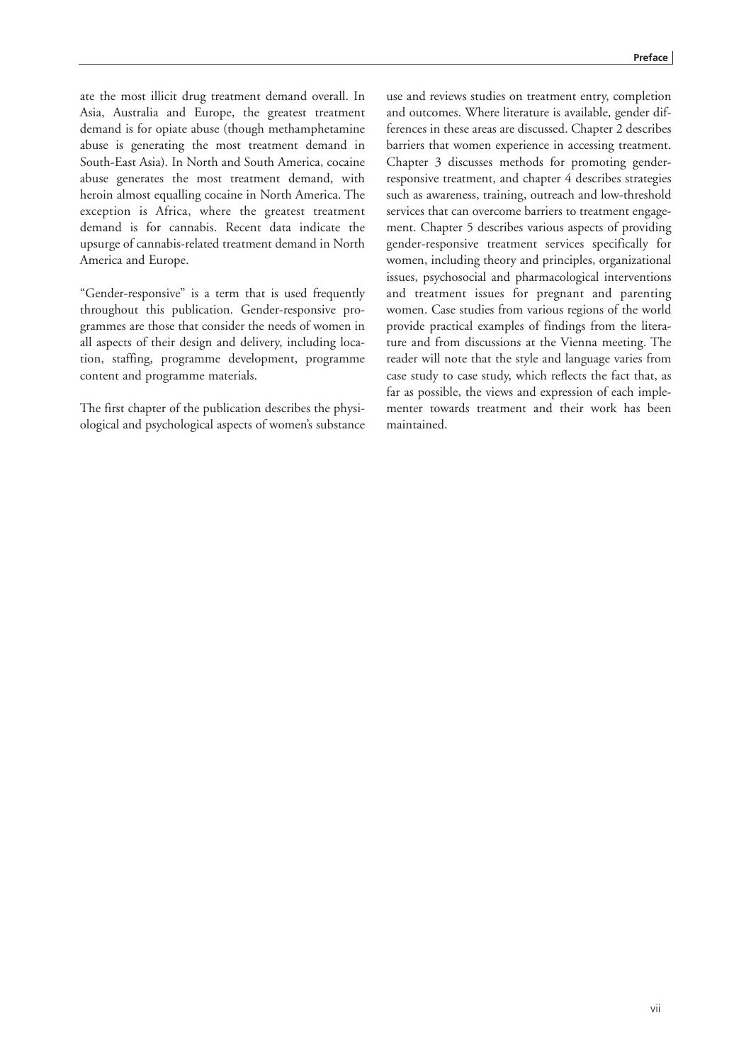ate the most illicit drug treatment demand overall. In Asia, Australia and Europe, the greatest treatment demand is for opiate abuse (though methamphetamine abuse is generating the most treatment demand in South-East Asia). In North and South America, cocaine abuse generates the most treatment demand, with heroin almost equalling cocaine in North America. The exception is Africa, where the greatest treatment demand is for cannabis. Recent data indicate the upsurge of cannabis-related treatment demand in North America and Europe.

"Gender-responsive" is a term that is used frequently throughout this publication. Gender-responsive programmes are those that consider the needs of women in all aspects of their design and delivery, including location, staffing, programme development, programme content and programme materials.

The first chapter of the publication describes the physiological and psychological aspects of women's substance use and reviews studies on treatment entry, completion and outcomes. Where literature is available, gender differences in these areas are discussed. Chapter 2 describes barriers that women experience in accessing treatment. Chapter 3 discusses methods for promoting gender-responsive treatment, and chapter 4 describes strategies such as awareness, training, outreach and low-threshold services that can overcome barriers to treatment engagement. Chapter 5 describes various aspects of providing gender-responsive treatment services specifically for women, including theory and principles, organizational issues, psychosocial and pharmacological interventions and treatment issues for pregnant and parenting women. Case studies from various regions of the world provide practical examples of findings from the literature and from discussions at the Vienna meeting. The reader will note that the style and language varies from case study to case study, which reflects the fact that, as far as possible, the views and expression of each implementer towards treatment and their work has been maintained.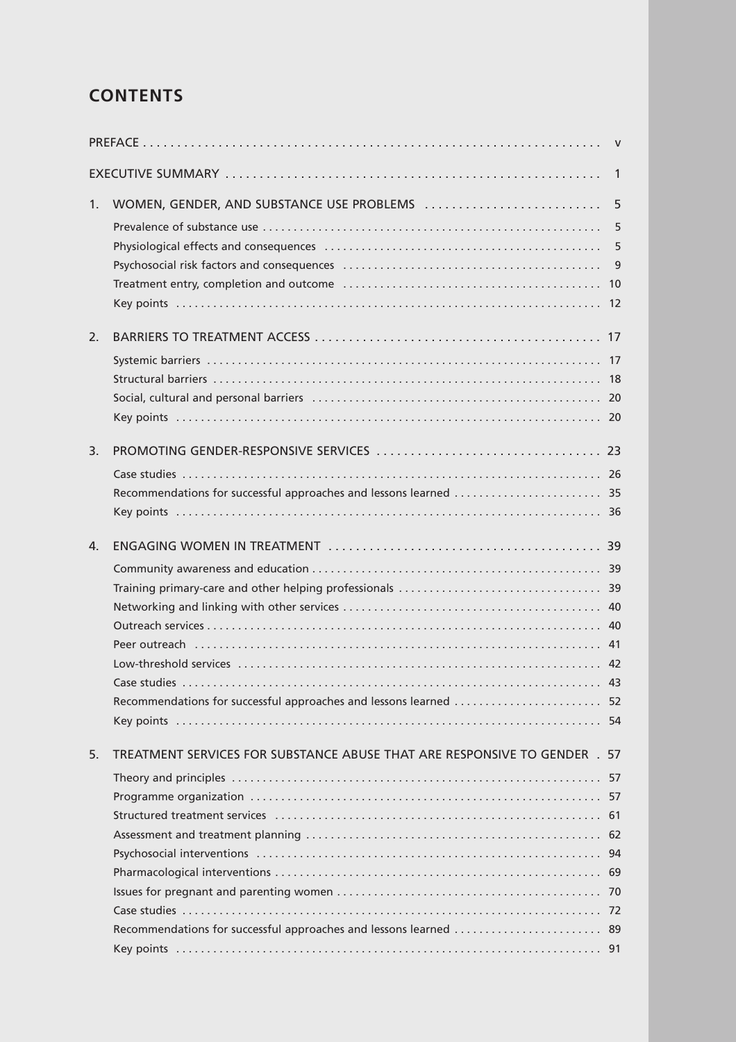# CONTENTS

| | | |
|---|---|---|
| PREFACE | | v |
| EXECUTIVE SUMMARY | | 1 |
| 1. | WOMEN, GENDER, AND SUBSTANCE USE PROBLEMS | 5 |
| | Prevalence of substance use | 5 |
| | Physiological effects and consequences | 5 |
| | Psychosocial risk factors and consequences | 9 |
| | Treatment entry, completion and outcome | 10 |
| | Key points | 12 |
| 2. | BARRIERS TO TREATMENT ACCESS | 17 |
| | Systemic barriers | 17 |
| | Structural barriers | 18 |
| | Social, cultural and personal barriers | 20 |
| | Key points | 20 |
| 3. | PROMOTING GENDER-RESPONSIVE SERVICES | 23 |
| | Case studies | 26 |
| | Recommendations for successful approaches and lessons learned | 35 |
| | Key points | 36 |
| 4. | ENGAGING WOMEN IN TREATMENT | 39 |
| | Community awareness and education | 39 |
| | Training primary-care and other helping professionals | 39 |
| | Networking and linking with other services | 40 |
| | Outreach services | 40 |
| | Peer outreach | 41 |
| | Low-threshold services | 42 |
| | Case studies | 43 |
| | Recommendations for successful approaches and lessons learned | 52 |
| | Key points | 54 |
| 5. | TREATMENT SERVICES FOR SUBSTANCE ABUSE THAT ARE RESPONSIVE TO GENDER | 57 |
| | Theory and principles | 57 |
| | Programme organization | 57 |
| | Structured treatment services | 61 |
| | Assessment and treatment planning | 62 |
| | Psychosocial interventions | 94 |
| | Pharmacological interventions | 69 |
| | Issues for pregnant and parenting women | 70 |
| | Case studies | 72 |
| | Recommendations for successful approaches and lessons learned | 89 |
| | Key points | 91 |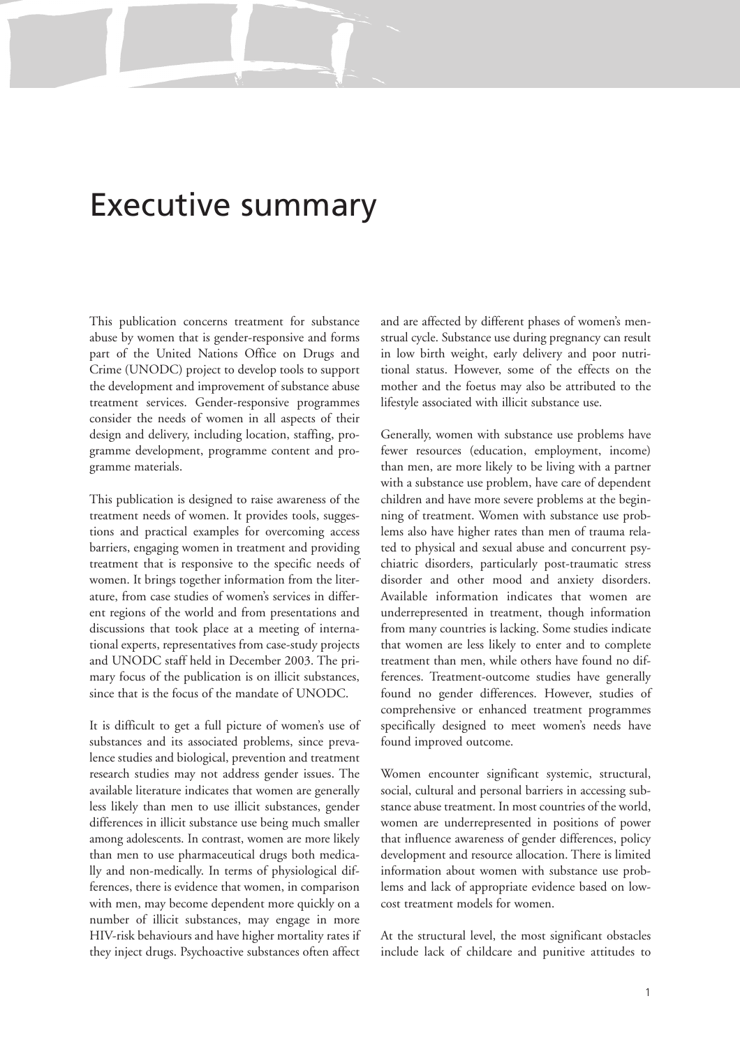# Executive summary

This publication concerns treatment for substance abuse by women that is gender-responsive and forms part of the United Nations Office on Drugs and Crime (UNODC) project to develop tools to support the development and improvement of substance abuse treatment services. Gender-responsive programmes consider the needs of women in all aspects of their design and delivery, including location, staffing, programme development, programme content and programme materials.

This publication is designed to raise awareness of the treatment needs of women. It provides tools, suggestions and practical examples for overcoming access barriers, engaging women in treatment and providing treatment that is responsive to the specific needs of women. It brings together information from the literature, from case studies of women's services in different regions of the world and from presentations and discussions that took place at a meeting of international experts, representatives from case-study projects and UNODC staff held in December 2003. The primary focus of the publication is on illicit substances, since that is the focus of the mandate of UNODC.

It is difficult to get a full picture of women's use of substances and its associated problems, since prevalence studies and biological, prevention and treatment research studies may not address gender issues. The available literature indicates that women are generally less likely than men to use illicit substances, gender differences in illicit substance use being much smaller among adolescents. In contrast, women are more likely than men to use pharmaceutical drugs both medically and non-medically. In terms of physiological differences, there is evidence that women, in comparison with men, may become dependent more quickly on a number of illicit substances, may engage in more HIV-risk behaviours and have higher mortality rates if they inject drugs. Psychoactive substances often affect and are affected by different phases of women's menstrual cycle. Substance use during pregnancy can result in low birth weight, early delivery and poor nutritional status. However, some of the effects on the mother and the foetus may also be attributed to the lifestyle associated with illicit substance use.

Generally, women with substance use problems have fewer resources (education, employment, income) than men, are more likely to be living with a partner with a substance use problem, have care of dependent children and have more severe problems at the beginning of treatment. Women with substance use problems also have higher rates than men of trauma related to physical and sexual abuse and concurrent psychiatric disorders, particularly post-traumatic stress disorder and other mood and anxiety disorders. Available information indicates that women are underrepresented in treatment, though information from many countries is lacking. Some studies indicate that women are less likely to enter and to complete treatment than men, while others have found no differences. Treatment-outcome studies have generally found no gender differences. However, studies of comprehensive or enhanced treatment programmes specifically designed to meet women's needs have found improved outcome.

Women encounter significant systemic, structural, social, cultural and personal barriers in accessing substance abuse treatment. In most countries of the world, women are underrepresented in positions of power that influence awareness of gender differences, policy development and resource allocation. There is limited information about women with substance use problems and lack of appropriate evidence based on low-cost treatment models for women.

At the structural level, the most significant obstacles include lack of childcare and punitive attitudes to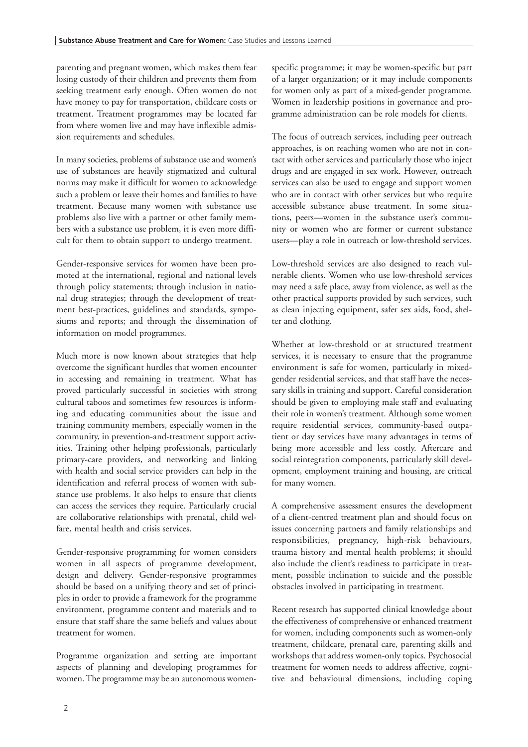parenting and pregnant women, which makes them fear losing custody of their children and prevents them from seeking treatment early enough. Often women do not have money to pay for transportation, childcare costs or treatment. Treatment programmes may be located far from where women live and may have inflexible admission requirements and schedules.

In many societies, problems of substance use and women's use of substances are heavily stigmatized and cultural norms may make it difficult for women to acknowledge such a problem or leave their homes and families to have treatment. Because many women with substance use problems also live with a partner or other family members with a substance use problem, it is even more difficult for them to obtain support to undergo treatment.

Gender-responsive services for women have been promoted at the international, regional and national levels through policy statements; through inclusion in national drug strategies; through the development of treatment best-practices, guidelines and standards, symposiums and reports; and through the dissemination of information on model programmes.

Much more is now known about strategies that help overcome the significant hurdles that women encounter in accessing and remaining in treatment. What has proved particularly successful in societies with strong cultural taboos and sometimes few resources is informing and educating communities about the issue and training community members, especially women in the community, in prevention-and-treatment support activities. Training other helping professionals, particularly primary-care providers, and networking and linking with health and social service providers can help in the identification and referral process of women with substance use problems. It also helps to ensure that clients can access the services they require. Particularly crucial are collaborative relationships with prenatal, child welfare, mental health and crisis services.

Gender-responsive programming for women considers women in all aspects of programme development, design and delivery. Gender-responsive programmes should be based on a unifying theory and set of principles in order to provide a framework for the programme environment, programme content and materials and to ensure that staff share the same beliefs and values about treatment for women.

Programme organization and setting are important aspects of planning and developing programmes for women. The programme may be an autonomous women-specific programme; it may be women-specific but part of a larger organization; or it may include components for women only as part of a mixed-gender programme. Women in leadership positions in governance and programme administration can be role models for clients.

The focus of outreach services, including peer outreach approaches, is on reaching women who are not in contact with other services and particularly those who inject drugs and are engaged in sex work. However, outreach services can also be used to engage and support women who are in contact with other services but who require accessible substance abuse treatment. In some situations, peers—women in the substance user's community or women who are former or current substance users—play a role in outreach or low-threshold services.

Low-threshold services are also designed to reach vulnerable clients. Women who use low-threshold services may need a safe place, away from violence, as well as the other practical supports provided by such services, such as clean injecting equipment, safer sex aids, food, shelter and clothing.

Whether at low-threshold or at structured treatment services, it is necessary to ensure that the programme environment is safe for women, particularly in mixed-gender residential services, and that staff have the necessary skills in training and support. Careful consideration should be given to employing male staff and evaluating their role in women's treatment. Although some women require residential services, community-based outpatient or day services have many advantages in terms of being more accessible and less costly. Aftercare and social reintegration components, particularly skill development, employment training and housing, are critical for many women.

A comprehensive assessment ensures the development of a client-centred treatment plan and should focus on issues concerning partners and family relationships and responsibilities, pregnancy, high-risk behaviours, trauma history and mental health problems; it should also include the client's readiness to participate in treatment, possible inclination to suicide and the possible obstacles involved in participating in treatment.

Recent research has supported clinical knowledge about the effectiveness of comprehensive or enhanced treatment for women, including components such as women-only treatment, childcare, prenatal care, parenting skills and workshops that address women-only topics. Psychosocial treatment for women needs to address affective, cognitive and behavioural dimensions, including coping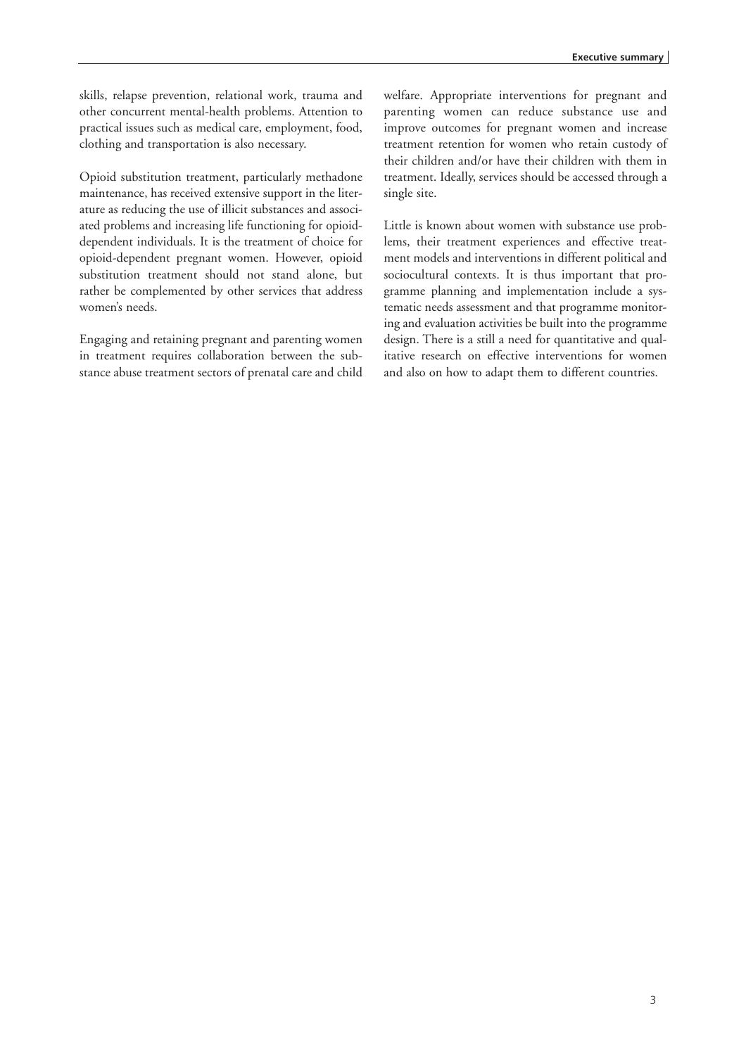skills, relapse prevention, relational work, trauma and other concurrent mental-health problems. Attention to practical issues such as medical care, employment, food, clothing and transportation is also necessary.

Opioid substitution treatment, particularly methadone maintenance, has received extensive support in the literature as reducing the use of illicit substances and associated problems and increasing life functioning for opioid-dependent individuals. It is the treatment of choice for opioid-dependent pregnant women. However, opioid substitution treatment should not stand alone, but rather be complemented by other services that address women's needs.

Engaging and retaining pregnant and parenting women in treatment requires collaboration between the substance abuse treatment sectors of prenatal care and child welfare. Appropriate interventions for pregnant and parenting women can reduce substance use and improve outcomes for pregnant women and increase treatment retention for women who retain custody of their children and/or have their children with them in treatment. Ideally, services should be accessed through a single site.

Little is known about women with substance use problems, their treatment experiences and effective treatment models and interventions in different political and sociocultural contexts. It is thus important that programme planning and implementation include a systematic needs assessment and that programme monitoring and evaluation activities be built into the programme design. There is a still a need for quantitative and qualitative research on effective interventions for women and also on how to adapt them to different countries.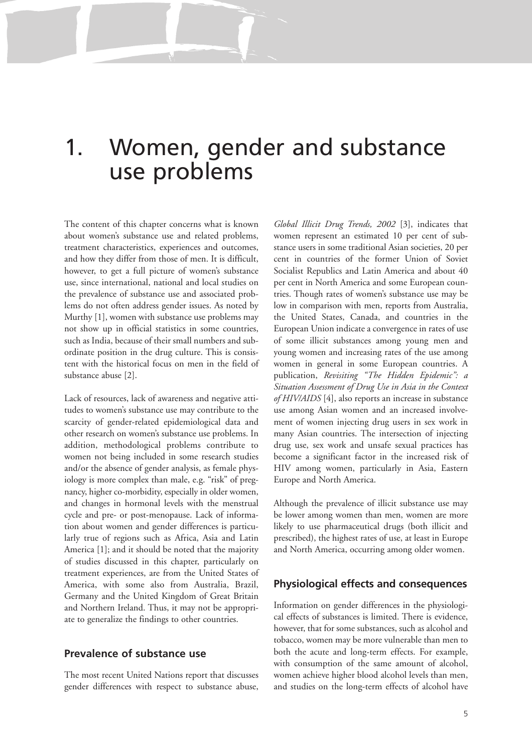# 1. Women, gender and substance use problems

The content of this chapter concerns what is known about women's substance use and related problems, treatment characteristics, experiences and outcomes, and how they differ from those of men. It is difficult, however, to get a full picture of women's substance use, since international, national and local studies on the prevalence of substance use and associated problems do not often address gender issues. As noted by Murthy [1], women with substance use problems may not show up in official statistics in some countries, such as India, because of their small numbers and subordinate position in the drug culture. This is consistent with the historical focus on men in the field of substance abuse [2].

Lack of resources, lack of awareness and negative attitudes to women's substance use may contribute to the scarcity of gender-related epidemiological data and other research on women's substance use problems. In addition, methodological problems contribute to women not being included in some research studies and/or the absence of gender analysis, as female physiology is more complex than male, e.g. "risk" of pregnancy, higher co-morbidity, especially in older women, and changes in hormonal levels with the menstrual cycle and pre- or post-menopause. Lack of information about women and gender differences is particularly true of regions such as Africa, Asia and Latin America [1]; and it should be noted that the majority of studies discussed in this chapter, particularly on treatment experiences, are from the United States of America, with some also from Australia, Brazil, Germany and the United Kingdom of Great Britain and Northern Ireland. Thus, it may not be appropriate to generalize the findings to other countries.

## Prevalence of substance use

The most recent United Nations report that discusses gender differences with respect to substance abuse, *Global Illicit Drug Trends, 2002* [3], indicates that women represent an estimated 10 per cent of substance users in some traditional Asian societies, 20 per cent in countries of the former Union of Soviet Socialist Republics and Latin America and about 40 per cent in North America and some European countries. Though rates of women's substance use may be low in comparison with men, reports from Australia, the United States, Canada, and countries in the European Union indicate a convergence in rates of use of some illicit substances among young men and young women and increasing rates of the use among women in general in some European countries. A publication, *Revisiting "The Hidden Epidemic": a Situation Assessment of Drug Use in Asia in the Context of HIV/AIDS* [4], also reports an increase in substance use among Asian women and an increased involvement of women injecting drug users in sex work in many Asian countries. The intersection of injecting drug use, sex work and unsafe sexual practices has become a significant factor in the increased risk of HIV among women, particularly in Asia, Eastern Europe and North America.

Although the prevalence of illicit substance use may be lower among women than men, women are more likely to use pharmaceutical drugs (both illicit and prescribed), the highest rates of use, at least in Europe and North America, occurring among older women.

## Physiological effects and consequences

Information on gender differences in the physiological effects of substances is limited. There is evidence, however, that for some substances, such as alcohol and tobacco, women may be more vulnerable than men to both the acute and long-term effects. For example, with consumption of the same amount of alcohol, women achieve higher blood alcohol levels than men, and studies on the long-term effects of alcohol have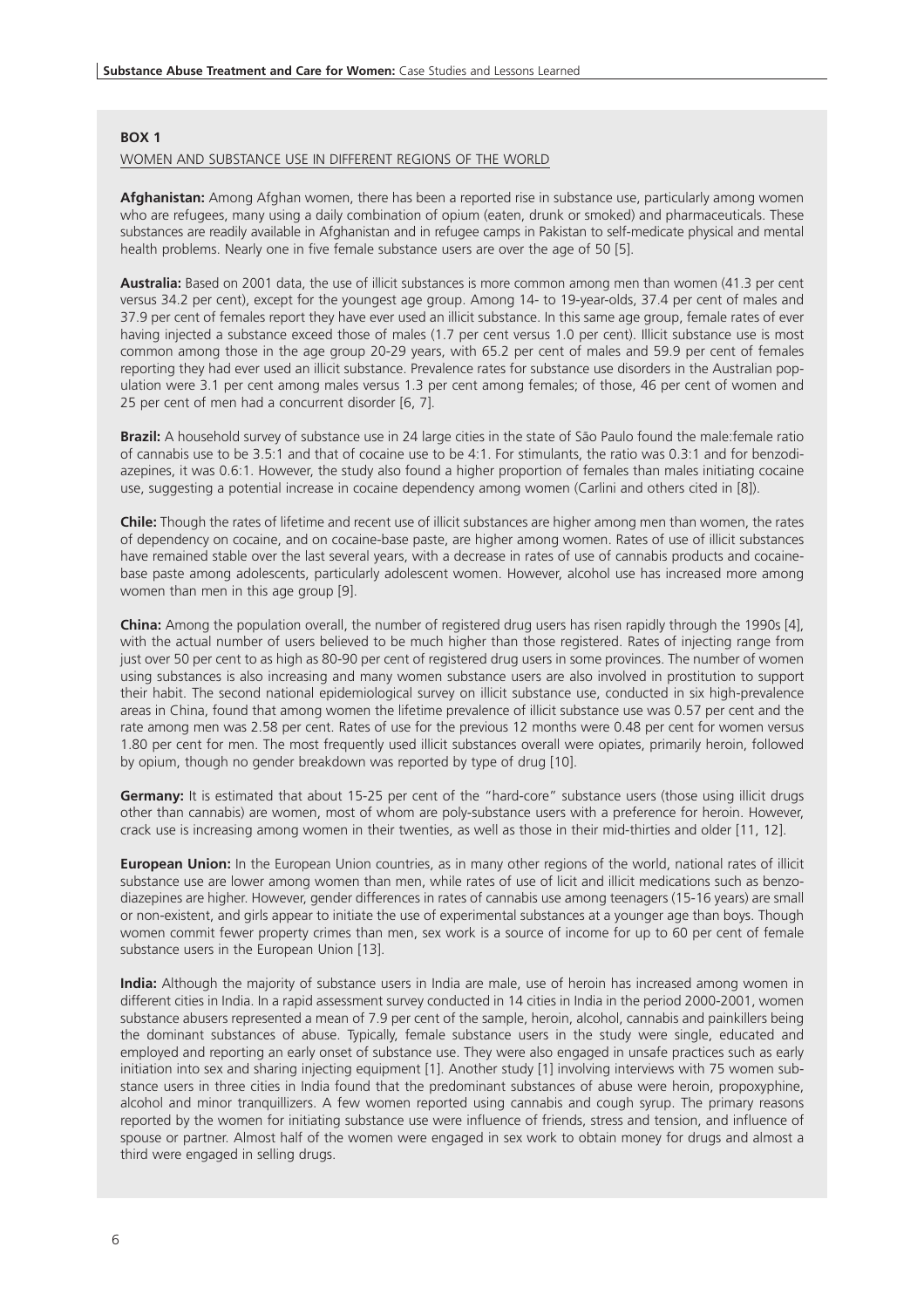**BOX 1**

WOMEN AND SUBSTANCE USE IN DIFFERENT REGIONS OF THE WORLD

**Afghanistan:** Among Afghan women, there has been a reported rise in substance use, particularly among women who are refugees, many using a daily combination of opium (eaten, drunk or smoked) and pharmaceuticals. These substances are readily available in Afghanistan and in refugee camps in Pakistan to self-medicate physical and mental health problems. Nearly one in five female substance users are over the age of 50 [5].

**Australia:** Based on 2001 data, the use of illicit substances is more common among men than women (41.3 per cent versus 34.2 per cent), except for the youngest age group. Among 14- to 19-year-olds, 37.4 per cent of males and 37.9 per cent of females report they have ever used an illicit substance. In this same age group, female rates of ever having injected a substance exceed those of males (1.7 per cent versus 1.0 per cent). Illicit substance use is most common among those in the age group 20-29 years, with 65.2 per cent of males and 59.9 per cent of females reporting they had ever used an illicit substance. Prevalence rates for substance use disorders in the Australian population were 3.1 per cent among males versus 1.3 per cent among females; of those, 46 per cent of women and 25 per cent of men had a concurrent disorder [6, 7].

**Brazil:** A household survey of substance use in 24 large cities in the state of São Paulo found the male:female ratio of cannabis use to be 3.5:1 and that of cocaine use to be 4:1. For stimulants, the ratio was 0.3:1 and for benzodiazepines, it was 0.6:1. However, the study also found a higher proportion of females than males initiating cocaine use, suggesting a potential increase in cocaine dependency among women (Carlini and others cited in [8]).

**Chile:** Though the rates of lifetime and recent use of illicit substances are higher among men than women, the rates of dependency on cocaine, and on cocaine-base paste, are higher among women. Rates of use of illicit substances have remained stable over the last several years, with a decrease in rates of use of cannabis products and cocaine-base paste among adolescents, particularly adolescent women. However, alcohol use has increased more among women than men in this age group [9].

**China:** Among the population overall, the number of registered drug users has risen rapidly through the 1990s [4], with the actual number of users believed to be much higher than those registered. Rates of injecting range from just over 50 per cent to as high as 80-90 per cent of registered drug users in some provinces. The number of women using substances is also increasing and many women substance users are also involved in prostitution to support their habit. The second national epidemiological survey on illicit substance use, conducted in six high-prevalence areas in China, found that among women the lifetime prevalence of illicit substance use was 0.57 per cent and the rate among men was 2.58 per cent. Rates of use for the previous 12 months were 0.48 per cent for women versus 1.80 per cent for men. The most frequently used illicit substances overall were opiates, primarily heroin, followed by opium, though no gender breakdown was reported by type of drug [10].

**Germany:** It is estimated that about 15-25 per cent of the "hard-core" substance users (those using illicit drugs other than cannabis) are women, most of whom are poly-substance users with a preference for heroin. However, crack use is increasing among women in their twenties, as well as those in their mid-thirties and older [11, 12].

**European Union:** In the European Union countries, as in many other regions of the world, national rates of illicit substance use are lower among women than men, while rates of use of licit and illicit medications such as benzodiazepines are higher. However, gender differences in rates of cannabis use among teenagers (15-16 years) are small or non-existent, and girls appear to initiate the use of experimental substances at a younger age than boys. Though women commit fewer property crimes than men, sex work is a source of income for up to 60 per cent of female substance users in the European Union [13].

**India:** Although the majority of substance users in India are male, use of heroin has increased among women in different cities in India. In a rapid assessment survey conducted in 14 cities in India in the period 2000-2001, women substance abusers represented a mean of 7.9 per cent of the sample, heroin, alcohol, cannabis and painkillers being the dominant substances of abuse. Typically, female substance users in the study were single, educated and employed and reporting an early onset of substance use. They were also engaged in unsafe practices such as early initiation into sex and sharing injecting equipment [1]. Another study [1] involving interviews with 75 women substance users in three cities in India found that the predominant substances of abuse were heroin, propoxyphine, alcohol and minor tranquillizers. A few women reported using cannabis and cough syrup. The primary reasons reported by the women for initiating substance use were influence of friends, stress and tension, and influence of spouse or partner. Almost half of the women were engaged in sex work to obtain money for drugs and almost a third were engaged in selling drugs.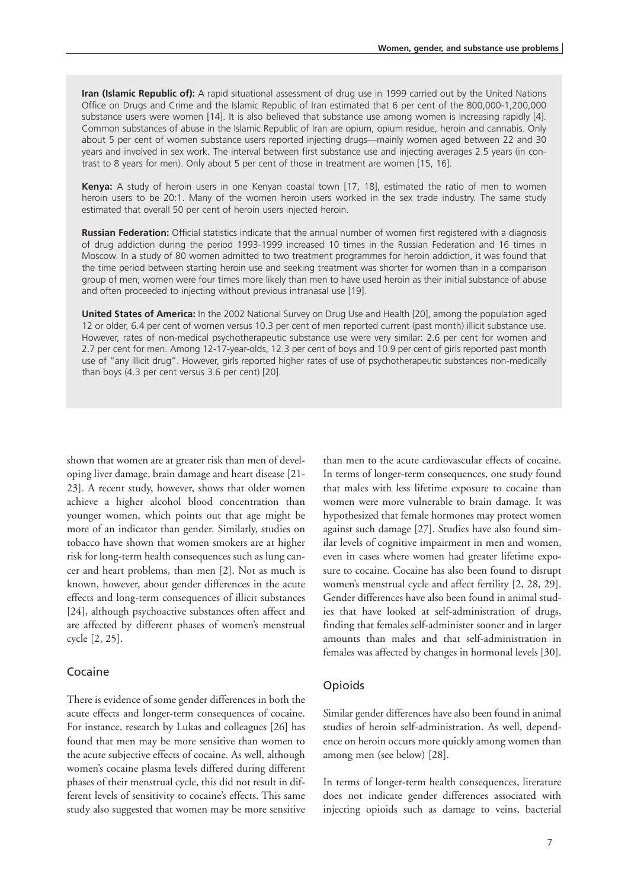**Iran (Islamic Republic of):** A rapid situational assessment of drug use in 1999 carried out by the United Nations Office on Drugs and Crime and the Islamic Republic of Iran estimated that 6 per cent of the 800,000-1,200,000 substance users were women [14]. It is also believed that substance use among women is increasing rapidly [4]. Common substances of abuse in the Islamic Republic of Iran are opium, opium residue, heroin and cannabis. Only about 5 per cent of women substance users reported injecting drugs—mainly women aged between 22 and 30 years and involved in sex work. The interval between first substance use and injecting averages 2.5 years (in contrast to 8 years for men). Only about 5 per cent of those in treatment are women [15, 16].

**Kenya:** A study of heroin users in one Kenyan coastal town [17, 18], estimated the ratio of men to women heroin users to be 20:1. Many of the women heroin users worked in the sex trade industry. The same study estimated that overall 50 per cent of heroin users injected heroin.

**Russian Federation:** Official statistics indicate that the annual number of women first registered with a diagnosis of drug addiction during the period 1993-1999 increased 10 times in the Russian Federation and 16 times in Moscow. In a study of 80 women admitted to two treatment programmes for heroin addiction, it was found that the time period between starting heroin use and seeking treatment was shorter for women than in a comparison group of men; women were four times more likely than men to have used heroin as their initial substance of abuse and often proceeded to injecting without previous intranasal use [19].

**United States of America:** In the 2002 National Survey on Drug Use and Health [20], among the population aged 12 or older, 6.4 per cent of women versus 10.3 per cent of men reported current (past month) illicit substance use. However, rates of non-medical psychotherapeutic substance use were very similar: 2.6 per cent for women and 2.7 per cent for men. Among 12-17-year-olds, 12.3 per cent of boys and 10.9 per cent of girls reported past month use of "any illicit drug". However, girls reported higher rates of use of psychotherapeutic substances non-medically than boys (4.3 per cent versus 3.6 per cent) [20].

shown that women are at greater risk than men of developing liver damage, brain damage and heart disease [21-23]. A recent study, however, shows that older women achieve a higher alcohol blood concentration than younger women, which points out that age might be more of an indicator than gender. Similarly, studies on tobacco have shown that women smokers are at higher risk for long-term health consequences such as lung cancer and heart problems, than men [2]. Not as much is known, however, about gender differences in the acute effects and long-term consequences of illicit substances [24], although psychoactive substances often affect and are affected by different phases of women's menstrual cycle [2, 25].

## Cocaine

There is evidence of some gender differences in both the acute effects and longer-term consequences of cocaine. For instance, research by Lukas and colleagues [26] has found that men may be more sensitive than women to the acute subjective effects of cocaine. As well, although women's cocaine plasma levels differed during different phases of their menstrual cycle, this did not result in different levels of sensitivity to cocaine's effects. This same study also suggested that women may be more sensitive than men to the acute cardiovascular effects of cocaine. In terms of longer-term consequences, one study found that males with less lifetime exposure to cocaine than women were more vulnerable to brain damage. It was hypothesized that female hormones may protect women against such damage [27]. Studies have also found similar levels of cognitive impairment in men and women, even in cases where women had greater lifetime exposure to cocaine. Cocaine has also been found to disrupt women's menstrual cycle and affect fertility [2, 28, 29]. Gender differences have also been found in animal studies that have looked at self-administration of drugs, finding that females self-administer sooner and in larger amounts than males and that self-administration in females was affected by changes in hormonal levels [30].

## Opioids

Similar gender differences have also been found in animal studies of heroin self-administration. As well, dependence on heroin occurs more quickly among women than among men (see below) [28].

In terms of longer-term health consequences, literature does not indicate gender differences associated with injecting opioids such as damage to veins, bacterial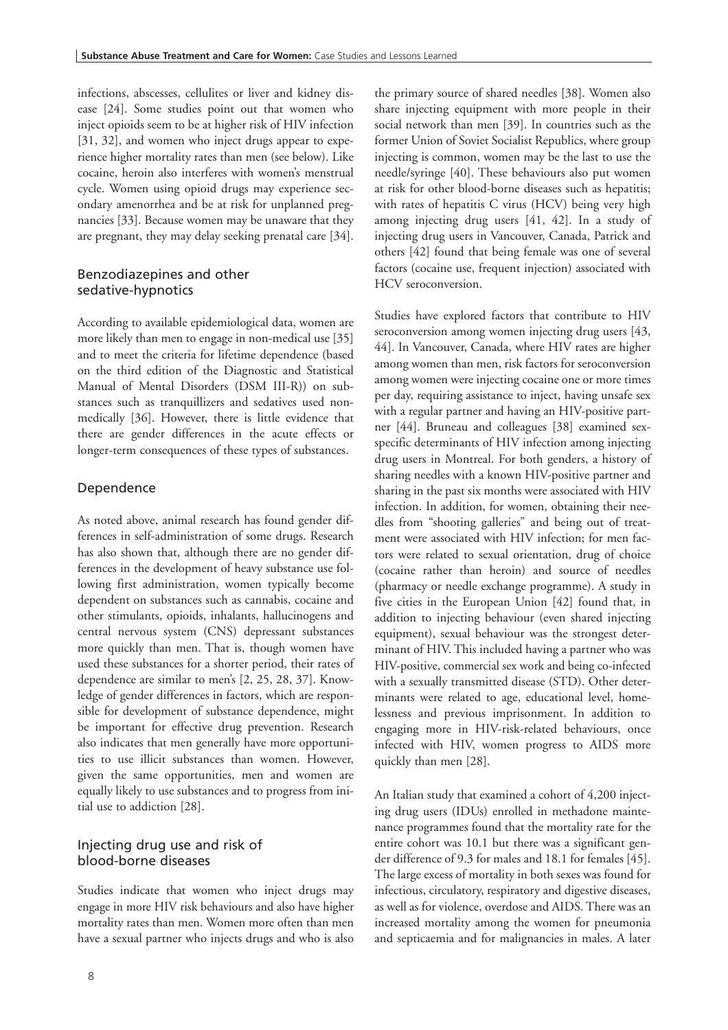infections, abscesses, cellulites or liver and kidney disease [24]. Some studies point out that women who inject opioids seem to be at higher risk of HIV infection [31, 32], and women who inject drugs appear to experience higher mortality rates than men (see below). Like cocaine, heroin also interferes with women's menstrual cycle. Women using opioid drugs may experience secondary amenorrhea and be at risk for unplanned pregnancies [33]. Because women may be unaware that they are pregnant, they may delay seeking prenatal care [34].

## Benzodiazepines and other sedative-hypnotics

According to available epidemiological data, women are more likely than men to engage in non-medical use [35] and to meet the criteria for lifetime dependence (based on the third edition of the Diagnostic and Statistical Manual of Mental Disorders (DSM III-R)) on substances such as tranquillizers and sedatives used non-medically [36]. However, there is little evidence that there are gender differences in the acute effects or longer-term consequences of these types of substances.

## Dependence

As noted above, animal research has found gender differences in self-administration of some drugs. Research has also shown that, although there are no gender differences in the development of heavy substance use following first administration, women typically become dependent on substances such as cannabis, cocaine and other stimulants, opioids, inhalants, hallucinogens and central nervous system (CNS) depressant substances more quickly than men. That is, though women have used these substances for a shorter period, their rates of dependence are similar to men's [2, 25, 28, 37]. Knowledge of gender differences in factors, which are responsible for development of substance dependence, might be important for effective drug prevention. Research also indicates that men generally have more opportunities to use illicit substances than women. However, given the same opportunities, men and women are equally likely to use substances and to progress from initial use to addiction [28].

## Injecting drug use and risk of blood-borne diseases

Studies indicate that women who inject drugs may engage in more HIV risk behaviours and also have higher mortality rates than men. Women more often than men have a sexual partner who injects drugs and who is also the primary source of shared needles [38]. Women also share injecting equipment with more people in their social network than men [39]. In countries such as the former Union of Soviet Socialist Republics, where group injecting is common, women may be the last to use the needle/syringe [40]. These behaviours also put women at risk for other blood-borne diseases such as hepatitis; with rates of hepatitis C virus (HCV) being very high among injecting drug users [41, 42]. In a study of injecting drug users in Vancouver, Canada, Patrick and others [42] found that being female was one of several factors (cocaine use, frequent injection) associated with HCV seroconversion.

Studies have explored factors that contribute to HIV seroconversion among women injecting drug users [43, 44]. In Vancouver, Canada, where HIV rates are higher among women than men, risk factors for seroconversion among women were injecting cocaine one or more times per day, requiring assistance to inject, having unsafe sex with a regular partner and having an HIV-positive partner [44]. Bruneau and colleagues [38] examined sex-specific determinants of HIV infection among injecting drug users in Montreal. For both genders, a history of sharing needles with a known HIV-positive partner and sharing in the past six months were associated with HIV infection. In addition, for women, obtaining their needles from "shooting galleries" and being out of treatment were associated with HIV infection; for men factors were related to sexual orientation, drug of choice (cocaine rather than heroin) and source of needles (pharmacy or needle exchange programme). A study in five cities in the European Union [42] found that, in addition to injecting behaviour (even shared injecting equipment), sexual behaviour was the strongest determinant of HIV. This included having a partner who was HIV-positive, commercial sex work and being co-infected with a sexually transmitted disease (STD). Other determinants were related to age, educational level, homelessness and previous imprisonment. In addition to engaging more in HIV-risk-related behaviours, once infected with HIV, women progress to AIDS more quickly than men [28].

An Italian study that examined a cohort of 4,200 injecting drug users (IDUs) enrolled in methadone maintenance programmes found that the mortality rate for the entire cohort was 10.1 but there was a significant gender difference of 9.3 for males and 18.1 for females [45]. The large excess of mortality in both sexes was found for infectious, circulatory, respiratory and digestive diseases, as well as for violence, overdose and AIDS. There was an increased mortality among the women for pneumonia and septicaemia and for malignancies in males. A later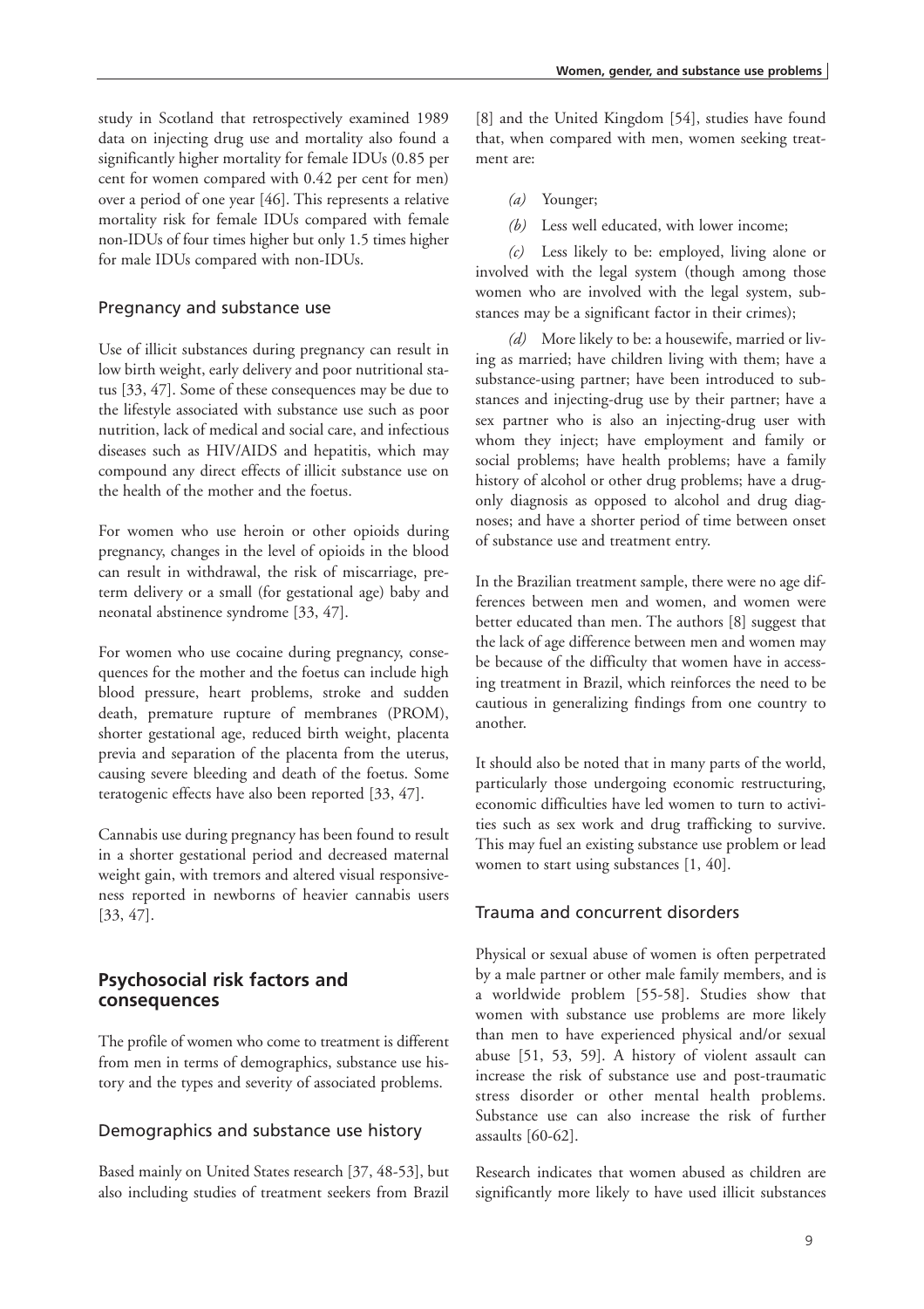study in Scotland that retrospectively examined 1989 data on injecting drug use and mortality also found a significantly higher mortality for female IDUs (0.85 per cent for women compared with 0.42 per cent for men) over a period of one year [46]. This represents a relative mortality risk for female IDUs compared with female non-IDUs of four times higher but only 1.5 times higher for male IDUs compared with non-IDUs.

### Pregnancy and substance use

Use of illicit substances during pregnancy can result in low birth weight, early delivery and poor nutritional status [33, 47]. Some of these consequences may be due to the lifestyle associated with substance use such as poor nutrition, lack of medical and social care, and infectious diseases such as HIV/AIDS and hepatitis, which may compound any direct effects of illicit substance use on the health of the mother and the foetus.

For women who use heroin or other opioids during pregnancy, changes in the level of opioids in the blood can result in withdrawal, the risk of miscarriage, preterm delivery or a small (for gestational age) baby and neonatal abstinence syndrome [33, 47].

For women who use cocaine during pregnancy, consequences for the mother and the foetus can include high blood pressure, heart problems, stroke and sudden death, premature rupture of membranes (PROM), shorter gestational age, reduced birth weight, placenta previa and separation of the placenta from the uterus, causing severe bleeding and death of the foetus. Some teratogenic effects have also been reported [33, 47].

Cannabis use during pregnancy has been found to result in a shorter gestational period and decreased maternal weight gain, with tremors and altered visual responsiveness reported in newborns of heavier cannabis users [33, 47].

## Psychosocial risk factors and consequences

The profile of women who come to treatment is different from men in terms of demographics, substance use history and the types and severity of associated problems.

### Demographics and substance use history

Based mainly on United States research [37, 48-53], but also including studies of treatment seekers from Brazil [8] and the United Kingdom [54], studies have found that, when compared with men, women seeking treatment are:

*(a)* Younger;

*(b)* Less well educated, with lower income;

*(c)* Less likely to be: employed, living alone or involved with the legal system (though among those women who are involved with the legal system, substances may be a significant factor in their crimes);

*(d)* More likely to be: a housewife, married or living as married; have children living with them; have a substance-using partner; have been introduced to substances and injecting-drug use by their partner; have a sex partner who is also an injecting-drug user with whom they inject; have employment and family or social problems; have health problems; have a family history of alcohol or other drug problems; have a drug-only diagnosis as opposed to alcohol and drug diagnoses; and have a shorter period of time between onset of substance use and treatment entry.

In the Brazilian treatment sample, there were no age differences between men and women, and women were better educated than men. The authors [8] suggest that the lack of age difference between men and women may be because of the difficulty that women have in accessing treatment in Brazil, which reinforces the need to be cautious in generalizing findings from one country to another.

It should also be noted that in many parts of the world, particularly those undergoing economic restructuring, economic difficulties have led women to turn to activities such as sex work and drug trafficking to survive. This may fuel an existing substance use problem or lead women to start using substances [1, 40].

### Trauma and concurrent disorders

Physical or sexual abuse of women is often perpetrated by a male partner or other male family members, and is a worldwide problem [55-58]. Studies show that women with substance use problems are more likely than men to have experienced physical and/or sexual abuse [51, 53, 59]. A history of violent assault can increase the risk of substance use and post-traumatic stress disorder or other mental health problems. Substance use can also increase the risk of further assaults [60-62].

Research indicates that women abused as children are significantly more likely to have used illicit substances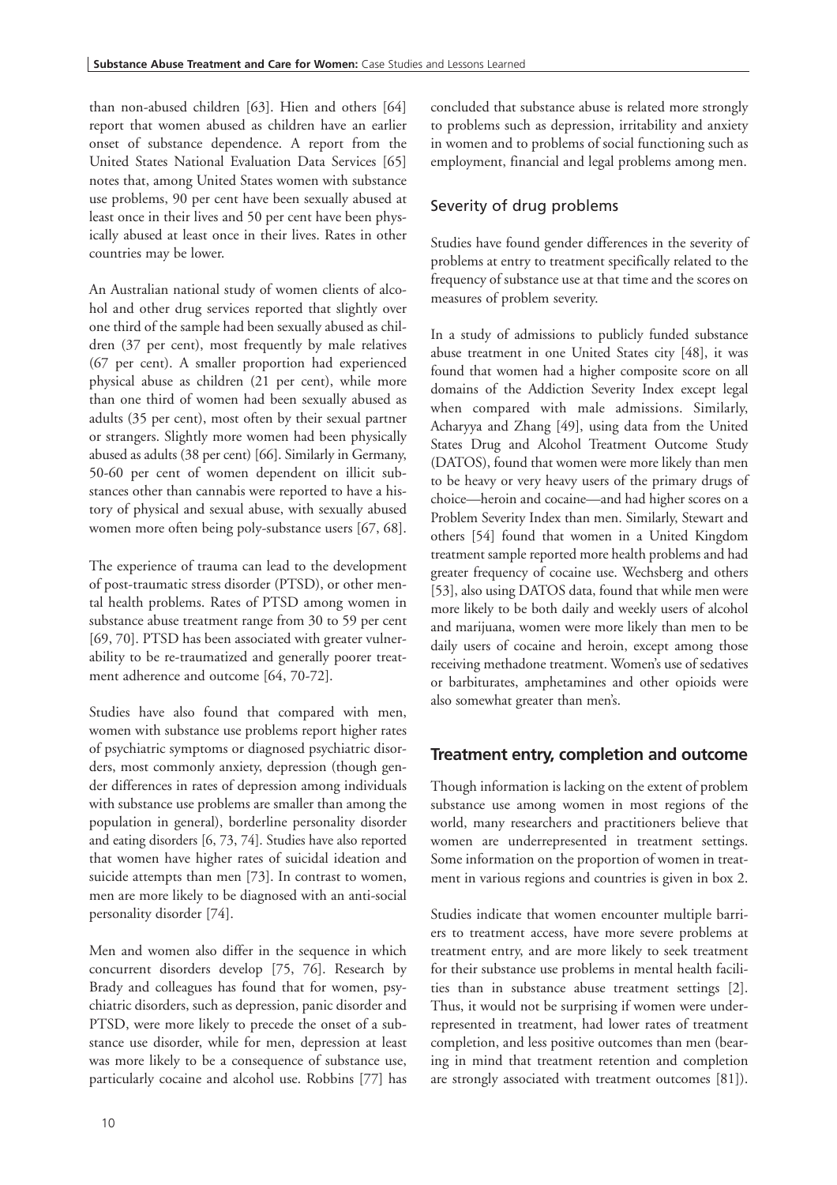than non-abused children [63]. Hien and others [64] report that women abused as children have an earlier onset of substance dependence. A report from the United States National Evaluation Data Services [65] notes that, among United States women with substance use problems, 90 per cent have been sexually abused at least once in their lives and 50 per cent have been physically abused at least once in their lives. Rates in other countries may be lower.

An Australian national study of women clients of alcohol and other drug services reported that slightly over one third of the sample had been sexually abused as children (37 per cent), most frequently by male relatives (67 per cent). A smaller proportion had experienced physical abuse as children (21 per cent), while more than one third of women had been sexually abused as adults (35 per cent), most often by their sexual partner or strangers. Slightly more women had been physically abused as adults (38 per cent) [66]. Similarly in Germany, 50-60 per cent of women dependent on illicit substances other than cannabis were reported to have a history of physical and sexual abuse, with sexually abused women more often being poly-substance users [67, 68].

The experience of trauma can lead to the development of post-traumatic stress disorder (PTSD), or other mental health problems. Rates of PTSD among women in substance abuse treatment range from 30 to 59 per cent [69, 70]. PTSD has been associated with greater vulnerability to be re-traumatized and generally poorer treatment adherence and outcome [64, 70-72].

Studies have also found that compared with men, women with substance use problems report higher rates of psychiatric symptoms or diagnosed psychiatric disorders, most commonly anxiety, depression (though gender differences in rates of depression among individuals with substance use problems are smaller than among the population in general), borderline personality disorder and eating disorders [6, 73, 74]. Studies have also reported that women have higher rates of suicidal ideation and suicide attempts than men [73]. In contrast to women, men are more likely to be diagnosed with an anti-social personality disorder [74].

Men and women also differ in the sequence in which concurrent disorders develop [75, 76]. Research by Brady and colleagues has found that for women, psychiatric disorders, such as depression, panic disorder and PTSD, were more likely to precede the onset of a substance use disorder, while for men, depression at least was more likely to be a consequence of substance use, particularly cocaine and alcohol use. Robbins [77] has concluded that substance abuse is related more strongly to problems such as depression, irritability and anxiety in women and to problems of social functioning such as employment, financial and legal problems among men.

### Severity of drug problems

Studies have found gender differences in the severity of problems at entry to treatment specifically related to the frequency of substance use at that time and the scores on measures of problem severity.

In a study of admissions to publicly funded substance abuse treatment in one United States city [48], it was found that women had a higher composite score on all domains of the Addiction Severity Index except legal when compared with male admissions. Similarly, Acharyya and Zhang [49], using data from the United States Drug and Alcohol Treatment Outcome Study (DATOS), found that women were more likely than men to be heavy or very heavy users of the primary drugs of choice—heroin and cocaine—and had higher scores on a Problem Severity Index than men. Similarly, Stewart and others [54] found that women in a United Kingdom treatment sample reported more health problems and had greater frequency of cocaine use. Wechsberg and others [53], also using DATOS data, found that while men were more likely to be both daily and weekly users of alcohol and marijuana, women were more likely than men to be daily users of cocaine and heroin, except among those receiving methadone treatment. Women's use of sedatives or barbiturates, amphetamines and other opioids were also somewhat greater than men's.

## Treatment entry, completion and outcome

Though information is lacking on the extent of problem substance use among women in most regions of the world, many researchers and practitioners believe that women are underrepresented in treatment settings. Some information on the proportion of women in treatment in various regions and countries is given in box 2.

Studies indicate that women encounter multiple barriers to treatment access, have more severe problems at treatment entry, and are more likely to seek treatment for their substance use problems in mental health facilities than in substance abuse treatment settings [2]. Thus, it would not be surprising if women were underrepresented in treatment, had lower rates of treatment completion, and less positive outcomes than men (bearing in mind that treatment retention and completion are strongly associated with treatment outcomes [81]).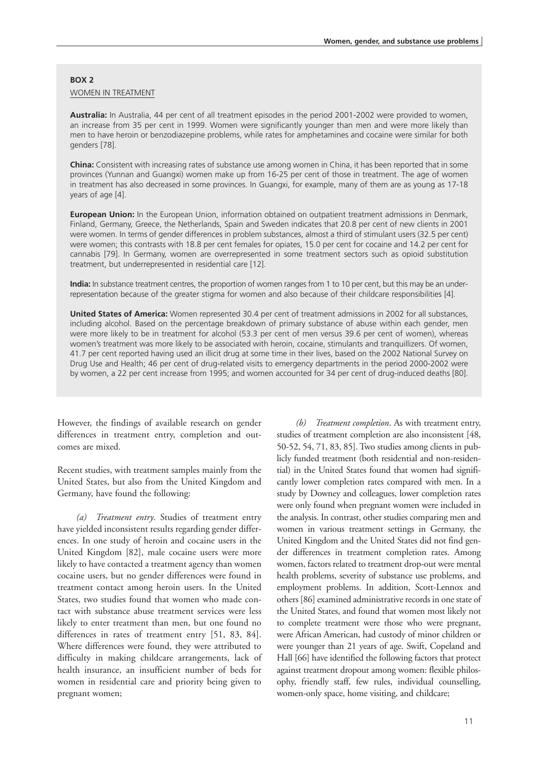**BOX 2**

WOMEN IN TREATMENT

**Australia:** In Australia, 44 per cent of all treatment episodes in the period 2001-2002 were provided to women, an increase from 35 per cent in 1999. Women were significantly younger than men and were more likely than men to have heroin or benzodiazepine problems, while rates for amphetamines and cocaine were similar for both genders [78].

**China:** Consistent with increasing rates of substance use among women in China, it has been reported that in some provinces (Yunnan and Guangxi) women make up from 16-25 per cent of those in treatment. The age of women in treatment has also decreased in some provinces. In Guangxi, for example, many of them are as young as 17-18 years of age [4].

**European Union:** In the European Union, information obtained on outpatient treatment admissions in Denmark, Finland, Germany, Greece, the Netherlands, Spain and Sweden indicates that 20.8 per cent of new clients in 2001 were women. In terms of gender differences in problem substances, almost a third of stimulant users (32.5 per cent) were women; this contrasts with 18.8 per cent females for opiates, 15.0 per cent for cocaine and 14.2 per cent for cannabis [79]. In Germany, women are overrepresented in some treatment sectors such as opioid substitution treatment, but underrepresented in residential care [12].

**India:** In substance treatment centres, the proportion of women ranges from 1 to 10 per cent, but this may be an under-representation because of the greater stigma for women and also because of their childcare responsibilities [4].

**United States of America:** Women represented 30.4 per cent of treatment admissions in 2002 for all substances, including alcohol. Based on the percentage breakdown of primary substance of abuse within each gender, men were more likely to be in treatment for alcohol (53.3 per cent of men versus 39.6 per cent of women), whereas women's treatment was more likely to be associated with heroin, cocaine, stimulants and tranquillizers. Of women, 41.7 per cent reported having used an illicit drug at some time in their lives, based on the 2002 National Survey on Drug Use and Health; 46 per cent of drug-related visits to emergency departments in the period 2000-2002 were by women, a 22 per cent increase from 1995; and women accounted for 34 per cent of drug-induced deaths [80].

However, the findings of available research on gender differences in treatment entry, completion and outcomes are mixed.

Recent studies, with treatment samples mainly from the United States, but also from the United Kingdom and Germany, have found the following:

*(a) Treatment entry*. Studies of treatment entry have yielded inconsistent results regarding gender differences. In one study of heroin and cocaine users in the United Kingdom [82], male cocaine users were more likely to have contacted a treatment agency than women cocaine users, but no gender differences were found in treatment contact among heroin users. In the United States, two studies found that women who made contact with substance abuse treatment services were less likely to enter treatment than men, but one found no differences in rates of treatment entry [51, 83, 84]. Where differences were found, they were attributed to difficulty in making childcare arrangements, lack of health insurance, an insufficient number of beds for women in residential care and priority being given to pregnant women;

*(b) Treatment completion*. As with treatment entry, studies of treatment completion are also inconsistent [48, 50-52, 54, 71, 83, 85]. Two studies among clients in publicly funded treatment (both residential and non-residential) in the United States found that women had significantly lower completion rates compared with men. In a study by Downey and colleagues, lower completion rates were only found when pregnant women were included in the analysis. In contrast, other studies comparing men and women in various treatment settings in Germany, the United Kingdom and the United States did not find gender differences in treatment completion rates. Among women, factors related to treatment drop-out were mental health problems, severity of substance use problems, and employment problems. In addition, Scott-Lennox and others [86] examined administrative records in one state of the United States, and found that women most likely not to complete treatment were those who were pregnant, were African American, had custody of minor children or were younger than 21 years of age. Swift, Copeland and Hall [66] have identified the following factors that protect against treatment dropout among women: flexible philosophy, friendly staff, few rules, individual counselling, women-only space, home visiting, and childcare;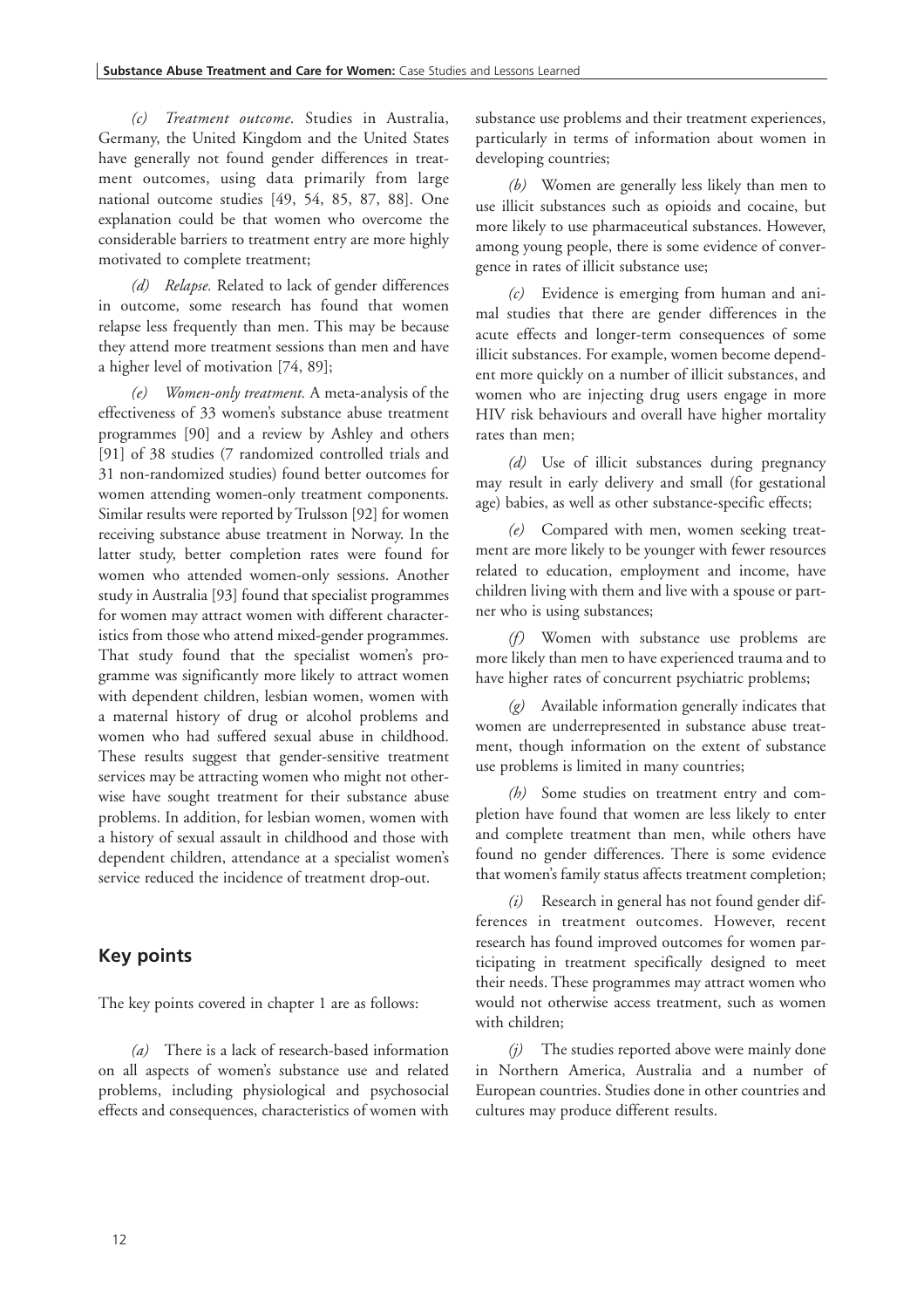*(c) Treatment outcome.* Studies in Australia, Germany, the United Kingdom and the United States have generally not found gender differences in treatment outcomes, using data primarily from large national outcome studies [49, 54, 85, 87, 88]. One explanation could be that women who overcome the considerable barriers to treatment entry are more highly motivated to complete treatment;

*(d) Relapse.* Related to lack of gender differences in outcome, some research has found that women relapse less frequently than men. This may be because they attend more treatment sessions than men and have a higher level of motivation [74, 89];

*(e) Women-only treatment.* A meta-analysis of the effectiveness of 33 women's substance abuse treatment programmes [90] and a review by Ashley and others [91] of 38 studies (7 randomized controlled trials and 31 non-randomized studies) found better outcomes for women attending women-only treatment components. Similar results were reported by Trulsson [92] for women receiving substance abuse treatment in Norway. In the latter study, better completion rates were found for women who attended women-only sessions. Another study in Australia [93] found that specialist programmes for women may attract women with different characteristics from those who attend mixed-gender programmes. That study found that the specialist women's programme was significantly more likely to attract women with dependent children, lesbian women, women with a maternal history of drug or alcohol problems and women who had suffered sexual abuse in childhood. These results suggest that gender-sensitive treatment services may be attracting women who might not otherwise have sought treatment for their substance abuse problems. In addition, for lesbian women, women with a history of sexual assault in childhood and those with dependent children, attendance at a specialist women's service reduced the incidence of treatment drop-out.

## Key points

The key points covered in chapter 1 are as follows:

*(a)* There is a lack of research-based information on all aspects of women's substance use and related problems, including physiological and psychosocial effects and consequences, characteristics of women with substance use problems and their treatment experiences, particularly in terms of information about women in developing countries;

*(b)* Women are generally less likely than men to use illicit substances such as opioids and cocaine, but more likely to use pharmaceutical substances. However, among young people, there is some evidence of convergence in rates of illicit substance use;

*(c)* Evidence is emerging from human and animal studies that there are gender differences in the acute effects and longer-term consequences of some illicit substances. For example, women become dependent more quickly on a number of illicit substances, and women who are injecting drug users engage in more HIV risk behaviours and overall have higher mortality rates than men;

*(d)* Use of illicit substances during pregnancy may result in early delivery and small (for gestational age) babies, as well as other substance-specific effects;

*(e)* Compared with men, women seeking treatment are more likely to be younger with fewer resources related to education, employment and income, have children living with them and live with a spouse or partner who is using substances;

*(f)* Women with substance use problems are more likely than men to have experienced trauma and to have higher rates of concurrent psychiatric problems;

*(g)* Available information generally indicates that women are underrepresented in substance abuse treatment, though information on the extent of substance use problems is limited in many countries;

*(h)* Some studies on treatment entry and completion have found that women are less likely to enter and complete treatment than men, while others have found no gender differences. There is some evidence that women's family status affects treatment completion;

*(i)* Research in general has not found gender differences in treatment outcomes. However, recent research has found improved outcomes for women participating in treatment specifically designed to meet their needs. These programmes may attract women who would not otherwise access treatment, such as women with children;

*(j)* The studies reported above were mainly done in Northern America, Australia and a number of European countries. Studies done in other countries and cultures may produce different results.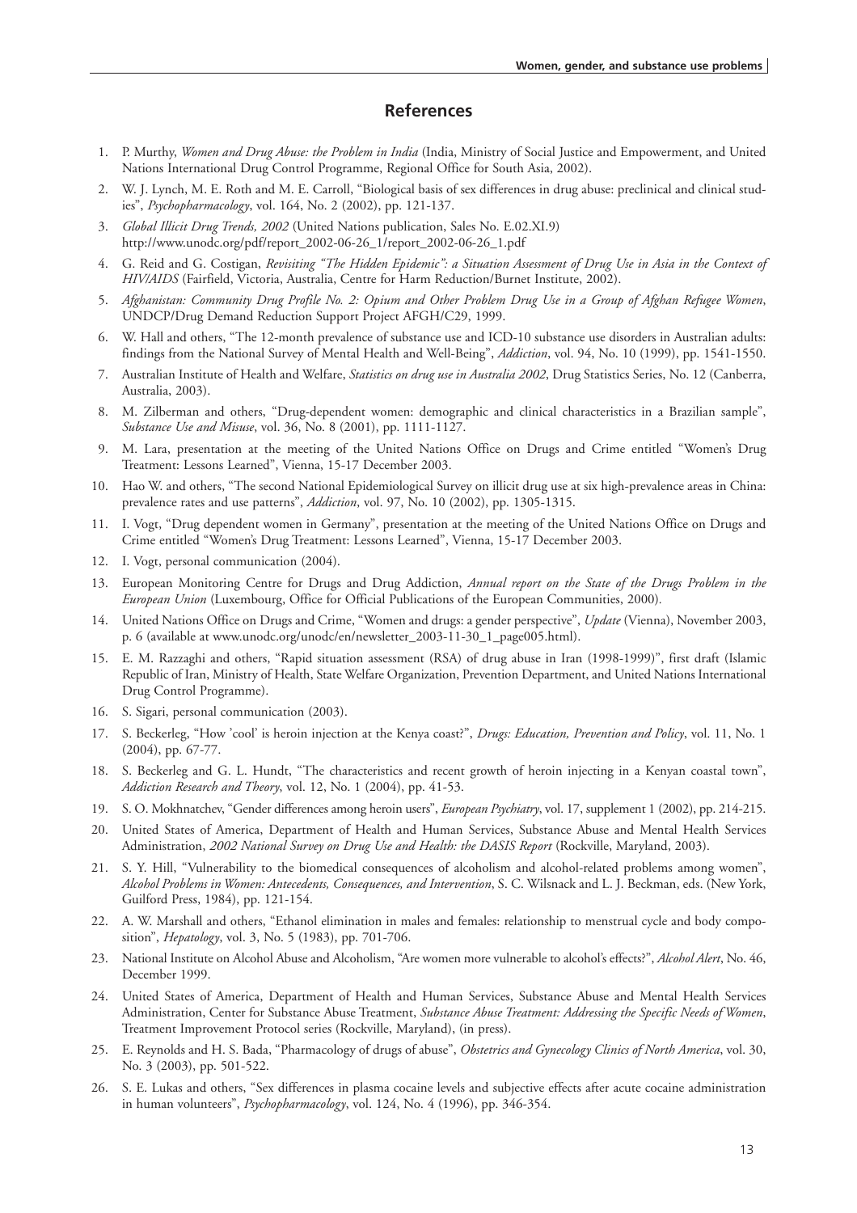## References

1. P. Murthy, *Women and Drug Abuse: the Problem in India* (India, Ministry of Social Justice and Empowerment, and United Nations International Drug Control Programme, Regional Office for South Asia, 2002).
2. W. J. Lynch, M. E. Roth and M. E. Carroll, "Biological basis of sex differences in drug abuse: preclinical and clinical studies", *Psychopharmacology*, vol. 164, No. 2 (2002), pp. 121-137.
3. *Global Illicit Drug Trends, 2002* (United Nations publication, Sales No. E.02.XI.9) http://www.unodc.org/pdf/report_2002-06-26_1/report_2002-06-26_1.pdf
4. G. Reid and G. Costigan, *Revisiting "The Hidden Epidemic": a Situation Assessment of Drug Use in Asia in the Context of HIV/AIDS* (Fairfield, Victoria, Australia, Centre for Harm Reduction/Burnet Institute, 2002).
5. *Afghanistan: Community Drug Profile No. 2: Opium and Other Problem Drug Use in a Group of Afghan Refugee Women*, UNDCP/Drug Demand Reduction Support Project AFGH/C29, 1999.
6. W. Hall and others, "The 12-month prevalence of substance use and ICD-10 substance use disorders in Australian adults: findings from the National Survey of Mental Health and Well-Being", *Addiction*, vol. 94, No. 10 (1999), pp. 1541-1550.
7. Australian Institute of Health and Welfare, *Statistics on drug use in Australia 2002*, Drug Statistics Series, No. 12 (Canberra, Australia, 2003).
8. M. Zilberman and others, "Drug-dependent women: demographic and clinical characteristics in a Brazilian sample", *Substance Use and Misuse*, vol. 36, No. 8 (2001), pp. 1111-1127.
9. M. Lara, presentation at the meeting of the United Nations Office on Drugs and Crime entitled "Women's Drug Treatment: Lessons Learned", Vienna, 15-17 December 2003.
10. Hao W. and others, "The second National Epidemiological Survey on illicit drug use at six high-prevalence areas in China: prevalence rates and use patterns", *Addiction*, vol. 97, No. 10 (2002), pp. 1305-1315.
11. I. Vogt, "Drug dependent women in Germany", presentation at the meeting of the United Nations Office on Drugs and Crime entitled "Women's Drug Treatment: Lessons Learned", Vienna, 15-17 December 2003.
12. I. Vogt, personal communication (2004).
13. European Monitoring Centre for Drugs and Drug Addiction, *Annual report on the State of the Drugs Problem in the European Union* (Luxembourg, Office for Official Publications of the European Communities, 2000).
14. United Nations Office on Drugs and Crime, "Women and drugs: a gender perspective", *Update* (Vienna), November 2003, p. 6 (available at www.unodc.org/unodc/en/newsletter_2003-11-30_1_page005.html).
15. E. M. Razzaghi and others, "Rapid situation assessment (RSA) of drug abuse in Iran (1998-1999)", first draft (Islamic Republic of Iran, Ministry of Health, State Welfare Organization, Prevention Department, and United Nations International Drug Control Programme).
16. S. Sigari, personal communication (2003).
17. S. Beckerleg, "How 'cool' is heroin injection at the Kenya coast?", *Drugs: Education, Prevention and Policy*, vol. 11, No. 1 (2004), pp. 67-77.
18. S. Beckerleg and G. L. Hundt, "The characteristics and recent growth of heroin injecting in a Kenyan coastal town", *Addiction Research and Theory*, vol. 12, No. 1 (2004), pp. 41-53.
19. S. O. Mokhnatchev, "Gender differences among heroin users", *European Psychiatry*, vol. 17, supplement 1 (2002), pp. 214-215.
20. United States of America, Department of Health and Human Services, Substance Abuse and Mental Health Services Administration, *2002 National Survey on Drug Use and Health: the DASIS Report* (Rockville, Maryland, 2003).
21. S. Y. Hill, "Vulnerability to the biomedical consequences of alcoholism and alcohol-related problems among women", *Alcohol Problems in Women: Antecedents, Consequences, and Intervention*, S. C. Wilsnack and L. J. Beckman, eds. (New York, Guilford Press, 1984), pp. 121-154.
22. A. W. Marshall and others, "Ethanol elimination in males and females: relationship to menstrual cycle and body composition", *Hepatology*, vol. 3, No. 5 (1983), pp. 701-706.
23. National Institute on Alcohol Abuse and Alcoholism, "Are women more vulnerable to alcohol's effects?", *Alcohol Alert*, No. 46, December 1999.
24. United States of America, Department of Health and Human Services, Substance Abuse and Mental Health Services Administration, Center for Substance Abuse Treatment, *Substance Abuse Treatment: Addressing the Specific Needs of Women*, Treatment Improvement Protocol series (Rockville, Maryland), (in press).
25. E. Reynolds and H. S. Bada, "Pharmacology of drugs of abuse", *Obstetrics and Gynecology Clinics of North America*, vol. 30, No. 3 (2003), pp. 501-522.
26. S. E. Lukas and others, "Sex differences in plasma cocaine levels and subjective effects after acute cocaine administration in human volunteers", *Psychopharmacology*, vol. 124, No. 4 (1996), pp. 346-354.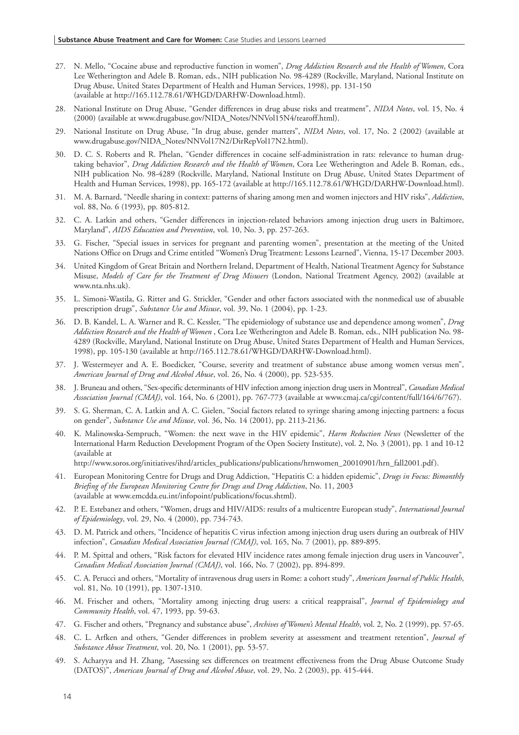27. N. Mello, "Cocaine abuse and reproductive function in women", *Drug Addiction Research and the Health of Women*, Cora Lee Wetherington and Adele B. Roman, eds., NIH publication No. 98-4289 (Rockville, Maryland, National Institute on Drug Abuse, United States Department of Health and Human Services, 1998), pp. 131-150 (available at http://165.112.78.61/WHGD/DARHW-Download.html).

28. National Institute on Drug Abuse, "Gender differences in drug abuse risks and treatment", *NIDA Notes*, vol. 15, No. 4 (2000) (available at www.drugabuse.gov/NIDA_Notes/NNVol15N4/tearoff.html).

29. National Institute on Drug Abuse, "In drug abuse, gender matters", *NIDA Notes*, vol. 17, No. 2 (2002) (available at www.drugabuse.gov/NIDA_Notes/NNVol17N2/DirRepVol17N2.html).

30. D. C. S. Roberts and R. Phelan, "Gender differences in cocaine self-administration in rats: relevance to human drug-taking behavior", *Drug Addiction Research and the Health of Women*, Cora Lee Wetherington and Adele B. Roman, eds., NIH publication No. 98-4289 (Rockville, Maryland, National Institute on Drug Abuse, United States Department of Health and Human Services, 1998), pp. 165-172 (available at http://165.112.78.61/WHGD/DARHW-Download.html).

31. M. A. Barnard, "Needle sharing in context: patterns of sharing among men and women injectors and HIV risks", *Addiction*, vol. 88, No. 6 (1993), pp. 805-812.

32. C. A. Latkin and others, "Gender differences in injection-related behaviors among injection drug users in Baltimore, Maryland", *AIDS Education and Prevention*, vol. 10, No. 3, pp. 257-263.

33. G. Fischer, "Special issues in services for pregnant and parenting women", presentation at the meeting of the United Nations Office on Drugs and Crime entitled "Women's Drug Treatment: Lessons Learned", Vienna, 15-17 December 2003.

34. United Kingdom of Great Britain and Northern Ireland, Department of Health, National Treatment Agency for Substance Misuse, *Models of Care for the Treatment of Drug Misusers* (London, National Treatment Agency, 2002) (available at www.nta.nhs.uk).

35. L. Simoni-Wastila, G. Ritter and G. Strickler, "Gender and other factors associated with the nonmedical use of abusable prescription drugs", *Substance Use and Misuse*, vol. 39, No. 1 (2004), pp. 1-23.

36. D. B. Kandel, L. A. Warner and R. C. Kessler, "The epidemiology of substance use and dependence among women", *Drug Addiction Research and the Health of Women* , Cora Lee Wetherington and Adele B. Roman, eds., NIH publication No. 98-4289 (Rockville, Maryland, National Institute on Drug Abuse, United States Department of Health and Human Services, 1998), pp. 105-130 (available at http://165.112.78.61/WHGD/DARHW-Download.html).

37. J. Westermeyer and A. E. Boedicker, "Course, severity and treatment of substance abuse among women versus men", *American Journal of Drug and Alcohol Abuse*, vol. 26, No. 4 (2000), pp. 523-535.

38. J. Bruneau and others, "Sex-specific determinants of HIV infection among injection drug users in Montreal", *Canadian Medical Association Journal (CMAJ)*, vol. 164, No. 6 (2001), pp. 767-773 (available at www.cmaj.ca/cgi/content/full/164/6/767).

39. S. G. Sherman, C. A. Latkin and A. C. Gielen, "Social factors related to syringe sharing among injecting partners: a focus on gender", *Substance Use and Misuse*, vol. 36, No. 14 (2001), pp. 2113-2136.

40. K. Malinowska-Sempruch, "Women: the next wave in the HIV epidemic", *Harm Reduction News* (Newsletter of the International Harm Reduction Development Program of the Open Society Institute), vol. 2, No. 3 (2001), pp. 1 and 10-12 (available at http://www.soros.org/initiatives/ihrd/articles_publications/publications/hrnwomen_20010901/hrn_fall2001.pdf).

41. European Monitoring Centre for Drugs and Drug Addiction, "Hepatitis C: a hidden epidemic", *Drugs in Focus: Bimonthly Briefing of the European Monitoring Centre for Drugs and Drug Addiction*, No. 11, 2003 (available at www.emcdda.eu.int/infopoint/publications/focus.shtml).

42. P. E. Estebanez and others, "Women, drugs and HIV/AIDS: results of a multicentre European study", *International Journal of Epidemiology*, vol. 29, No. 4 (2000), pp. 734-743.

43. D. M. Patrick and others, "Incidence of hepatitis C virus infection among injection drug users during an outbreak of HIV infection", *Canadian Medical Association Journal (CMAJ)*, vol. 165, No. 7 (2001), pp. 889-895.

44. P. M. Spittal and others, "Risk factors for elevated HIV incidence rates among female injection drug users in Vancouver", *Canadian Medical Association Journal (CMAJ)*, vol. 166, No. 7 (2002), pp. 894-899.

45. C. A. Perucci and others, "Mortality of intravenous drug users in Rome: a cohort study", *American Journal of Public Health*, vol. 81, No. 10 (1991), pp. 1307-1310.

46. M. Frischer and others, "Mortality among injecting drug users: a critical reappraisal", *Journal of Epidemiology and Community Health*, vol. 47, 1993, pp. 59-63.

47. G. Fischer and others, "Pregnancy and substance abuse", *Archives of Women's Mental Health*, vol. 2, No. 2 (1999), pp. 57-65.

48. C. L. Arfken and others, "Gender differences in problem severity at assessment and treatment retention", *Journal of Substance Abuse Treatment*, vol. 20, No. 1 (2001), pp. 53-57.

49. S. Acharyya and H. Zhang, "Assessing sex differences on treatment effectiveness from the Drug Abuse Outcome Study (DATOS)", *American Journal of Drug and Alcohol Abuse*, vol. 29, No. 2 (2003), pp. 415-444.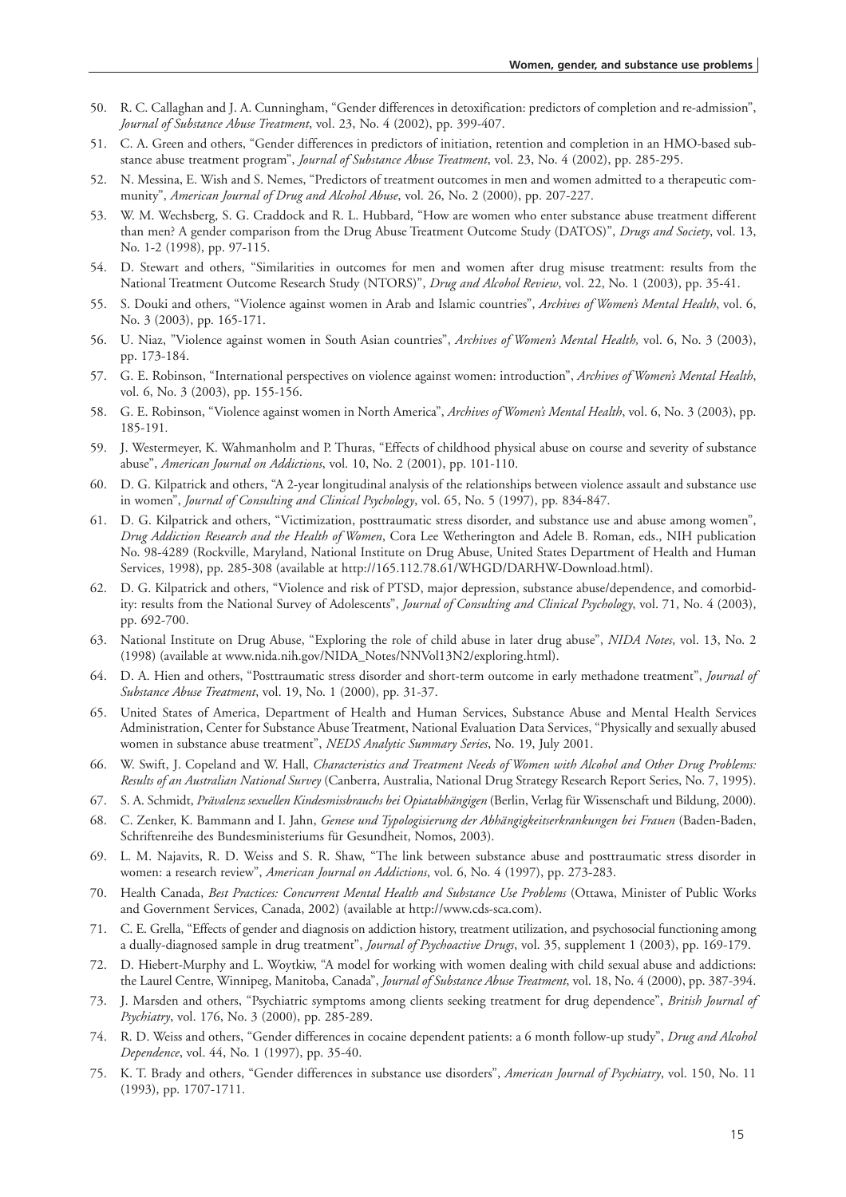50. R. C. Callaghan and J. A. Cunningham, "Gender differences in detoxification: predictors of completion and re-admission", *Journal of Substance Abuse Treatment*, vol. 23, No. 4 (2002), pp. 399-407.
51. C. A. Green and others, "Gender differences in predictors of initiation, retention and completion in an HMO-based substance abuse treatment program", *Journal of Substance Abuse Treatment*, vol. 23, No. 4 (2002), pp. 285-295.
52. N. Messina, E. Wish and S. Nemes, "Predictors of treatment outcomes in men and women admitted to a therapeutic community", *American Journal of Drug and Alcohol Abuse*, vol. 26, No. 2 (2000), pp. 207-227.
53. W. M. Wechsberg, S. G. Craddock and R. L. Hubbard, "How are women who enter substance abuse treatment different than men? A gender comparison from the Drug Abuse Treatment Outcome Study (DATOS)", *Drugs and Society*, vol. 13, No. 1-2 (1998), pp. 97-115.
54. D. Stewart and others, "Similarities in outcomes for men and women after drug misuse treatment: results from the National Treatment Outcome Research Study (NTORS)", *Drug and Alcohol Review*, vol. 22, No. 1 (2003), pp. 35-41.
55. S. Douki and others, "Violence against women in Arab and Islamic countries", *Archives of Women's Mental Health*, vol. 6, No. 3 (2003), pp. 165-171.
56. U. Niaz, "Violence against women in South Asian countries", *Archives of Women's Mental Health,* vol. 6, No. 3 (2003), pp. 173-184.
57. G. E. Robinson, "International perspectives on violence against women: introduction", *Archives of Women's Mental Health*, vol. 6, No. 3 (2003), pp. 155-156.
58. G. E. Robinson, "Violence against women in North America", *Archives of Women's Mental Health*, vol. 6, No. 3 (2003), pp. 185-191.
59. J. Westermeyer, K. Wahmanholm and P. Thuras, "Effects of childhood physical abuse on course and severity of substance abuse", *American Journal on Addictions*, vol. 10, No. 2 (2001), pp. 101-110.
60. D. G. Kilpatrick and others, "A 2-year longitudinal analysis of the relationships between violence assault and substance use in women", *Journal of Consulting and Clinical Psychology*, vol. 65, No. 5 (1997), pp. 834-847.
61. D. G. Kilpatrick and others, "Victimization, posttraumatic stress disorder, and substance use and abuse among women", *Drug Addiction Research and the Health of Women*, Cora Lee Wetherington and Adele B. Roman, eds., NIH publication No. 98-4289 (Rockville, Maryland, National Institute on Drug Abuse, United States Department of Health and Human Services, 1998), pp. 285-308 (available at http://165.112.78.61/WHGD/DARHW-Download.html).
62. D. G. Kilpatrick and others, "Violence and risk of PTSD, major depression, substance abuse/dependence, and comorbidity: results from the National Survey of Adolescents", *Journal of Consulting and Clinical Psychology*, vol. 71, No. 4 (2003), pp. 692-700.
63. National Institute on Drug Abuse, "Exploring the role of child abuse in later drug abuse", *NIDA Notes*, vol. 13, No. 2 (1998) (available at www.nida.nih.gov/NIDA_Notes/NNVol13N2/exploring.html).
64. D. A. Hien and others, "Posttraumatic stress disorder and short-term outcome in early methadone treatment", *Journal of Substance Abuse Treatment*, vol. 19, No. 1 (2000), pp. 31-37.
65. United States of America, Department of Health and Human Services, Substance Abuse and Mental Health Services Administration, Center for Substance Abuse Treatment, National Evaluation Data Services, "Physically and sexually abused women in substance abuse treatment", *NEDS Analytic Summary Series*, No. 19, July 2001.
66. W. Swift, J. Copeland and W. Hall, *Characteristics and Treatment Needs of Women with Alcohol and Other Drug Problems: Results of an Australian National Survey* (Canberra, Australia, National Drug Strategy Research Report Series, No. 7, 1995).
67. S. A. Schmidt, *Prävalenz sexuellen Kindesmissbrauchs bei Opiatabhängigen* (Berlin, Verlag für Wissenschaft und Bildung, 2000).
68. C. Zenker, K. Bammann and I. Jahn, *Genese und Typologisierung der Abhängigkeitserkrankungen bei Frauen* (Baden-Baden, Schriftenreihe des Bundesministeriums für Gesundheit, Nomos, 2003).
69. L. M. Najavits, R. D. Weiss and S. R. Shaw, "The link between substance abuse and posttraumatic stress disorder in women: a research review", *American Journal on Addictions*, vol. 6, No. 4 (1997), pp. 273-283.
70. Health Canada, *Best Practices: Concurrent Mental Health and Substance Use Problems* (Ottawa, Minister of Public Works and Government Services, Canada, 2002) (available at http://www.cds-sca.com).
71. C. E. Grella, "Effects of gender and diagnosis on addiction history, treatment utilization, and psychosocial functioning among a dually-diagnosed sample in drug treatment", *Journal of Psychoactive Drugs*, vol. 35, supplement 1 (2003), pp. 169-179.
72. D. Hiebert-Murphy and L. Woytkiw, "A model for working with women dealing with child sexual abuse and addictions: the Laurel Centre, Winnipeg, Manitoba, Canada", *Journal of Substance Abuse Treatment*, vol. 18, No. 4 (2000), pp. 387-394.
73. J. Marsden and others, "Psychiatric symptoms among clients seeking treatment for drug dependence", *British Journal of Psychiatry*, vol. 176, No. 3 (2000), pp. 285-289.
74. R. D. Weiss and others, "Gender differences in cocaine dependent patients: a 6 month follow-up study", *Drug and Alcohol Dependence*, vol. 44, No. 1 (1997), pp. 35-40.
75. K. T. Brady and others, "Gender differences in substance use disorders", *American Journal of Psychiatry*, vol. 150, No. 11 (1993), pp. 1707-1711.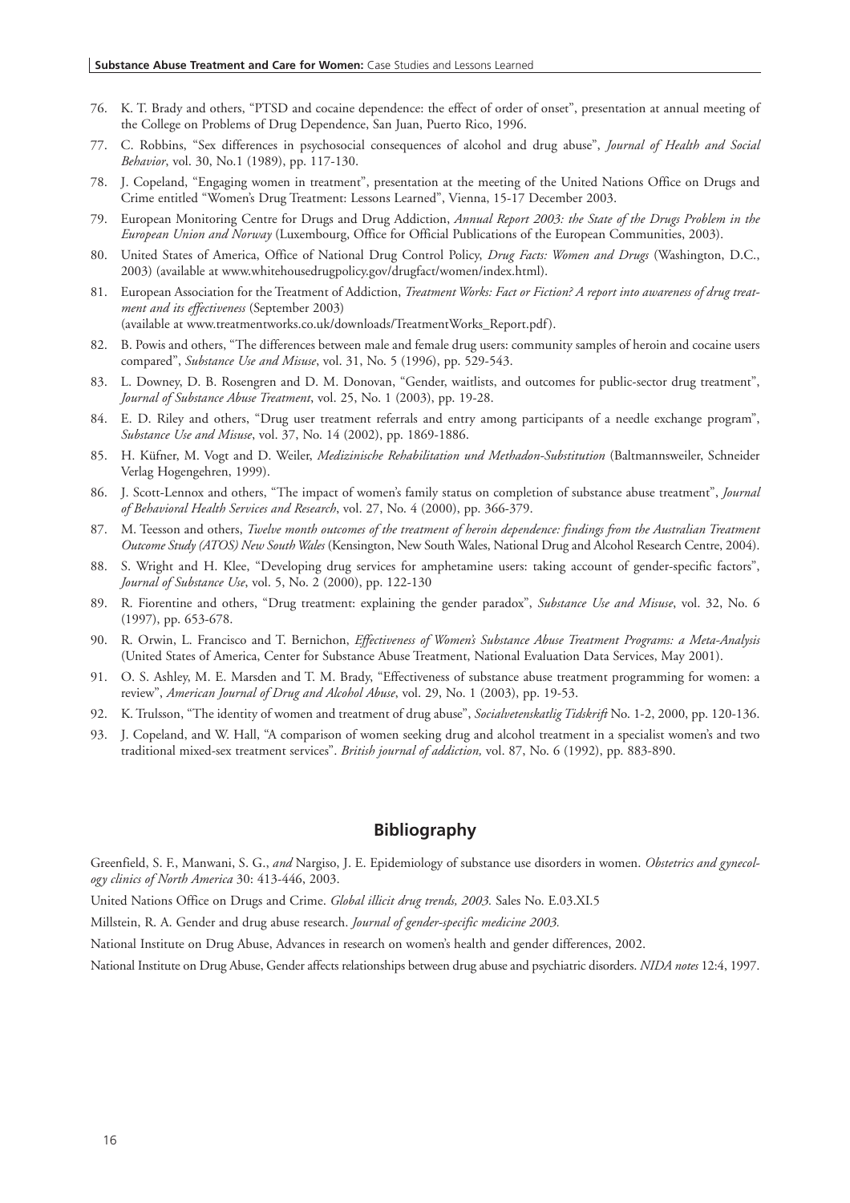76. K. T. Brady and others, "PTSD and cocaine dependence: the effect of order of onset", presentation at annual meeting of the College on Problems of Drug Dependence, San Juan, Puerto Rico, 1996.
77. C. Robbins, "Sex differences in psychosocial consequences of alcohol and drug abuse", *Journal of Health and Social Behavior*, vol. 30, No.1 (1989), pp. 117-130.
78. J. Copeland, "Engaging women in treatment", presentation at the meeting of the United Nations Office on Drugs and Crime entitled "Women's Drug Treatment: Lessons Learned", Vienna, 15-17 December 2003.
79. European Monitoring Centre for Drugs and Drug Addiction, *Annual Report 2003: the State of the Drugs Problem in the European Union and Norway* (Luxembourg, Office for Official Publications of the European Communities, 2003).
80. United States of America, Office of National Drug Control Policy, *Drug Facts: Women and Drugs* (Washington, D.C., 2003) (available at www.whitehousedrugpolicy.gov/drugfact/women/index.html).
81. European Association for the Treatment of Addiction, *Treatment Works: Fact or Fiction? A report into awareness of drug treatment and its effectiveness* (September 2003) (available at www.treatmentworks.co.uk/downloads/TreatmentWorks_Report.pdf).
82. B. Powis and others, "The differences between male and female drug users: community samples of heroin and cocaine users compared", *Substance Use and Misuse*, vol. 31, No. 5 (1996), pp. 529-543.
83. L. Downey, D. B. Rosengren and D. M. Donovan, "Gender, waitlists, and outcomes for public-sector drug treatment", *Journal of Substance Abuse Treatment*, vol. 25, No. 1 (2003), pp. 19-28.
84. E. D. Riley and others, "Drug user treatment referrals and entry among participants of a needle exchange program", *Substance Use and Misuse*, vol. 37, No. 14 (2002), pp. 1869-1886.
85. H. Küfner, M. Vogt and D. Weiler, *Medizinische Rehabilitation und Methadon-Substitution* (Baltmannsweiler, Schneider Verlag Hogengehren, 1999).
86. J. Scott-Lennox and others, "The impact of women's family status on completion of substance abuse treatment", *Journal of Behavioral Health Services and Research*, vol. 27, No. 4 (2000), pp. 366-379.
87. M. Teesson and others, *Twelve month outcomes of the treatment of heroin dependence: findings from the Australian Treatment Outcome Study (ATOS) New South Wales* (Kensington, New South Wales, National Drug and Alcohol Research Centre, 2004).
88. S. Wright and H. Klee, "Developing drug services for amphetamine users: taking account of gender-specific factors", *Journal of Substance Use*, vol. 5, No. 2 (2000), pp. 122-130
89. R. Fiorentine and others, "Drug treatment: explaining the gender paradox", *Substance Use and Misuse*, vol. 32, No. 6 (1997), pp. 653-678.
90. R. Orwin, L. Francisco and T. Bernichon, *Effectiveness of Women's Substance Abuse Treatment Programs: a Meta-Analysis* (United States of America, Center for Substance Abuse Treatment, National Evaluation Data Services, May 2001).
91. O. S. Ashley, M. E. Marsden and T. M. Brady, "Effectiveness of substance abuse treatment programming for women: a review", *American Journal of Drug and Alcohol Abuse*, vol. 29, No. 1 (2003), pp. 19-53.
92. K. Trulsson, "The identity of women and treatment of drug abuse", *Socialvetenskatlig Tidskrift* No. 1-2, 2000, pp. 120-136.
93. J. Copeland, and W. Hall, "A comparison of women seeking drug and alcohol treatment in a specialist women's and two traditional mixed-sex treatment services". *British journal of addiction,* vol. 87, No. 6 (1992), pp. 883-890.

## Bibliography

Greenfield, S. F., Manwani, S. G., *and* Nargiso, J. E. Epidemiology of substance use disorders in women. *Obstetrics and gynecology clinics of North America* 30: 413-446, 2003.

United Nations Office on Drugs and Crime. *Global illicit drug trends, 2003.* Sales No. E.03.XI.5

Millstein, R. A. Gender and drug abuse research. *Journal of gender-specific medicine 2003.*

National Institute on Drug Abuse, Advances in research on women's health and gender differences, 2002.

National Institute on Drug Abuse, Gender affects relationships between drug abuse and psychiatric disorders. *NIDA notes* 12:4, 1997.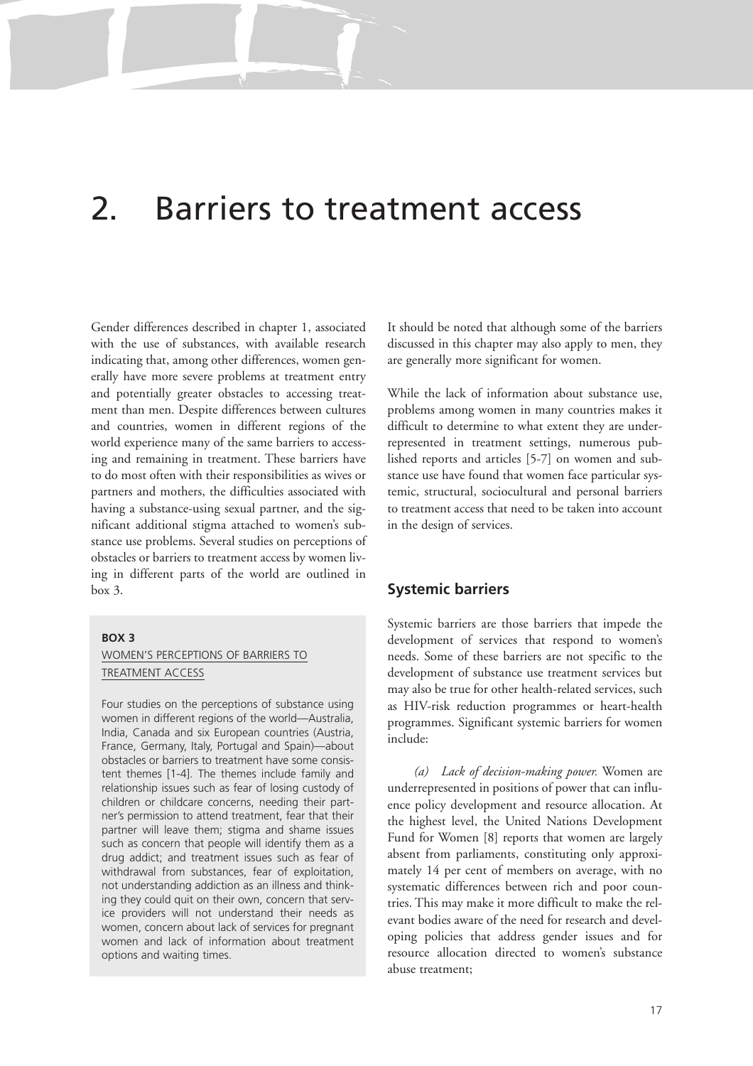# 2. Barriers to treatment access

Gender differences described in chapter 1, associated with the use of substances, with available research indicating that, among other differences, women generally have more severe problems at treatment entry and potentially greater obstacles to accessing treatment than men. Despite differences between cultures and countries, women in different regions of the world experience many of the same barriers to accessing and remaining in treatment. These barriers have to do most often with their responsibilities as wives or partners and mothers, the difficulties associated with having a substance-using sexual partner, and the significant additional stigma attached to women's substance use problems. Several studies on perceptions of obstacles or barriers to treatment access by women living in different parts of the world are outlined in box 3.

> **BOX 3**
>
> WOMEN'S PERCEPTIONS OF BARRIERS TO TREATMENT ACCESS
>
> Four studies on the perceptions of substance using women in different regions of the world—Australia, India, Canada and six European countries (Austria, France, Germany, Italy, Portugal and Spain)—about obstacles or barriers to treatment have some consistent themes [1-4]. The themes include family and relationship issues such as fear of losing custody of children or childcare concerns, needing their partner's permission to attend treatment, fear that their partner will leave them; stigma and shame issues such as concern that people will identify them as a drug addict; and treatment issues such as fear of withdrawal from substances, fear of exploitation, not understanding addiction as an illness and thinking they could quit on their own, concern that service providers will not understand their needs as women, concern about lack of services for pregnant women and lack of information about treatment options and waiting times.

It should be noted that although some of the barriers discussed in this chapter may also apply to men, they are generally more significant for women.

While the lack of information about substance use, problems among women in many countries makes it difficult to determine to what extent they are underrepresented in treatment settings, numerous published reports and articles [5-7] on women and substance use have found that women face particular systemic, structural, sociocultural and personal barriers to treatment access that need to be taken into account in the design of services.

## Systemic barriers

Systemic barriers are those barriers that impede the development of services that respond to women's needs. Some of these barriers are not specific to the development of substance use treatment services but may also be true for other health-related services, such as HIV-risk reduction programmes or heart-health programmes. Significant systemic barriers for women include:

*(a) Lack of decision-making power.* Women are underrepresented in positions of power that can influence policy development and resource allocation. At the highest level, the United Nations Development Fund for Women [8] reports that women are largely absent from parliaments, constituting only approximately 14 per cent of members on average, with no systematic differences between rich and poor countries. This may make it more difficult to make the relevant bodies aware of the need for research and developing policies that address gender issues and for resource allocation directed to women's substance abuse treatment;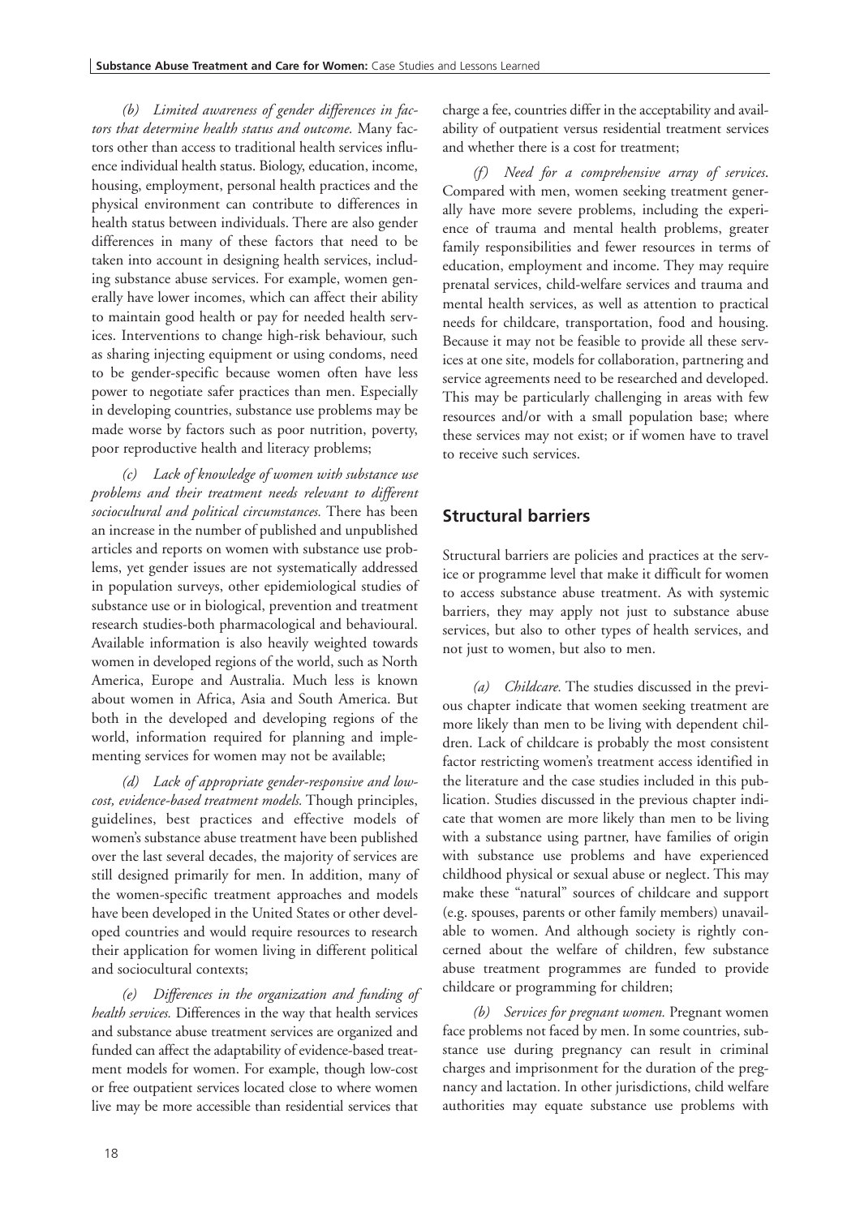*(b) Limited awareness of gender differences in factors that determine health status and outcome.* Many factors other than access to traditional health services influence individual health status. Biology, education, income, housing, employment, personal health practices and the physical environment can contribute to differences in health status between individuals. There are also gender differences in many of these factors that need to be taken into account in designing health services, including substance abuse services. For example, women generally have lower incomes, which can affect their ability to maintain good health or pay for needed health services. Interventions to change high-risk behaviour, such as sharing injecting equipment or using condoms, need to be gender-specific because women often have less power to negotiate safer practices than men. Especially in developing countries, substance use problems may be made worse by factors such as poor nutrition, poverty, poor reproductive health and literacy problems;

*(c) Lack of knowledge of women with substance use problems and their treatment needs relevant to different sociocultural and political circumstances.* There has been an increase in the number of published and unpublished articles and reports on women with substance use problems, yet gender issues are not systematically addressed in population surveys, other epidemiological studies of substance use or in biological, prevention and treatment research studies-both pharmacological and behavioural. Available information is also heavily weighted towards women in developed regions of the world, such as North America, Europe and Australia. Much less is known about women in Africa, Asia and South America. But both in the developed and developing regions of the world, information required for planning and implementing services for women may not be available;

*(d) Lack of appropriate gender-responsive and low-cost, evidence-based treatment models.* Though principles, guidelines, best practices and effective models of women's substance abuse treatment have been published over the last several decades, the majority of services are still designed primarily for men. In addition, many of the women-specific treatment approaches and models have been developed in the United States or other developed countries and would require resources to research their application for women living in different political and sociocultural contexts;

*(e) Differences in the organization and funding of health services.* Differences in the way that health services and substance abuse treatment services are organized and funded can affect the adaptability of evidence-based treatment models for women. For example, though low-cost or free outpatient services located close to where women live may be more accessible than residential services that charge a fee, countries differ in the acceptability and availability of outpatient versus residential treatment services and whether there is a cost for treatment;

*(f) Need for a comprehensive array of services.* Compared with men, women seeking treatment generally have more severe problems, including the experience of trauma and mental health problems, greater family responsibilities and fewer resources in terms of education, employment and income. They may require prenatal services, child-welfare services and trauma and mental health services, as well as attention to practical needs for childcare, transportation, food and housing. Because it may not be feasible to provide all these services at one site, models for collaboration, partnering and service agreements need to be researched and developed. This may be particularly challenging in areas with few resources and/or with a small population base; where these services may not exist; or if women have to travel to receive such services.

## Structural barriers

Structural barriers are policies and practices at the service or programme level that make it difficult for women to access substance abuse treatment. As with systemic barriers, they may apply not just to substance abuse services, but also to other types of health services, and not just to women, but also to men.

*(a) Childcare.* The studies discussed in the previous chapter indicate that women seeking treatment are more likely than men to be living with dependent children. Lack of childcare is probably the most consistent factor restricting women's treatment access identified in the literature and the case studies included in this publication. Studies discussed in the previous chapter indicate that women are more likely than men to be living with a substance using partner, have families of origin with substance use problems and have experienced childhood physical or sexual abuse or neglect. This may make these "natural" sources of childcare and support (e.g. spouses, parents or other family members) unavailable to women. And although society is rightly concerned about the welfare of children, few substance abuse treatment programmes are funded to provide childcare or programming for children;

*(b) Services for pregnant women.* Pregnant women face problems not faced by men. In some countries, substance use during pregnancy can result in criminal charges and imprisonment for the duration of the pregnancy and lactation. In other jurisdictions, child welfare authorities may equate substance use problems with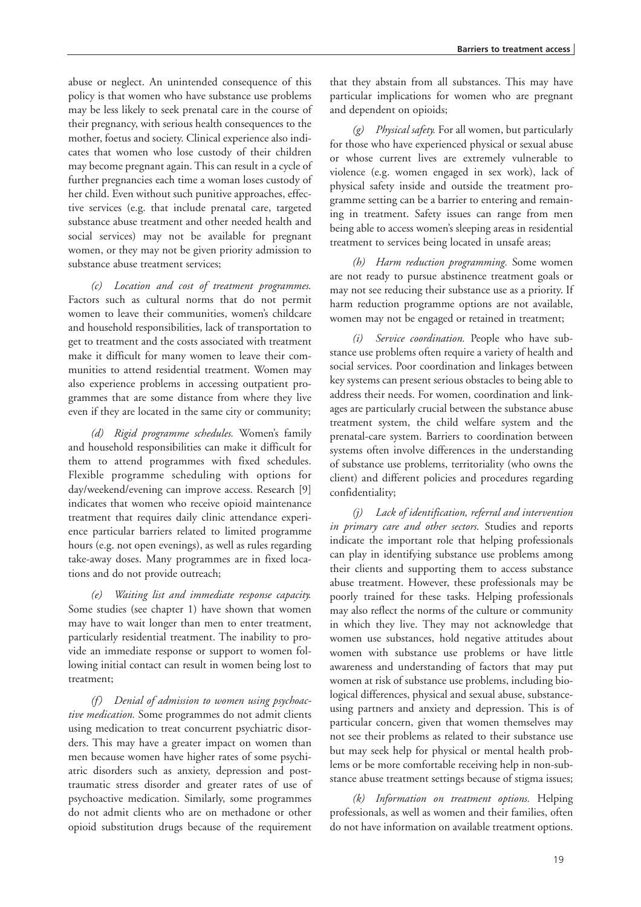abuse or neglect. An unintended consequence of this policy is that women who have substance use problems may be less likely to seek prenatal care in the course of their pregnancy, with serious health consequences to the mother, foetus and society. Clinical experience also indicates that women who lose custody of their children may become pregnant again. This can result in a cycle of further pregnancies each time a woman loses custody of her child. Even without such punitive approaches, effective services (e.g. that include prenatal care, targeted substance abuse treatment and other needed health and social services) may not be available for pregnant women, or they may not be given priority admission to substance abuse treatment services;

*(c) Location and cost of treatment programmes.* Factors such as cultural norms that do not permit women to leave their communities, women's childcare and household responsibilities, lack of transportation to get to treatment and the costs associated with treatment make it difficult for many women to leave their communities to attend residential treatment. Women may also experience problems in accessing outpatient programmes that are some distance from where they live even if they are located in the same city or community;

*(d) Rigid programme schedules.* Women's family and household responsibilities can make it difficult for them to attend programmes with fixed schedules. Flexible programme scheduling with options for day/weekend/evening can improve access. Research [9] indicates that women who receive opioid maintenance treatment that requires daily clinic attendance experience particular barriers related to limited programme hours (e.g. not open evenings), as well as rules regarding take-away doses. Many programmes are in fixed locations and do not provide outreach;

*(e) Waiting list and immediate response capacity.* Some studies (see chapter 1) have shown that women may have to wait longer than men to enter treatment, particularly residential treatment. The inability to provide an immediate response or support to women following initial contact can result in women being lost to treatment;

*(f) Denial of admission to women using psychoactive medication.* Some programmes do not admit clients using medication to treat concurrent psychiatric disorders. This may have a greater impact on women than men because women have higher rates of some psychiatric disorders such as anxiety, depression and post-traumatic stress disorder and greater rates of use of psychoactive medication. Similarly, some programmes do not admit clients who are on methadone or other opioid substitution drugs because of the requirement that they abstain from all substances. This may have particular implications for women who are pregnant and dependent on opioids;

*(g) Physical safety.* For all women, but particularly for those who have experienced physical or sexual abuse or whose current lives are extremely vulnerable to violence (e.g. women engaged in sex work), lack of physical safety inside and outside the treatment programme setting can be a barrier to entering and remaining in treatment. Safety issues can range from men being able to access women's sleeping areas in residential treatment to services being located in unsafe areas;

*(h) Harm reduction programming.* Some women are not ready to pursue abstinence treatment goals or may not see reducing their substance use as a priority. If harm reduction programme options are not available, women may not be engaged or retained in treatment;

*(i) Service coordination.* People who have substance use problems often require a variety of health and social services. Poor coordination and linkages between key systems can present serious obstacles to being able to address their needs. For women, coordination and linkages are particularly crucial between the substance abuse treatment system, the child welfare system and the prenatal-care system. Barriers to coordination between systems often involve differences in the understanding of substance use problems, territoriality (who owns the client) and different policies and procedures regarding confidentiality;

*(j) Lack of identification, referral and intervention in primary care and other sectors.* Studies and reports indicate the important role that helping professionals can play in identifying substance use problems among their clients and supporting them to access substance abuse treatment. However, these professionals may be poorly trained for these tasks. Helping professionals may also reflect the norms of the culture or community in which they live. They may not acknowledge that women use substances, hold negative attitudes about women with substance use problems or have little awareness and understanding of factors that may put women at risk of substance use problems, including biological differences, physical and sexual abuse, substance-using partners and anxiety and depression. This is of particular concern, given that women themselves may not see their problems as related to their substance use but may seek help for physical or mental health problems or be more comfortable receiving help in non-substance abuse treatment settings because of stigma issues;

*(k) Information on treatment options.* Helping professionals, as well as women and their families, often do not have information on available treatment options.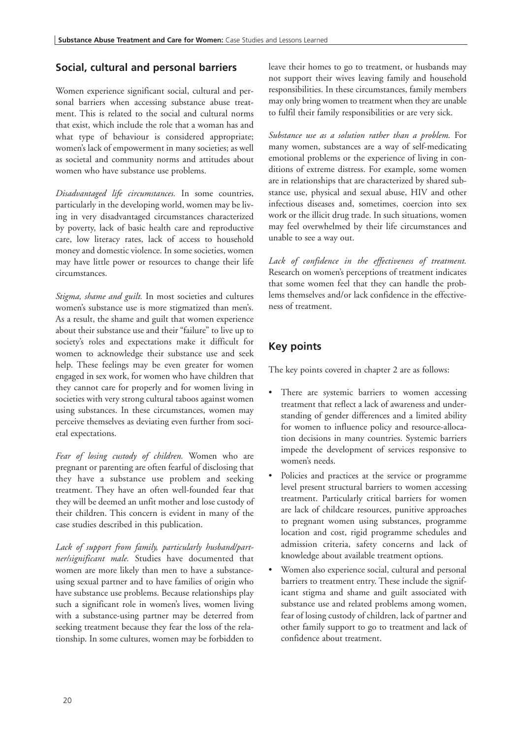## Social, cultural and personal barriers

Women experience significant social, cultural and personal barriers when accessing substance abuse treatment. This is related to the social and cultural norms that exist, which include the role that a woman has and what type of behaviour is considered appropriate; women's lack of empowerment in many societies; as well as societal and community norms and attitudes about women who have substance use problems.

*Disadvantaged life circumstances.* In some countries, particularly in the developing world, women may be living in very disadvantaged circumstances characterized by poverty, lack of basic health care and reproductive care, low literacy rates, lack of access to household money and domestic violence. In some societies, women may have little power or resources to change their life circumstances.

*Stigma, shame and guilt.* In most societies and cultures women's substance use is more stigmatized than men's. As a result, the shame and guilt that women experience about their substance use and their "failure" to live up to society's roles and expectations make it difficult for women to acknowledge their substance use and seek help. These feelings may be even greater for women engaged in sex work, for women who have children that they cannot care for properly and for women living in societies with very strong cultural taboos against women using substances. In these circumstances, women may perceive themselves as deviating even further from societal expectations.

*Fear of losing custody of children.* Women who are pregnant or parenting are often fearful of disclosing that they have a substance use problem and seeking treatment. They have an often well-founded fear that they will be deemed an unfit mother and lose custody of their children. This concern is evident in many of the case studies described in this publication.

*Lack of support from family, particularly husband/partner/significant male.* Studies have documented that women are more likely than men to have a substance-using sexual partner and to have families of origin who have substance use problems. Because relationships play such a significant role in women's lives, women living with a substance-using partner may be deterred from seeking treatment because they fear the loss of the relationship. In some cultures, women may be forbidden to leave their homes to go to treatment, or husbands may not support their wives leaving family and household responsibilities. In these circumstances, family members may only bring women to treatment when they are unable to fulfil their family responsibilities or are very sick.

*Substance use as a solution rather than a problem.* For many women, substances are a way of self-medicating emotional problems or the experience of living in conditions of extreme distress. For example, some women are in relationships that are characterized by shared substance use, physical and sexual abuse, HIV and other infectious diseases and, sometimes, coercion into sex work or the illicit drug trade. In such situations, women may feel overwhelmed by their life circumstances and unable to see a way out.

*Lack of confidence in the effectiveness of treatment.* Research on women's perceptions of treatment indicates that some women feel that they can handle the problems themselves and/or lack confidence in the effectiveness of treatment.

## Key points

The key points covered in chapter 2 are as follows:

- There are systemic barriers to women accessing treatment that reflect a lack of awareness and understanding of gender differences and a limited ability for women to influence policy and resource-allocation decisions in many countries. Systemic barriers impede the development of services responsive to women's needs.
- Policies and practices at the service or programme level present structural barriers to women accessing treatment. Particularly critical barriers for women are lack of childcare resources, punitive approaches to pregnant women using substances, programme location and cost, rigid programme schedules and admission criteria, safety concerns and lack of knowledge about available treatment options.
- Women also experience social, cultural and personal barriers to treatment entry. These include the significant stigma and shame and guilt associated with substance use and related problems among women, fear of losing custody of children, lack of partner and other family support to go to treatment and lack of confidence about treatment.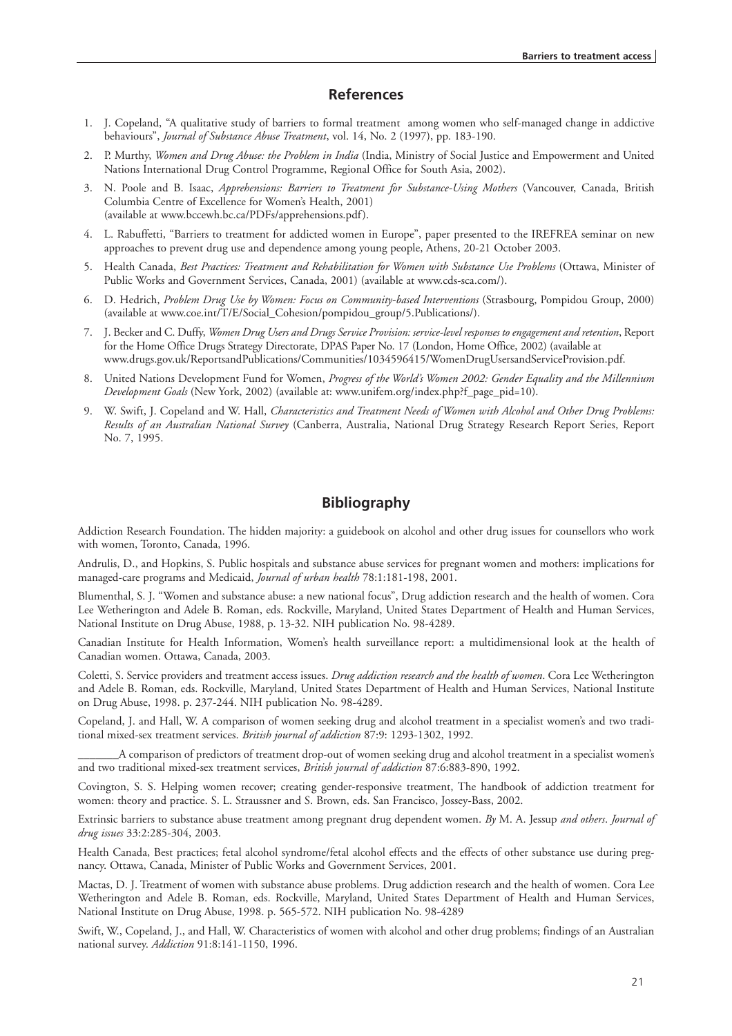## References

1. J. Copeland, "A qualitative study of barriers to formal treatment among women who self-managed change in addictive behaviours", *Journal of Substance Abuse Treatment*, vol. 14, No. 2 (1997), pp. 183-190.
2. P. Murthy, *Women and Drug Abuse: the Problem in India* (India, Ministry of Social Justice and Empowerment and United Nations International Drug Control Programme, Regional Office for South Asia, 2002).
3. N. Poole and B. Isaac, *Apprehensions: Barriers to Treatment for Substance-Using Mothers* (Vancouver, Canada, British Columbia Centre of Excellence for Women's Health, 2001) (available at www.bccewh.bc.ca/PDFs/apprehensions.pdf).
4. L. Rabuffetti, "Barriers to treatment for addicted women in Europe", paper presented to the IREFREA seminar on new approaches to prevent drug use and dependence among young people, Athens, 20-21 October 2003.
5. Health Canada, *Best Practices: Treatment and Rehabilitation for Women with Substance Use Problems* (Ottawa, Minister of Public Works and Government Services, Canada, 2001) (available at www.cds-sca.com/).
6. D. Hedrich, *Problem Drug Use by Women: Focus on Community-based Interventions* (Strasbourg, Pompidou Group, 2000) (available at www.coe.int/T/E/Social_Cohesion/pompidou_group/5.Publications/).
7. J. Becker and C. Duffy, *Women Drug Users and Drugs Service Provision: service-level responses to engagement and retention*, Report for the Home Office Drugs Strategy Directorate, DPAS Paper No. 17 (London, Home Office, 2002) (available at www.drugs.gov.uk/ReportsandPublications/Communities/1034596415/WomenDrugUsersandServiceProvision.pdf.
8. United Nations Development Fund for Women, *Progress of the World's Women 2002: Gender Equality and the Millennium Development Goals* (New York, 2002) (available at: www.unifem.org/index.php?f_page_pid=10).
9. W. Swift, J. Copeland and W. Hall, *Characteristics and Treatment Needs of Women with Alcohol and Other Drug Problems: Results of an Australian National Survey* (Canberra, Australia, National Drug Strategy Research Report Series, Report No. 7, 1995.

## Bibliography

Addiction Research Foundation. The hidden majority: a guidebook on alcohol and other drug issues for counsellors who work with women, Toronto, Canada, 1996.

Andrulis, D., and Hopkins, S. Public hospitals and substance abuse services for pregnant women and mothers: implications for managed-care programs and Medicaid, *Journal of urban health* 78:1:181-198, 2001.

Blumenthal, S. J. "Women and substance abuse: a new national focus", Drug addiction research and the health of women. Cora Lee Wetherington and Adele B. Roman, eds. Rockville, Maryland, United States Department of Health and Human Services, National Institute on Drug Abuse, 1988, p. 13-32. NIH publication No. 98-4289.

Canadian Institute for Health Information, Women's health surveillance report: a multidimensional look at the health of Canadian women. Ottawa, Canada, 2003.

Coletti, S. Service providers and treatment access issues. *Drug addiction research and the health of women*. Cora Lee Wetherington and Adele B. Roman, eds. Rockville, Maryland, United States Department of Health and Human Services, National Institute on Drug Abuse, 1998. p. 237-244. NIH publication No. 98-4289.

Copeland, J. and Hall, W. A comparison of women seeking drug and alcohol treatment in a specialist women's and two traditional mixed-sex treatment services. *British journal of addiction* 87:9: 1293-1302, 1992.

_______A comparison of predictors of treatment drop-out of women seeking drug and alcohol treatment in a specialist women's and two traditional mixed-sex treatment services, *British journal of addiction* 87:6:883-890, 1992.

Covington, S. S. Helping women recover; creating gender-responsive treatment, The handbook of addiction treatment for women: theory and practice. S. L. Straussner and S. Brown, eds. San Francisco, Jossey-Bass, 2002.

Extrinsic barriers to substance abuse treatment among pregnant drug dependent women. *By* M. A. Jessup *and others*. *Journal of drug issues* 33:2:285-304, 2003.

Health Canada, Best practices; fetal alcohol syndrome/fetal alcohol effects and the effects of other substance use during pregnancy. Ottawa, Canada, Minister of Public Works and Government Services, 2001.

Mactas, D. J. Treatment of women with substance abuse problems. Drug addiction research and the health of women. Cora Lee Wetherington and Adele B. Roman, eds. Rockville, Maryland, United States Department of Health and Human Services, National Institute on Drug Abuse, 1998. p. 565-572. NIH publication No. 98-4289

Swift, W., Copeland, J., and Hall, W. Characteristics of women with alcohol and other drug problems; findings of an Australian national survey. *Addiction* 91:8:141-1150, 1996.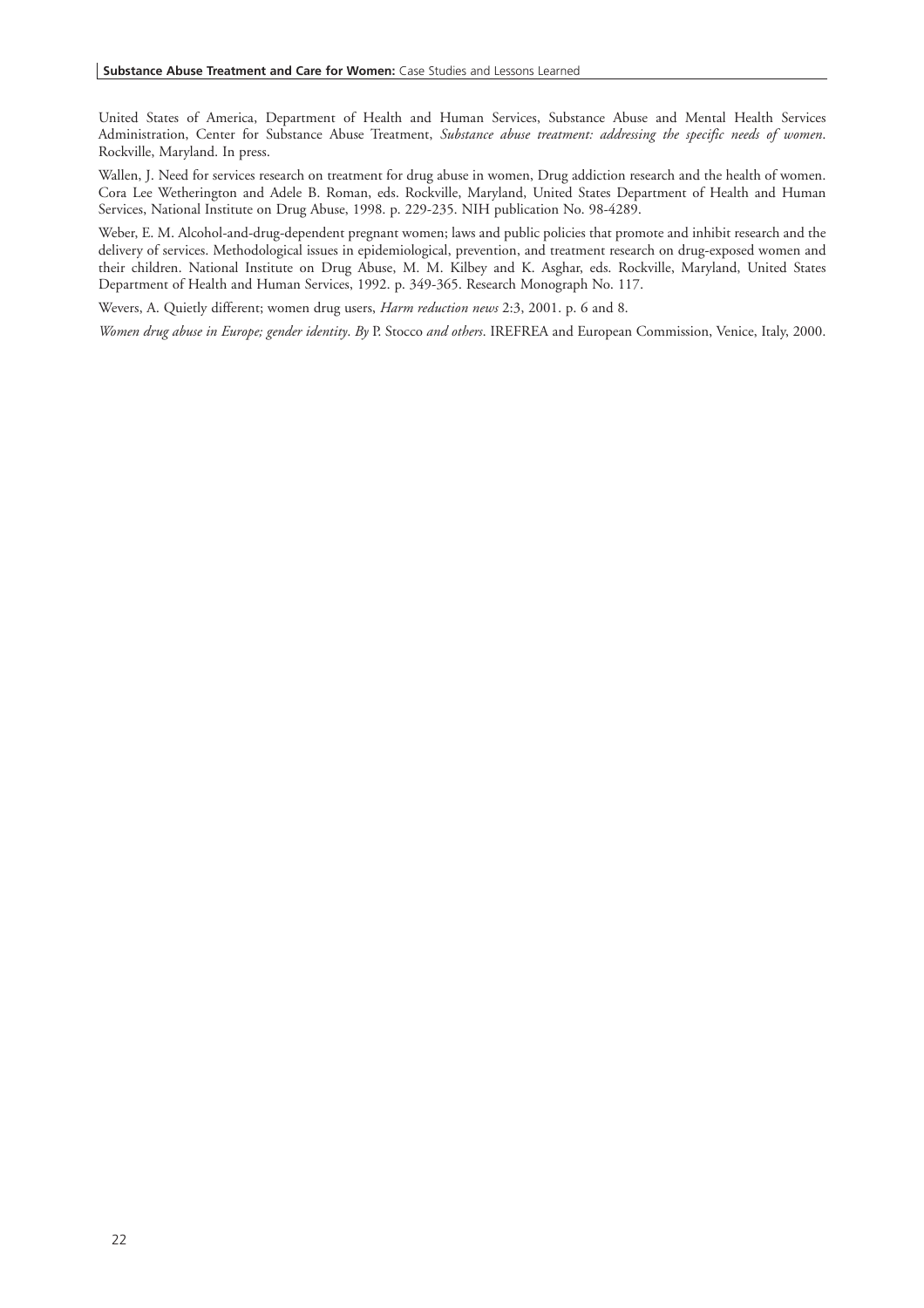United States of America, Department of Health and Human Services, Substance Abuse and Mental Health Services Administration, Center for Substance Abuse Treatment, *Substance abuse treatment: addressing the specific needs of women*. Rockville, Maryland. In press.

Wallen, J. Need for services research on treatment for drug abuse in women, Drug addiction research and the health of women. Cora Lee Wetherington and Adele B. Roman, eds. Rockville, Maryland, United States Department of Health and Human Services, National Institute on Drug Abuse, 1998. p. 229-235. NIH publication No. 98-4289.

Weber, E. M. Alcohol-and-drug-dependent pregnant women; laws and public policies that promote and inhibit research and the delivery of services. Methodological issues in epidemiological, prevention, and treatment research on drug-exposed women and their children. National Institute on Drug Abuse, M. M. Kilbey and K. Asghar, eds. Rockville, Maryland, United States Department of Health and Human Services, 1992. p. 349-365. Research Monograph No. 117.

Wevers, A. Quietly different; women drug users, *Harm reduction news* 2:3, 2001. p. 6 and 8.

*Women drug abuse in Europe; gender identity*. *By* P. Stocco *and others*. IREFREA and European Commission, Venice, Italy, 2000.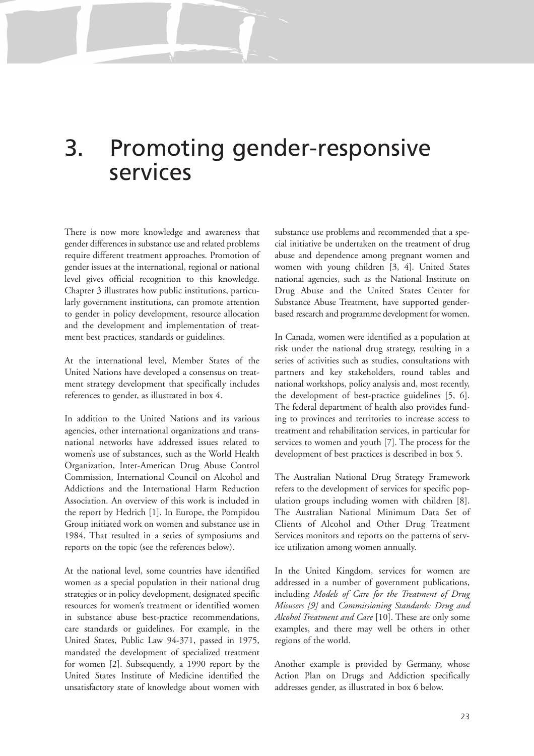# 3. Promoting gender-responsive services

There is now more knowledge and awareness that gender differences in substance use and related problems require different treatment approaches. Promotion of gender issues at the international, regional or national level gives official recognition to this knowledge. Chapter 3 illustrates how public institutions, particularly government institutions, can promote attention to gender in policy development, resource allocation and the development and implementation of treatment best practices, standards or guidelines.

At the international level, Member States of the United Nations have developed a consensus on treatment strategy development that specifically includes references to gender, as illustrated in box 4.

In addition to the United Nations and its various agencies, other international organizations and transnational networks have addressed issues related to women's use of substances, such as the World Health Organization, Inter-American Drug Abuse Control Commission, International Council on Alcohol and Addictions and the International Harm Reduction Association. An overview of this work is included in the report by Hedrich [1]. In Europe, the Pompidou Group initiated work on women and substance use in 1984. That resulted in a series of symposiums and reports on the topic (see the references below).

At the national level, some countries have identified women as a special population in their national drug strategies or in policy development, designated specific resources for women's treatment or identified women in substance abuse best-practice recommendations, care standards or guidelines. For example, in the United States, Public Law 94-371, passed in 1975, mandated the development of specialized treatment for women [2]. Subsequently, a 1990 report by the United States Institute of Medicine identified the unsatisfactory state of knowledge about women with substance use problems and recommended that a special initiative be undertaken on the treatment of drug abuse and dependence among pregnant women and women with young children [3, 4]. United States national agencies, such as the National Institute on Drug Abuse and the United States Center for Substance Abuse Treatment, have supported gender-based research and programme development for women.

In Canada, women were identified as a population at risk under the national drug strategy, resulting in a series of activities such as studies, consultations with partners and key stakeholders, round tables and national workshops, policy analysis and, most recently, the development of best-practice guidelines [5, 6]. The federal department of health also provides funding to provinces and territories to increase access to treatment and rehabilitation services, in particular for services to women and youth [7]. The process for the development of best practices is described in box 5.

The Australian National Drug Strategy Framework refers to the development of services for specific population groups including women with children [8]. The Australian National Minimum Data Set of Clients of Alcohol and Other Drug Treatment Services monitors and reports on the patterns of service utilization among women annually.

In the United Kingdom, services for women are addressed in a number of government publications, including *Models of Care for the Treatment of Drug Misusers [9]* and *Commissioning Standards: Drug and Alcohol Treatment and Care* [10]. These are only some examples, and there may well be others in other regions of the world.

Another example is provided by Germany, whose Action Plan on Drugs and Addiction specifically addresses gender, as illustrated in box 6 below.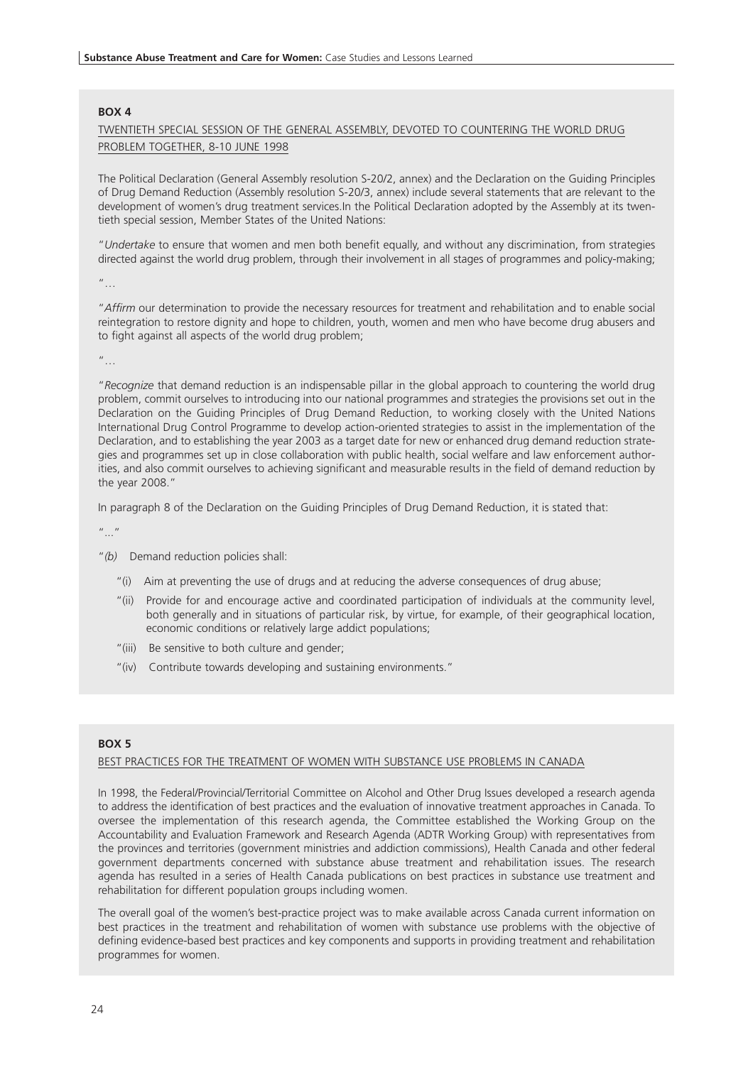**BOX 4**

TWENTIETH SPECIAL SESSION OF THE GENERAL ASSEMBLY, DEVOTED TO COUNTERING THE WORLD DRUG PROBLEM TOGETHER, 8-10 JUNE 1998

The Political Declaration (General Assembly resolution S-20/2, annex) and the Declaration on the Guiding Principles of Drug Demand Reduction (Assembly resolution S-20/3, annex) include several statements that are relevant to the development of women's drug treatment services.In the Political Declaration adopted by the Assembly at its twentieth special session, Member States of the United Nations:

"*Undertake* to ensure that women and men both benefit equally, and without any discrimination, from strategies directed against the world drug problem, through their involvement in all stages of programmes and policy-making;

"...

"*Affirm* our determination to provide the necessary resources for treatment and rehabilitation and to enable social reintegration to restore dignity and hope to children, youth, women and men who have become drug abusers and to fight against all aspects of the world drug problem;

"...

"*Recognize* that demand reduction is an indispensable pillar in the global approach to countering the world drug problem, commit ourselves to introducing into our national programmes and strategies the provisions set out in the Declaration on the Guiding Principles of Drug Demand Reduction, to working closely with the United Nations International Drug Control Programme to develop action-oriented strategies to assist in the implementation of the Declaration, and to establishing the year 2003 as a target date for new or enhanced drug demand reduction strategies and programmes set up in close collaboration with public health, social welfare and law enforcement authorities, and also commit ourselves to achieving significant and measurable results in the field of demand reduction by the year 2008."

In paragraph 8 of the Declaration on the Guiding Principles of Drug Demand Reduction, it is stated that:

"..."

"*(b)* Demand reduction policies shall:

"(i) Aim at preventing the use of drugs and at reducing the adverse consequences of drug abuse;

"(ii) Provide for and encourage active and coordinated participation of individuals at the community level, both generally and in situations of particular risk, by virtue, for example, of their geographical location, economic conditions or relatively large addict populations;

"(iii) Be sensitive to both culture and gender;

"(iv) Contribute towards developing and sustaining environments."

**BOX 5**

BEST PRACTICES FOR THE TREATMENT OF WOMEN WITH SUBSTANCE USE PROBLEMS IN CANADA

In 1998, the Federal/Provincial/Territorial Committee on Alcohol and Other Drug Issues developed a research agenda to address the identification of best practices and the evaluation of innovative treatment approaches in Canada. To oversee the implementation of this research agenda, the Committee established the Working Group on the Accountability and Evaluation Framework and Research Agenda (ADTR Working Group) with representatives from the provinces and territories (government ministries and addiction commissions), Health Canada and other federal government departments concerned with substance abuse treatment and rehabilitation issues. The research agenda has resulted in a series of Health Canada publications on best practices in substance use treatment and rehabilitation for different population groups including women.

The overall goal of the women's best-practice project was to make available across Canada current information on best practices in the treatment and rehabilitation of women with substance use problems with the objective of defining evidence-based best practices and key components and supports in providing treatment and rehabilitation programmes for women.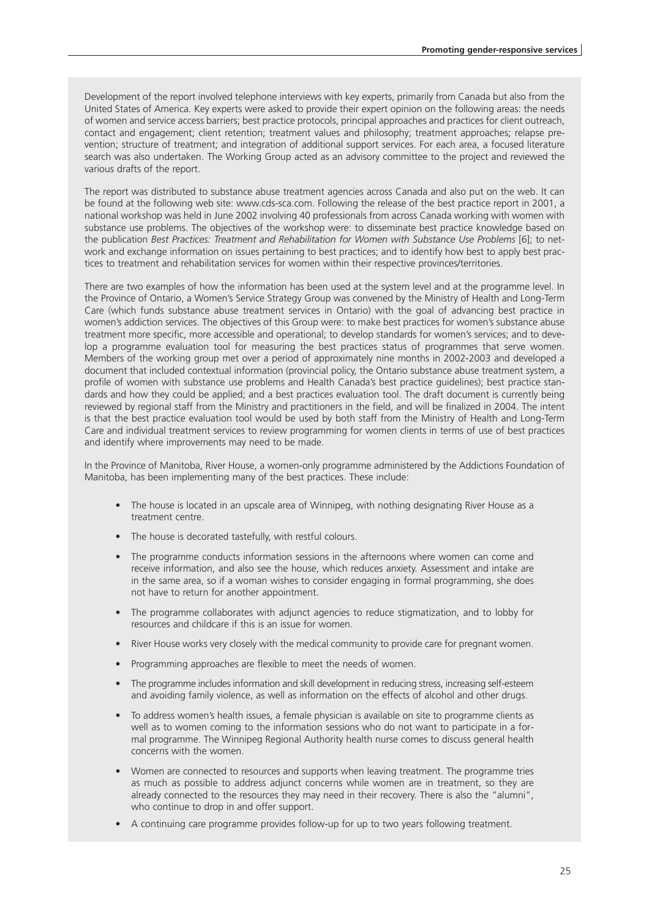Development of the report involved telephone interviews with key experts, primarily from Canada but also from the United States of America. Key experts were asked to provide their expert opinion on the following areas: the needs of women and service access barriers; best practice protocols, principal approaches and practices for client outreach, contact and engagement; client retention; treatment values and philosophy; treatment approaches; relapse prevention; structure of treatment; and integration of additional support services. For each area, a focused literature search was also undertaken. The Working Group acted as an advisory committee to the project and reviewed the various drafts of the report.

The report was distributed to substance abuse treatment agencies across Canada and also put on the web. It can be found at the following web site: www.cds-sca.com. Following the release of the best practice report in 2001, a national workshop was held in June 2002 involving 40 professionals from across Canada working with women with substance use problems. The objectives of the workshop were: to disseminate best practice knowledge based on the publication *Best Practices: Treatment and Rehabilitation for Women with Substance Use Problems* [6]; to network and exchange information on issues pertaining to best practices; and to identify how best to apply best practices to treatment and rehabilitation services for women within their respective provinces/territories.

There are two examples of how the information has been used at the system level and at the programme level. In the Province of Ontario, a Women's Service Strategy Group was convened by the Ministry of Health and Long-Term Care (which funds substance abuse treatment services in Ontario) with the goal of advancing best practice in women's addiction services. The objectives of this Group were: to make best practices for women's substance abuse treatment more specific, more accessible and operational; to develop standards for women's services; and to develop a programme evaluation tool for measuring the best practices status of programmes that serve women. Members of the working group met over a period of approximately nine months in 2002-2003 and developed a document that included contextual information (provincial policy, the Ontario substance abuse treatment system, a profile of women with substance use problems and Health Canada's best practice guidelines); best practice standards and how they could be applied; and a best practices evaluation tool. The draft document is currently being reviewed by regional staff from the Ministry and practitioners in the field, and will be finalized in 2004. The intent is that the best practice evaluation tool would be used by both staff from the Ministry of Health and Long-Term Care and individual treatment services to review programming for women clients in terms of use of best practices and identify where improvements may need to be made.

In the Province of Manitoba, River House, a women-only programme administered by the Addictions Foundation of Manitoba, has been implementing many of the best practices. These include:

- The house is located in an upscale area of Winnipeg, with nothing designating River House as a treatment centre.
- The house is decorated tastefully, with restful colours.
- The programme conducts information sessions in the afternoons where women can come and receive information, and also see the house, which reduces anxiety. Assessment and intake are in the same area, so if a woman wishes to consider engaging in formal programming, she does not have to return for another appointment.
- The programme collaborates with adjunct agencies to reduce stigmatization, and to lobby for resources and childcare if this is an issue for women.
- River House works very closely with the medical community to provide care for pregnant women.
- Programming approaches are flexible to meet the needs of women.
- The programme includes information and skill development in reducing stress, increasing self-esteem and avoiding family violence, as well as information on the effects of alcohol and other drugs.
- To address women's health issues, a female physician is available on site to programme clients as well as to women coming to the information sessions who do not want to participate in a formal programme. The Winnipeg Regional Authority health nurse comes to discuss general health concerns with the women.
- Women are connected to resources and supports when leaving treatment. The programme tries as much as possible to address adjunct concerns while women are in treatment, so they are already connected to the resources they may need in their recovery. There is also the "alumni", who continue to drop in and offer support.
- A continuing care programme provides follow-up for up to two years following treatment.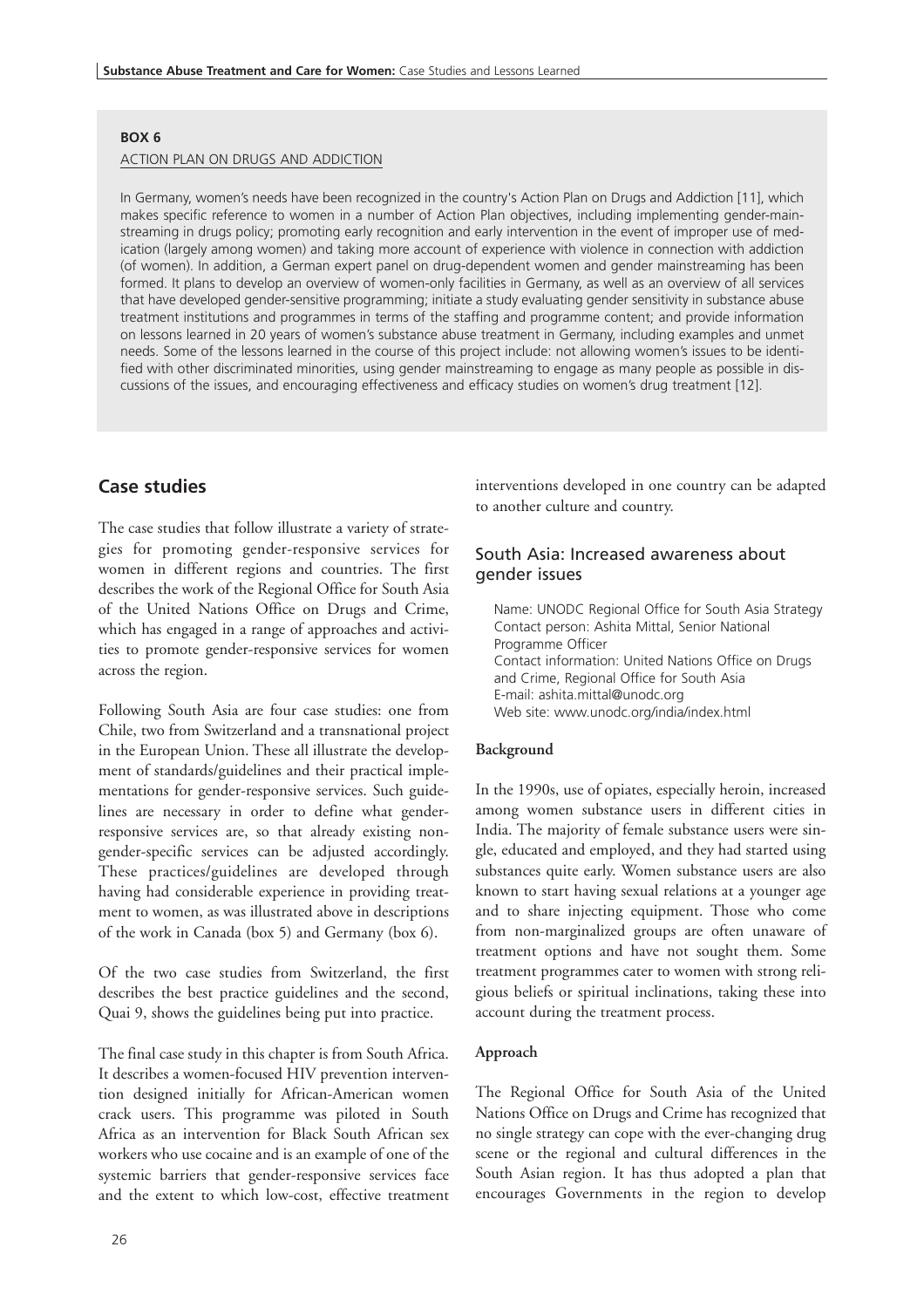**BOX 6**

ACTION PLAN ON DRUGS AND ADDICTION

In Germany, women's needs have been recognized in the country's Action Plan on Drugs and Addiction [11], which makes specific reference to women in a number of Action Plan objectives, including implementing gender-mainstreaming in drugs policy; promoting early recognition and early intervention in the event of improper use of medication (largely among women) and taking more account of experience with violence in connection with addiction (of women). In addition, a German expert panel on drug-dependent women and gender mainstreaming has been formed. It plans to develop an overview of women-only facilities in Germany, as well as an overview of all services that have developed gender-sensitive programming; initiate a study evaluating gender sensitivity in substance abuse treatment institutions and programmes in terms of the staffing and programme content; and provide information on lessons learned in 20 years of women's substance abuse treatment in Germany, including examples and unmet needs. Some of the lessons learned in the course of this project include: not allowing women's issues to be identified with other discriminated minorities, using gender mainstreaming to engage as many people as possible in discussions of the issues, and encouraging effectiveness and efficacy studies on women's drug treatment [12].

## Case studies

The case studies that follow illustrate a variety of strategies for promoting gender-responsive services for women in different regions and countries. The first describes the work of the Regional Office for South Asia of the United Nations Office on Drugs and Crime, which has engaged in a range of approaches and activities to promote gender-responsive services for women across the region.

Following South Asia are four case studies: one from Chile, two from Switzerland and a transnational project in the European Union. These all illustrate the development of standards/guidelines and their practical implementations for gender-responsive services. Such guidelines are necessary in order to define what gender-responsive services are, so that already existing non-gender-specific services can be adjusted accordingly. These practices/guidelines are developed through having had considerable experience in providing treatment to women, as was illustrated above in descriptions of the work in Canada (box 5) and Germany (box 6).

Of the two case studies from Switzerland, the first describes the best practice guidelines and the second, Quai 9, shows the guidelines being put into practice.

The final case study in this chapter is from South Africa. It describes a women-focused HIV prevention intervention designed initially for African-American women crack users. This programme was piloted in South Africa as an intervention for Black South African sex workers who use cocaine and is an example of one of the systemic barriers that gender-responsive services face and the extent to which low-cost, effective treatment interventions developed in one country can be adapted to another culture and country.

### South Asia: Increased awareness about gender issues

Name: UNODC Regional Office for South Asia Strategy
Contact person: Ashita Mittal, Senior National Programme Officer
Contact information: United Nations Office on Drugs and Crime, Regional Office for South Asia
E-mail: ashita.mittal@unodc.org
Web site: www.unodc.org/india/index.html

#### Background

In the 1990s, use of opiates, especially heroin, increased among women substance users in different cities in India. The majority of female substance users were single, educated and employed, and they had started using substances quite early. Women substance users are also known to start having sexual relations at a younger age and to share injecting equipment. Those who come from non-marginalized groups are often unaware of treatment options and have not sought them. Some treatment programmes cater to women with strong religious beliefs or spiritual inclinations, taking these into account during the treatment process.

#### Approach

The Regional Office for South Asia of the United Nations Office on Drugs and Crime has recognized that no single strategy can cope with the ever-changing drug scene or the regional and cultural differences in the South Asian region. It has thus adopted a plan that encourages Governments in the region to develop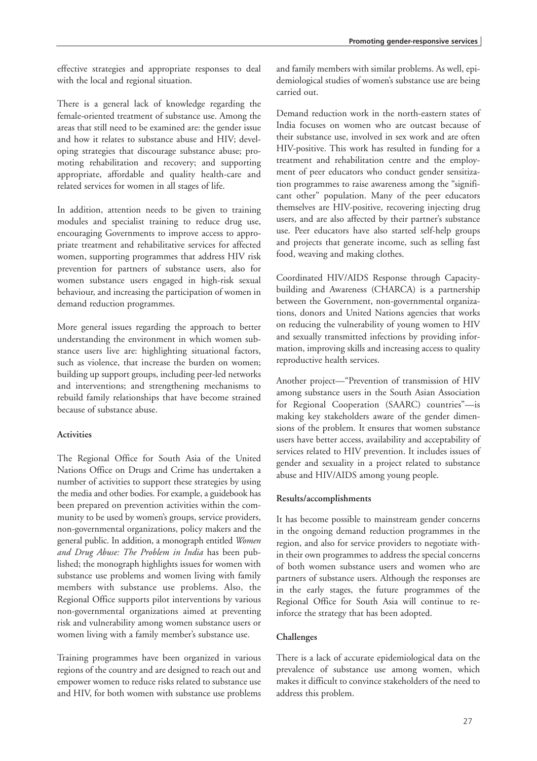effective strategies and appropriate responses to deal with the local and regional situation.

There is a general lack of knowledge regarding the female-oriented treatment of substance use. Among the areas that still need to be examined are: the gender issue and how it relates to substance abuse and HIV; developing strategies that discourage substance abuse; promoting rehabilitation and recovery; and supporting appropriate, affordable and quality health-care and related services for women in all stages of life.

In addition, attention needs to be given to training modules and specialist training to reduce drug use, encouraging Governments to improve access to appropriate treatment and rehabilitative services for affected women, supporting programmes that address HIV risk prevention for partners of substance users, also for women substance users engaged in high-risk sexual behaviour, and increasing the participation of women in demand reduction programmes.

More general issues regarding the approach to better understanding the environment in which women substance users live are: highlighting situational factors, such as violence, that increase the burden on women; building up support groups, including peer-led networks and interventions; and strengthening mechanisms to rebuild family relationships that have become strained because of substance abuse.

**Activities**

The Regional Office for South Asia of the United Nations Office on Drugs and Crime has undertaken a number of activities to support these strategies by using the media and other bodies. For example, a guidebook has been prepared on prevention activities within the community to be used by women's groups, service providers, non-governmental organizations, policy makers and the general public. In addition, a monograph entitled *Women and Drug Abuse: The Problem in India* has been published; the monograph highlights issues for women with substance use problems and women living with family members with substance use problems. Also, the Regional Office supports pilot interventions by various non-governmental organizations aimed at preventing risk and vulnerability among women substance users or women living with a family member's substance use.

Training programmes have been organized in various regions of the country and are designed to reach out and empower women to reduce risks related to substance use and HIV, for both women with substance use problems and family members with similar problems. As well, epidemiological studies of women's substance use are being carried out.

Demand reduction work in the north-eastern states of India focuses on women who are outcast because of their substance use, involved in sex work and are often HIV-positive. This work has resulted in funding for a treatment and rehabilitation centre and the employment of peer educators who conduct gender sensitization programmes to raise awareness among the "significant other" population. Many of the peer educators themselves are HIV-positive, recovering injecting drug users, and are also affected by their partner's substance use. Peer educators have also started self-help groups and projects that generate income, such as selling fast food, weaving and making clothes.

Coordinated HIV/AIDS Response through Capacity-building and Awareness (CHARCA) is a partnership between the Government, non-governmental organizations, donors and United Nations agencies that works on reducing the vulnerability of young women to HIV and sexually transmitted infections by providing information, improving skills and increasing access to quality reproductive health services.

Another project—"Prevention of transmission of HIV among substance users in the South Asian Association for Regional Cooperation (SAARC) countries"—is making key stakeholders aware of the gender dimensions of the problem. It ensures that women substance users have better access, availability and acceptability of services related to HIV prevention. It includes issues of gender and sexuality in a project related to substance abuse and HIV/AIDS among young people.

**Results/accomplishments**

It has become possible to mainstream gender concerns in the ongoing demand reduction programmes in the region, and also for service providers to negotiate within their own programmes to address the special concerns of both women substance users and women who are partners of substance users. Although the responses are in the early stages, the future programmes of the Regional Office for South Asia will continue to reinforce the strategy that has been adopted.

**Challenges**

There is a lack of accurate epidemiological data on the prevalence of substance use among women, which makes it difficult to convince stakeholders of the need to address this problem.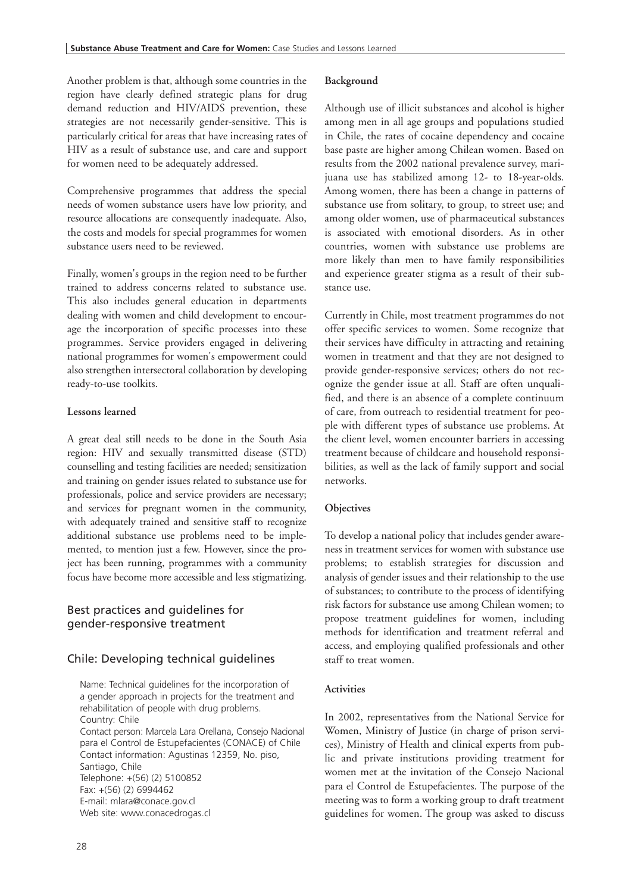Another problem is that, although some countries in the region have clearly defined strategic plans for drug demand reduction and HIV/AIDS prevention, these strategies are not necessarily gender-sensitive. This is particularly critical for areas that have increasing rates of HIV as a result of substance use, and care and support for women need to be adequately addressed.

Comprehensive programmes that address the special needs of women substance users have low priority, and resource allocations are consequently inadequate. Also, the costs and models for special programmes for women substance users need to be reviewed.

Finally, women's groups in the region need to be further trained to address concerns related to substance use. This also includes general education in departments dealing with women and child development to encourage the incorporation of specific processes into these programmes. Service providers engaged in delivering national programmes for women's empowerment could also strengthen intersectoral collaboration by developing ready-to-use toolkits.

**Lessons learned**

A great deal still needs to be done in the South Asia region: HIV and sexually transmitted disease (STD) counselling and testing facilities are needed; sensitization and training on gender issues related to substance use for professionals, police and service providers are necessary; and services for pregnant women in the community, with adequately trained and sensitive staff to recognize additional substance use problems need to be implemented, to mention just a few. However, since the project has been running, programmes with a community focus have become more accessible and less stigmatizing.

## Best practices and guidelines for gender-responsive treatment

## Chile: Developing technical guidelines

Name: Technical guidelines for the incorporation of a gender approach in projects for the treatment and rehabilitation of people with drug problems.
Country: Chile
Contact person: Marcela Lara Orellana, Consejo Nacional para el Control de Estupefacientes (CONACE) of Chile
Contact information: Agustinas 12359, No. piso, Santiago, Chile
Telephone: +(56) (2) 5100852
Fax: +(56) (2) 6994462
E-mail: mlara@conace.gov.cl
Web site: www.conacedrogas.cl

**Background**

Although use of illicit substances and alcohol is higher among men in all age groups and populations studied in Chile, the rates of cocaine dependency and cocaine base paste are higher among Chilean women. Based on results from the 2002 national prevalence survey, marijuana use has stabilized among 12- to 18-year-olds. Among women, there has been a change in patterns of substance use from solitary, to group, to street use; and among older women, use of pharmaceutical substances is associated with emotional disorders. As in other countries, women with substance use problems are more likely than men to have family responsibilities and experience greater stigma as a result of their substance use.

Currently in Chile, most treatment programmes do not offer specific services to women. Some recognize that their services have difficulty in attracting and retaining women in treatment and that they are not designed to provide gender-responsive services; others do not recognize the gender issue at all. Staff are often unqualified, and there is an absence of a complete continuum of care, from outreach to residential treatment for people with different types of substance use problems. At the client level, women encounter barriers in accessing treatment because of childcare and household responsibilities, as well as the lack of family support and social networks.

**Objectives**

To develop a national policy that includes gender awareness in treatment services for women with substance use problems; to establish strategies for discussion and analysis of gender issues and their relationship to the use of substances; to contribute to the process of identifying risk factors for substance use among Chilean women; to propose treatment guidelines for women, including methods for identification and treatment referral and access, and employing qualified professionals and other staff to treat women.

**Activities**

In 2002, representatives from the National Service for Women, Ministry of Justice (in charge of prison services), Ministry of Health and clinical experts from public and private institutions providing treatment for women met at the invitation of the Consejo Nacional para el Control de Estupefacientes. The purpose of the meeting was to form a working group to draft treatment guidelines for women. The group was asked to discuss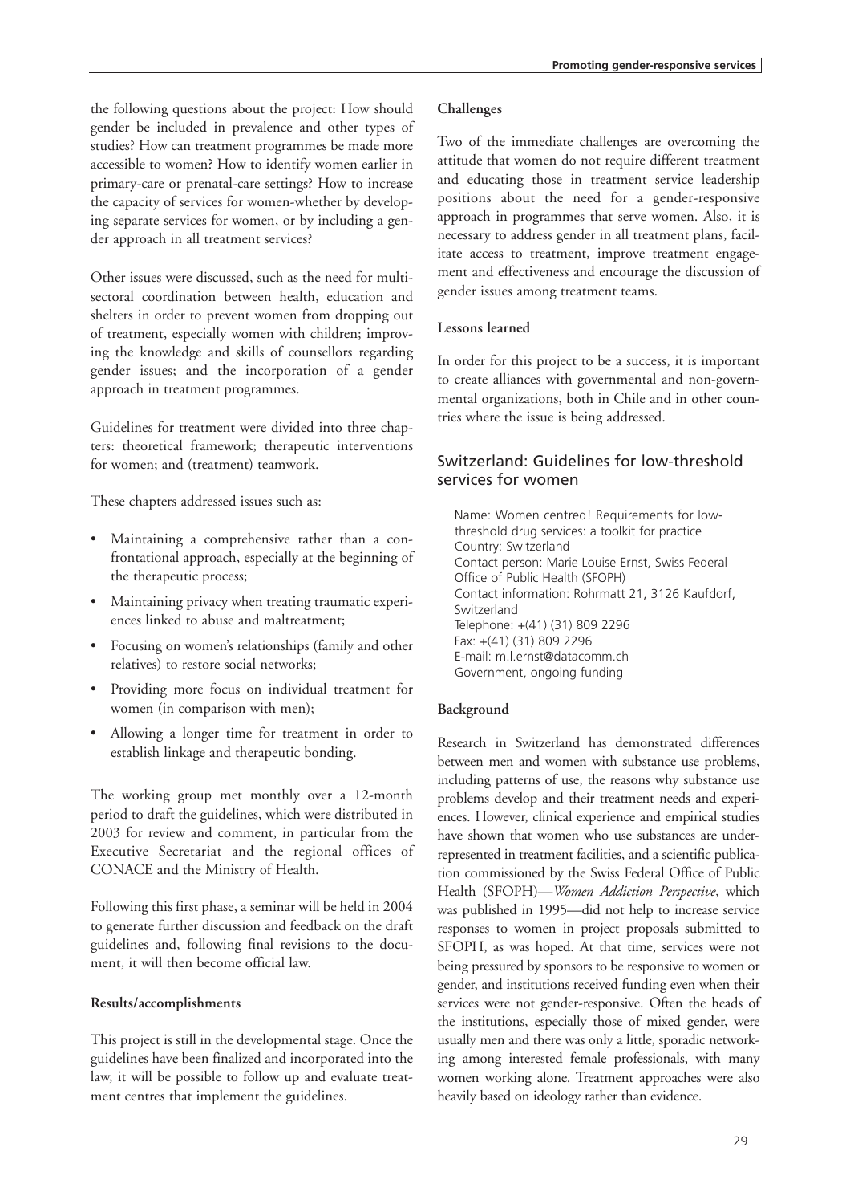the following questions about the project: How should gender be included in prevalence and other types of studies? How can treatment programmes be made more accessible to women? How to identify women earlier in primary-care or prenatal-care settings? How to increase the capacity of services for women-whether by developing separate services for women, or by including a gender approach in all treatment services?

Other issues were discussed, such as the need for multisectoral coordination between health, education and shelters in order to prevent women from dropping out of treatment, especially women with children; improving the knowledge and skills of counsellors regarding gender issues; and the incorporation of a gender approach in treatment programmes.

Guidelines for treatment were divided into three chapters: theoretical framework; therapeutic interventions for women; and (treatment) teamwork.

These chapters addressed issues such as:

- Maintaining a comprehensive rather than a confrontational approach, especially at the beginning of the therapeutic process;
- Maintaining privacy when treating traumatic experiences linked to abuse and maltreatment;
- Focusing on women's relationships (family and other relatives) to restore social networks;
- Providing more focus on individual treatment for women (in comparison with men);
- Allowing a longer time for treatment in order to establish linkage and therapeutic bonding.

The working group met monthly over a 12-month period to draft the guidelines, which were distributed in 2003 for review and comment, in particular from the Executive Secretariat and the regional offices of CONACE and the Ministry of Health.

Following this first phase, a seminar will be held in 2004 to generate further discussion and feedback on the draft guidelines and, following final revisions to the document, it will then become official law.

**Results/accomplishments**

This project is still in the developmental stage. Once the guidelines have been finalized and incorporated into the law, it will be possible to follow up and evaluate treatment centres that implement the guidelines.

**Challenges**

Two of the immediate challenges are overcoming the attitude that women do not require different treatment and educating those in treatment service leadership positions about the need for a gender-responsive approach in programmes that serve women. Also, it is necessary to address gender in all treatment plans, facilitate access to treatment, improve treatment engagement and effectiveness and encourage the discussion of gender issues among treatment teams.

**Lessons learned**

In order for this project to be a success, it is important to create alliances with governmental and non-governmental organizations, both in Chile and in other countries where the issue is being addressed.

## Switzerland: Guidelines for low-threshold services for women

Name: Women centred! Requirements for low-threshold drug services: a toolkit for practice
Country: Switzerland
Contact person: Marie Louise Ernst, Swiss Federal Office of Public Health (SFOPH)
Contact information: Rohrmatt 21, 3126 Kaufdorf, Switzerland
Telephone: +(41) (31) 809 2296
Fax: +(41) (31) 809 2296
E-mail: m.l.ernst@datacomm.ch
Government, ongoing funding

**Background**

Research in Switzerland has demonstrated differences between men and women with substance use problems, including patterns of use, the reasons why substance use problems develop and their treatment needs and experiences. However, clinical experience and empirical studies have shown that women who use substances are underrepresented in treatment facilities, and a scientific publication commissioned by the Swiss Federal Office of Public Health (SFOPH)—*Women Addiction Perspective*, which was published in 1995—did not help to increase service responses to women in project proposals submitted to SFOPH, as was hoped. At that time, services were not being pressured by sponsors to be responsive to women or gender, and institutions received funding even when their services were not gender-responsive. Often the heads of the institutions, especially those of mixed gender, were usually men and there was only a little, sporadic networking among interested female professionals, with many women working alone. Treatment approaches were also heavily based on ideology rather than evidence.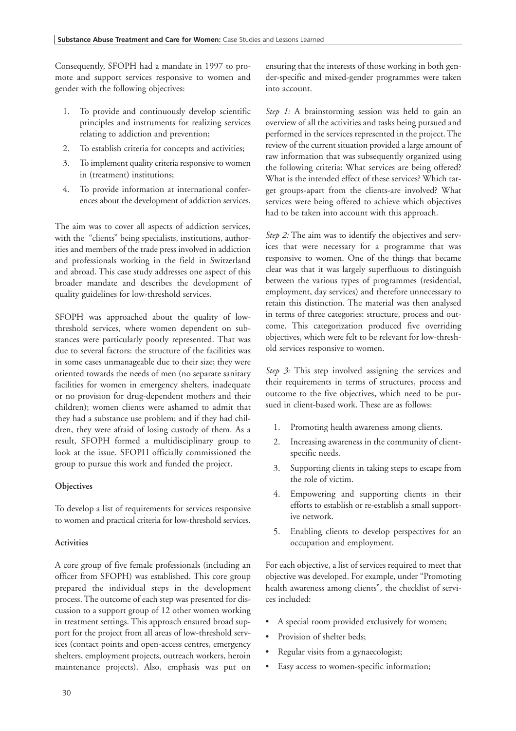Consequently, SFOPH had a mandate in 1997 to promote and support services responsive to women and gender with the following objectives:

1. To provide and continuously develop scientific principles and instruments for realizing services relating to addiction and prevention;
2. To establish criteria for concepts and activities;
3. To implement quality criteria responsive to women in (treatment) institutions;
4. To provide information at international conferences about the development of addiction services.

The aim was to cover all aspects of addiction services, with the "clients" being specialists, institutions, authorities and members of the trade press involved in addiction and professionals working in the field in Switzerland and abroad. This case study addresses one aspect of this broader mandate and describes the development of quality guidelines for low-threshold services.

SFOPH was approached about the quality of low-threshold services, where women dependent on substances were particularly poorly represented. That was due to several factors: the structure of the facilities was in some cases unmanageable due to their size; they were oriented towards the needs of men (no separate sanitary facilities for women in emergency shelters, inadequate or no provision for drug-dependent mothers and their children); women clients were ashamed to admit that they had a substance use problem; and if they had children, they were afraid of losing custody of them. As a result, SFOPH formed a multidisciplinary group to look at the issue. SFOPH officially commissioned the group to pursue this work and funded the project.

**Objectives**

To develop a list of requirements for services responsive to women and practical criteria for low-threshold services.

**Activities**

A core group of five female professionals (including an officer from SFOPH) was established. This core group prepared the individual steps in the development process. The outcome of each step was presented for discussion to a support group of 12 other women working in treatment settings. This approach ensured broad support for the project from all areas of low-threshold services (contact points and open-access centres, emergency shelters, employment projects, outreach workers, heroin maintenance projects). Also, emphasis was put on ensuring that the interests of those working in both gender-specific and mixed-gender programmes were taken into account.

*Step 1:* A brainstorming session was held to gain an overview of all the activities and tasks being pursued and performed in the services represented in the project. The review of the current situation provided a large amount of raw information that was subsequently organized using the following criteria: What services are being offered? What is the intended effect of these services? Which target groups-apart from the clients-are involved? What services were being offered to achieve which objectives had to be taken into account with this approach.

*Step 2:* The aim was to identify the objectives and services that were necessary for a programme that was responsive to women. One of the things that became clear was that it was largely superfluous to distinguish between the various types of programmes (residential, employment, day services) and therefore unnecessary to retain this distinction. The material was then analysed in terms of three categories: structure, process and outcome. This categorization produced five overriding objectives, which were felt to be relevant for low-threshold services responsive to women.

*Step 3:* This step involved assigning the services and their requirements in terms of structures, process and outcome to the five objectives, which need to be pursued in client-based work. These are as follows:

1. Promoting health awareness among clients.
2. Increasing awareness in the community of client-specific needs.
3. Supporting clients in taking steps to escape from the role of victim.
4. Empowering and supporting clients in their efforts to establish or re-establish a small supportive network.
5. Enabling clients to develop perspectives for an occupation and employment.

For each objective, a list of services required to meet that objective was developed. For example, under "Promoting health awareness among clients", the checklist of services included:

- A special room provided exclusively for women;
- Provision of shelter beds;
- Regular visits from a gynaecologist;
- Easy access to women-specific information;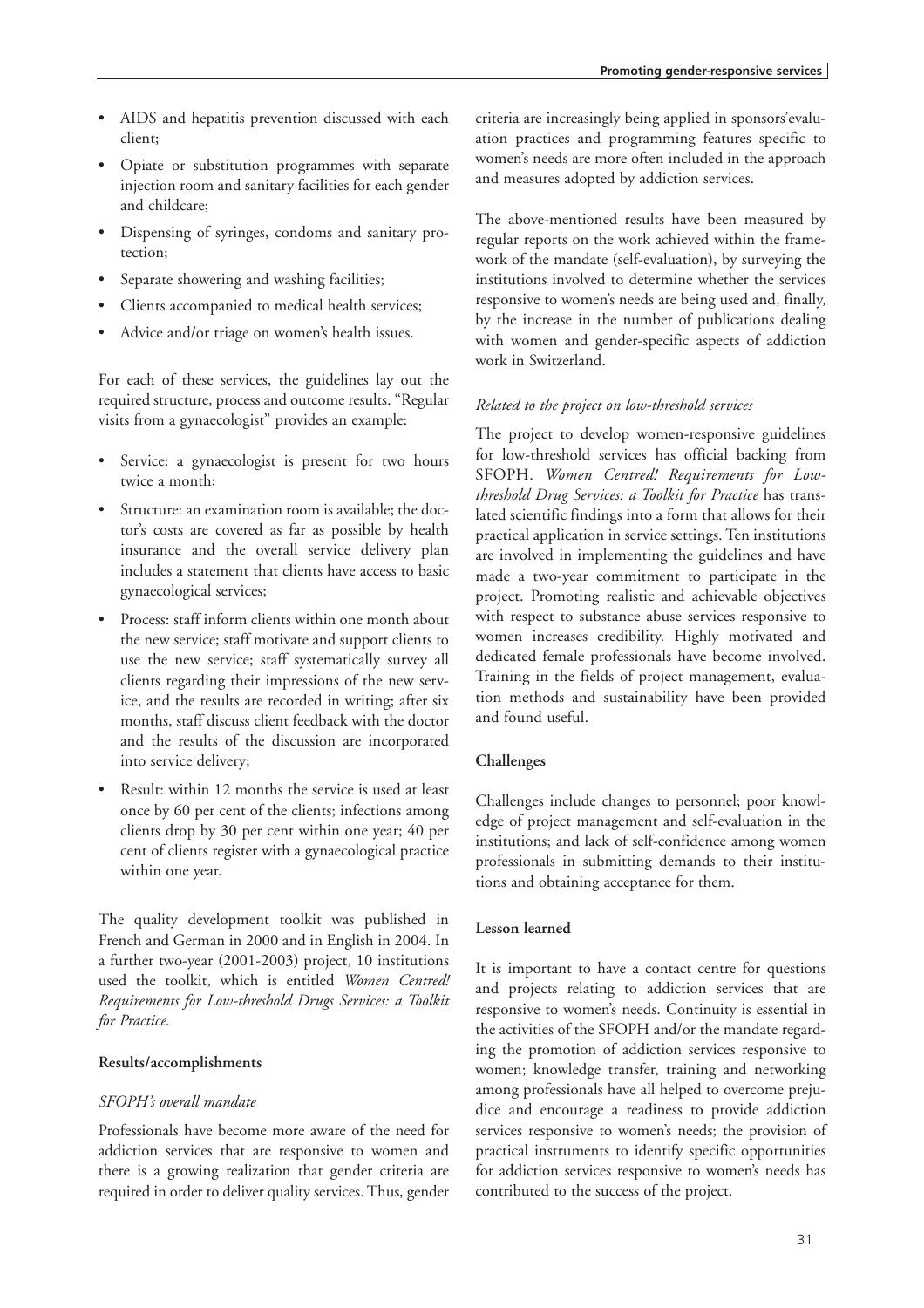- AIDS and hepatitis prevention discussed with each client;
- Opiate or substitution programmes with separate injection room and sanitary facilities for each gender and childcare;
- Dispensing of syringes, condoms and sanitary protection;
- Separate showering and washing facilities;
- Clients accompanied to medical health services;
- Advice and/or triage on women's health issues.

For each of these services, the guidelines lay out the required structure, process and outcome results. "Regular visits from a gynaecologist" provides an example:

- Service: a gynaecologist is present for two hours twice a month;
- Structure: an examination room is available; the doctor's costs are covered as far as possible by health insurance and the overall service delivery plan includes a statement that clients have access to basic gynaecological services;
- Process: staff inform clients within one month about the new service; staff motivate and support clients to use the new service; staff systematically survey all clients regarding their impressions of the new service, and the results are recorded in writing; after six months, staff discuss client feedback with the doctor and the results of the discussion are incorporated into service delivery;
- Result: within 12 months the service is used at least once by 60 per cent of the clients; infections among clients drop by 30 per cent within one year; 40 per cent of clients register with a gynaecological practice within one year.

The quality development toolkit was published in French and German in 2000 and in English in 2004. In a further two-year (2001-2003) project, 10 institutions used the toolkit, which is entitled *Women Centred! Requirements for Low-threshold Drugs Services: a Toolkit for Practice.*

**Results/accomplishments**

*SFOPH's overall mandate*

Professionals have become more aware of the need for addiction services that are responsive to women and there is a growing realization that gender criteria are required in order to deliver quality services. Thus, gender criteria are increasingly being applied in sponsors'evaluation practices and programming features specific to women's needs are more often included in the approach and measures adopted by addiction services.

The above-mentioned results have been measured by regular reports on the work achieved within the framework of the mandate (self-evaluation), by surveying the institutions involved to determine whether the services responsive to women's needs are being used and, finally, by the increase in the number of publications dealing with women and gender-specific aspects of addiction work in Switzerland.

*Related to the project on low-threshold services*

The project to develop women-responsive guidelines for low-threshold services has official backing from SFOPH. *Women Centred! Requirements for Low-threshold Drug Services: a Toolkit for Practice* has translated scientific findings into a form that allows for their practical application in service settings. Ten institutions are involved in implementing the guidelines and have made a two-year commitment to participate in the project. Promoting realistic and achievable objectives with respect to substance abuse services responsive to women increases credibility. Highly motivated and dedicated female professionals have become involved. Training in the fields of project management, evaluation methods and sustainability have been provided and found useful.

**Challenges**

Challenges include changes to personnel; poor knowledge of project management and self-evaluation in the institutions; and lack of self-confidence among women professionals in submitting demands to their institutions and obtaining acceptance for them.

**Lesson learned**

It is important to have a contact centre for questions and projects relating to addiction services that are responsive to women's needs. Continuity is essential in the activities of the SFOPH and/or the mandate regarding the promotion of addiction services responsive to women; knowledge transfer, training and networking among professionals have all helped to overcome prejudice and encourage a readiness to provide addiction services responsive to women's needs; the provision of practical instruments to identify specific opportunities for addiction services responsive to women's needs has contributed to the success of the project.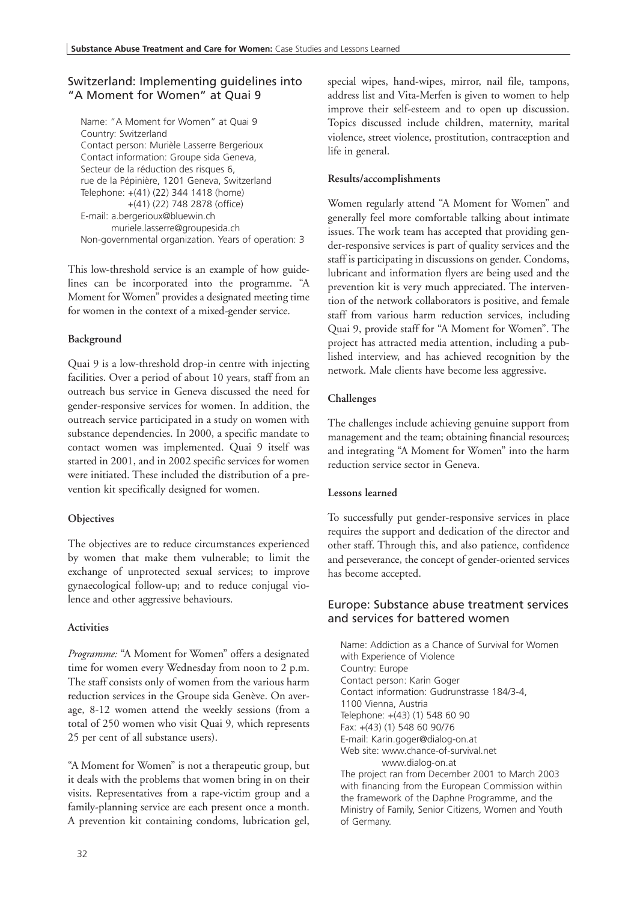## Switzerland: Implementing guidelines into "A Moment for Women" at Quai 9

Name: "A Moment for Women" at Quai 9
Country: Switzerland
Contact person: Murièle Lasserre Bergerioux
Contact information: Groupe sida Geneva, Secteur de la réduction des risques 6, rue de la Pépinière, 1201 Geneva, Switzerland
Telephone: +(41) (22) 344 1418 (home)
+(41) (22) 748 2878 (office)
E-mail: a.bergerioux@bluewin.ch
muriele.lasserre@groupesida.ch
Non-governmental organization. Years of operation: 3

This low-threshold service is an example of how guidelines can be incorporated into the programme. "A Moment for Women" provides a designated meeting time for women in the context of a mixed-gender service.

### Background

Quai 9 is a low-threshold drop-in centre with injecting facilities. Over a period of about 10 years, staff from an outreach bus service in Geneva discussed the need for gender-responsive services for women. In addition, the outreach service participated in a study on women with substance dependencies. In 2000, a specific mandate to contact women was implemented. Quai 9 itself was started in 2001, and in 2002 specific services for women were initiated. These included the distribution of a prevention kit specifically designed for women.

### Objectives

The objectives are to reduce circumstances experienced by women that make them vulnerable; to limit the exchange of unprotected sexual services; to improve gynaecological follow-up; and to reduce conjugal violence and other aggressive behaviours.

### Activities

*Programme:* "A Moment for Women" offers a designated time for women every Wednesday from noon to 2 p.m. The staff consists only of women from the various harm reduction services in the Groupe sida Genève. On average, 8-12 women attend the weekly sessions (from a total of 250 women who visit Quai 9, which represents 25 per cent of all substance users).

"A Moment for Women" is not a therapeutic group, but it deals with the problems that women bring in on their visits. Representatives from a rape-victim group and a family-planning service are each present once a month. A prevention kit containing condoms, lubrication gel, special wipes, hand-wipes, mirror, nail file, tampons, address list and Vita-Merfen is given to women to help improve their self-esteem and to open up discussion. Topics discussed include children, maternity, marital violence, street violence, prostitution, contraception and life in general.

### Results/accomplishments

Women regularly attend "A Moment for Women" and generally feel more comfortable talking about intimate issues. The work team has accepted that providing gender-responsive services is part of quality services and the staff is participating in discussions on gender. Condoms, lubricant and information flyers are being used and the prevention kit is very much appreciated. The intervention of the network collaborators is positive, and female staff from various harm reduction services, including Quai 9, provide staff for "A Moment for Women". The project has attracted media attention, including a published interview, and has achieved recognition by the network. Male clients have become less aggressive.

### Challenges

The challenges include achieving genuine support from management and the team; obtaining financial resources; and integrating "A Moment for Women" into the harm reduction service sector in Geneva.

### Lessons learned

To successfully put gender-responsive services in place requires the support and dedication of the director and other staff. Through this, and also patience, confidence and perseverance, the concept of gender-oriented services has become accepted.

## Europe: Substance abuse treatment services and services for battered women

Name: Addiction as a Chance of Survival for Women with Experience of Violence
Country: Europe
Contact person: Karin Goger
Contact information: Gudrunstrasse 184/3-4, 1100 Vienna, Austria
Telephone: +(43) (1) 548 60 90
Fax: +(43) (1) 548 60 90/76
E-mail: Karin.goger@dialog-on.at
Web site: www.chance-of-survival.net
www.dialog-on.at
The project ran from December 2001 to March 2003 with financing from the European Commission within the framework of the Daphne Programme, and the Ministry of Family, Senior Citizens, Women and Youth of Germany.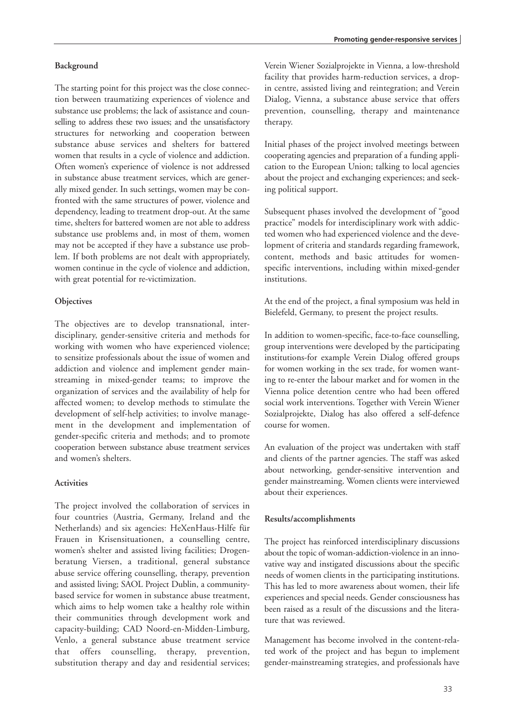### Background

The starting point for this project was the close connection between traumatizing experiences of violence and substance use problems; the lack of assistance and counselling to address these two issues; and the unsatisfactory structures for networking and cooperation between substance abuse services and shelters for battered women that results in a cycle of violence and addiction. Often women's experience of violence is not addressed in substance abuse treatment services, which are generally mixed gender. In such settings, women may be confronted with the same structures of power, violence and dependency, leading to treatment drop-out. At the same time, shelters for battered women are not able to address substance use problems and, in most of them, women may not be accepted if they have a substance use problem. If both problems are not dealt with appropriately, women continue in the cycle of violence and addiction, with great potential for re-victimization.

### Objectives

The objectives are to develop transnational, interdisciplinary, gender-sensitive criteria and methods for working with women who have experienced violence; to sensitize professionals about the issue of women and addiction and violence and implement gender mainstreaming in mixed-gender teams; to improve the organization of services and the availability of help for affected women; to develop methods to stimulate the development of self-help activities; to involve management in the development and implementation of gender-specific criteria and methods; and to promote cooperation between substance abuse treatment services and women's shelters.

### Activities

The project involved the collaboration of services in four countries (Austria, Germany, Ireland and the Netherlands) and six agencies: HeXenHaus-Hilfe für Frauen in Krisensituationen, a counselling centre, women's shelter and assisted living facilities; Drogenberatung Viersen, a traditional, general substance abuse service offering counselling, therapy, prevention and assisted living; SAOL Project Dublin, a community-based service for women in substance abuse treatment, which aims to help women take a healthy role within their communities through development work and capacity-building; CAD Noord-en-Midden-Limburg, Venlo, a general substance abuse treatment service that offers counselling, therapy, prevention, substitution therapy and day and residential services; Verein Wiener Sozialprojekte in Vienna, a low-threshold facility that provides harm-reduction services, a drop-in centre, assisted living and reintegration; and Verein Dialog, Vienna, a substance abuse service that offers prevention, counselling, therapy and maintenance therapy.

Initial phases of the project involved meetings between cooperating agencies and preparation of a funding application to the European Union; talking to local agencies about the project and exchanging experiences; and seeking political support.

Subsequent phases involved the development of "good practice" models for interdisciplinary work with addicted women who had experienced violence and the development of criteria and standards regarding framework, content, methods and basic attitudes for women-specific interventions, including within mixed-gender institutions.

At the end of the project, a final symposium was held in Bielefeld, Germany, to present the project results.

In addition to women-specific, face-to-face counselling, group interventions were developed by the participating institutions-for example Verein Dialog offered groups for women working in the sex trade, for women wanting to re-enter the labour market and for women in the Vienna police detention centre who had been offered social work interventions. Together with Verein Wiener Sozialprojekte, Dialog has also offered a self-defence course for women.

An evaluation of the project was undertaken with staff and clients of the partner agencies. The staff was asked about networking, gender-sensitive intervention and gender mainstreaming. Women clients were interviewed about their experiences.

### Results/accomplishments

The project has reinforced interdisciplinary discussions about the topic of woman-addiction-violence in an innovative way and instigated discussions about the specific needs of women clients in the participating institutions. This has led to more awareness about women, their life experiences and special needs. Gender consciousness has been raised as a result of the discussions and the literature that was reviewed.

Management has become involved in the content-related work of the project and has begun to implement gender-mainstreaming strategies, and professionals have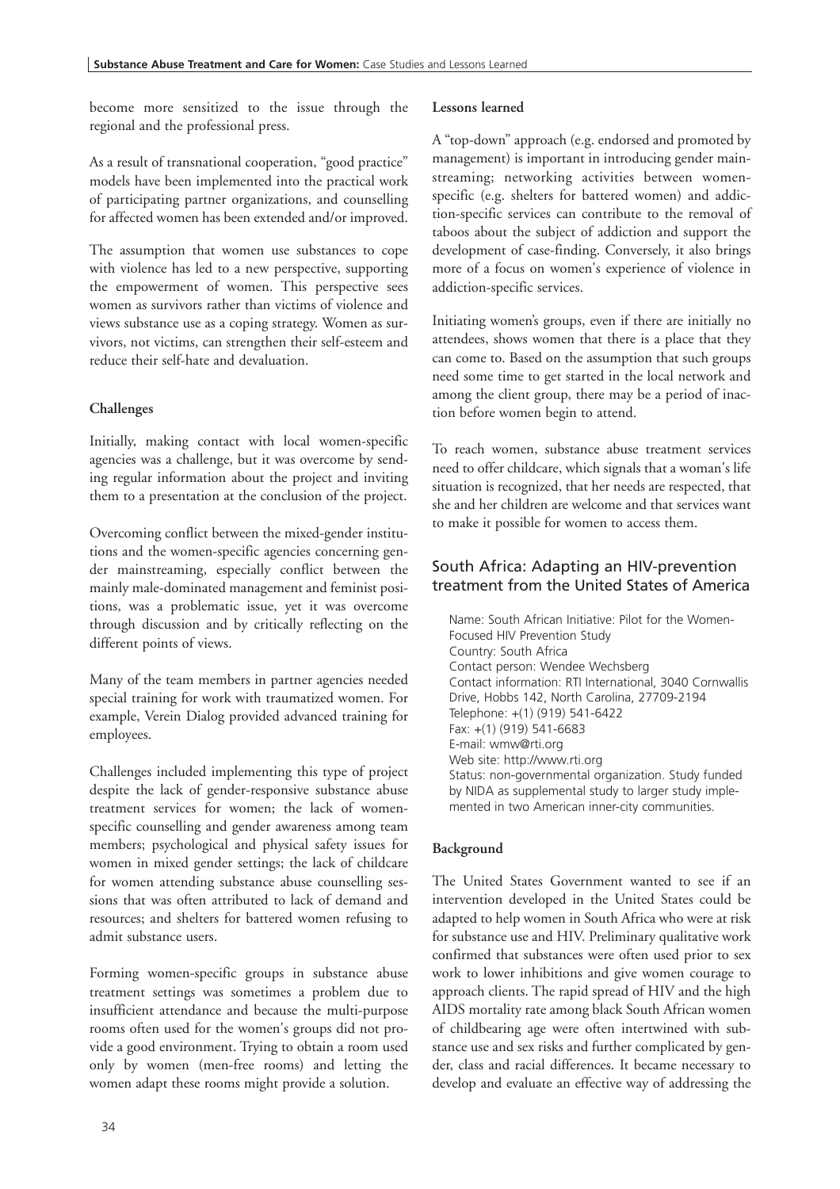become more sensitized to the issue through the regional and the professional press.

As a result of transnational cooperation, "good practice" models have been implemented into the practical work of participating partner organizations, and counselling for affected women has been extended and/or improved.

The assumption that women use substances to cope with violence has led to a new perspective, supporting the empowerment of women. This perspective sees women as survivors rather than victims of violence and views substance use as a coping strategy. Women as survivors, not victims, can strengthen their self-esteem and reduce their self-hate and devaluation.

**Challenges**

Initially, making contact with local women-specific agencies was a challenge, but it was overcome by sending regular information about the project and inviting them to a presentation at the conclusion of the project.

Overcoming conflict between the mixed-gender institutions and the women-specific agencies concerning gender mainstreaming, especially conflict between the mainly male-dominated management and feminist positions, was a problematic issue, yet it was overcome through discussion and by critically reflecting on the different points of views.

Many of the team members in partner agencies needed special training for work with traumatized women. For example, Verein Dialog provided advanced training for employees.

Challenges included implementing this type of project despite the lack of gender-responsive substance abuse treatment services for women; the lack of women-specific counselling and gender awareness among team members; psychological and physical safety issues for women in mixed gender settings; the lack of childcare for women attending substance abuse counselling sessions that was often attributed to lack of demand and resources; and shelters for battered women refusing to admit substance users.

Forming women-specific groups in substance abuse treatment settings was sometimes a problem due to insufficient attendance and because the multi-purpose rooms often used for the women's groups did not provide a good environment. Trying to obtain a room used only by women (men-free rooms) and letting the women adapt these rooms might provide a solution.

**Lessons learned**

A "top-down" approach (e.g. endorsed and promoted by management) is important in introducing gender mainstreaming; networking activities between women-specific (e.g. shelters for battered women) and addiction-specific services can contribute to the removal of taboos about the subject of addiction and support the development of case-finding. Conversely, it also brings more of a focus on women's experience of violence in addiction-specific services.

Initiating women's groups, even if there are initially no attendees, shows women that there is a place that they can come to. Based on the assumption that such groups need some time to get started in the local network and among the client group, there may be a period of inaction before women begin to attend.

To reach women, substance abuse treatment services need to offer childcare, which signals that a woman's life situation is recognized, that her needs are respected, that she and her children are welcome and that services want to make it possible for women to access them.

## South Africa: Adapting an HIV-prevention treatment from the United States of America

Name: South African Initiative: Pilot for the Women-Focused HIV Prevention Study
Country: South Africa
Contact person: Wendee Wechsberg
Contact information: RTI International, 3040 Cornwallis Drive, Hobbs 142, North Carolina, 27709-2194
Telephone: +(1) (919) 541-6422
Fax: +(1) (919) 541-6683
E-mail: wmw@rti.org
Web site: http://www.rti.org
Status: non-governmental organization. Study funded by NIDA as supplemental study to larger study implemented in two American inner-city communities.

**Background**

The United States Government wanted to see if an intervention developed in the United States could be adapted to help women in South Africa who were at risk for substance use and HIV. Preliminary qualitative work confirmed that substances were often used prior to sex work to lower inhibitions and give women courage to approach clients. The rapid spread of HIV and the high AIDS mortality rate among black South African women of childbearing age were often intertwined with substance use and sex risks and further complicated by gender, class and racial differences. It became necessary to develop and evaluate an effective way of addressing the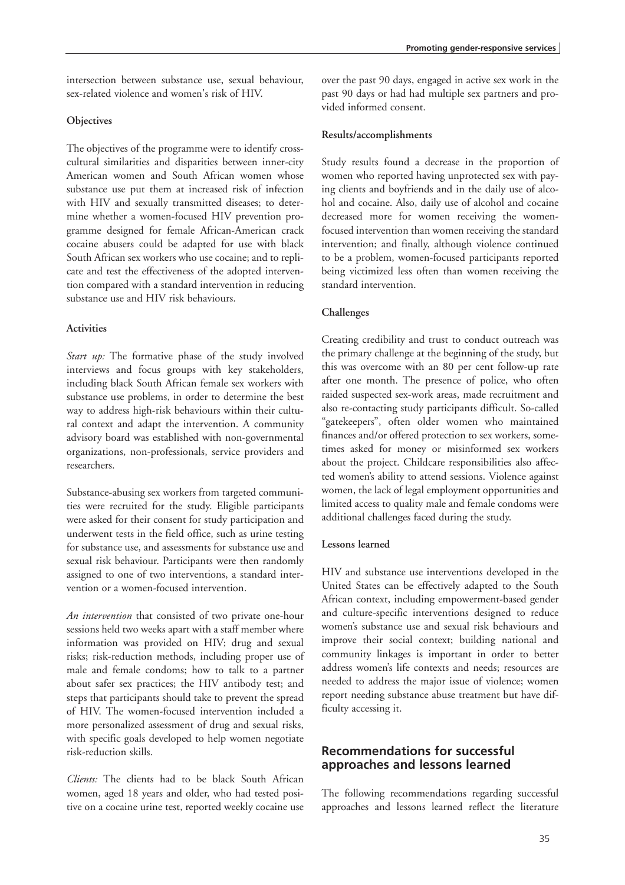intersection between substance use, sexual behaviour, sex-related violence and women's risk of HIV.

**Objectives**

The objectives of the programme were to identify cross-cultural similarities and disparities between inner-city American women and South African women whose substance use put them at increased risk of infection with HIV and sexually transmitted diseases; to determine whether a women-focused HIV prevention programme designed for female African-American crack cocaine abusers could be adapted for use with black South African sex workers who use cocaine; and to replicate and test the effectiveness of the adopted intervention compared with a standard intervention in reducing substance use and HIV risk behaviours.

**Activities**

*Start up:* The formative phase of the study involved interviews and focus groups with key stakeholders, including black South African female sex workers with substance use problems, in order to determine the best way to address high-risk behaviours within their cultural context and adapt the intervention. A community advisory board was established with non-governmental organizations, non-professionals, service providers and researchers.

Substance-abusing sex workers from targeted communities were recruited for the study. Eligible participants were asked for their consent for study participation and underwent tests in the field office, such as urine testing for substance use, and assessments for substance use and sexual risk behaviour. Participants were then randomly assigned to one of two interventions, a standard intervention or a women-focused intervention.

*An intervention* that consisted of two private one-hour sessions held two weeks apart with a staff member where information was provided on HIV; drug and sexual risks; risk-reduction methods, including proper use of male and female condoms; how to talk to a partner about safer sex practices; the HIV antibody test; and steps that participants should take to prevent the spread of HIV. The women-focused intervention included a more personalized assessment of drug and sexual risks, with specific goals developed to help women negotiate risk-reduction skills.

*Clients:* The clients had to be black South African women, aged 18 years and older, who had tested positive on a cocaine urine test, reported weekly cocaine use over the past 90 days, engaged in active sex work in the past 90 days or had had multiple sex partners and provided informed consent.

**Results/accomplishments**

Study results found a decrease in the proportion of women who reported having unprotected sex with paying clients and boyfriends and in the daily use of alcohol and cocaine. Also, daily use of alcohol and cocaine decreased more for women receiving the women-focused intervention than women receiving the standard intervention; and finally, although violence continued to be a problem, women-focused participants reported being victimized less often than women receiving the standard intervention.

**Challenges**

Creating credibility and trust to conduct outreach was the primary challenge at the beginning of the study, but this was overcome with an 80 per cent follow-up rate after one month. The presence of police, who often raided suspected sex-work areas, made recruitment and also re-contacting study participants difficult. So-called "gatekeepers", often older women who maintained finances and/or offered protection to sex workers, sometimes asked for money or misinformed sex workers about the project. Childcare responsibilities also affected women's ability to attend sessions. Violence against women, the lack of legal employment opportunities and limited access to quality male and female condoms were additional challenges faced during the study.

**Lessons learned**

HIV and substance use interventions developed in the United States can be effectively adapted to the South African context, including empowerment-based gender and culture-specific interventions designed to reduce women's substance use and sexual risk behaviours and improve their social context; building national and community linkages is important in order to better address women's life contexts and needs; resources are needed to address the major issue of violence; women report needing substance abuse treatment but have difficulty accessing it.

## Recommendations for successful approaches and lessons learned

The following recommendations regarding successful approaches and lessons learned reflect the literature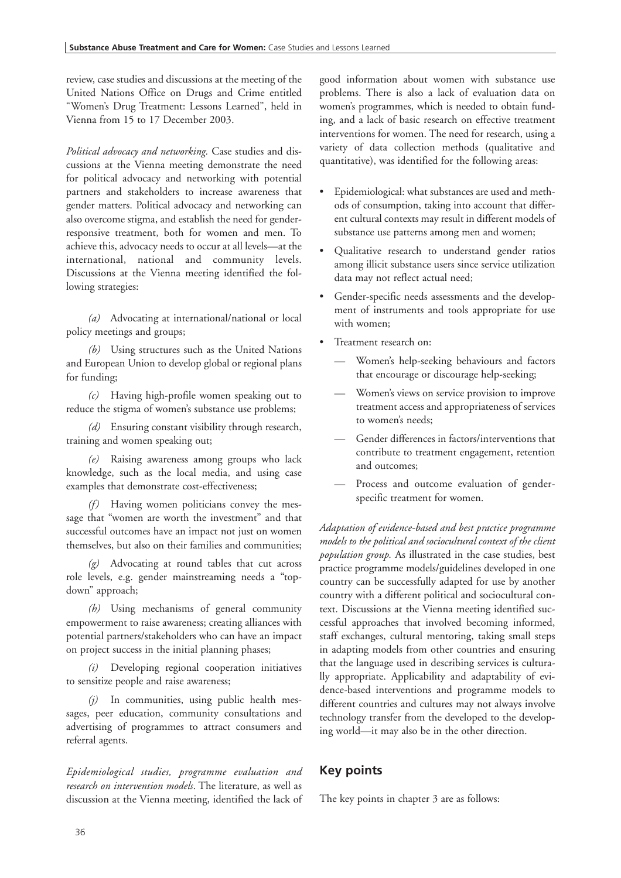review, case studies and discussions at the meeting of the United Nations Office on Drugs and Crime entitled "Women's Drug Treatment: Lessons Learned", held in Vienna from 15 to 17 December 2003.

*Political advocacy and networking.* Case studies and discussions at the Vienna meeting demonstrate the need for political advocacy and networking with potential partners and stakeholders to increase awareness that gender matters. Political advocacy and networking can also overcome stigma, and establish the need for gender-responsive treatment, both for women and men. To achieve this, advocacy needs to occur at all levels—at the international, national and community levels. Discussions at the Vienna meeting identified the following strategies:

*(a)* Advocating at international/national or local policy meetings and groups;

*(b)* Using structures such as the United Nations and European Union to develop global or regional plans for funding;

*(c)* Having high-profile women speaking out to reduce the stigma of women's substance use problems;

*(d)* Ensuring constant visibility through research, training and women speaking out;

*(e)* Raising awareness among groups who lack knowledge, such as the local media, and using case examples that demonstrate cost-effectiveness;

*(f)* Having women politicians convey the message that "women are worth the investment" and that successful outcomes have an impact not just on women themselves, but also on their families and communities;

*(g)* Advocating at round tables that cut across role levels, e.g. gender mainstreaming needs a "top-down" approach;

*(h)* Using mechanisms of general community empowerment to raise awareness; creating alliances with potential partners/stakeholders who can have an impact on project success in the initial planning phases;

*(i)* Developing regional cooperation initiatives to sensitize people and raise awareness;

*(j)* In communities, using public health messages, peer education, community consultations and advertising of programmes to attract consumers and referral agents.

*Epidemiological studies, programme evaluation and research on intervention models*. The literature, as well as discussion at the Vienna meeting, identified the lack of good information about women with substance use problems. There is also a lack of evaluation data on women's programmes, which is needed to obtain funding, and a lack of basic research on effective treatment interventions for women. The need for research, using a variety of data collection methods (qualitative and quantitative), was identified for the following areas:

- Epidemiological: what substances are used and methods of consumption, taking into account that different cultural contexts may result in different models of substance use patterns among men and women;
- Qualitative research to understand gender ratios among illicit substance users since service utilization data may not reflect actual need;
- Gender-specific needs assessments and the development of instruments and tools appropriate for use with women;
- Treatment research on:
  - Women's help-seeking behaviours and factors that encourage or discourage help-seeking;
  - Women's views on service provision to improve treatment access and appropriateness of services to women's needs;
  - Gender differences in factors/interventions that contribute to treatment engagement, retention and outcomes;
  - Process and outcome evaluation of gender-specific treatment for women.

*Adaptation of evidence-based and best practice programme models to the political and sociocultural context of the client population group.* As illustrated in the case studies, best practice programme models/guidelines developed in one country can be successfully adapted for use by another country with a different political and sociocultural context. Discussions at the Vienna meeting identified successful approaches that involved becoming informed, staff exchanges, cultural mentoring, taking small steps in adapting models from other countries and ensuring that the language used in describing services is culturally appropriate. Applicability and adaptability of evidence-based interventions and programme models to different countries and cultures may not always involve technology transfer from the developed to the developing world—it may also be in the other direction.

## Key points

The key points in chapter 3 are as follows: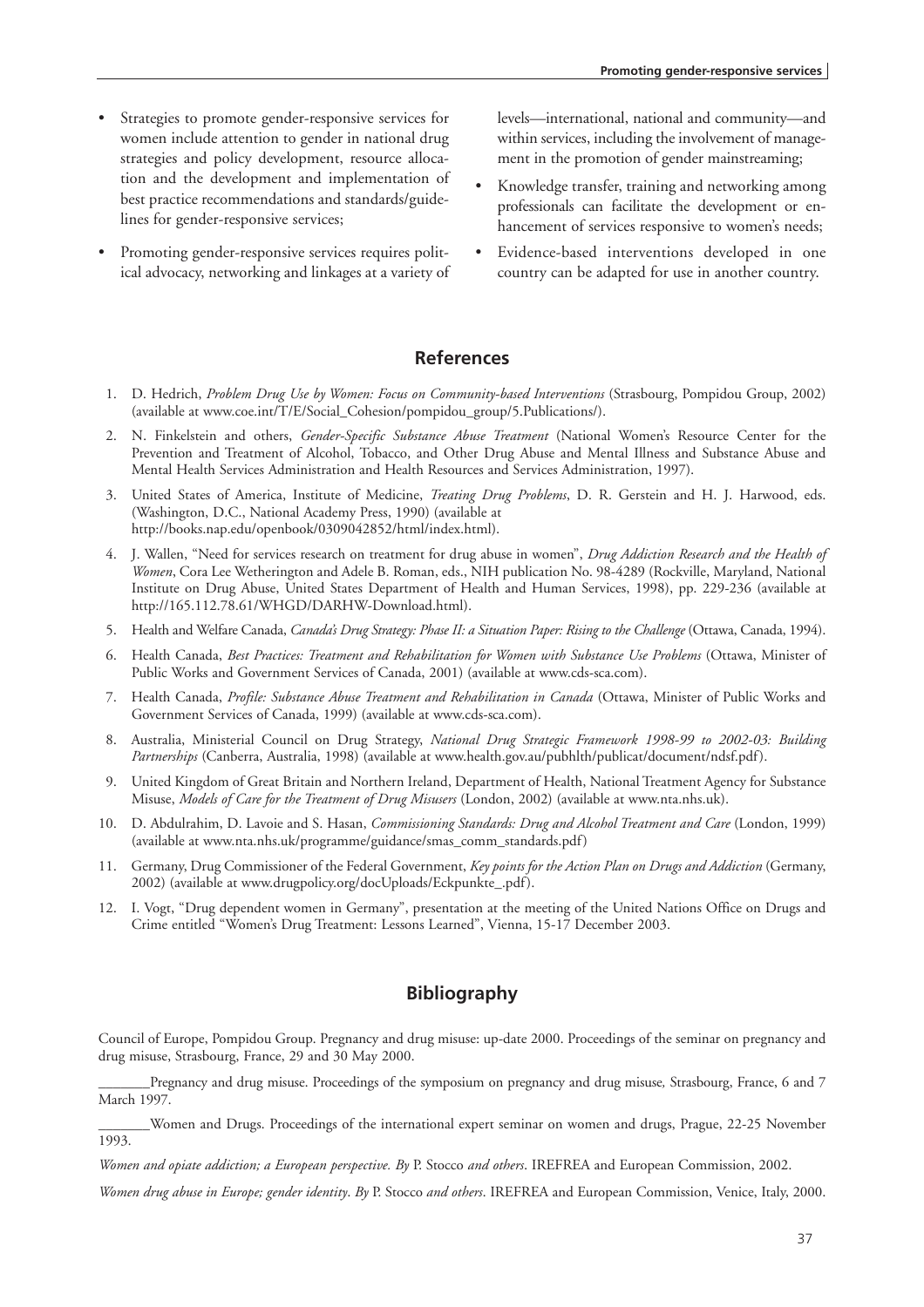- Strategies to promote gender-responsive services for women include attention to gender in national drug strategies and policy development, resource allocation and the development and implementation of best practice recommendations and standards/guidelines for gender-responsive services;
- Promoting gender-responsive services requires political advocacy, networking and linkages at a variety of levels—international, national and community—and within services, including the involvement of management in the promotion of gender mainstreaming;
- Knowledge transfer, training and networking among professionals can facilitate the development or enhancement of services responsive to women's needs;
- Evidence-based interventions developed in one country can be adapted for use in another country.

## References

1. D. Hedrich, *Problem Drug Use by Women: Focus on Community-based Interventions* (Strasbourg, Pompidou Group, 2002) (available at www.coe.int/T/E/Social_Cohesion/pompidou_group/5.Publications/).
2. N. Finkelstein and others, *Gender-Specific Substance Abuse Treatment* (National Women's Resource Center for the Prevention and Treatment of Alcohol, Tobacco, and Other Drug Abuse and Mental Illness and Substance Abuse and Mental Health Services Administration and Health Resources and Services Administration, 1997).
3. United States of America, Institute of Medicine, *Treating Drug Problems*, D. R. Gerstein and H. J. Harwood, eds. (Washington, D.C., National Academy Press, 1990) (available at http://books.nap.edu/openbook/0309042852/html/index.html).
4. J. Wallen, "Need for services research on treatment for drug abuse in women", *Drug Addiction Research and the Health of Women*, Cora Lee Wetherington and Adele B. Roman, eds., NIH publication No. 98-4289 (Rockville, Maryland, National Institute on Drug Abuse, United States Department of Health and Human Services, 1998), pp. 229-236 (available at http://165.112.78.61/WHGD/DARHW-Download.html).
5. Health and Welfare Canada, *Canada's Drug Strategy: Phase II: a Situation Paper: Rising to the Challenge* (Ottawa, Canada, 1994).
6. Health Canada, *Best Practices: Treatment and Rehabilitation for Women with Substance Use Problems* (Ottawa, Minister of Public Works and Government Services of Canada, 2001) (available at www.cds-sca.com).
7. Health Canada, *Profile: Substance Abuse Treatment and Rehabilitation in Canada* (Ottawa, Minister of Public Works and Government Services of Canada, 1999) (available at www.cds-sca.com).
8. Australia, Ministerial Council on Drug Strategy, *National Drug Strategic Framework 1998-99 to 2002-03: Building Partnerships* (Canberra, Australia, 1998) (available at www.health.gov.au/pubhlth/publicat/document/ndsf.pdf).
9. United Kingdom of Great Britain and Northern Ireland, Department of Health, National Treatment Agency for Substance Misuse, *Models of Care for the Treatment of Drug Misusers* (London, 2002) (available at www.nta.nhs.uk).
10. D. Abdulrahim, D. Lavoie and S. Hasan, *Commissioning Standards: Drug and Alcohol Treatment and Care* (London, 1999) (available at www.nta.nhs.uk/programme/guidance/smas_comm_standards.pdf)
11. Germany, Drug Commissioner of the Federal Government, *Key points for the Action Plan on Drugs and Addiction* (Germany, 2002) (available at www.drugpolicy.org/docUploads/Eckpunkte_.pdf).
12. I. Vogt, "Drug dependent women in Germany", presentation at the meeting of the United Nations Office on Drugs and Crime entitled "Women's Drug Treatment: Lessons Learned", Vienna, 15-17 December 2003.

## Bibliography

Council of Europe, Pompidou Group. Pregnancy and drug misuse: up-date 2000. Proceedings of the seminar on pregnancy and drug misuse, Strasbourg, France, 29 and 30 May 2000.

_______Pregnancy and drug misuse. Proceedings of the symposium on pregnancy and drug misuse*,* Strasbourg, France, 6 and 7 March 1997.

_______Women and Drugs. Proceedings of the international expert seminar on women and drugs, Prague, 22-25 November 1993.

*Women and opiate addiction; a European perspective. By* P. Stocco *and others*. IREFREA and European Commission, 2002.

*Women drug abuse in Europe; gender identity*. *By* P. Stocco *and others*. IREFREA and European Commission, Venice, Italy, 2000.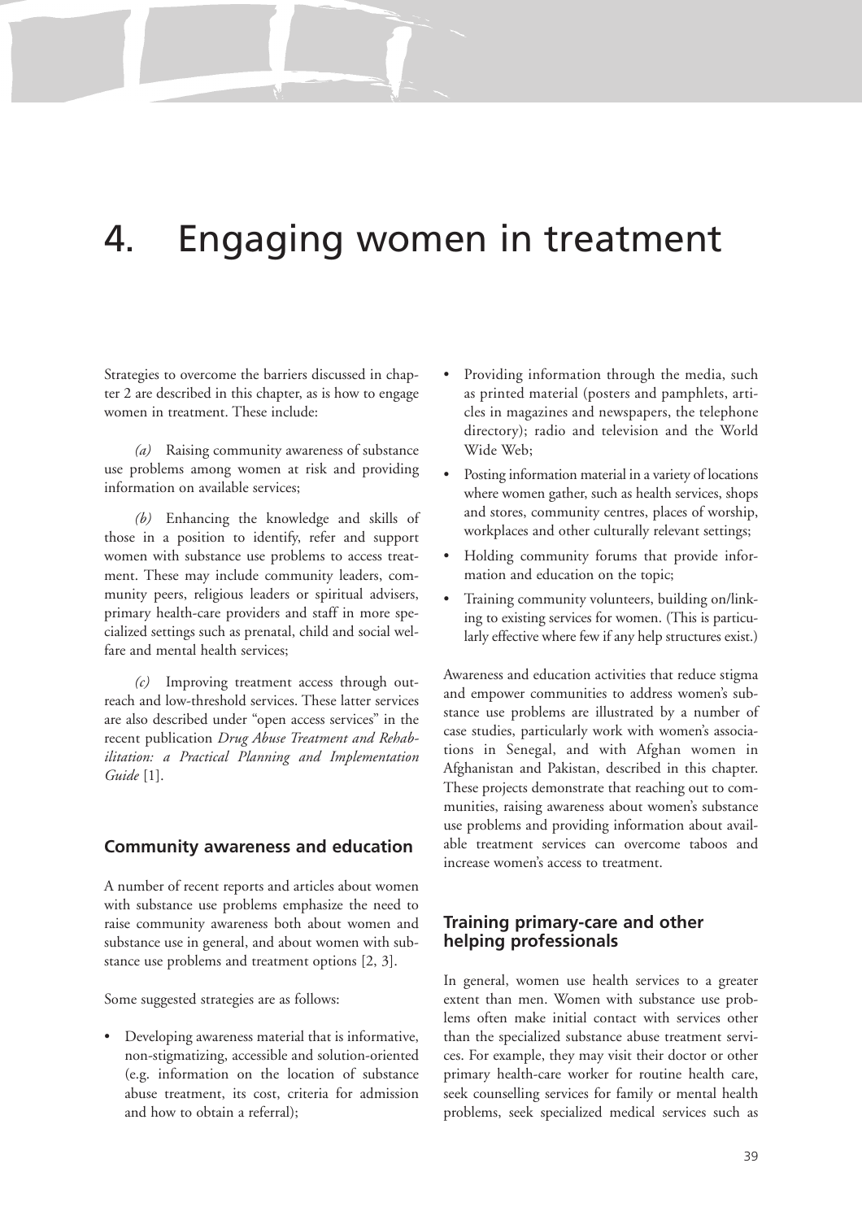# 4. Engaging women in treatment

Strategies to overcome the barriers discussed in chapter 2 are described in this chapter, as is how to engage women in treatment. These include:

*(a)* Raising community awareness of substance use problems among women at risk and providing information on available services;

*(b)* Enhancing the knowledge and skills of those in a position to identify, refer and support women with substance use problems to access treatment. These may include community leaders, community peers, religious leaders or spiritual advisers, primary health-care providers and staff in more specialized settings such as prenatal, child and social welfare and mental health services;

*(c)* Improving treatment access through outreach and low-threshold services. These latter services are also described under "open access services" in the recent publication *Drug Abuse Treatment and Rehabilitation: a Practical Planning and Implementation Guide* [1].

## Community awareness and education

A number of recent reports and articles about women with substance use problems emphasize the need to raise community awareness both about women and substance use in general, and about women with substance use problems and treatment options [2, 3].

Some suggested strategies are as follows:

- Developing awareness material that is informative, non-stigmatizing, accessible and solution-oriented (e.g. information on the location of substance abuse treatment, its cost, criteria for admission and how to obtain a referral);
- Providing information through the media, such as printed material (posters and pamphlets, articles in magazines and newspapers, the telephone directory); radio and television and the World Wide Web;
- Posting information material in a variety of locations where women gather, such as health services, shops and stores, community centres, places of worship, workplaces and other culturally relevant settings;
- Holding community forums that provide information and education on the topic;
- Training community volunteers, building on/linking to existing services for women. (This is particularly effective where few if any help structures exist.)

Awareness and education activities that reduce stigma and empower communities to address women's substance use problems are illustrated by a number of case studies, particularly work with women's associations in Senegal, and with Afghan women in Afghanistan and Pakistan, described in this chapter. These projects demonstrate that reaching out to communities, raising awareness about women's substance use problems and providing information about available treatment services can overcome taboos and increase women's access to treatment.

## Training primary-care and other helping professionals

In general, women use health services to a greater extent than men. Women with substance use problems often make initial contact with services other than the specialized substance abuse treatment services. For example, they may visit their doctor or other primary health-care worker for routine health care, seek counselling services for family or mental health problems, seek specialized medical services such as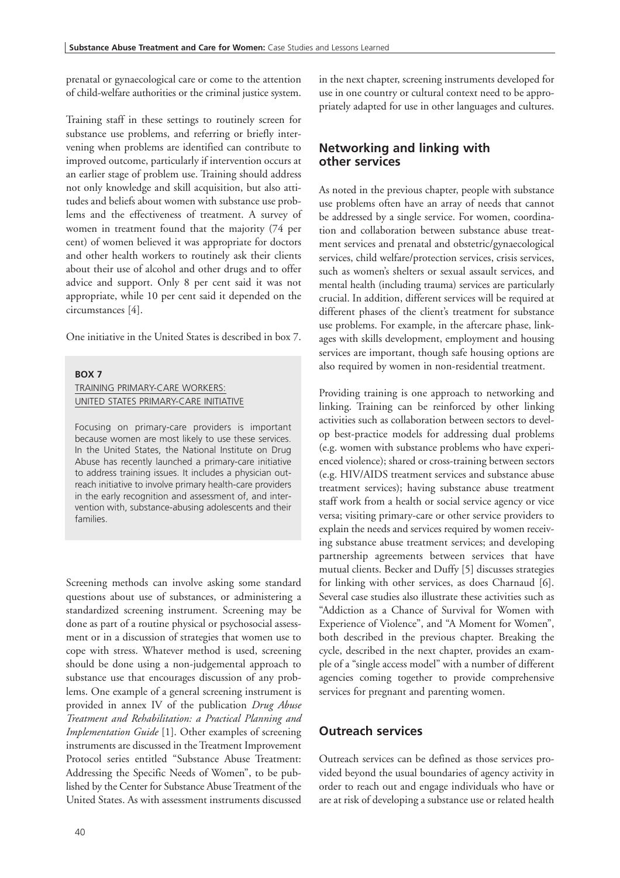prenatal or gynaecological care or come to the attention of child-welfare authorities or the criminal justice system.

Training staff in these settings to routinely screen for substance use problems, and referring or briefly intervening when problems are identified can contribute to improved outcome, particularly if intervention occurs at an earlier stage of problem use. Training should address not only knowledge and skill acquisition, but also attitudes and beliefs about women with substance use problems and the effectiveness of treatment. A survey of women in treatment found that the majority (74 per cent) of women believed it was appropriate for doctors and other health workers to routinely ask their clients about their use of alcohol and other drugs and to offer advice and support. Only 8 per cent said it was not appropriate, while 10 per cent said it depended on the circumstances [4].

One initiative in the United States is described in box 7.

> **BOX 7**
>
> TRAINING PRIMARY-CARE WORKERS: UNITED STATES PRIMARY-CARE INITIATIVE
>
> Focusing on primary-care providers is important because women are most likely to use these services. In the United States, the National Institute on Drug Abuse has recently launched a primary-care initiative to address training issues. It includes a physician outreach initiative to involve primary health-care providers in the early recognition and assessment of, and intervention with, substance-abusing adolescents and their families.

Screening methods can involve asking some standard questions about use of substances, or administering a standardized screening instrument. Screening may be done as part of a routine physical or psychosocial assessment or in a discussion of strategies that women use to cope with stress. Whatever method is used, screening should be done using a non-judgemental approach to substance use that encourages discussion of any problems. One example of a general screening instrument is provided in annex IV of the publication *Drug Abuse Treatment and Rehabilitation: a Practical Planning and Implementation Guide* [1]. Other examples of screening instruments are discussed in the Treatment Improvement Protocol series entitled "Substance Abuse Treatment: Addressing the Specific Needs of Women", to be published by the Center for Substance Abuse Treatment of the United States. As with assessment instruments discussed in the next chapter, screening instruments developed for use in one country or cultural context need to be appropriately adapted for use in other languages and cultures.

## Networking and linking with other services

As noted in the previous chapter, people with substance use problems often have an array of needs that cannot be addressed by a single service. For women, coordination and collaboration between substance abuse treatment services and prenatal and obstetric/gynaecological services, child welfare/protection services, crisis services, such as women's shelters or sexual assault services, and mental health (including trauma) services are particularly crucial. In addition, different services will be required at different phases of the client's treatment for substance use problems. For example, in the aftercare phase, linkages with skills development, employment and housing services are important, though safe housing options are also required by women in non-residential treatment.

Providing training is one approach to networking and linking. Training can be reinforced by other linking activities such as collaboration between sectors to develop best-practice models for addressing dual problems (e.g. women with substance problems who have experienced violence); shared or cross-training between sectors (e.g. HIV/AIDS treatment services and substance abuse treatment services); having substance abuse treatment staff work from a health or social service agency or vice versa; visiting primary-care or other service providers to explain the needs and services required by women receiving substance abuse treatment services; and developing partnership agreements between services that have mutual clients. Becker and Duffy [5] discusses strategies for linking with other services, as does Charnaud [6]. Several case studies also illustrate these activities such as "Addiction as a Chance of Survival for Women with Experience of Violence", and "A Moment for Women", both described in the previous chapter. Breaking the cycle, described in the next chapter, provides an example of a "single access model" with a number of different agencies coming together to provide comprehensive services for pregnant and parenting women.

## Outreach services

Outreach services can be defined as those services provided beyond the usual boundaries of agency activity in order to reach out and engage individuals who have or are at risk of developing a substance use or related health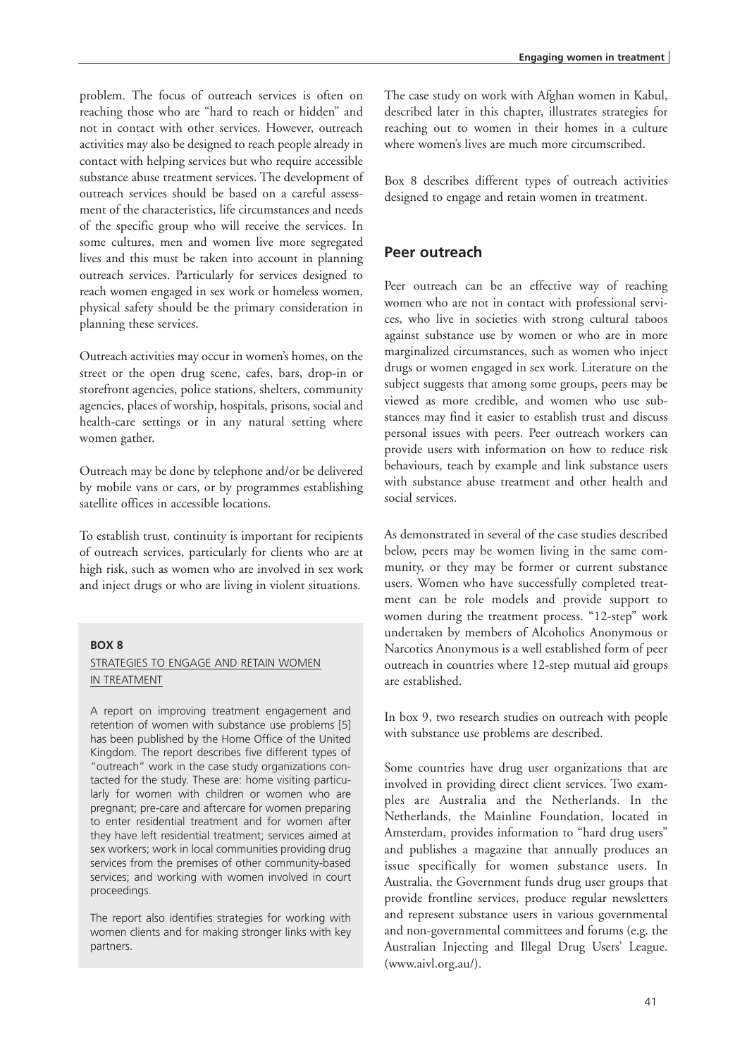problem. The focus of outreach services is often on reaching those who are "hard to reach or hidden" and not in contact with other services. However, outreach activities may also be designed to reach people already in contact with helping services but who require accessible substance abuse treatment services. The development of outreach services should be based on a careful assessment of the characteristics, life circumstances and needs of the specific group who will receive the services. In some cultures, men and women live more segregated lives and this must be taken into account in planning outreach services. Particularly for services designed to reach women engaged in sex work or homeless women, physical safety should be the primary consideration in planning these services.

Outreach activities may occur in women's homes, on the street or the open drug scene, cafes, bars, drop-in or storefront agencies, police stations, shelters, community agencies, places of worship, hospitals, prisons, social and health-care settings or in any natural setting where women gather.

Outreach may be done by telephone and/or be delivered by mobile vans or cars, or by programmes establishing satellite offices in accessible locations.

To establish trust, continuity is important for recipients of outreach services, particularly for clients who are at high risk, such as women who are involved in sex work and inject drugs or who are living in violent situations.

**BOX 8**

STRATEGIES TO ENGAGE AND RETAIN WOMEN IN TREATMENT

A report on improving treatment engagement and retention of women with substance use problems [5] has been published by the Home Office of the United Kingdom. The report describes five different types of "outreach" work in the case study organizations contacted for the study. These are: home visiting particularly for women with children or women who are pregnant; pre-care and aftercare for women preparing to enter residential treatment and for women after they have left residential treatment; services aimed at sex workers; work in local communities providing drug services from the premises of other community-based services; and working with women involved in court proceedings.

The report also identifies strategies for working with women clients and for making stronger links with key partners.

The case study on work with Afghan women in Kabul, described later in this chapter, illustrates strategies for reaching out to women in their homes in a culture where women's lives are much more circumscribed.

Box 8 describes different types of outreach activities designed to engage and retain women in treatment.

## Peer outreach

Peer outreach can be an effective way of reaching women who are not in contact with professional services, who live in societies with strong cultural taboos against substance use by women or who are in more marginalized circumstances, such as women who inject drugs or women engaged in sex work. Literature on the subject suggests that among some groups, peers may be viewed as more credible, and women who use substances may find it easier to establish trust and discuss personal issues with peers. Peer outreach workers can provide users with information on how to reduce risk behaviours, teach by example and link substance users with substance abuse treatment and other health and social services.

As demonstrated in several of the case studies described below, peers may be women living in the same community, or they may be former or current substance users. Women who have successfully completed treatment can be role models and provide support to women during the treatment process. "12-step" work undertaken by members of Alcoholics Anonymous or Narcotics Anonymous is a well established form of peer outreach in countries where 12-step mutual aid groups are established.

In box 9, two research studies on outreach with people with substance use problems are described.

Some countries have drug user organizations that are involved in providing direct client services. Two examples are Australia and the Netherlands. In the Netherlands, the Mainline Foundation, located in Amsterdam, provides information to "hard drug users" and publishes a magazine that annually produces an issue specifically for women substance users. In Australia, the Government funds drug user groups that provide frontline services, produce regular newsletters and represent substance users in various governmental and non-governmental committees and forums (e.g. the Australian Injecting and Illegal Drug Users' League. (www.aivl.org.au/).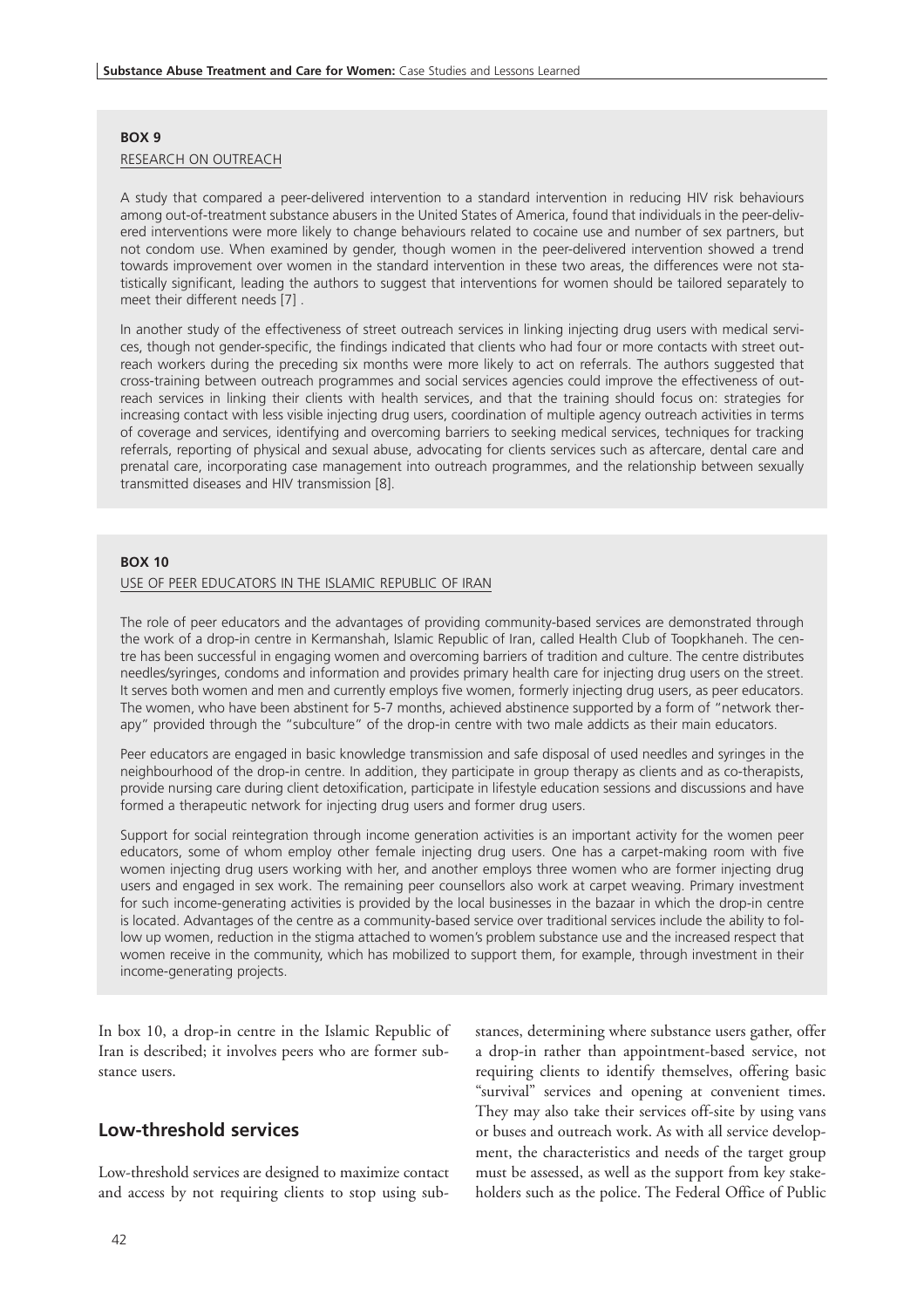**BOX 9**

RESEARCH ON OUTREACH

A study that compared a peer-delivered intervention to a standard intervention in reducing HIV risk behaviours among out-of-treatment substance abusers in the United States of America, found that individuals in the peer-delivered interventions were more likely to change behaviours related to cocaine use and number of sex partners, but not condom use. When examined by gender, though women in the peer-delivered intervention showed a trend towards improvement over women in the standard intervention in these two areas, the differences were not statistically significant, leading the authors to suggest that interventions for women should be tailored separately to meet their different needs [7] .

In another study of the effectiveness of street outreach services in linking injecting drug users with medical services, though not gender-specific, the findings indicated that clients who had four or more contacts with street outreach workers during the preceding six months were more likely to act on referrals. The authors suggested that cross-training between outreach programmes and social services agencies could improve the effectiveness of outreach services in linking their clients with health services, and that the training should focus on: strategies for increasing contact with less visible injecting drug users, coordination of multiple agency outreach activities in terms of coverage and services, identifying and overcoming barriers to seeking medical services, techniques for tracking referrals, reporting of physical and sexual abuse, advocating for clients services such as aftercare, dental care and prenatal care, incorporating case management into outreach programmes, and the relationship between sexually transmitted diseases and HIV transmission [8].

**BOX 10**

USE OF PEER EDUCATORS IN THE ISLAMIC REPUBLIC OF IRAN

The role of peer educators and the advantages of providing community-based services are demonstrated through the work of a drop-in centre in Kermanshah, Islamic Republic of Iran, called Health Club of Toopkhaneh. The centre has been successful in engaging women and overcoming barriers of tradition and culture. The centre distributes needles/syringes, condoms and information and provides primary health care for injecting drug users on the street. It serves both women and men and currently employs five women, formerly injecting drug users, as peer educators. The women, who have been abstinent for 5-7 months, achieved abstinence supported by a form of "network therapy" provided through the "subculture" of the drop-in centre with two male addicts as their main educators.

Peer educators are engaged in basic knowledge transmission and safe disposal of used needles and syringes in the neighbourhood of the drop-in centre. In addition, they participate in group therapy as clients and as co-therapists, provide nursing care during client detoxification, participate in lifestyle education sessions and discussions and have formed a therapeutic network for injecting drug users and former drug users.

Support for social reintegration through income generation activities is an important activity for the women peer educators, some of whom employ other female injecting drug users. One has a carpet-making room with five women injecting drug users working with her, and another employs three women who are former injecting drug users and engaged in sex work. The remaining peer counsellors also work at carpet weaving. Primary investment for such income-generating activities is provided by the local businesses in the bazaar in which the drop-in centre is located. Advantages of the centre as a community-based service over traditional services include the ability to follow up women, reduction in the stigma attached to women's problem substance use and the increased respect that women receive in the community, which has mobilized to support them, for example, through investment in their income-generating projects.

In box 10, a drop-in centre in the Islamic Republic of Iran is described; it involves peers who are former substance users.

## Low-threshold services

Low-threshold services are designed to maximize contact and access by not requiring clients to stop using substances, determining where substance users gather, offer a drop-in rather than appointment-based service, not requiring clients to identify themselves, offering basic "survival" services and opening at convenient times. They may also take their services off-site by using vans or buses and outreach work. As with all service development, the characteristics and needs of the target group must be assessed, as well as the support from key stakeholders such as the police. The Federal Office of Public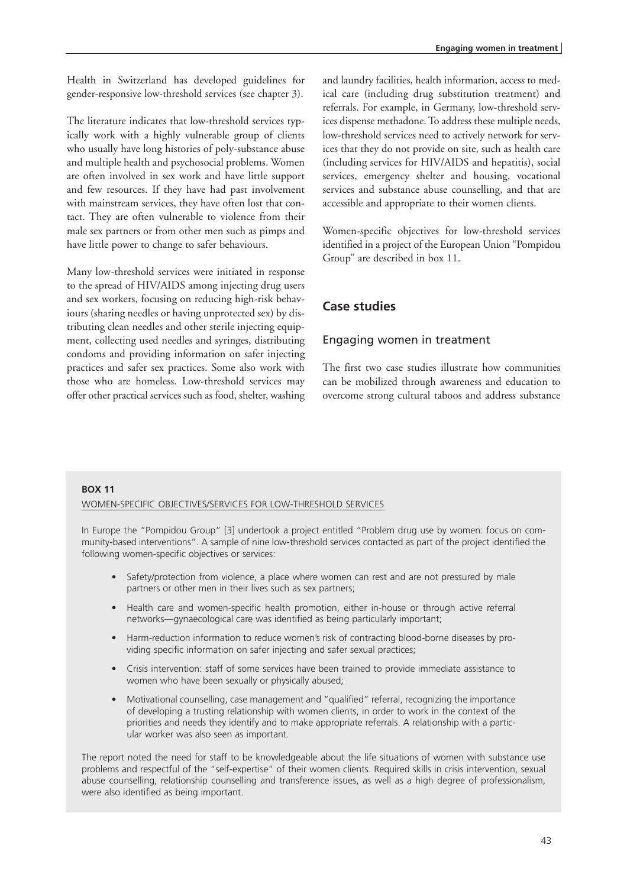Health in Switzerland has developed guidelines for gender-responsive low-threshold services (see chapter 3).

The literature indicates that low-threshold services typically work with a highly vulnerable group of clients who usually have long histories of poly-substance abuse and multiple health and psychosocial problems. Women are often involved in sex work and have little support and few resources. If they have had past involvement with mainstream services, they have often lost that contact. They are often vulnerable to violence from their male sex partners or from other men such as pimps and have little power to change to safer behaviours.

Many low-threshold services were initiated in response to the spread of HIV/AIDS among injecting drug users and sex workers, focusing on reducing high-risk behaviours (sharing needles or having unprotected sex) by distributing clean needles and other sterile injecting equipment, collecting used needles and syringes, distributing condoms and providing information on safer injecting practices and safer sex practices. Some also work with those who are homeless. Low-threshold services may offer other practical services such as food, shelter, washing and laundry facilities, health information, access to medical care (including drug substitution treatment) and referrals. For example, in Germany, low-threshold services dispense methadone. To address these multiple needs, low-threshold services need to actively network for services that they do not provide on site, such as health care (including services for HIV/AIDS and hepatitis), social services, emergency shelter and housing, vocational services and substance abuse counselling, and that are accessible and appropriate to their women clients.

Women-specific objectives for low-threshold services identified in a project of the European Union "Pompidou Group" are described in box 11.

## Case studies

### Engaging women in treatment

The first two case studies illustrate how communities can be mobilized through awareness and education to overcome strong cultural taboos and address substance

**BOX 11**

WOMEN-SPECIFIC OBJECTIVES/SERVICES FOR LOW-THRESHOLD SERVICES

In Europe the "Pompidou Group" [3] undertook a project entitled "Problem drug use by women: focus on community-based interventions". A sample of nine low-threshold services contacted as part of the project identified the following women-specific objectives or services:

- Safety/protection from violence, a place where women can rest and are not pressured by male partners or other men in their lives such as sex partners;
- Health care and women-specific health promotion, either in-house or through active referral networks—gynaecological care was identified as being particularly important;
- Harm-reduction information to reduce women's risk of contracting blood-borne diseases by providing specific information on safer injecting and safer sexual practices;
- Crisis intervention: staff of some services have been trained to provide immediate assistance to women who have been sexually or physically abused;
- Motivational counselling, case management and "qualified" referral, recognizing the importance of developing a trusting relationship with women clients, in order to work in the context of the priorities and needs they identify and to make appropriate referrals. A relationship with a particular worker was also seen as important.

The report noted the need for staff to be knowledgeable about the life situations of women with substance use problems and respectful of the "self-expertise" of their women clients. Required skills in crisis intervention, sexual abuse counselling, relationship counselling and transference issues, as well as a high degree of professionalism, were also identified as being important.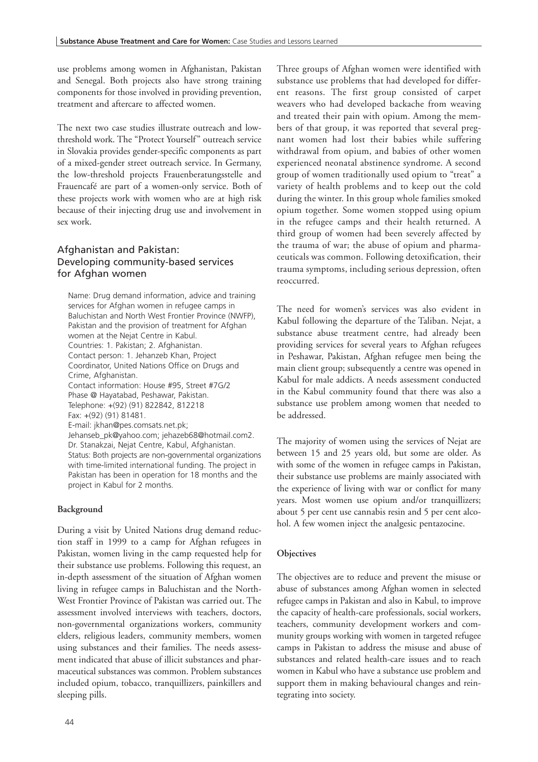use problems among women in Afghanistan, Pakistan and Senegal. Both projects also have strong training components for those involved in providing prevention, treatment and aftercare to affected women.

The next two case studies illustrate outreach and low-threshold work. The "Protect Yourself" outreach service in Slovakia provides gender-specific components as part of a mixed-gender street outreach service. In Germany, the low-threshold projects Frauenberatungsstelle and Frauencafé are part of a women-only service. Both of these projects work with women who are at high risk because of their injecting drug use and involvement in sex work.

## Afghanistan and Pakistan: Developing community-based services for Afghan women

Name: Drug demand information, advice and training services for Afghan women in refugee camps in Baluchistan and North West Frontier Province (NWFP), Pakistan and the provision of treatment for Afghan women at the Nejat Centre in Kabul.
Countries: 1. Pakistan; 2. Afghanistan.
Contact person: 1. Jehanzeb Khan, Project Coordinator, United Nations Office on Drugs and Crime, Afghanistan.
Contact information: House #95, Street #7G/2 Phase @ Hayatabad, Peshawar, Pakistan.
Telephone: +(92) (91) 822842, 812218
Fax: +(92) (91) 81481.
E-mail: jkhan@pes.comsats.net.pk; Jehanseb_pk@yahoo.com; jehazeb68@hotmail.com2. Dr. Stanakzai, Nejat Centre, Kabul, Afghanistan.
Status: Both projects are non-governmental organizations with time-limited international funding. The project in Pakistan has been in operation for 18 months and the project in Kabul for 2 months.

### Background

During a visit by United Nations drug demand reduction staff in 1999 to a camp for Afghan refugees in Pakistan, women living in the camp requested help for their substance use problems. Following this request, an in-depth assessment of the situation of Afghan women living in refugee camps in Baluchistan and the North-West Frontier Province of Pakistan was carried out. The assessment involved interviews with teachers, doctors, non-governmental organizations workers, community elders, religious leaders, community members, women using substances and their families. The needs assessment indicated that abuse of illicit substances and pharmaceutical substances was common. Problem substances included opium, tobacco, tranquillizers, painkillers and sleeping pills.

Three groups of Afghan women were identified with substance use problems that had developed for different reasons. The first group consisted of carpet weavers who had developed backache from weaving and treated their pain with opium. Among the members of that group, it was reported that several pregnant women had lost their babies while suffering withdrawal from opium, and babies of other women experienced neonatal abstinence syndrome. A second group of women traditionally used opium to "treat" a variety of health problems and to keep out the cold during the winter. In this group whole families smoked opium together. Some women stopped using opium in the refugee camps and their health returned. A third group of women had been severely affected by the trauma of war; the abuse of opium and pharmaceuticals was common. Following detoxification, their trauma symptoms, including serious depression, often reoccurred.

The need for women's services was also evident in Kabul following the departure of the Taliban. Nejat, a substance abuse treatment centre, had already been providing services for several years to Afghan refugees in Peshawar, Pakistan, Afghan refugee men being the main client group; subsequently a centre was opened in Kabul for male addicts. A needs assessment conducted in the Kabul community found that there was also a substance use problem among women that needed to be addressed.

The majority of women using the services of Nejat are between 15 and 25 years old, but some are older. As with some of the women in refugee camps in Pakistan, their substance use problems are mainly associated with the experience of living with war or conflict for many years. Most women use opium and/or tranquillizers; about 5 per cent use cannabis resin and 5 per cent alcohol. A few women inject the analgesic pentazocine.

### Objectives

The objectives are to reduce and prevent the misuse or abuse of substances among Afghan women in selected refugee camps in Pakistan and also in Kabul, to improve the capacity of health-care professionals, social workers, teachers, community development workers and community groups working with women in targeted refugee camps in Pakistan to address the misuse and abuse of substances and related health-care issues and to reach women in Kabul who have a substance use problem and support them in making behavioural changes and reintegrating into society.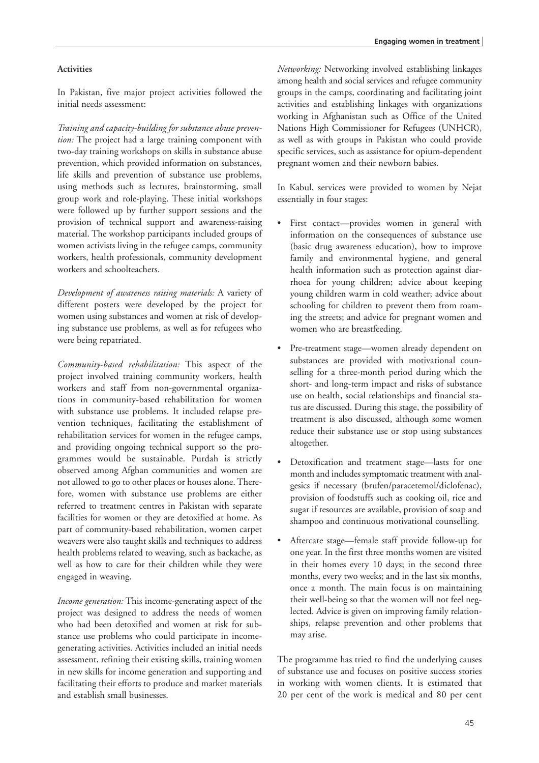**Activities**

In Pakistan, five major project activities followed the initial needs assessment:

*Training and capacity-building for substance abuse prevention:* The project had a large training component with two-day training workshops on skills in substance abuse prevention, which provided information on substances, life skills and prevention of substance use problems, using methods such as lectures, brainstorming, small group work and role-playing. These initial workshops were followed up by further support sessions and the provision of technical support and awareness-raising material. The workshop participants included groups of women activists living in the refugee camps, community workers, health professionals, community development workers and schoolteachers.

*Development of awareness raising materials:* A variety of different posters were developed by the project for women using substances and women at risk of developing substance use problems, as well as for refugees who were being repatriated.

*Community-based rehabilitation:* This aspect of the project involved training community workers, health workers and staff from non-governmental organizations in community-based rehabilitation for women with substance use problems. It included relapse prevention techniques, facilitating the establishment of rehabilitation services for women in the refugee camps, and providing ongoing technical support so the programmes would be sustainable. Purdah is strictly observed among Afghan communities and women are not allowed to go to other places or houses alone. Therefore, women with substance use problems are either referred to treatment centres in Pakistan with separate facilities for women or they are detoxified at home. As part of community-based rehabilitation, women carpet weavers were also taught skills and techniques to address health problems related to weaving, such as backache, as well as how to care for their children while they were engaged in weaving.

*Income generation:* This income-generating aspect of the project was designed to address the needs of women who had been detoxified and women at risk for substance use problems who could participate in income-generating activities. Activities included an initial needs assessment, refining their existing skills, training women in new skills for income generation and supporting and facilitating their efforts to produce and market materials and establish small businesses.

*Networking:* Networking involved establishing linkages among health and social services and refugee community groups in the camps, coordinating and facilitating joint activities and establishing linkages with organizations working in Afghanistan such as Office of the United Nations High Commissioner for Refugees (UNHCR), as well as with groups in Pakistan who could provide specific services, such as assistance for opium-dependent pregnant women and their newborn babies.

In Kabul, services were provided to women by Nejat essentially in four stages:

- First contact—provides women in general with information on the consequences of substance use (basic drug awareness education), how to improve family and environmental hygiene, and general health information such as protection against diarrhoea for young children; advice about keeping young children warm in cold weather; advice about schooling for children to prevent them from roaming the streets; and advice for pregnant women and women who are breastfeeding.
- Pre-treatment stage—women already dependent on substances are provided with motivational counselling for a three-month period during which the short- and long-term impact and risks of substance use on health, social relationships and financial status are discussed. During this stage, the possibility of treatment is also discussed, although some women reduce their substance use or stop using substances altogether.
- Detoxification and treatment stage—lasts for one month and includes symptomatic treatment with analgesics if necessary (brufen/paracetemol/diclofenac), provision of foodstuffs such as cooking oil, rice and sugar if resources are available, provision of soap and shampoo and continuous motivational counselling.
- Aftercare stage—female staff provide follow-up for one year. In the first three months women are visited in their homes every 10 days; in the second three months, every two weeks; and in the last six months, once a month. The main focus is on maintaining their well-being so that the women will not feel neglected. Advice is given on improving family relationships, relapse prevention and other problems that may arise.

The programme has tried to find the underlying causes of substance use and focuses on positive success stories in working with women clients. It is estimated that 20 per cent of the work is medical and 80 per cent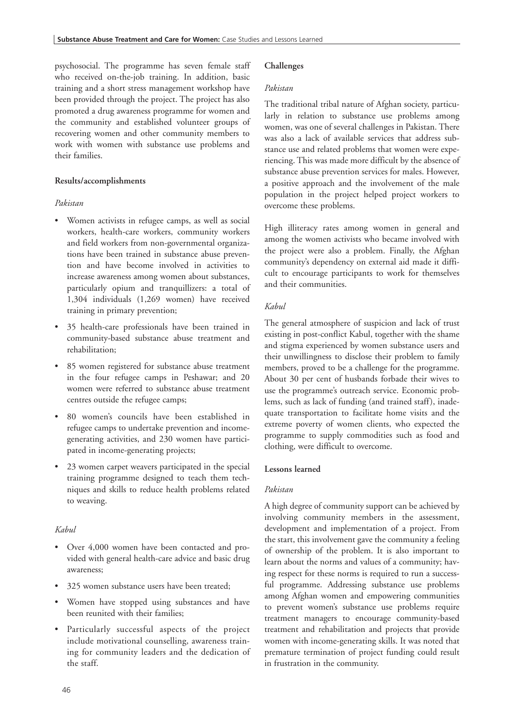psychosocial. The programme has seven female staff who received on-the-job training. In addition, basic training and a short stress management workshop have been provided through the project. The project has also promoted a drug awareness programme for women and the community and established volunteer groups of recovering women and other community members to work with women with substance use problems and their families.

**Results/accomplishments**

*Pakistan*

- Women activists in refugee camps, as well as social workers, health-care workers, community workers and field workers from non-governmental organizations have been trained in substance abuse prevention and have become involved in activities to increase awareness among women about substances, particularly opium and tranquillizers: a total of 1,304 individuals (1,269 women) have received training in primary prevention;
- 35 health-care professionals have been trained in community-based substance abuse treatment and rehabilitation;
- 85 women registered for substance abuse treatment in the four refugee camps in Peshawar; and 20 women were referred to substance abuse treatment centres outside the refugee camps;
- 80 women's councils have been established in refugee camps to undertake prevention and income-generating activities, and 230 women have participated in income-generating projects;
- 23 women carpet weavers participated in the special training programme designed to teach them techniques and skills to reduce health problems related to weaving.

*Kabul*

- Over 4,000 women have been contacted and provided with general health-care advice and basic drug awareness;
- 325 women substance users have been treated;
- Women have stopped using substances and have been reunited with their families;
- Particularly successful aspects of the project include motivational counselling, awareness training for community leaders and the dedication of the staff.

**Challenges**

*Pakistan*

The traditional tribal nature of Afghan society, particularly in relation to substance use problems among women, was one of several challenges in Pakistan. There was also a lack of available services that address substance use and related problems that women were experiencing. This was made more difficult by the absence of substance abuse prevention services for males. However, a positive approach and the involvement of the male population in the project helped project workers to overcome these problems.

High illiteracy rates among women in general and among the women activists who became involved with the project were also a problem. Finally, the Afghan community's dependency on external aid made it difficult to encourage participants to work for themselves and their communities.

*Kabul*

The general atmosphere of suspicion and lack of trust existing in post-conflict Kabul, together with the shame and stigma experienced by women substance users and their unwillingness to disclose their problem to family members, proved to be a challenge for the programme. About 30 per cent of husbands forbade their wives to use the programme's outreach service. Economic problems, such as lack of funding (and trained staff), inadequate transportation to facilitate home visits and the extreme poverty of women clients, who expected the programme to supply commodities such as food and clothing, were difficult to overcome.

**Lessons learned**

*Pakistan*

A high degree of community support can be achieved by involving community members in the assessment, development and implementation of a project. From the start, this involvement gave the community a feeling of ownership of the problem. It is also important to learn about the norms and values of a community; having respect for these norms is required to run a successful programme. Addressing substance use problems among Afghan women and empowering communities to prevent women's substance use problems require treatment managers to encourage community-based treatment and rehabilitation and projects that provide women with income-generating skills. It was noted that premature termination of project funding could result in frustration in the community.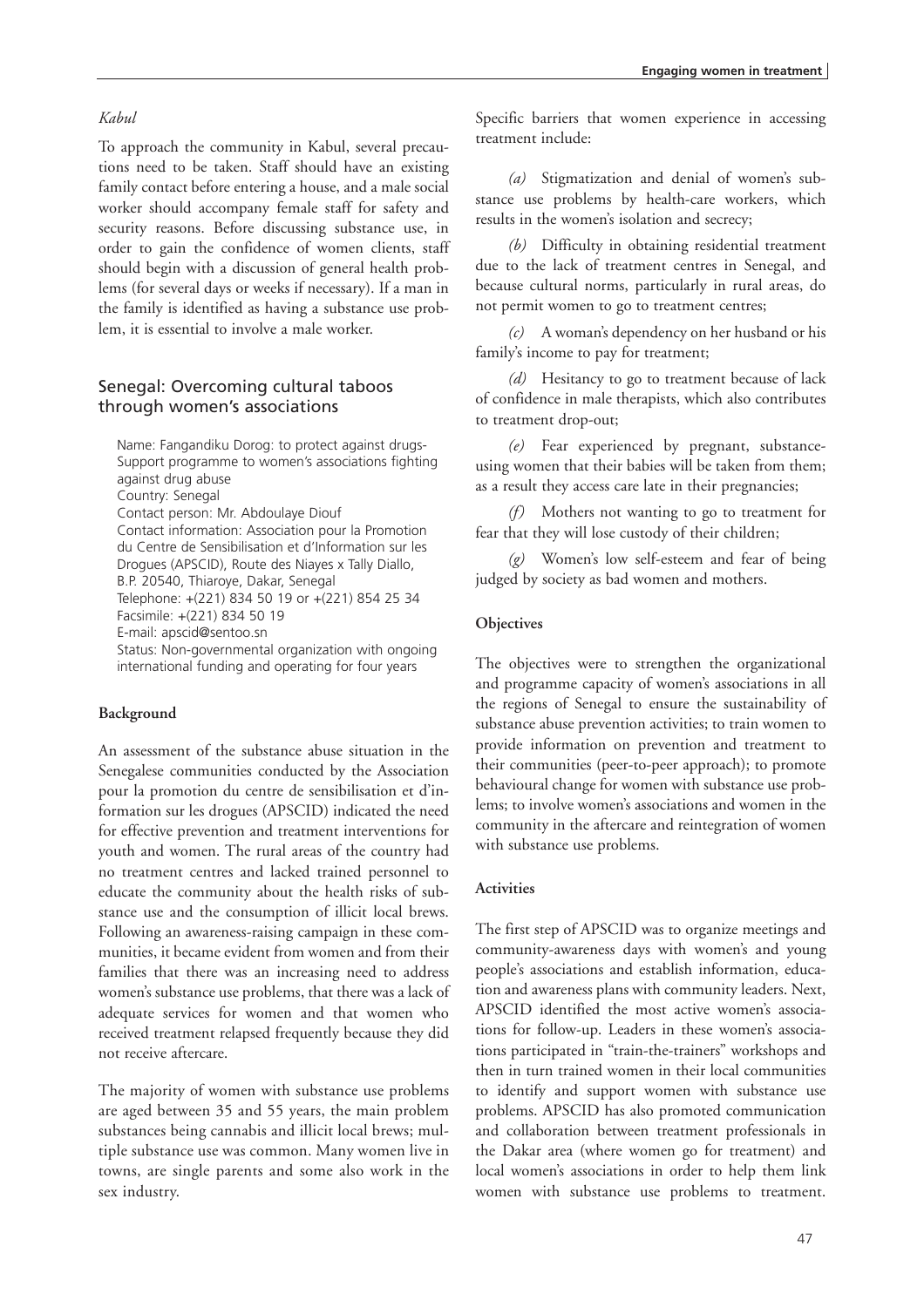*Kabul*

To approach the community in Kabul, several precautions need to be taken. Staff should have an existing family contact before entering a house, and a male social worker should accompany female staff for safety and security reasons. Before discussing substance use, in order to gain the confidence of women clients, staff should begin with a discussion of general health problems (for several days or weeks if necessary). If a man in the family is identified as having a substance use problem, it is essential to involve a male worker.

## Senegal: Overcoming cultural taboos through women's associations

Name: Fangandiku Dorog: to protect against drugs-Support programme to women's associations fighting against drug abuse
Country: Senegal
Contact person: Mr. Abdoulaye Diouf
Contact information: Association pour la Promotion du Centre de Sensibilisation et d'Information sur les Drogues (APSCID), Route des Niayes x Tally Diallo, B.P. 20540, Thiaroye, Dakar, Senegal
Telephone: +(221) 834 50 19 or +(221) 854 25 34
Facsimile: +(221) 834 50 19
E-mail: apscid@sentoo.sn
Status: Non-governmental organization with ongoing international funding and operating for four years

**Background**

An assessment of the substance abuse situation in the Senegalese communities conducted by the Association pour la promotion du centre de sensibilisation et d'information sur les drogues (APSCID) indicated the need for effective prevention and treatment interventions for youth and women. The rural areas of the country had no treatment centres and lacked trained personnel to educate the community about the health risks of substance use and the consumption of illicit local brews. Following an awareness-raising campaign in these communities, it became evident from women and from their families that there was an increasing need to address women's substance use problems, that there was a lack of adequate services for women and that women who received treatment relapsed frequently because they did not receive aftercare.

The majority of women with substance use problems are aged between 35 and 55 years, the main problem substances being cannabis and illicit local brews; multiple substance use was common. Many women live in towns, are single parents and some also work in the sex industry.

Specific barriers that women experience in accessing treatment include:

*(a)* Stigmatization and denial of women's substance use problems by health-care workers, which results in the women's isolation and secrecy;

*(b)* Difficulty in obtaining residential treatment due to the lack of treatment centres in Senegal, and because cultural norms, particularly in rural areas, do not permit women to go to treatment centres;

*(c)* A woman's dependency on her husband or his family's income to pay for treatment;

*(d)* Hesitancy to go to treatment because of lack of confidence in male therapists, which also contributes to treatment drop-out;

*(e)* Fear experienced by pregnant, substance-using women that their babies will be taken from them; as a result they access care late in their pregnancies;

*(f)* Mothers not wanting to go to treatment for fear that they will lose custody of their children;

*(g)* Women's low self-esteem and fear of being judged by society as bad women and mothers.

**Objectives**

The objectives were to strengthen the organizational and programme capacity of women's associations in all the regions of Senegal to ensure the sustainability of substance abuse prevention activities; to train women to provide information on prevention and treatment to their communities (peer-to-peer approach); to promote behavioural change for women with substance use problems; to involve women's associations and women in the community in the aftercare and reintegration of women with substance use problems.

**Activities**

The first step of APSCID was to organize meetings and community-awareness days with women's and young people's associations and establish information, education and awareness plans with community leaders. Next, APSCID identified the most active women's associations for follow-up. Leaders in these women's associations participated in "train-the-trainers" workshops and then in turn trained women in their local communities to identify and support women with substance use problems. APSCID has also promoted communication and collaboration between treatment professionals in the Dakar area (where women go for treatment) and local women's associations in order to help them link women with substance use problems to treatment.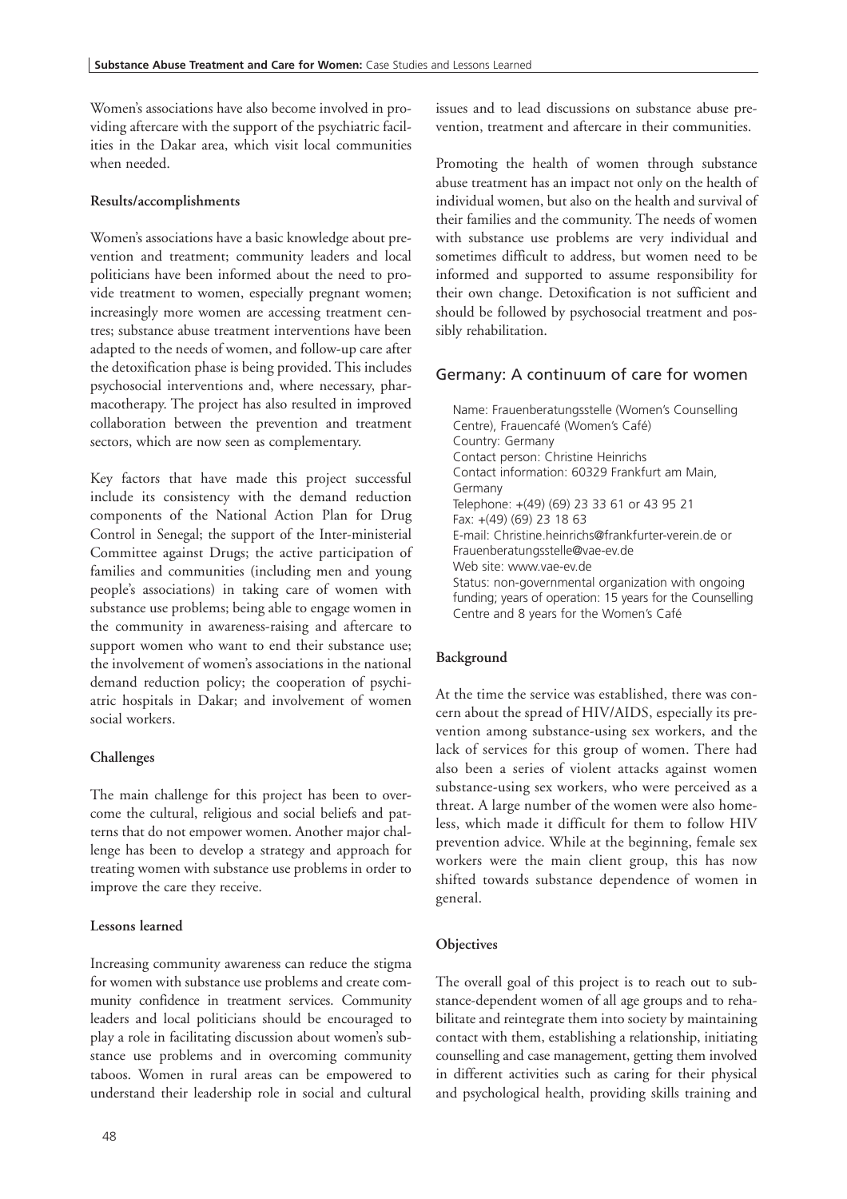Women's associations have also become involved in providing aftercare with the support of the psychiatric facilities in the Dakar area, which visit local communities when needed.

**Results/accomplishments**

Women's associations have a basic knowledge about prevention and treatment; community leaders and local politicians have been informed about the need to provide treatment to women, especially pregnant women; increasingly more women are accessing treatment centres; substance abuse treatment interventions have been adapted to the needs of women, and follow-up care after the detoxification phase is being provided. This includes psychosocial interventions and, where necessary, pharmacotherapy. The project has also resulted in improved collaboration between the prevention and treatment sectors, which are now seen as complementary.

Key factors that have made this project successful include its consistency with the demand reduction components of the National Action Plan for Drug Control in Senegal; the support of the Inter-ministerial Committee against Drugs; the active participation of families and communities (including men and young people's associations) in taking care of women with substance use problems; being able to engage women in the community in awareness-raising and aftercare to support women who want to end their substance use; the involvement of women's associations in the national demand reduction policy; the cooperation of psychiatric hospitals in Dakar; and involvement of women social workers.

**Challenges**

The main challenge for this project has been to overcome the cultural, religious and social beliefs and patterns that do not empower women. Another major challenge has been to develop a strategy and approach for treating women with substance use problems in order to improve the care they receive.

**Lessons learned**

Increasing community awareness can reduce the stigma for women with substance use problems and create community confidence in treatment services. Community leaders and local politicians should be encouraged to play a role in facilitating discussion about women's substance use problems and in overcoming community taboos. Women in rural areas can be empowered to understand their leadership role in social and cultural issues and to lead discussions on substance abuse prevention, treatment and aftercare in their communities.

Promoting the health of women through substance abuse treatment has an impact not only on the health of individual women, but also on the health and survival of their families and the community. The needs of women with substance use problems are very individual and sometimes difficult to address, but women need to be informed and supported to assume responsibility for their own change. Detoxification is not sufficient and should be followed by psychosocial treatment and possibly rehabilitation.

## Germany: A continuum of care for women

Name: Frauenberatungsstelle (Women's Counselling Centre), Frauencafé (Women's Café)
Country: Germany
Contact person: Christine Heinrichs
Contact information: 60329 Frankfurt am Main, Germany
Telephone: +(49) (69) 23 33 61 or 43 95 21
Fax: +(49) (69) 23 18 63
E-mail: Christine.heinrichs@frankfurter-verein.de or Frauenberatungsstelle@vae-ev.de
Web site: www.vae-ev.de
Status: non-governmental organization with ongoing funding; years of operation: 15 years for the Counselling Centre and 8 years for the Women's Café

**Background**

At the time the service was established, there was concern about the spread of HIV/AIDS, especially its prevention among substance-using sex workers, and the lack of services for this group of women. There had also been a series of violent attacks against women substance-using sex workers, who were perceived as a threat. A large number of the women were also homeless, which made it difficult for them to follow HIV prevention advice. While at the beginning, female sex workers were the main client group, this has now shifted towards substance dependence of women in general.

**Objectives**

The overall goal of this project is to reach out to substance-dependent women of all age groups and to rehabilitate and reintegrate them into society by maintaining contact with them, establishing a relationship, initiating counselling and case management, getting them involved in different activities such as caring for their physical and psychological health, providing skills training and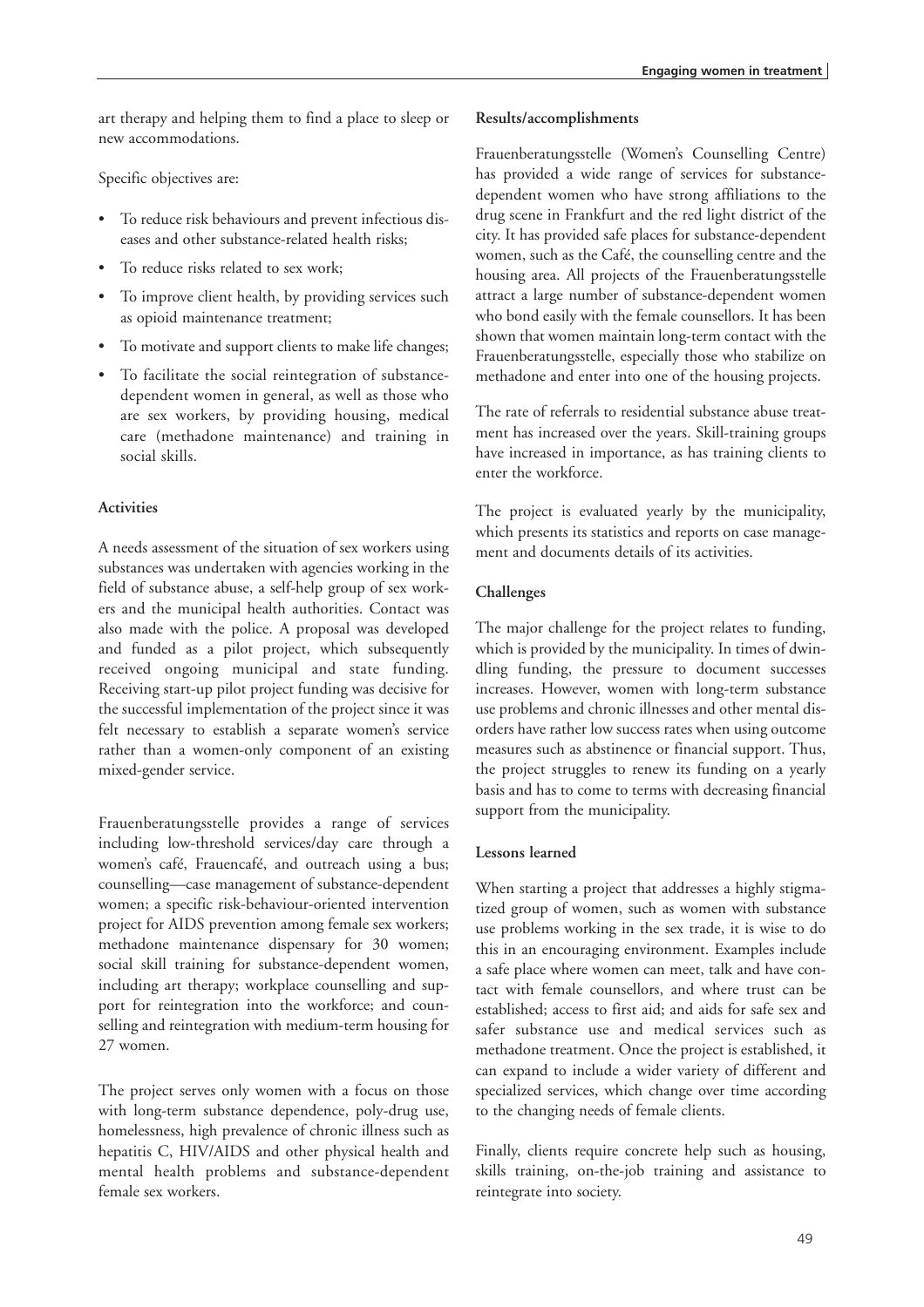art therapy and helping them to find a place to sleep or new accommodations.

Specific objectives are:

- To reduce risk behaviours and prevent infectious diseases and other substance-related health risks;
- To reduce risks related to sex work;
- To improve client health, by providing services such as opioid maintenance treatment;
- To motivate and support clients to make life changes;
- To facilitate the social reintegration of substance-dependent women in general, as well as those who are sex workers, by providing housing, medical care (methadone maintenance) and training in social skills.

**Activities**

A needs assessment of the situation of sex workers using substances was undertaken with agencies working in the field of substance abuse, a self-help group of sex workers and the municipal health authorities. Contact was also made with the police. A proposal was developed and funded as a pilot project, which subsequently received ongoing municipal and state funding. Receiving start-up pilot project funding was decisive for the successful implementation of the project since it was felt necessary to establish a separate women's service rather than a women-only component of an existing mixed-gender service.

Frauenberatungsstelle provides a range of services including low-threshold services/day care through a women's café, Frauencafé, and outreach using a bus; counselling—case management of substance-dependent women; a specific risk-behaviour-oriented intervention project for AIDS prevention among female sex workers; methadone maintenance dispensary for 30 women; social skill training for substance-dependent women, including art therapy; workplace counselling and support for reintegration into the workforce; and counselling and reintegration with medium-term housing for 27 women.

The project serves only women with a focus on those with long-term substance dependence, poly-drug use, homelessness, high prevalence of chronic illness such as hepatitis C, HIV/AIDS and other physical health and mental health problems and substance-dependent female sex workers.

**Results/accomplishments**

Frauenberatungsstelle (Women's Counselling Centre) has provided a wide range of services for substance-dependent women who have strong affiliations to the drug scene in Frankfurt and the red light district of the city. It has provided safe places for substance-dependent women, such as the Café, the counselling centre and the housing area. All projects of the Frauenberatungsstelle attract a large number of substance-dependent women who bond easily with the female counsellors. It has been shown that women maintain long-term contact with the Frauenberatungsstelle, especially those who stabilize on methadone and enter into one of the housing projects.

The rate of referrals to residential substance abuse treatment has increased over the years. Skill-training groups have increased in importance, as has training clients to enter the workforce.

The project is evaluated yearly by the municipality, which presents its statistics and reports on case management and documents details of its activities.

**Challenges**

The major challenge for the project relates to funding, which is provided by the municipality. In times of dwindling funding, the pressure to document successes increases. However, women with long-term substance use problems and chronic illnesses and other mental disorders have rather low success rates when using outcome measures such as abstinence or financial support. Thus, the project struggles to renew its funding on a yearly basis and has to come to terms with decreasing financial support from the municipality.

**Lessons learned**

When starting a project that addresses a highly stigmatized group of women, such as women with substance use problems working in the sex trade, it is wise to do this in an encouraging environment. Examples include a safe place where women can meet, talk and have contact with female counsellors, and where trust can be established; access to first aid; and aids for safe sex and safer substance use and medical services such as methadone treatment. Once the project is established, it can expand to include a wider variety of different and specialized services, which change over time according to the changing needs of female clients.

Finally, clients require concrete help such as housing, skills training, on-the-job training and assistance to reintegrate into society.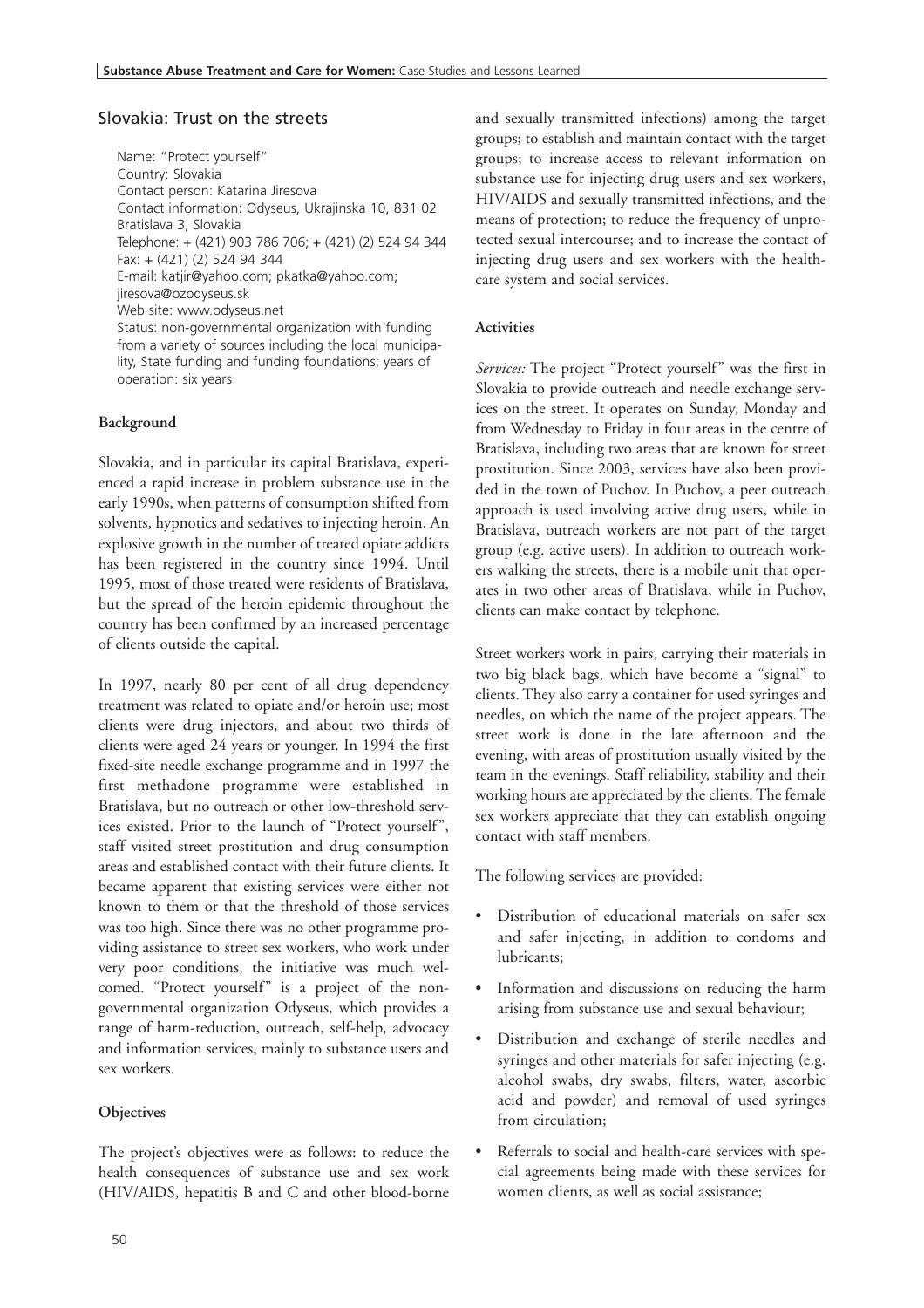## Slovakia: Trust on the streets

Name: "Protect yourself"
Country: Slovakia
Contact person: Katarina Jiresova
Contact information: Odyseus, Ukrajinska 10, 831 02 Bratislava 3, Slovakia
Telephone: + (421) 903 786 706; + (421) (2) 524 94 344
Fax: + (421) (2) 524 94 344
E-mail: katjir@yahoo.com; pkatka@yahoo.com; jiresova@ozodyseus.sk
Web site: www.odyseus.net
Status: non-governmental organization with funding from a variety of sources including the local municipality, State funding and funding foundations; years of operation: six years

### Background

Slovakia, and in particular its capital Bratislava, experienced a rapid increase in problem substance use in the early 1990s, when patterns of consumption shifted from solvents, hypnotics and sedatives to injecting heroin. An explosive growth in the number of treated opiate addicts has been registered in the country since 1994. Until 1995, most of those treated were residents of Bratislava, but the spread of the heroin epidemic throughout the country has been confirmed by an increased percentage of clients outside the capital.

In 1997, nearly 80 per cent of all drug dependency treatment was related to opiate and/or heroin use; most clients were drug injectors, and about two thirds of clients were aged 24 years or younger. In 1994 the first fixed-site needle exchange programme and in 1997 the first methadone programme were established in Bratislava, but no outreach or other low-threshold services existed. Prior to the launch of "Protect yourself", staff visited street prostitution and drug consumption areas and established contact with their future clients. It became apparent that existing services were either not known to them or that the threshold of those services was too high. Since there was no other programme providing assistance to street sex workers, who work under very poor conditions, the initiative was much welcomed. "Protect yourself" is a project of the non-governmental organization Odyseus, which provides a range of harm-reduction, outreach, self-help, advocacy and information services, mainly to substance users and sex workers.

### Objectives

The project's objectives were as follows: to reduce the health consequences of substance use and sex work (HIV/AIDS, hepatitis B and C and other blood-borne and sexually transmitted infections) among the target groups; to establish and maintain contact with the target groups; to increase access to relevant information on substance use for injecting drug users and sex workers, HIV/AIDS and sexually transmitted infections, and the means of protection; to reduce the frequency of unprotected sexual intercourse; and to increase the contact of injecting drug users and sex workers with the health-care system and social services.

### Activities

*Services:* The project "Protect yourself" was the first in Slovakia to provide outreach and needle exchange services on the street. It operates on Sunday, Monday and from Wednesday to Friday in four areas in the centre of Bratislava, including two areas that are known for street prostitution. Since 2003, services have also been provided in the town of Puchov. In Puchov, a peer outreach approach is used involving active drug users, while in Bratislava, outreach workers are not part of the target group (e.g. active users). In addition to outreach workers walking the streets, there is a mobile unit that operates in two other areas of Bratislava, while in Puchov, clients can make contact by telephone.

Street workers work in pairs, carrying their materials in two big black bags, which have become a "signal" to clients. They also carry a container for used syringes and needles, on which the name of the project appears. The street work is done in the late afternoon and the evening, with areas of prostitution usually visited by the team in the evenings. Staff reliability, stability and their working hours are appreciated by the clients. The female sex workers appreciate that they can establish ongoing contact with staff members.

The following services are provided:

- Distribution of educational materials on safer sex and safer injecting, in addition to condoms and lubricants;
- Information and discussions on reducing the harm arising from substance use and sexual behaviour;
- Distribution and exchange of sterile needles and syringes and other materials for safer injecting (e.g. alcohol swabs, dry swabs, filters, water, ascorbic acid and powder) and removal of used syringes from circulation;
- Referrals to social and health-care services with special agreements being made with these services for women clients, as well as social assistance;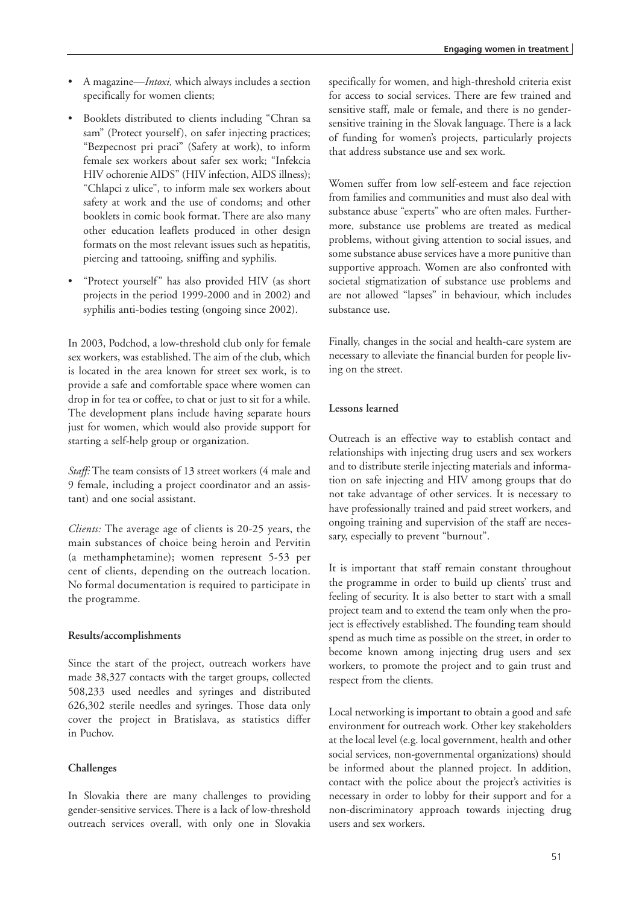- A magazine—*Intoxi,* which always includes a section specifically for women clients;
- Booklets distributed to clients including "Chran sa sam" (Protect yourself), on safer injecting practices; "Bezpecnost pri praci" (Safety at work), to inform female sex workers about safer sex work; "Infekcia HIV ochorenie AIDS" (HIV infection, AIDS illness); "Chlapci z ulice", to inform male sex workers about safety at work and the use of condoms; and other booklets in comic book format. There are also many other education leaflets produced in other design formats on the most relevant issues such as hepatitis, piercing and tattooing, sniffing and syphilis.
- "Protect yourself" has also provided HIV (as short projects in the period 1999-2000 and in 2002) and syphilis anti-bodies testing (ongoing since 2002).

In 2003, Podchod, a low-threshold club only for female sex workers, was established. The aim of the club, which is located in the area known for street sex work, is to provide a safe and comfortable space where women can drop in for tea or coffee, to chat or just to sit for a while. The development plans include having separate hours just for women, which would also provide support for starting a self-help group or organization.

*Staff:* The team consists of 13 street workers (4 male and 9 female, including a project coordinator and an assistant) and one social assistant.

*Clients:* The average age of clients is 20-25 years, the main substances of choice being heroin and Pervitin (a methamphetamine); women represent 5-53 per cent of clients, depending on the outreach location. No formal documentation is required to participate in the programme.

**Results/accomplishments**

Since the start of the project, outreach workers have made 38,327 contacts with the target groups, collected 508,233 used needles and syringes and distributed 626,302 sterile needles and syringes. Those data only cover the project in Bratislava, as statistics differ in Puchov.

**Challenges**

In Slovakia there are many challenges to providing gender-sensitive services. There is a lack of low-threshold outreach services overall, with only one in Slovakia specifically for women, and high-threshold criteria exist for access to social services. There are few trained and sensitive staff, male or female, and there is no gender-sensitive training in the Slovak language. There is a lack of funding for women's projects, particularly projects that address substance use and sex work.

Women suffer from low self-esteem and face rejection from families and communities and must also deal with substance abuse "experts" who are often males. Furthermore, substance use problems are treated as medical problems, without giving attention to social issues, and some substance abuse services have a more punitive than supportive approach. Women are also confronted with societal stigmatization of substance use problems and are not allowed "lapses" in behaviour, which includes substance use.

Finally, changes in the social and health-care system are necessary to alleviate the financial burden for people living on the street.

**Lessons learned**

Outreach is an effective way to establish contact and relationships with injecting drug users and sex workers and to distribute sterile injecting materials and information on safe injecting and HIV among groups that do not take advantage of other services. It is necessary to have professionally trained and paid street workers, and ongoing training and supervision of the staff are necessary, especially to prevent "burnout".

It is important that staff remain constant throughout the programme in order to build up clients' trust and feeling of security. It is also better to start with a small project team and to extend the team only when the project is effectively established. The founding team should spend as much time as possible on the street, in order to become known among injecting drug users and sex workers, to promote the project and to gain trust and respect from the clients.

Local networking is important to obtain a good and safe environment for outreach work. Other key stakeholders at the local level (e.g. local government, health and other social services, non-governmental organizations) should be informed about the planned project. In addition, contact with the police about the project's activities is necessary in order to lobby for their support and for a non-discriminatory approach towards injecting drug users and sex workers.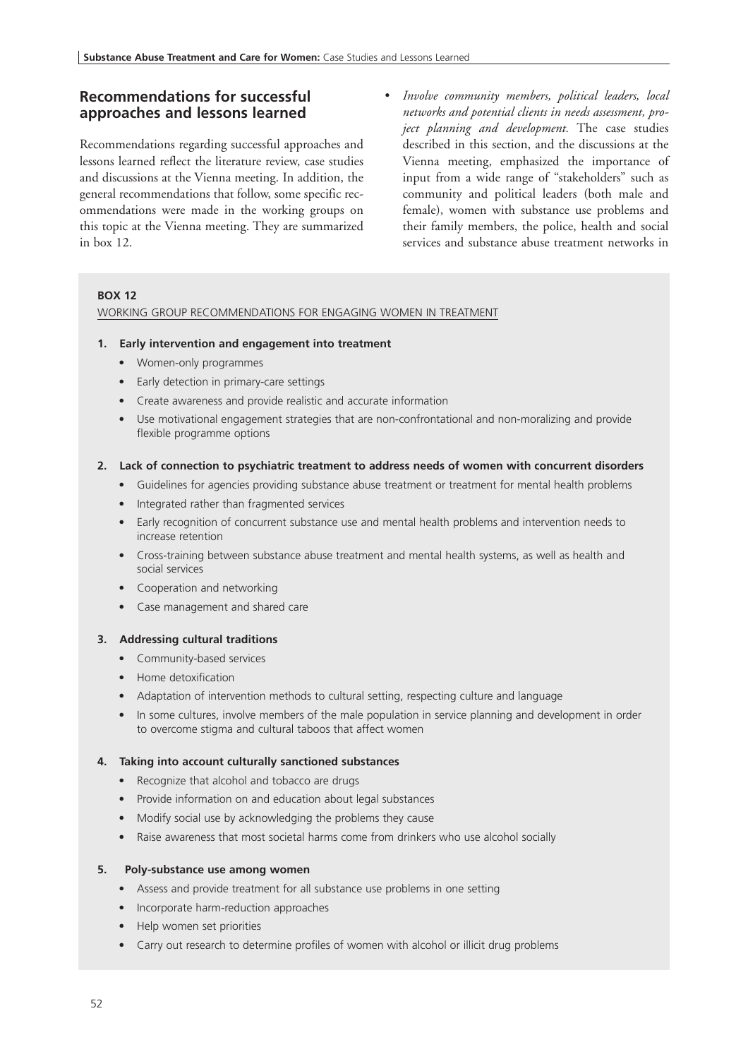## Recommendations for successful approaches and lessons learned

Recommendations regarding successful approaches and lessons learned reflect the literature review, case studies and discussions at the Vienna meeting. In addition, the general recommendations that follow, some specific recommendations were made in the working groups on this topic at the Vienna meeting. They are summarized in box 12.

- *Involve community members, political leaders, local networks and potential clients in needs assessment, project planning and development.* The case studies described in this section, and the discussions at the Vienna meeting, emphasized the importance of input from a wide range of "stakeholders" such as community and political leaders (both male and female), women with substance use problems and their family members, the police, health and social services and substance abuse treatment networks in

**BOX 12**

WORKING GROUP RECOMMENDATIONS FOR ENGAGING WOMEN IN TREATMENT

1. **Early intervention and engagement into treatment**
   - Women-only programmes
   - Early detection in primary-care settings
   - Create awareness and provide realistic and accurate information
   - Use motivational engagement strategies that are non-confrontational and non-moralizing and provide flexible programme options

2. **Lack of connection to psychiatric treatment to address needs of women with concurrent disorders**
   - Guidelines for agencies providing substance abuse treatment or treatment for mental health problems
   - Integrated rather than fragmented services
   - Early recognition of concurrent substance use and mental health problems and intervention needs to increase retention
   - Cross-training between substance abuse treatment and mental health systems, as well as health and social services
   - Cooperation and networking
   - Case management and shared care

3. **Addressing cultural traditions**
   - Community-based services
   - Home detoxification
   - Adaptation of intervention methods to cultural setting, respecting culture and language
   - In some cultures, involve members of the male population in service planning and development in order to overcome stigma and cultural taboos that affect women

4. **Taking into account culturally sanctioned substances**
   - Recognize that alcohol and tobacco are drugs
   - Provide information on and education about legal substances
   - Modify social use by acknowledging the problems they cause
   - Raise awareness that most societal harms come from drinkers who use alcohol socially

5. **Poly-substance use among women**
   - Assess and provide treatment for all substance use problems in one setting
   - Incorporate harm-reduction approaches
   - Help women set priorities
   - Carry out research to determine profiles of women with alcohol or illicit drug problems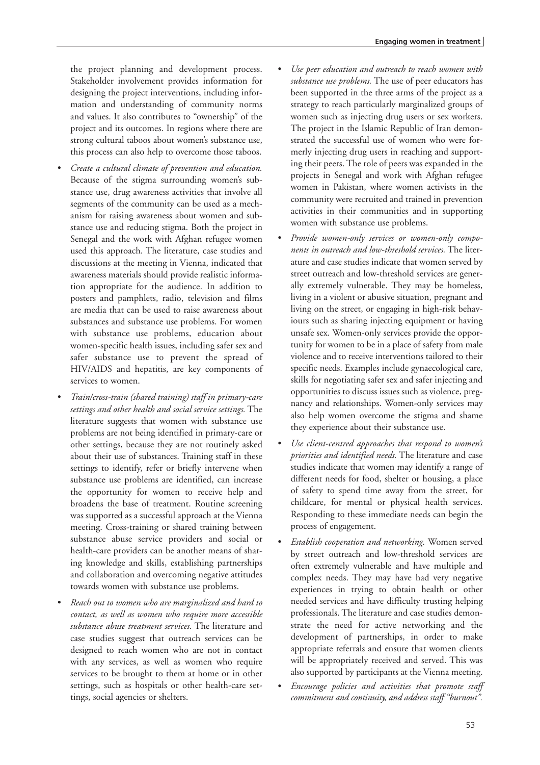the project planning and development process. Stakeholder involvement provides information for designing the project interventions, including information and understanding of community norms and values. It also contributes to "ownership" of the project and its outcomes. In regions where there are strong cultural taboos about women's substance use, this process can also help to overcome those taboos.

- *Create a cultural climate of prevention and education.* Because of the stigma surrounding women's substance use, drug awareness activities that involve all segments of the community can be used as a mechanism for raising awareness about women and substance use and reducing stigma. Both the project in Senegal and the work with Afghan refugee women used this approach. The literature, case studies and discussions at the meeting in Vienna, indicated that awareness materials should provide realistic information appropriate for the audience. In addition to posters and pamphlets, radio, television and films are media that can be used to raise awareness about substances and substance use problems. For women with substance use problems, education about women-specific health issues, including safer sex and safer substance use to prevent the spread of HIV/AIDS and hepatitis, are key components of services to women.
- *Train/cross-train (shared training) staff in primary-care settings and other health and social service settings.* The literature suggests that women with substance use problems are not being identified in primary-care or other settings, because they are not routinely asked about their use of substances. Training staff in these settings to identify, refer or briefly intervene when substance use problems are identified, can increase the opportunity for women to receive help and broadens the base of treatment. Routine screening was supported as a successful approach at the Vienna meeting. Cross-training or shared training between substance abuse service providers and social or health-care providers can be another means of sharing knowledge and skills, establishing partnerships and collaboration and overcoming negative attitudes towards women with substance use problems.
- *Reach out to women who are marginalized and hard to contact, as well as women who require more accessible substance abuse treatment services.* The literature and case studies suggest that outreach services can be designed to reach women who are not in contact with any services, as well as women who require services to be brought to them at home or in other settings, such as hospitals or other health-care settings, social agencies or shelters.
- *Use peer education and outreach to reach women with substance use problems.* The use of peer educators has been supported in the three arms of the project as a strategy to reach particularly marginalized groups of women such as injecting drug users or sex workers. The project in the Islamic Republic of Iran demonstrated the successful use of women who were formerly injecting drug users in reaching and supporting their peers. The role of peers was expanded in the projects in Senegal and work with Afghan refugee women in Pakistan, where women activists in the community were recruited and trained in prevention activities in their communities and in supporting women with substance use problems.
- *Provide women-only services or women-only components in outreach and low-threshold services.* The literature and case studies indicate that women served by street outreach and low-threshold services are generally extremely vulnerable. They may be homeless, living in a violent or abusive situation, pregnant and living on the street, or engaging in high-risk behaviours such as sharing injecting equipment or having unsafe sex. Women-only services provide the opportunity for women to be in a place of safety from male violence and to receive interventions tailored to their specific needs. Examples include gynaecological care, skills for negotiating safer sex and safer injecting and opportunities to discuss issues such as violence, pregnancy and relationships. Women-only services may also help women overcome the stigma and shame they experience about their substance use.
- *Use client-centred approaches that respond to women's priorities and identified needs.* The literature and case studies indicate that women may identify a range of different needs for food, shelter or housing, a place of safety to spend time away from the street, for childcare, for mental or physical health services. Responding to these immediate needs can begin the process of engagement.
- *Establish cooperation and networking.* Women served by street outreach and low-threshold services are often extremely vulnerable and have multiple and complex needs. They may have had very negative experiences in trying to obtain health or other needed services and have difficulty trusting helping professionals. The literature and case studies demonstrate the need for active networking and the development of partnerships, in order to make appropriate referrals and ensure that women clients will be appropriately received and served. This was also supported by participants at the Vienna meeting.
- *Encourage policies and activities that promote staff commitment and continuity, and address staff "burnout".*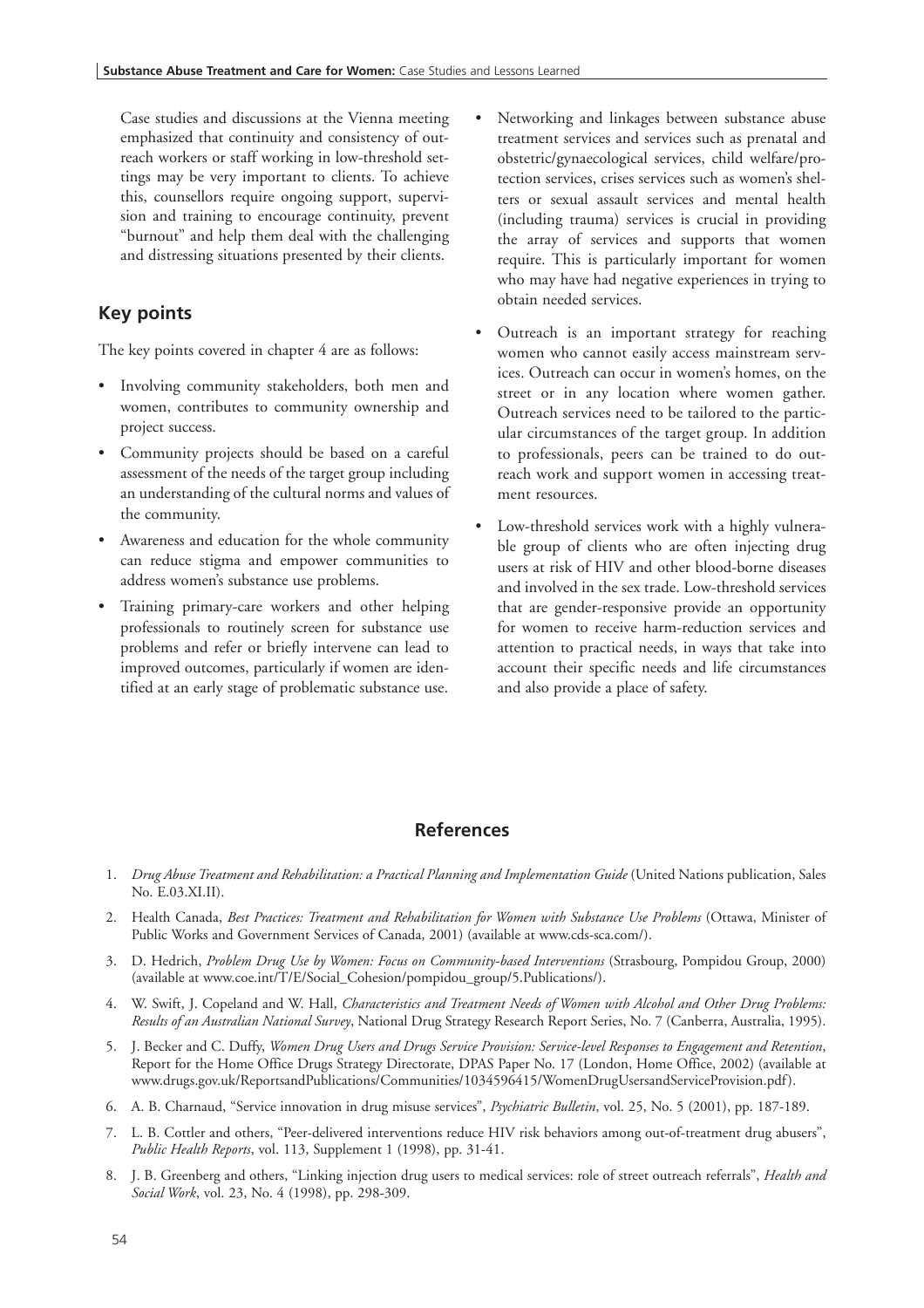Case studies and discussions at the Vienna meeting emphasized that continuity and consistency of outreach workers or staff working in low-threshold settings may be very important to clients. To achieve this, counsellors require ongoing support, supervision and training to encourage continuity, prevent "burnout" and help them deal with the challenging and distressing situations presented by their clients.

## Key points

The key points covered in chapter 4 are as follows:

- Involving community stakeholders, both men and women, contributes to community ownership and project success.
- Community projects should be based on a careful assessment of the needs of the target group including an understanding of the cultural norms and values of the community.
- Awareness and education for the whole community can reduce stigma and empower communities to address women's substance use problems.
- Training primary-care workers and other helping professionals to routinely screen for substance use problems and refer or briefly intervene can lead to improved outcomes, particularly if women are identified at an early stage of problematic substance use.
- Networking and linkages between substance abuse treatment services and services such as prenatal and obstetric/gynaecological services, child welfare/protection services, crises services such as women's shelters or sexual assault services and mental health (including trauma) services is crucial in providing the array of services and supports that women require. This is particularly important for women who may have had negative experiences in trying to obtain needed services.
- Outreach is an important strategy for reaching women who cannot easily access mainstream services. Outreach can occur in women's homes, on the street or in any location where women gather. Outreach services need to be tailored to the particular circumstances of the target group. In addition to professionals, peers can be trained to do outreach work and support women in accessing treatment resources.
- Low-threshold services work with a highly vulnerable group of clients who are often injecting drug users at risk of HIV and other blood-borne diseases and involved in the sex trade. Low-threshold services that are gender-responsive provide an opportunity for women to receive harm-reduction services and attention to practical needs, in ways that take into account their specific needs and life circumstances and also provide a place of safety.

## References

1. *Drug Abuse Treatment and Rehabilitation: a Practical Planning and Implementation Guide* (United Nations publication, Sales No. E.03.XI.II).
2. Health Canada, *Best Practices: Treatment and Rehabilitation for Women with Substance Use Problems* (Ottawa, Minister of Public Works and Government Services of Canada, 2001) (available at www.cds-sca.com/).
3. D. Hedrich, *Problem Drug Use by Women: Focus on Community-based Interventions* (Strasbourg, Pompidou Group, 2000) (available at www.coe.int/T/E/Social_Cohesion/pompidou_group/5.Publications/).
4. W. Swift, J. Copeland and W. Hall, *Characteristics and Treatment Needs of Women with Alcohol and Other Drug Problems: Results of an Australian National Survey*, National Drug Strategy Research Report Series, No. 7 (Canberra, Australia, 1995).
5. J. Becker and C. Duffy, *Women Drug Users and Drugs Service Provision: Service-level Responses to Engagement and Retention*, Report for the Home Office Drugs Strategy Directorate, DPAS Paper No. 17 (London, Home Office, 2002) (available at www.drugs.gov.uk/ReportsandPublications/Communities/1034596415/WomenDrugUsersandServiceProvision.pdf).
6. A. B. Charnaud, "Service innovation in drug misuse services", *Psychiatric Bulletin*, vol. 25, No. 5 (2001), pp. 187-189.
7. L. B. Cottler and others, "Peer-delivered interventions reduce HIV risk behaviors among out-of-treatment drug abusers", *Public Health Reports*, vol. 113, Supplement 1 (1998), pp. 31-41.
8. J. B. Greenberg and others, "Linking injection drug users to medical services: role of street outreach referrals", *Health and Social Work*, vol. 23, No. 4 (1998), pp. 298-309.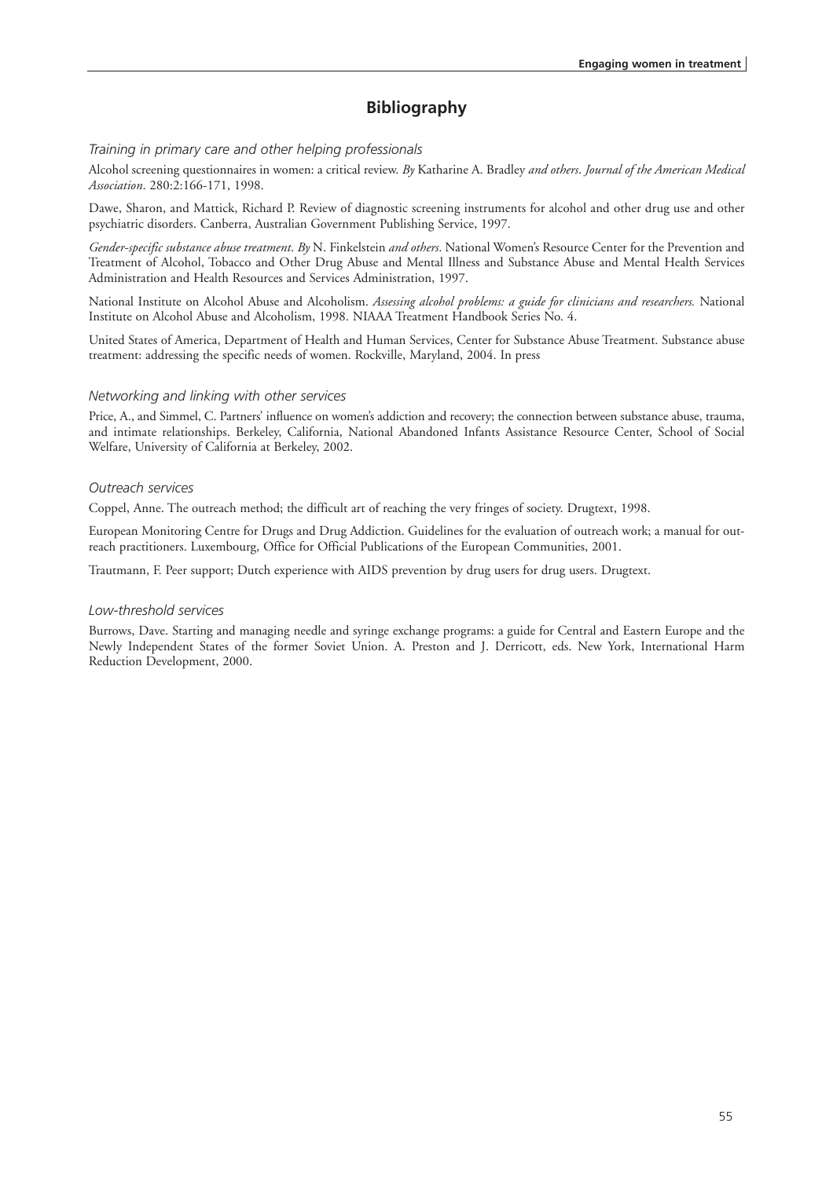# Bibliography

*Training in primary care and other helping professionals*

Alcohol screening questionnaires in women: a critical review. *By* Katharine A. Bradley *and others*. *Journal of the American Medical Association*. 280:2:166-171, 1998.

Dawe, Sharon, and Mattick, Richard P. Review of diagnostic screening instruments for alcohol and other drug use and other psychiatric disorders. Canberra, Australian Government Publishing Service, 1997.

*Gender-specific substance abuse treatment*. *By* N. Finkelstein *and others*. National Women's Resource Center for the Prevention and Treatment of Alcohol, Tobacco and Other Drug Abuse and Mental Illness and Substance Abuse and Mental Health Services Administration and Health Resources and Services Administration, 1997.

National Institute on Alcohol Abuse and Alcoholism. *Assessing alcohol problems: a guide for clinicians and researchers.* National Institute on Alcohol Abuse and Alcoholism, 1998. NIAAA Treatment Handbook Series No. 4.

United States of America, Department of Health and Human Services, Center for Substance Abuse Treatment. Substance abuse treatment: addressing the specific needs of women. Rockville, Maryland, 2004. In press

*Networking and linking with other services*

Price, A., and Simmel, C. Partners' influence on women's addiction and recovery; the connection between substance abuse, trauma, and intimate relationships. Berkeley, California, National Abandoned Infants Assistance Resource Center, School of Social Welfare, University of California at Berkeley, 2002.

*Outreach services*

Coppel, Anne. The outreach method; the difficult art of reaching the very fringes of society. Drugtext, 1998.

European Monitoring Centre for Drugs and Drug Addiction. Guidelines for the evaluation of outreach work; a manual for outreach practitioners. Luxembourg, Office for Official Publications of the European Communities, 2001.

Trautmann, F. Peer support; Dutch experience with AIDS prevention by drug users for drug users. Drugtext.

*Low-threshold services*

Burrows, Dave. Starting and managing needle and syringe exchange programs: a guide for Central and Eastern Europe and the Newly Independent States of the former Soviet Union. A. Preston and J. Derricott, eds. New York, International Harm Reduction Development, 2000.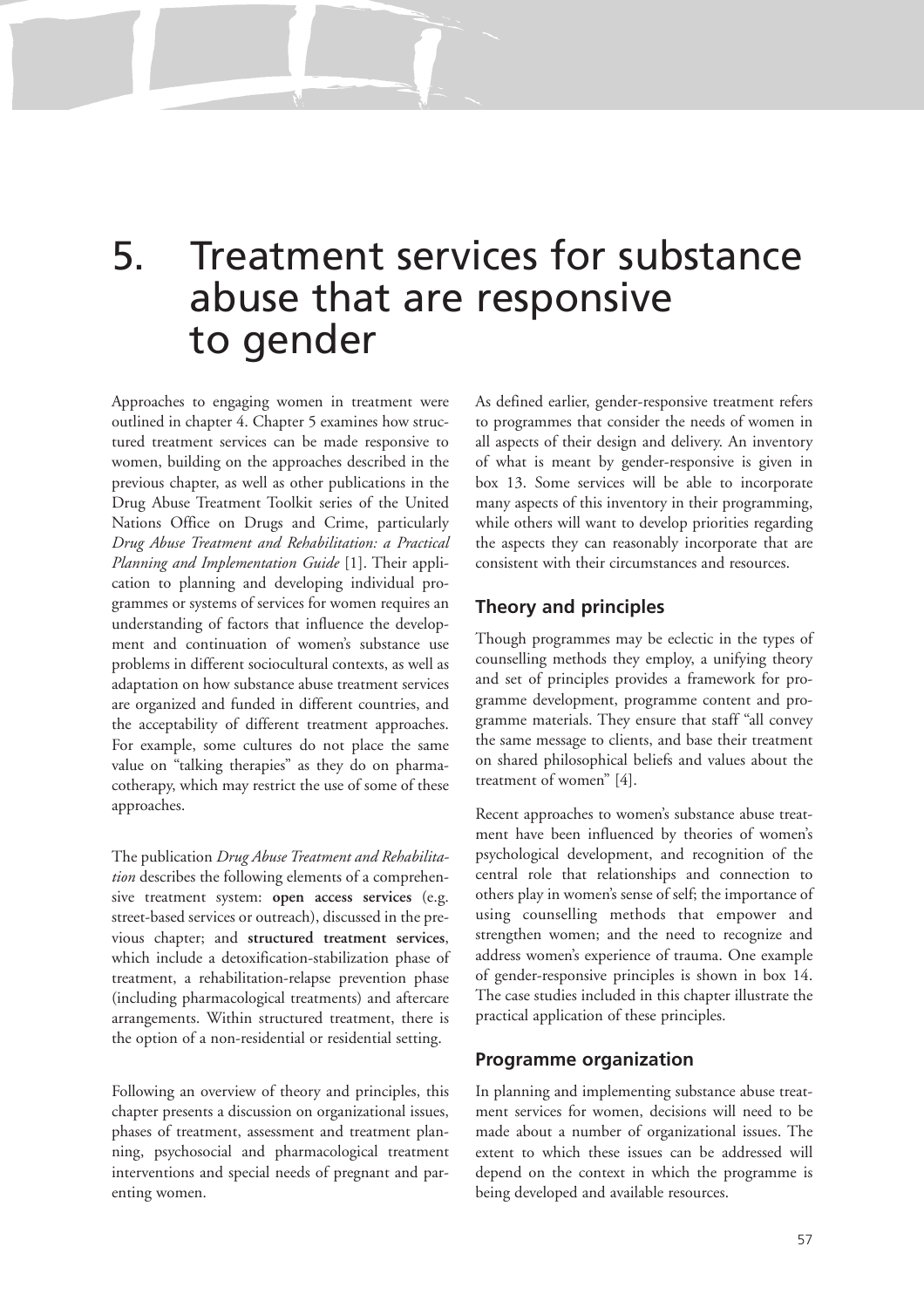# 5. Treatment services for substance abuse that are responsive to gender

Approaches to engaging women in treatment were outlined in chapter 4. Chapter 5 examines how structured treatment services can be made responsive to women, building on the approaches described in the previous chapter, as well as other publications in the Drug Abuse Treatment Toolkit series of the United Nations Office on Drugs and Crime, particularly *Drug Abuse Treatment and Rehabilitation: a Practical Planning and Implementation Guide* [1]. Their application to planning and developing individual programmes or systems of services for women requires an understanding of factors that influence the development and continuation of women's substance use problems in different sociocultural contexts, as well as adaptation on how substance abuse treatment services are organized and funded in different countries, and the acceptability of different treatment approaches. For example, some cultures do not place the same value on "talking therapies" as they do on pharmacotherapy, which may restrict the use of some of these approaches.

The publication *Drug Abuse Treatment and Rehabilitation* describes the following elements of a comprehensive treatment system: **open access services** (e.g. street-based services or outreach), discussed in the previous chapter; and **structured treatment services**, which include a detoxification-stabilization phase of treatment, a rehabilitation-relapse prevention phase (including pharmacological treatments) and aftercare arrangements. Within structured treatment, there is the option of a non-residential or residential setting.

Following an overview of theory and principles, this chapter presents a discussion on organizational issues, phases of treatment, assessment and treatment planning, psychosocial and pharmacological treatment interventions and special needs of pregnant and parenting women.

As defined earlier, gender-responsive treatment refers to programmes that consider the needs of women in all aspects of their design and delivery. An inventory of what is meant by gender-responsive is given in box 13. Some services will be able to incorporate many aspects of this inventory in their programming, while others will want to develop priorities regarding the aspects they can reasonably incorporate that are consistent with their circumstances and resources.

## Theory and principles

Though programmes may be eclectic in the types of counselling methods they employ, a unifying theory and set of principles provides a framework for programme development, programme content and programme materials. They ensure that staff "all convey the same message to clients, and base their treatment on shared philosophical beliefs and values about the treatment of women" [4].

Recent approaches to women's substance abuse treatment have been influenced by theories of women's psychological development, and recognition of the central role that relationships and connection to others play in women's sense of self; the importance of using counselling methods that empower and strengthen women; and the need to recognize and address women's experience of trauma. One example of gender-responsive principles is shown in box 14. The case studies included in this chapter illustrate the practical application of these principles.

## Programme organization

In planning and implementing substance abuse treatment services for women, decisions will need to be made about a number of organizational issues. The extent to which these issues can be addressed will depend on the context in which the programme is being developed and available resources.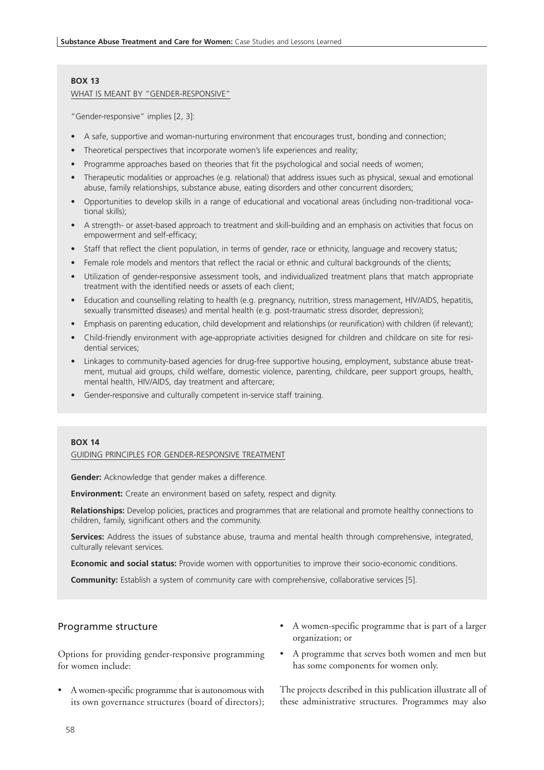**BOX 13**

WHAT IS MEANT BY "GENDER-RESPONSIVE"

"Gender-responsive" implies [2, 3]:

- A safe, supportive and woman-nurturing environment that encourages trust, bonding and connection;
- Theoretical perspectives that incorporate women's life experiences and reality;
- Programme approaches based on theories that fit the psychological and social needs of women;
- Therapeutic modalities or approaches (e.g. relational) that address issues such as physical, sexual and emotional abuse, family relationships, substance abuse, eating disorders and other concurrent disorders;
- Opportunities to develop skills in a range of educational and vocational areas (including non-traditional vocational skills);
- A strength- or asset-based approach to treatment and skill-building and an emphasis on activities that focus on empowerment and self-efficacy;
- Staff that reflect the client population, in terms of gender, race or ethnicity, language and recovery status;
- Female role models and mentors that reflect the racial or ethnic and cultural backgrounds of the clients;
- Utilization of gender-responsive assessment tools, and individualized treatment plans that match appropriate treatment with the identified needs or assets of each client;
- Education and counselling relating to health (e.g. pregnancy, nutrition, stress management, HIV/AIDS, hepatitis, sexually transmitted diseases) and mental health (e.g. post-traumatic stress disorder, depression);
- Emphasis on parenting education, child development and relationships (or reunification) with children (if relevant);
- Child-friendly environment with age-appropriate activities designed for children and childcare on site for residential services;
- Linkages to community-based agencies for drug-free supportive housing, employment, substance abuse treatment, mutual aid groups, child welfare, domestic violence, parenting, childcare, peer support groups, health, mental health, HIV/AIDS, day treatment and aftercare;
- Gender-responsive and culturally competent in-service staff training.

**BOX 14**

GUIDING PRINCIPLES FOR GENDER-RESPONSIVE TREATMENT

**Gender:** Acknowledge that gender makes a difference.

**Environment:** Create an environment based on safety, respect and dignity.

**Relationships:** Develop policies, practices and programmes that are relational and promote healthy connections to children, family, significant others and the community.

**Services:** Address the issues of substance abuse, trauma and mental health through comprehensive, integrated, culturally relevant services.

**Economic and social status:** Provide women with opportunities to improve their socio-economic conditions.

**Community:** Establish a system of community care with comprehensive, collaborative services [5].

## Programme structure

Options for providing gender-responsive programming for women include:

- A women-specific programme that is autonomous with its own governance structures (board of directors);
- A women-specific programme that is part of a larger organization; or
- A programme that serves both women and men but has some components for women only.

The projects described in this publication illustrate all of these administrative structures. Programmes may also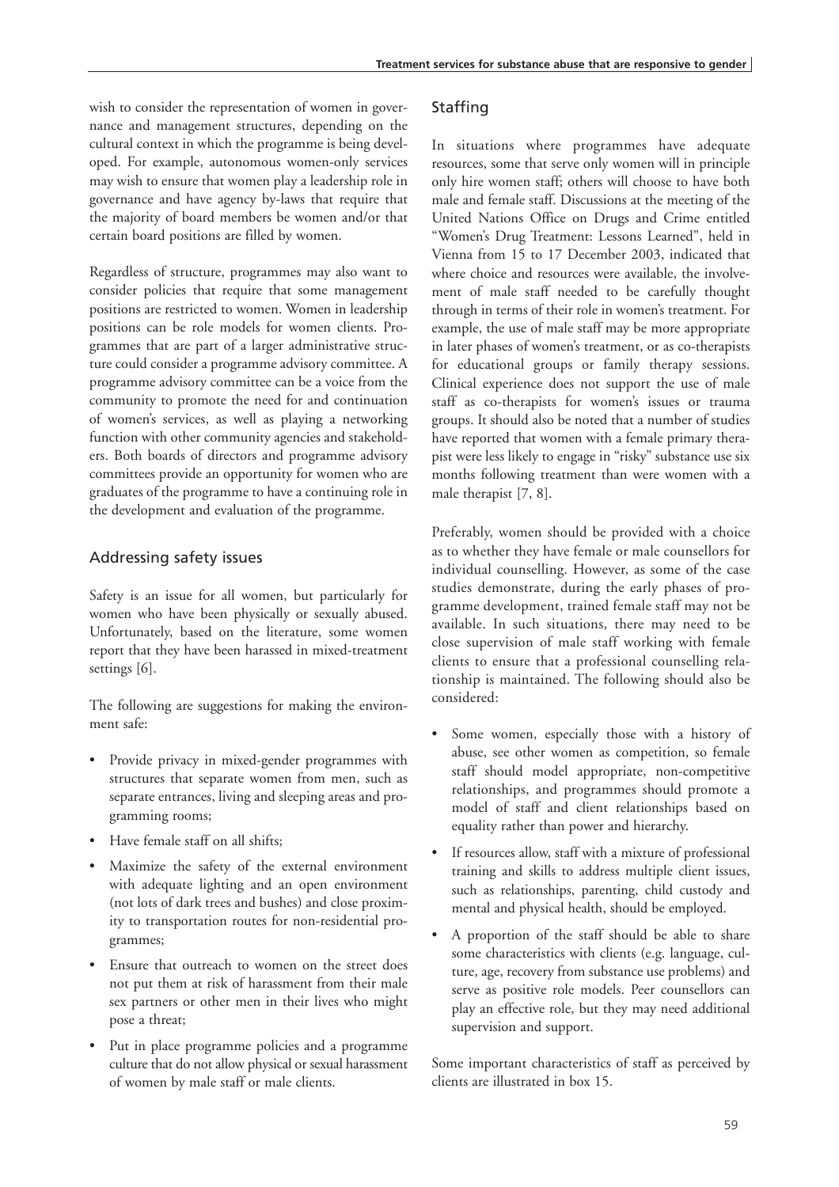wish to consider the representation of women in governance and management structures, depending on the cultural context in which the programme is being developed. For example, autonomous women-only services may wish to ensure that women play a leadership role in governance and have agency by-laws that require that the majority of board members be women and/or that certain board positions are filled by women.

Regardless of structure, programmes may also want to consider policies that require that some management positions are restricted to women. Women in leadership positions can be role models for women clients. Programmes that are part of a larger administrative structure could consider a programme advisory committee. A programme advisory committee can be a voice from the community to promote the need for and continuation of women's services, as well as playing a networking function with other community agencies and stakeholders. Both boards of directors and programme advisory committees provide an opportunity for women who are graduates of the programme to have a continuing role in the development and evaluation of the programme.

## Addressing safety issues

Safety is an issue for all women, but particularly for women who have been physically or sexually abused. Unfortunately, based on the literature, some women report that they have been harassed in mixed-treatment settings [6].

The following are suggestions for making the environment safe:

- Provide privacy in mixed-gender programmes with structures that separate women from men, such as separate entrances, living and sleeping areas and programming rooms;
- Have female staff on all shifts;
- Maximize the safety of the external environment with adequate lighting and an open environment (not lots of dark trees and bushes) and close proximity to transportation routes for non-residential programmes;
- Ensure that outreach to women on the street does not put them at risk of harassment from their male sex partners or other men in their lives who might pose a threat;
- Put in place programme policies and a programme culture that do not allow physical or sexual harassment of women by male staff or male clients.

## Staffing

In situations where programmes have adequate resources, some that serve only women will in principle only hire women staff; others will choose to have both male and female staff. Discussions at the meeting of the United Nations Office on Drugs and Crime entitled "Women's Drug Treatment: Lessons Learned", held in Vienna from 15 to 17 December 2003, indicated that where choice and resources were available, the involvement of male staff needed to be carefully thought through in terms of their role in women's treatment. For example, the use of male staff may be more appropriate in later phases of women's treatment, or as co-therapists for educational groups or family therapy sessions. Clinical experience does not support the use of male staff as co-therapists for women's issues or trauma groups. It should also be noted that a number of studies have reported that women with a female primary therapist were less likely to engage in "risky" substance use six months following treatment than were women with a male therapist [7, 8].

Preferably, women should be provided with a choice as to whether they have female or male counsellors for individual counselling. However, as some of the case studies demonstrate, during the early phases of programme development, trained female staff may not be available. In such situations, there may need to be close supervision of male staff working with female clients to ensure that a professional counselling relationship is maintained. The following should also be considered:

- Some women, especially those with a history of abuse, see other women as competition, so female staff should model appropriate, non-competitive relationships, and programmes should promote a model of staff and client relationships based on equality rather than power and hierarchy.
- If resources allow, staff with a mixture of professional training and skills to address multiple client issues, such as relationships, parenting, child custody and mental and physical health, should be employed.
- A proportion of the staff should be able to share some characteristics with clients (e.g. language, culture, age, recovery from substance use problems) and serve as positive role models. Peer counsellors can play an effective role, but they may need additional supervision and support.

Some important characteristics of staff as perceived by clients are illustrated in box 15.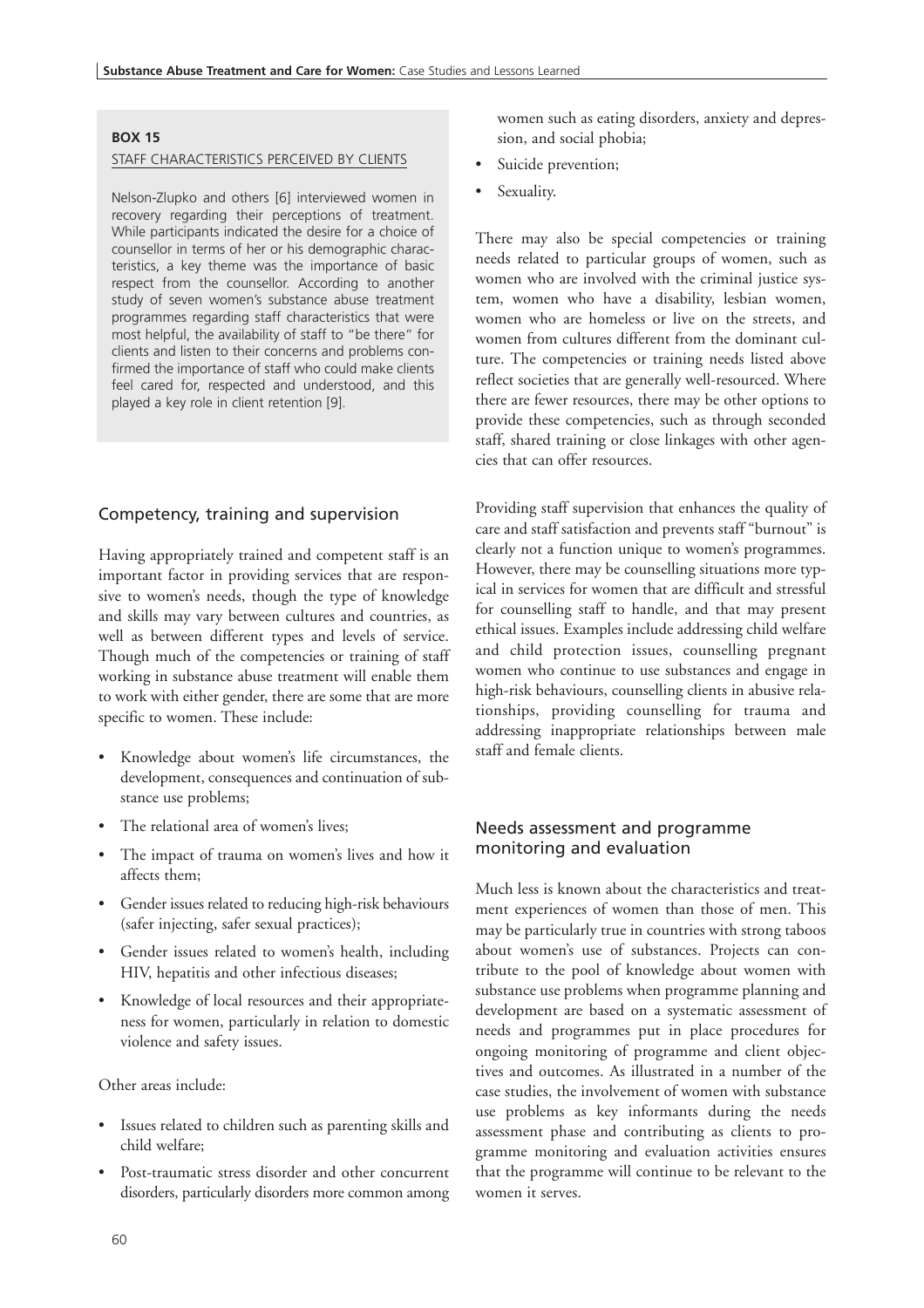**BOX 15**

STAFF CHARACTERISTICS PERCEIVED BY CLIENTS

Nelson-Zlupko and others [6] interviewed women in recovery regarding their perceptions of treatment. While participants indicated the desire for a choice of counsellor in terms of her or his demographic characteristics, a key theme was the importance of basic respect from the counsellor. According to another study of seven women's substance abuse treatment programmes regarding staff characteristics that were most helpful, the availability of staff to "be there" for clients and listen to their concerns and problems confirmed the importance of staff who could make clients feel cared for, respected and understood, and this played a key role in client retention [9].

## Competency, training and supervision

Having appropriately trained and competent staff is an important factor in providing services that are responsive to women's needs, though the type of knowledge and skills may vary between cultures and countries, as well as between different types and levels of service. Though much of the competencies or training of staff working in substance abuse treatment will enable them to work with either gender, there are some that are more specific to women. These include:

- Knowledge about women's life circumstances, the development, consequences and continuation of substance use problems;
- The relational area of women's lives;
- The impact of trauma on women's lives and how it affects them;
- Gender issues related to reducing high-risk behaviours (safer injecting, safer sexual practices);
- Gender issues related to women's health, including HIV, hepatitis and other infectious diseases;
- Knowledge of local resources and their appropriateness for women, particularly in relation to domestic violence and safety issues.

Other areas include:

- Issues related to children such as parenting skills and child welfare;
- Post-traumatic stress disorder and other concurrent disorders, particularly disorders more common among women such as eating disorders, anxiety and depression, and social phobia;
- Suicide prevention;
- Sexuality.

There may also be special competencies or training needs related to particular groups of women, such as women who are involved with the criminal justice system, women who have a disability, lesbian women, women who are homeless or live on the streets, and women from cultures different from the dominant culture. The competencies or training needs listed above reflect societies that are generally well-resourced. Where there are fewer resources, there may be other options to provide these competencies, such as through seconded staff, shared training or close linkages with other agencies that can offer resources.

Providing staff supervision that enhances the quality of care and staff satisfaction and prevents staff "burnout" is clearly not a function unique to women's programmes. However, there may be counselling situations more typical in services for women that are difficult and stressful for counselling staff to handle, and that may present ethical issues. Examples include addressing child welfare and child protection issues, counselling pregnant women who continue to use substances and engage in high-risk behaviours, counselling clients in abusive relationships, providing counselling for trauma and addressing inappropriate relationships between male staff and female clients.

## Needs assessment and programme monitoring and evaluation

Much less is known about the characteristics and treatment experiences of women than those of men. This may be particularly true in countries with strong taboos about women's use of substances. Projects can contribute to the pool of knowledge about women with substance use problems when programme planning and development are based on a systematic assessment of needs and programmes put in place procedures for ongoing monitoring of programme and client objectives and outcomes. As illustrated in a number of the case studies, the involvement of women with substance use problems as key informants during the needs assessment phase and contributing as clients to programme monitoring and evaluation activities ensures that the programme will continue to be relevant to the women it serves.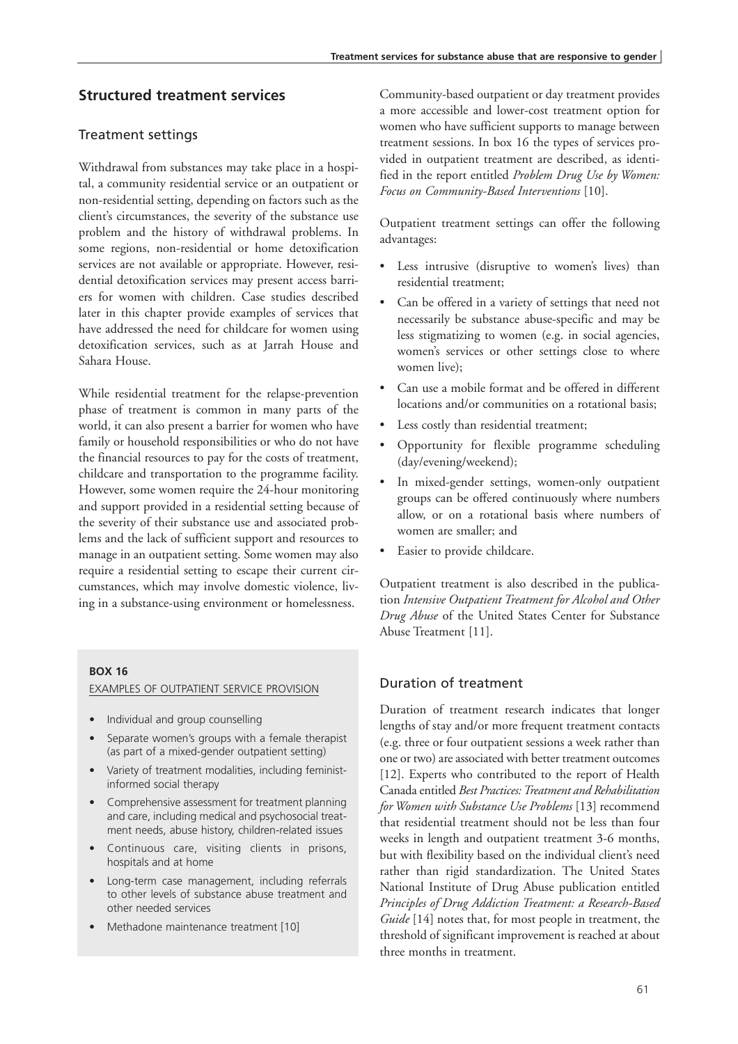## Structured treatment services

### Treatment settings

Withdrawal from substances may take place in a hospital, a community residential service or an outpatient or non-residential setting, depending on factors such as the client's circumstances, the severity of the substance use problem and the history of withdrawal problems. In some regions, non-residential or home detoxification services are not available or appropriate. However, residential detoxification services may present access barriers for women with children. Case studies described later in this chapter provide examples of services that have addressed the need for childcare for women using detoxification services, such as at Jarrah House and Sahara House.

While residential treatment for the relapse-prevention phase of treatment is common in many parts of the world, it can also present a barrier for women who have family or household responsibilities or who do not have the financial resources to pay for the costs of treatment, childcare and transportation to the programme facility. However, some women require the 24-hour monitoring and support provided in a residential setting because of the severity of their substance use and associated problems and the lack of sufficient support and resources to manage in an outpatient setting. Some women may also require a residential setting to escape their current circumstances, which may involve domestic violence, living in a substance-using environment or homelessness.

> **BOX 16**
>
> EXAMPLES OF OUTPATIENT SERVICE PROVISION
>
> - Individual and group counselling
> - Separate women's groups with a female therapist (as part of a mixed-gender outpatient setting)
> - Variety of treatment modalities, including feminist-informed social therapy
> - Comprehensive assessment for treatment planning and care, including medical and psychosocial treatment needs, abuse history, children-related issues
> - Continuous care, visiting clients in prisons, hospitals and at home
> - Long-term case management, including referrals to other levels of substance abuse treatment and other needed services
> - Methadone maintenance treatment [10]

Community-based outpatient or day treatment provides a more accessible and lower-cost treatment option for women who have sufficient supports to manage between treatment sessions. In box 16 the types of services provided in outpatient treatment are described, as identified in the report entitled *Problem Drug Use by Women: Focus on Community-Based Interventions* [10].

Outpatient treatment settings can offer the following advantages:

- Less intrusive (disruptive to women's lives) than residential treatment;
- Can be offered in a variety of settings that need not necessarily be substance abuse-specific and may be less stigmatizing to women (e.g. in social agencies, women's services or other settings close to where women live);
- Can use a mobile format and be offered in different locations and/or communities on a rotational basis;
- Less costly than residential treatment;
- Opportunity for flexible programme scheduling (day/evening/weekend);
- In mixed-gender settings, women-only outpatient groups can be offered continuously where numbers allow, or on a rotational basis where numbers of women are smaller; and
- Easier to provide childcare.

Outpatient treatment is also described in the publication *Intensive Outpatient Treatment for Alcohol and Other Drug Abuse* of the United States Center for Substance Abuse Treatment [11].

### Duration of treatment

Duration of treatment research indicates that longer lengths of stay and/or more frequent treatment contacts (e.g. three or four outpatient sessions a week rather than one or two) are associated with better treatment outcomes [12]. Experts who contributed to the report of Health Canada entitled *Best Practices: Treatment and Rehabilitation for Women with Substance Use Problems* [13] recommend that residential treatment should not be less than four weeks in length and outpatient treatment 3-6 months, but with flexibility based on the individual client's need rather than rigid standardization. The United States National Institute of Drug Abuse publication entitled *Principles of Drug Addiction Treatment: a Research-Based Guide* [14] notes that, for most people in treatment, the threshold of significant improvement is reached at about three months in treatment.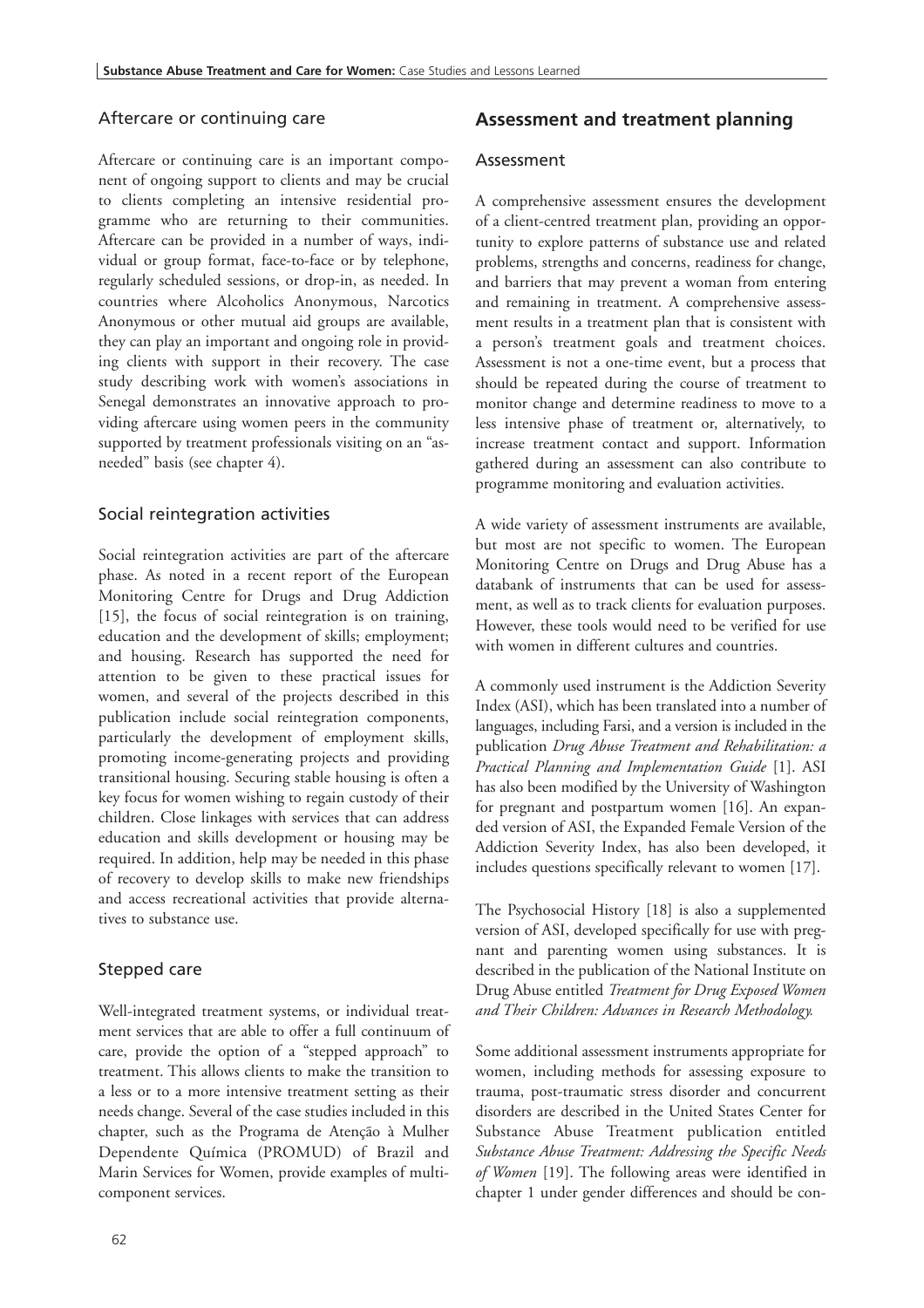## Aftercare or continuing care

Aftercare or continuing care is an important component of ongoing support to clients and may be crucial to clients completing an intensive residential programme who are returning to their communities. Aftercare can be provided in a number of ways, individual or group format, face-to-face or by telephone, regularly scheduled sessions, or drop-in, as needed. In countries where Alcoholics Anonymous, Narcotics Anonymous or other mutual aid groups are available, they can play an important and ongoing role in providing clients with support in their recovery. The case study describing work with women's associations in Senegal demonstrates an innovative approach to providing aftercare using women peers in the community supported by treatment professionals visiting on an "as-needed" basis (see chapter 4).

## Social reintegration activities

Social reintegration activities are part of the aftercare phase. As noted in a recent report of the European Monitoring Centre for Drugs and Drug Addiction [15], the focus of social reintegration is on training, education and the development of skills; employment; and housing. Research has supported the need for attention to be given to these practical issues for women, and several of the projects described in this publication include social reintegration components, particularly the development of employment skills, promoting income-generating projects and providing transitional housing. Securing stable housing is often a key focus for women wishing to regain custody of their children. Close linkages with services that can address education and skills development or housing may be required. In addition, help may be needed in this phase of recovery to develop skills to make new friendships and access recreational activities that provide alternatives to substance use.

## Stepped care

Well-integrated treatment systems, or individual treatment services that are able to offer a full continuum of care, provide the option of a "stepped approach" to treatment. This allows clients to make the transition to a less or to a more intensive treatment setting as their needs change. Several of the case studies included in this chapter, such as the Programa de Atenção à Mulher Dependente Química (PROMUD) of Brazil and Marin Services for Women, provide examples of multi-component services.

# Assessment and treatment planning

## Assessment

A comprehensive assessment ensures the development of a client-centred treatment plan, providing an opportunity to explore patterns of substance use and related problems, strengths and concerns, readiness for change, and barriers that may prevent a woman from entering and remaining in treatment. A comprehensive assessment results in a treatment plan that is consistent with a person's treatment goals and treatment choices. Assessment is not a one-time event, but a process that should be repeated during the course of treatment to monitor change and determine readiness to move to a less intensive phase of treatment or, alternatively, to increase treatment contact and support. Information gathered during an assessment can also contribute to programme monitoring and evaluation activities.

A wide variety of assessment instruments are available, but most are not specific to women. The European Monitoring Centre on Drugs and Drug Abuse has a databank of instruments that can be used for assessment, as well as to track clients for evaluation purposes. However, these tools would need to be verified for use with women in different cultures and countries.

A commonly used instrument is the Addiction Severity Index (ASI), which has been translated into a number of languages, including Farsi, and a version is included in the publication *Drug Abuse Treatment and Rehabilitation: a Practical Planning and Implementation Guide* [1]. ASI has also been modified by the University of Washington for pregnant and postpartum women [16]. An expanded version of ASI, the Expanded Female Version of the Addiction Severity Index, has also been developed, it includes questions specifically relevant to women [17].

The Psychosocial History [18] is also a supplemented version of ASI, developed specifically for use with pregnant and parenting women using substances. It is described in the publication of the National Institute on Drug Abuse entitled *Treatment for Drug Exposed Women and Their Children: Advances in Research Methodology.*

Some additional assessment instruments appropriate for women, including methods for assessing exposure to trauma, post-traumatic stress disorder and concurrent disorders are described in the United States Center for Substance Abuse Treatment publication entitled *Substance Abuse Treatment: Addressing the Specific Needs of Women* [19]. The following areas were identified in chapter 1 under gender differences and should be con-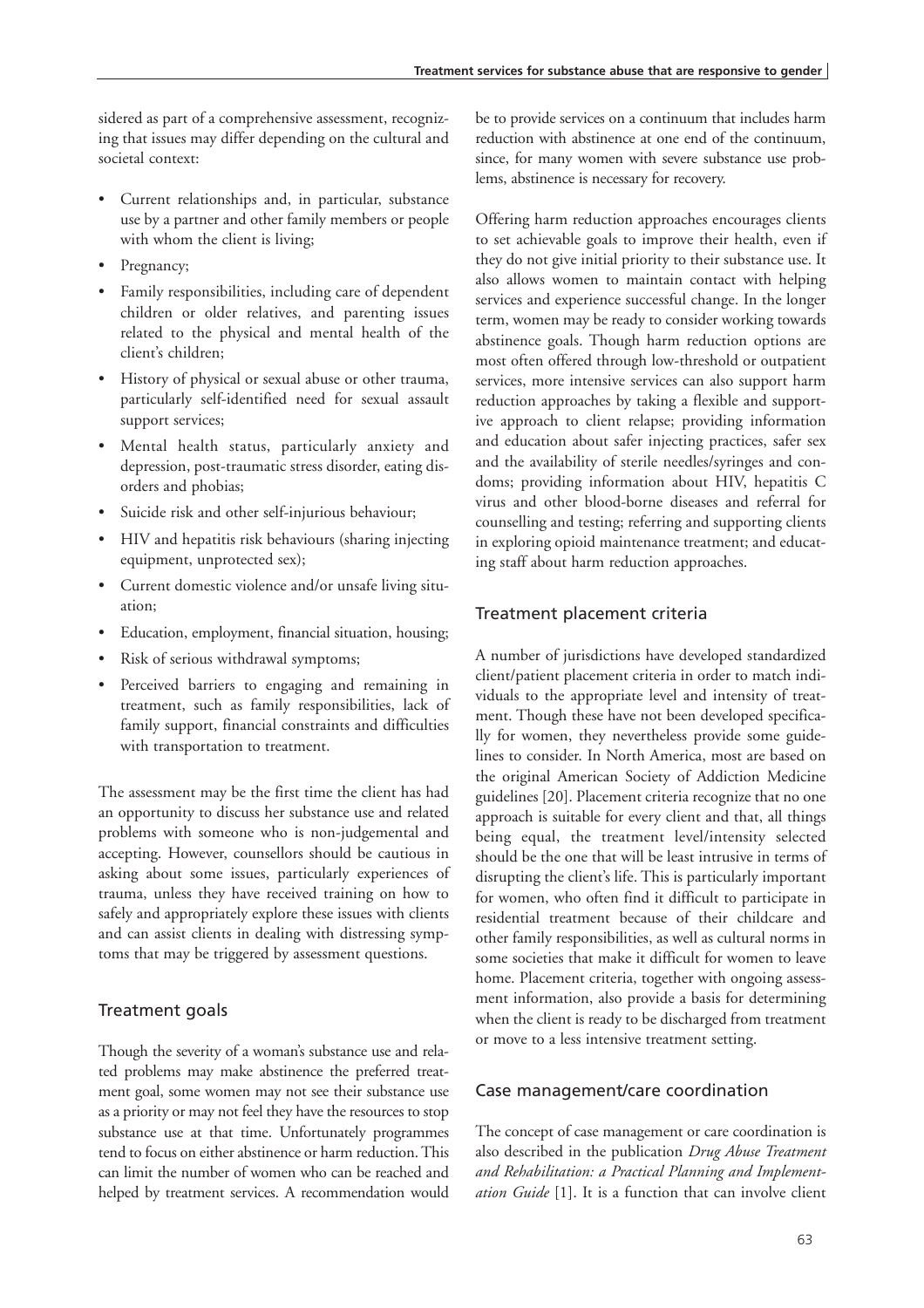sidered as part of a comprehensive assessment, recognizing that issues may differ depending on the cultural and societal context:

- Current relationships and, in particular, substance use by a partner and other family members or people with whom the client is living;
- Pregnancy;
- Family responsibilities, including care of dependent children or older relatives, and parenting issues related to the physical and mental health of the client's children;
- History of physical or sexual abuse or other trauma, particularly self-identified need for sexual assault support services;
- Mental health status, particularly anxiety and depression, post-traumatic stress disorder, eating disorders and phobias;
- Suicide risk and other self-injurious behaviour;
- HIV and hepatitis risk behaviours (sharing injecting equipment, unprotected sex);
- Current domestic violence and/or unsafe living situation;
- Education, employment, financial situation, housing;
- Risk of serious withdrawal symptoms;
- Perceived barriers to engaging and remaining in treatment, such as family responsibilities, lack of family support, financial constraints and difficulties with transportation to treatment.

The assessment may be the first time the client has had an opportunity to discuss her substance use and related problems with someone who is non-judgemental and accepting. However, counsellors should be cautious in asking about some issues, particularly experiences of trauma, unless they have received training on how to safely and appropriately explore these issues with clients and can assist clients in dealing with distressing symptoms that may be triggered by assessment questions.

## Treatment goals

Though the severity of a woman's substance use and related problems may make abstinence the preferred treatment goal, some women may not see their substance use as a priority or may not feel they have the resources to stop substance use at that time. Unfortunately programmes tend to focus on either abstinence or harm reduction. This can limit the number of women who can be reached and helped by treatment services. A recommendation would be to provide services on a continuum that includes harm reduction with abstinence at one end of the continuum, since, for many women with severe substance use problems, abstinence is necessary for recovery.

Offering harm reduction approaches encourages clients to set achievable goals to improve their health, even if they do not give initial priority to their substance use. It also allows women to maintain contact with helping services and experience successful change. In the longer term, women may be ready to consider working towards abstinence goals. Though harm reduction options are most often offered through low-threshold or outpatient services, more intensive services can also support harm reduction approaches by taking a flexible and supportive approach to client relapse; providing information and education about safer injecting practices, safer sex and the availability of sterile needles/syringes and condoms; providing information about HIV, hepatitis C virus and other blood-borne diseases and referral for counselling and testing; referring and supporting clients in exploring opioid maintenance treatment; and educating staff about harm reduction approaches.

## Treatment placement criteria

A number of jurisdictions have developed standardized client/patient placement criteria in order to match individuals to the appropriate level and intensity of treatment. Though these have not been developed specifically for women, they nevertheless provide some guidelines to consider. In North America, most are based on the original American Society of Addiction Medicine guidelines [20]. Placement criteria recognize that no one approach is suitable for every client and that, all things being equal, the treatment level/intensity selected should be the one that will be least intrusive in terms of disrupting the client's life. This is particularly important for women, who often find it difficult to participate in residential treatment because of their childcare and other family responsibilities, as well as cultural norms in some societies that make it difficult for women to leave home. Placement criteria, together with ongoing assessment information, also provide a basis for determining when the client is ready to be discharged from treatment or move to a less intensive treatment setting.

## Case management/care coordination

The concept of case management or care coordination is also described in the publication *Drug Abuse Treatment and Rehabilitation: a Practical Planning and Implementation Guide* [1]. It is a function that can involve client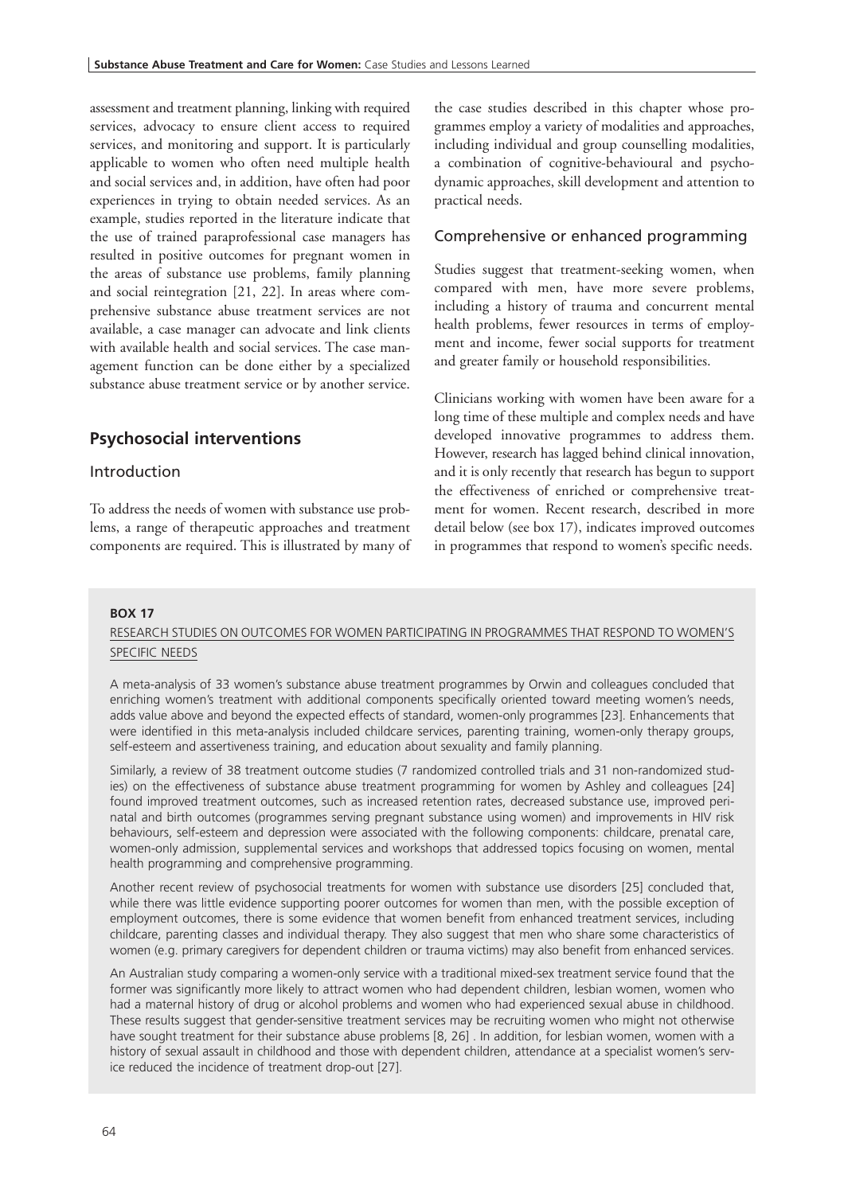assessment and treatment planning, linking with required services, advocacy to ensure client access to required services, and monitoring and support. It is particularly applicable to women who often need multiple health and social services and, in addition, have often had poor experiences in trying to obtain needed services. As an example, studies reported in the literature indicate that the use of trained paraprofessional case managers has resulted in positive outcomes for pregnant women in the areas of substance use problems, family planning and social reintegration [21, 22]. In areas where comprehensive substance abuse treatment services are not available, a case manager can advocate and link clients with available health and social services. The case management function can be done either by a specialized substance abuse treatment service or by another service.

## Psychosocial interventions

### Introduction

To address the needs of women with substance use problems, a range of therapeutic approaches and treatment components are required. This is illustrated by many of the case studies described in this chapter whose programmes employ a variety of modalities and approaches, including individual and group counselling modalities, a combination of cognitive-behavioural and psychodynamic approaches, skill development and attention to practical needs.

### Comprehensive or enhanced programming

Studies suggest that treatment-seeking women, when compared with men, have more severe problems, including a history of trauma and concurrent mental health problems, fewer resources in terms of employment and income, fewer social supports for treatment and greater family or household responsibilities.

Clinicians working with women have been aware for a long time of these multiple and complex needs and have developed innovative programmes to address them. However, research has lagged behind clinical innovation, and it is only recently that research has begun to support the effectiveness of enriched or comprehensive treatment for women. Recent research, described in more detail below (see box 17), indicates improved outcomes in programmes that respond to women's specific needs.

**BOX 17**

RESEARCH STUDIES ON OUTCOMES FOR WOMEN PARTICIPATING IN PROGRAMMES THAT RESPOND TO WOMEN'S SPECIFIC NEEDS

A meta-analysis of 33 women's substance abuse treatment programmes by Orwin and colleagues concluded that enriching women's treatment with additional components specifically oriented toward meeting women's needs, adds value above and beyond the expected effects of standard, women-only programmes [23]. Enhancements that were identified in this meta-analysis included childcare services, parenting training, women-only therapy groups, self-esteem and assertiveness training, and education about sexuality and family planning.

Similarly, a review of 38 treatment outcome studies (7 randomized controlled trials and 31 non-randomized studies) on the effectiveness of substance abuse treatment programming for women by Ashley and colleagues [24] found improved treatment outcomes, such as increased retention rates, decreased substance use, improved perinatal and birth outcomes (programmes serving pregnant substance using women) and improvements in HIV risk behaviours, self-esteem and depression were associated with the following components: childcare, prenatal care, women-only admission, supplemental services and workshops that addressed topics focusing on women, mental health programming and comprehensive programming.

Another recent review of psychosocial treatments for women with substance use disorders [25] concluded that, while there was little evidence supporting poorer outcomes for women than men, with the possible exception of employment outcomes, there is some evidence that women benefit from enhanced treatment services, including childcare, parenting classes and individual therapy. They also suggest that men who share some characteristics of women (e.g. primary caregivers for dependent children or trauma victims) may also benefit from enhanced services.

An Australian study comparing a women-only service with a traditional mixed-sex treatment service found that the former was significantly more likely to attract women who had dependent children, lesbian women, women who had a maternal history of drug or alcohol problems and women who had experienced sexual abuse in childhood. These results suggest that gender-sensitive treatment services may be recruiting women who might not otherwise have sought treatment for their substance abuse problems [8, 26] . In addition, for lesbian women, women with a history of sexual assault in childhood and those with dependent children, attendance at a specialist women's service reduced the incidence of treatment drop-out [27].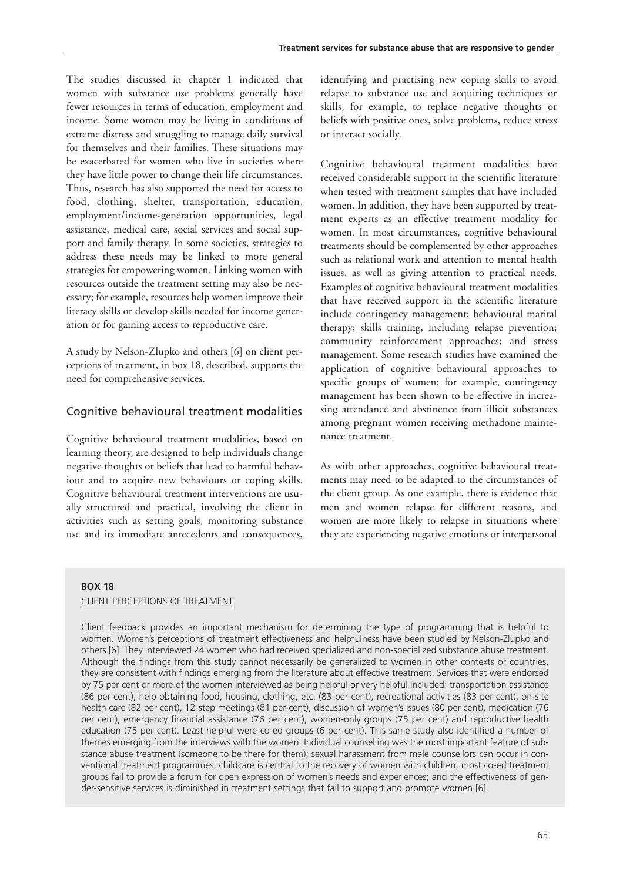The studies discussed in chapter 1 indicated that women with substance use problems generally have fewer resources in terms of education, employment and income. Some women may be living in conditions of extreme distress and struggling to manage daily survival for themselves and their families. These situations may be exacerbated for women who live in societies where they have little power to change their life circumstances. Thus, research has also supported the need for access to food, clothing, shelter, transportation, education, employment/income-generation opportunities, legal assistance, medical care, social services and social support and family therapy. In some societies, strategies to address these needs may be linked to more general strategies for empowering women. Linking women with resources outside the treatment setting may also be necessary; for example, resources help women improve their literacy skills or develop skills needed for income generation or for gaining access to reproductive care.

A study by Nelson-Zlupko and others [6] on client perceptions of treatment, in box 18, described, supports the need for comprehensive services.

## Cognitive behavioural treatment modalities

Cognitive behavioural treatment modalities, based on learning theory, are designed to help individuals change negative thoughts or beliefs that lead to harmful behaviour and to acquire new behaviours or coping skills. Cognitive behavioural treatment interventions are usually structured and practical, involving the client in activities such as setting goals, monitoring substance use and its immediate antecedents and consequences, identifying and practising new coping skills to avoid relapse to substance use and acquiring techniques or skills, for example, to replace negative thoughts or beliefs with positive ones, solve problems, reduce stress or interact socially.

Cognitive behavioural treatment modalities have received considerable support in the scientific literature when tested with treatment samples that have included women. In addition, they have been supported by treatment experts as an effective treatment modality for women. In most circumstances, cognitive behavioural treatments should be complemented by other approaches such as relational work and attention to mental health issues, as well as giving attention to practical needs. Examples of cognitive behavioural treatment modalities that have received support in the scientific literature include contingency management; behavioural marital therapy; skills training, including relapse prevention; community reinforcement approaches; and stress management. Some research studies have examined the application of cognitive behavioural approaches to specific groups of women; for example, contingency management has been shown to be effective in increasing attendance and abstinence from illicit substances among pregnant women receiving methadone maintenance treatment.

As with other approaches, cognitive behavioural treatments may need to be adapted to the circumstances of the client group. As one example, there is evidence that men and women relapse for different reasons, and women are more likely to relapse in situations where they are experiencing negative emotions or interpersonal

**BOX 18**

CLIENT PERCEPTIONS OF TREATMENT

Client feedback provides an important mechanism for determining the type of programming that is helpful to women. Women's perceptions of treatment effectiveness and helpfulness have been studied by Nelson-Zlupko and others [6]. They interviewed 24 women who had received specialized and non-specialized substance abuse treatment. Although the findings from this study cannot necessarily be generalized to women in other contexts or countries, they are consistent with findings emerging from the literature about effective treatment. Services that were endorsed by 75 per cent or more of the women interviewed as being helpful or very helpful included: transportation assistance (86 per cent), help obtaining food, housing, clothing, etc. (83 per cent), recreational activities (83 per cent), on-site health care (82 per cent), 12-step meetings (81 per cent), discussion of women's issues (80 per cent), medication (76 per cent), emergency financial assistance (76 per cent), women-only groups (75 per cent) and reproductive health education (75 per cent). Least helpful were co-ed groups (6 per cent). This same study also identified a number of themes emerging from the interviews with the women. Individual counselling was the most important feature of substance abuse treatment (someone to be there for them); sexual harassment from male counsellors can occur in conventional treatment programmes; childcare is central to the recovery of women with children; most co-ed treatment groups fail to provide a forum for open expression of women's needs and experiences; and the effectiveness of gender-sensitive services is diminished in treatment settings that fail to support and promote women [6].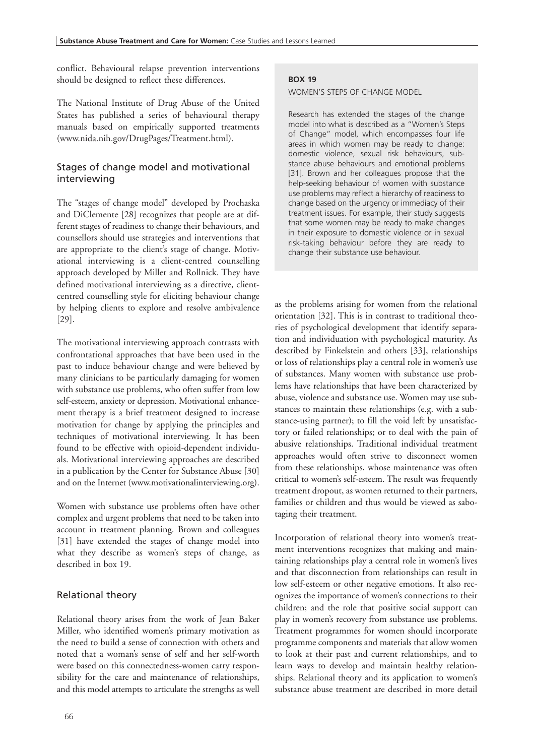conflict. Behavioural relapse prevention interventions should be designed to reflect these differences.

The National Institute of Drug Abuse of the United States has published a series of behavioural therapy manuals based on empirically supported treatments (www.nida.nih.gov/DrugPages/Treatment.html).

## Stages of change model and motivational interviewing

The "stages of change model" developed by Prochaska and DiClemente [28] recognizes that people are at different stages of readiness to change their behaviours, and counsellors should use strategies and interventions that are appropriate to the client's stage of change. Motivational interviewing is a client-centred counselling approach developed by Miller and Rollnick. They have defined motivational interviewing as a directive, client-centred counselling style for eliciting behaviour change by helping clients to explore and resolve ambivalence [29].

The motivational interviewing approach contrasts with confrontational approaches that have been used in the past to induce behaviour change and were believed by many clinicians to be particularly damaging for women with substance use problems, who often suffer from low self-esteem, anxiety or depression. Motivational enhancement therapy is a brief treatment designed to increase motivation for change by applying the principles and techniques of motivational interviewing. It has been found to be effective with opioid-dependent individuals. Motivational interviewing approaches are described in a publication by the Center for Substance Abuse [30] and on the Internet (www.motivationalinterviewing.org).

Women with substance use problems often have other complex and urgent problems that need to be taken into account in treatment planning. Brown and colleagues [31] have extended the stages of change model into what they describe as women's steps of change, as described in box 19.

> **BOX 19**
>
> WOMEN'S STEPS OF CHANGE MODEL
>
> Research has extended the stages of the change model into what is described as a "Women's Steps of Change" model, which encompasses four life areas in which women may be ready to change: domestic violence, sexual risk behaviours, substance abuse behaviours and emotional problems [31]. Brown and her colleagues propose that the help-seeking behaviour of women with substance use problems may reflect a hierarchy of readiness to change based on the urgency or immediacy of their treatment issues. For example, their study suggests that some women may be ready to make changes in their exposure to domestic violence or in sexual risk-taking behaviour before they are ready to change their substance use behaviour.

## Relational theory

Relational theory arises from the work of Jean Baker Miller, who identified women's primary motivation as the need to build a sense of connection with others and noted that a woman's sense of self and her self-worth were based on this connectedness-women carry responsibility for the care and maintenance of relationships, and this model attempts to articulate the strengths as well as the problems arising for women from the relational orientation [32]. This is in contrast to traditional theories of psychological development that identify separation and individuation with psychological maturity. As described by Finkelstein and others [33], relationships or loss of relationships play a central role in women's use of substances. Many women with substance use problems have relationships that have been characterized by abuse, violence and substance use. Women may use substances to maintain these relationships (e.g. with a substance-using partner); to fill the void left by unsatisfactory or failed relationships; or to deal with the pain of abusive relationships. Traditional individual treatment approaches would often strive to disconnect women from these relationships, whose maintenance was often critical to women's self-esteem. The result was frequently treatment dropout, as women returned to their partners, families or children and thus would be viewed as sabotaging their treatment.

Incorporation of relational theory into women's treatment interventions recognizes that making and maintaining relationships play a central role in women's lives and that disconnection from relationships can result in low self-esteem or other negative emotions. It also recognizes the importance of women's connections to their children; and the role that positive social support can play in women's recovery from substance use problems. Treatment programmes for women should incorporate programme components and materials that allow women to look at their past and current relationships, and to learn ways to develop and maintain healthy relationships. Relational theory and its application to women's substance abuse treatment are described in more detail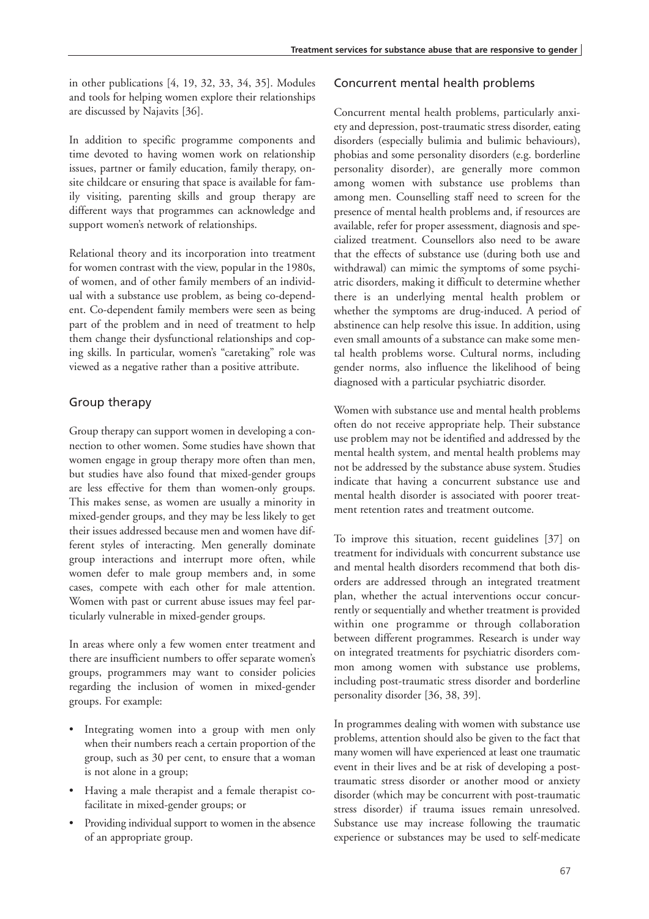in other publications [4, 19, 32, 33, 34, 35]. Modules and tools for helping women explore their relationships are discussed by Najavits [36].

In addition to specific programme components and time devoted to having women work on relationship issues, partner or family education, family therapy, on-site childcare or ensuring that space is available for family visiting, parenting skills and group therapy are different ways that programmes can acknowledge and support women's network of relationships.

Relational theory and its incorporation into treatment for women contrast with the view, popular in the 1980s, of women, and of other family members of an individual with a substance use problem, as being co-dependent. Co-dependent family members were seen as being part of the problem and in need of treatment to help them change their dysfunctional relationships and coping skills. In particular, women's "caretaking" role was viewed as a negative rather than a positive attribute.

## Group therapy

Group therapy can support women in developing a connection to other women. Some studies have shown that women engage in group therapy more often than men, but studies have also found that mixed-gender groups are less effective for them than women-only groups. This makes sense, as women are usually a minority in mixed-gender groups, and they may be less likely to get their issues addressed because men and women have different styles of interacting. Men generally dominate group interactions and interrupt more often, while women defer to male group members and, in some cases, compete with each other for male attention. Women with past or current abuse issues may feel particularly vulnerable in mixed-gender groups.

In areas where only a few women enter treatment and there are insufficient numbers to offer separate women's groups, programmers may want to consider policies regarding the inclusion of women in mixed-gender groups. For example:

- Integrating women into a group with men only when their numbers reach a certain proportion of the group, such as 30 per cent, to ensure that a woman is not alone in a group;
- Having a male therapist and a female therapist co-facilitate in mixed-gender groups; or
- Providing individual support to women in the absence of an appropriate group.

## Concurrent mental health problems

Concurrent mental health problems, particularly anxiety and depression, post-traumatic stress disorder, eating disorders (especially bulimia and bulimic behaviours), phobias and some personality disorders (e.g. borderline personality disorder), are generally more common among women with substance use problems than among men. Counselling staff need to screen for the presence of mental health problems and, if resources are available, refer for proper assessment, diagnosis and specialized treatment. Counsellors also need to be aware that the effects of substance use (during both use and withdrawal) can mimic the symptoms of some psychiatric disorders, making it difficult to determine whether there is an underlying mental health problem or whether the symptoms are drug-induced. A period of abstinence can help resolve this issue. In addition, using even small amounts of a substance can make some mental health problems worse. Cultural norms, including gender norms, also influence the likelihood of being diagnosed with a particular psychiatric disorder.

Women with substance use and mental health problems often do not receive appropriate help. Their substance use problem may not be identified and addressed by the mental health system, and mental health problems may not be addressed by the substance abuse system. Studies indicate that having a concurrent substance use and mental health disorder is associated with poorer treatment retention rates and treatment outcome.

To improve this situation, recent guidelines [37] on treatment for individuals with concurrent substance use and mental health disorders recommend that both disorders are addressed through an integrated treatment plan, whether the actual interventions occur concurrently or sequentially and whether treatment is provided within one programme or through collaboration between different programmes. Research is under way on integrated treatments for psychiatric disorders common among women with substance use problems, including post-traumatic stress disorder and borderline personality disorder [36, 38, 39].

In programmes dealing with women with substance use problems, attention should also be given to the fact that many women will have experienced at least one traumatic event in their lives and be at risk of developing a post-traumatic stress disorder or another mood or anxiety disorder (which may be concurrent with post-traumatic stress disorder) if trauma issues remain unresolved. Substance use may increase following the traumatic experience or substances may be used to self-medicate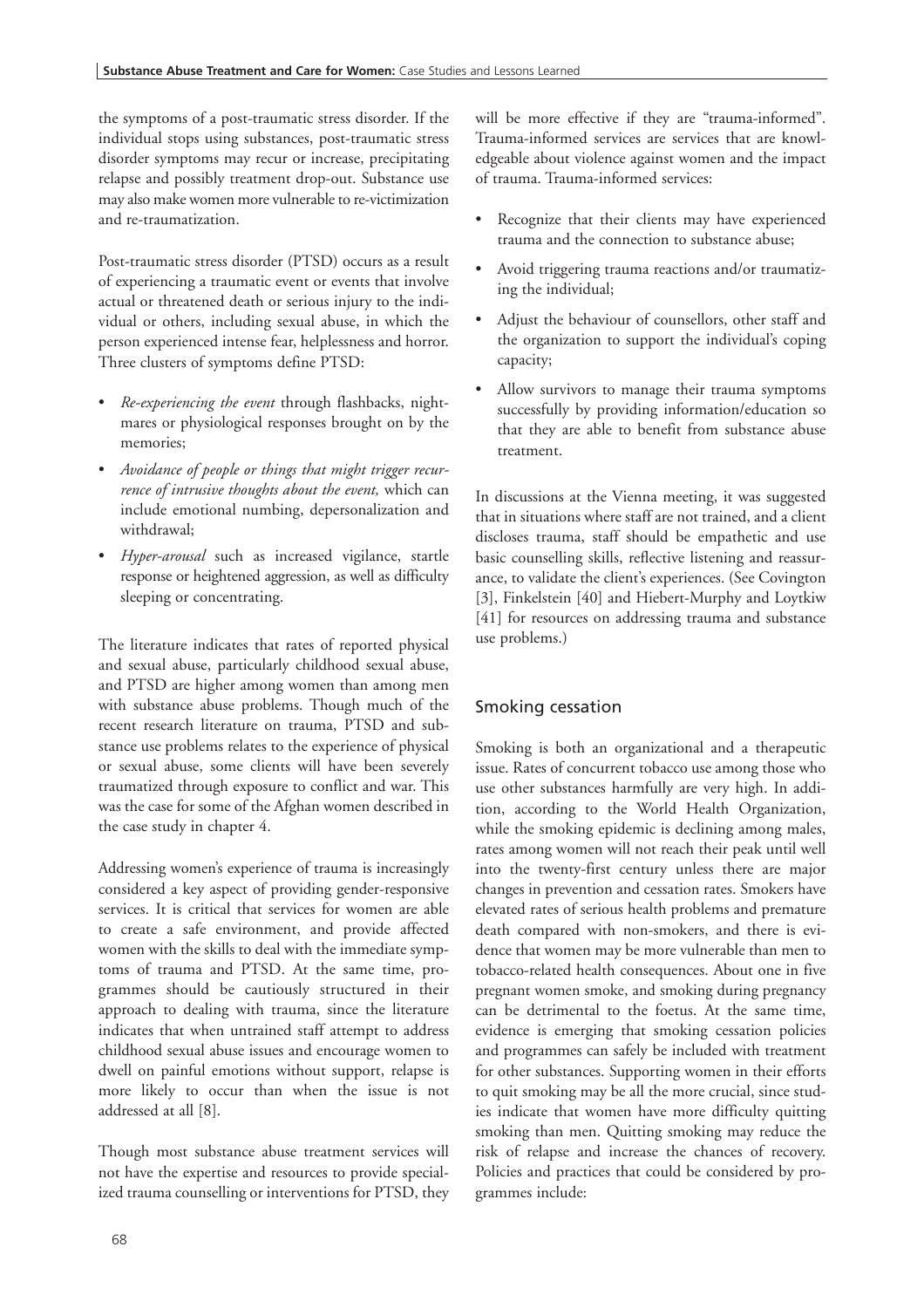the symptoms of a post-traumatic stress disorder. If the individual stops using substances, post-traumatic stress disorder symptoms may recur or increase, precipitating relapse and possibly treatment drop-out. Substance use may also make women more vulnerable to re-victimization and re-traumatization.

Post-traumatic stress disorder (PTSD) occurs as a result of experiencing a traumatic event or events that involve actual or threatened death or serious injury to the individual or others, including sexual abuse, in which the person experienced intense fear, helplessness and horror. Three clusters of symptoms define PTSD:

- *Re-experiencing the event* through flashbacks, nightmares or physiological responses brought on by the memories;
- *Avoidance of people or things that might trigger recurrence of intrusive thoughts about the event,* which can include emotional numbing, depersonalization and withdrawal;
- *Hyper-arousal* such as increased vigilance, startle response or heightened aggression, as well as difficulty sleeping or concentrating.

The literature indicates that rates of reported physical and sexual abuse, particularly childhood sexual abuse, and PTSD are higher among women than among men with substance abuse problems. Though much of the recent research literature on trauma, PTSD and substance use problems relates to the experience of physical or sexual abuse, some clients will have been severely traumatized through exposure to conflict and war. This was the case for some of the Afghan women described in the case study in chapter 4.

Addressing women's experience of trauma is increasingly considered a key aspect of providing gender-responsive services. It is critical that services for women are able to create a safe environment, and provide affected women with the skills to deal with the immediate symptoms of trauma and PTSD. At the same time, programmes should be cautiously structured in their approach to dealing with trauma, since the literature indicates that when untrained staff attempt to address childhood sexual abuse issues and encourage women to dwell on painful emotions without support, relapse is more likely to occur than when the issue is not addressed at all [8].

Though most substance abuse treatment services will not have the expertise and resources to provide specialized trauma counselling or interventions for PTSD, they will be more effective if they are "trauma-informed". Trauma-informed services are services that are knowledgeable about violence against women and the impact of trauma. Trauma-informed services:

- Recognize that their clients may have experienced trauma and the connection to substance abuse;
- Avoid triggering trauma reactions and/or traumatizing the individual;
- Adjust the behaviour of counsellors, other staff and the organization to support the individual's coping capacity;
- Allow survivors to manage their trauma symptoms successfully by providing information/education so that they are able to benefit from substance abuse treatment.

In discussions at the Vienna meeting, it was suggested that in situations where staff are not trained, and a client discloses trauma, staff should be empathetic and use basic counselling skills, reflective listening and reassurance, to validate the client's experiences. (See Covington [3], Finkelstein [40] and Hiebert-Murphy and Loytkiw [41] for resources on addressing trauma and substance use problems.)

## Smoking cessation

Smoking is both an organizational and a therapeutic issue. Rates of concurrent tobacco use among those who use other substances harmfully are very high. In addition, according to the World Health Organization, while the smoking epidemic is declining among males, rates among women will not reach their peak until well into the twenty-first century unless there are major changes in prevention and cessation rates. Smokers have elevated rates of serious health problems and premature death compared with non-smokers, and there is evidence that women may be more vulnerable than men to tobacco-related health consequences. About one in five pregnant women smoke, and smoking during pregnancy can be detrimental to the foetus. At the same time, evidence is emerging that smoking cessation policies and programmes can safely be included with treatment for other substances. Supporting women in their efforts to quit smoking may be all the more crucial, since studies indicate that women have more difficulty quitting smoking than men. Quitting smoking may reduce the risk of relapse and increase the chances of recovery. Policies and practices that could be considered by programmes include: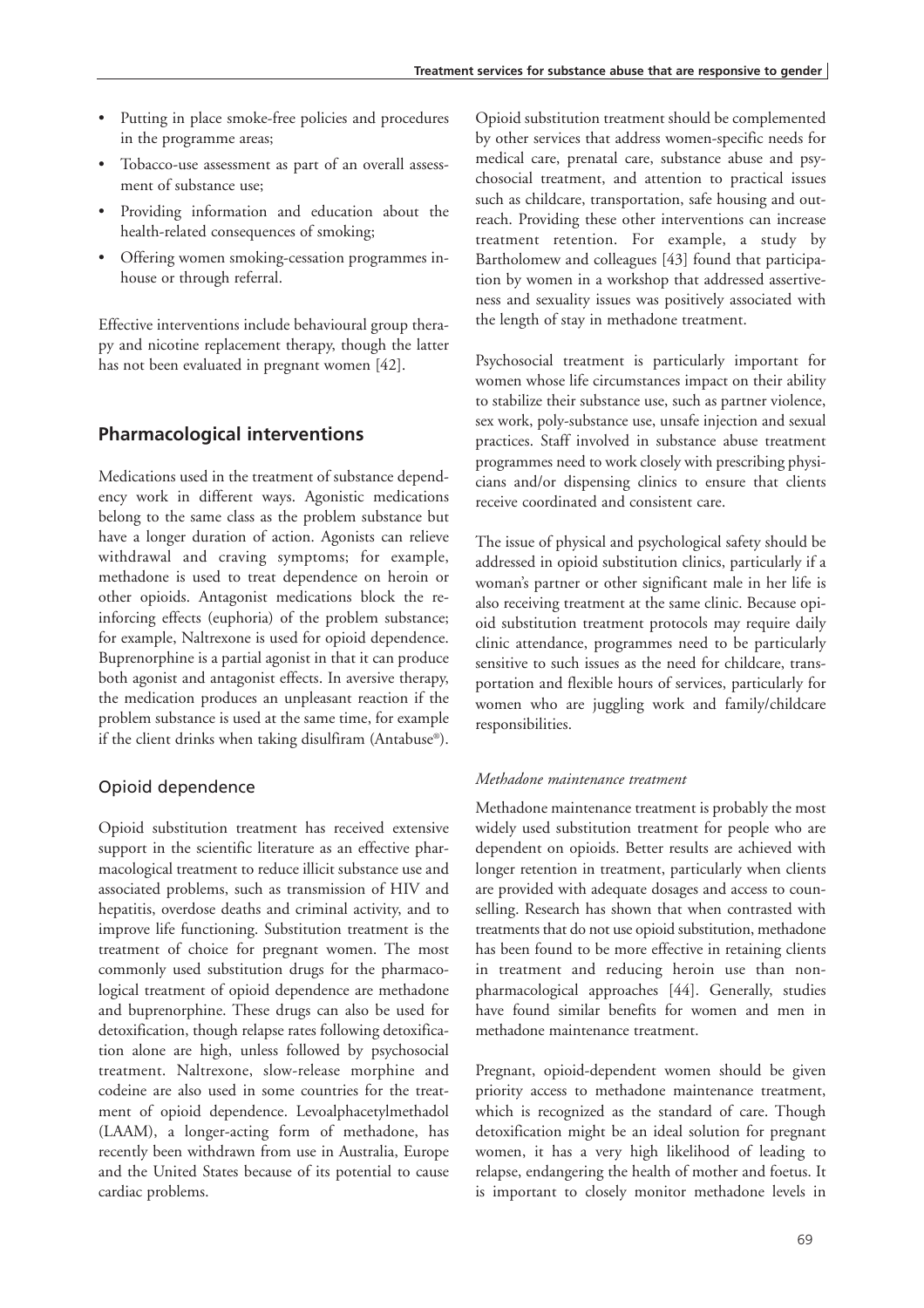- Putting in place smoke-free policies and procedures in the programme areas;
- Tobacco-use assessment as part of an overall assessment of substance use;
- Providing information and education about the health-related consequences of smoking;
- Offering women smoking-cessation programmes in-house or through referral.

Effective interventions include behavioural group therapy and nicotine replacement therapy, though the latter has not been evaluated in pregnant women [42].

## Pharmacological interventions

Medications used in the treatment of substance dependency work in different ways. Agonistic medications belong to the same class as the problem substance but have a longer duration of action. Agonists can relieve withdrawal and craving symptoms; for example, methadone is used to treat dependence on heroin or other opioids. Antagonist medications block the reinforcing effects (euphoria) of the problem substance; for example, Naltrexone is used for opioid dependence. Buprenorphine is a partial agonist in that it can produce both agonist and antagonist effects. In aversive therapy, the medication produces an unpleasant reaction if the problem substance is used at the same time, for example if the client drinks when taking disulfiram (Antabuse®).

### Opioid dependence

Opioid substitution treatment has received extensive support in the scientific literature as an effective pharmacological treatment to reduce illicit substance use and associated problems, such as transmission of HIV and hepatitis, overdose deaths and criminal activity, and to improve life functioning. Substitution treatment is the treatment of choice for pregnant women. The most commonly used substitution drugs for the pharmacological treatment of opioid dependence are methadone and buprenorphine. These drugs can also be used for detoxification, though relapse rates following detoxification alone are high, unless followed by psychosocial treatment. Naltrexone, slow-release morphine and codeine are also used in some countries for the treatment of opioid dependence. Levoalphacetylmethadol (LAAM), a longer-acting form of methadone, has recently been withdrawn from use in Australia, Europe and the United States because of its potential to cause cardiac problems.

Opioid substitution treatment should be complemented by other services that address women-specific needs for medical care, prenatal care, substance abuse and psychosocial treatment, and attention to practical issues such as childcare, transportation, safe housing and outreach. Providing these other interventions can increase treatment retention. For example, a study by Bartholomew and colleagues [43] found that participation by women in a workshop that addressed assertiveness and sexuality issues was positively associated with the length of stay in methadone treatment.

Psychosocial treatment is particularly important for women whose life circumstances impact on their ability to stabilize their substance use, such as partner violence, sex work, poly-substance use, unsafe injection and sexual practices. Staff involved in substance abuse treatment programmes need to work closely with prescribing physicians and/or dispensing clinics to ensure that clients receive coordinated and consistent care.

The issue of physical and psychological safety should be addressed in opioid substitution clinics, particularly if a woman's partner or other significant male in her life is also receiving treatment at the same clinic. Because opioid substitution treatment protocols may require daily clinic attendance, programmes need to be particularly sensitive to such issues as the need for childcare, transportation and flexible hours of services, particularly for women who are juggling work and family/childcare responsibilities.

#### *Methadone maintenance treatment*

Methadone maintenance treatment is probably the most widely used substitution treatment for people who are dependent on opioids. Better results are achieved with longer retention in treatment, particularly when clients are provided with adequate dosages and access to counselling. Research has shown that when contrasted with treatments that do not use opioid substitution, methadone has been found to be more effective in retaining clients in treatment and reducing heroin use than non-pharmacological approaches [44]. Generally, studies have found similar benefits for women and men in methadone maintenance treatment.

Pregnant, opioid-dependent women should be given priority access to methadone maintenance treatment, which is recognized as the standard of care. Though detoxification might be an ideal solution for pregnant women, it has a very high likelihood of leading to relapse, endangering the health of mother and foetus. It is important to closely monitor methadone levels in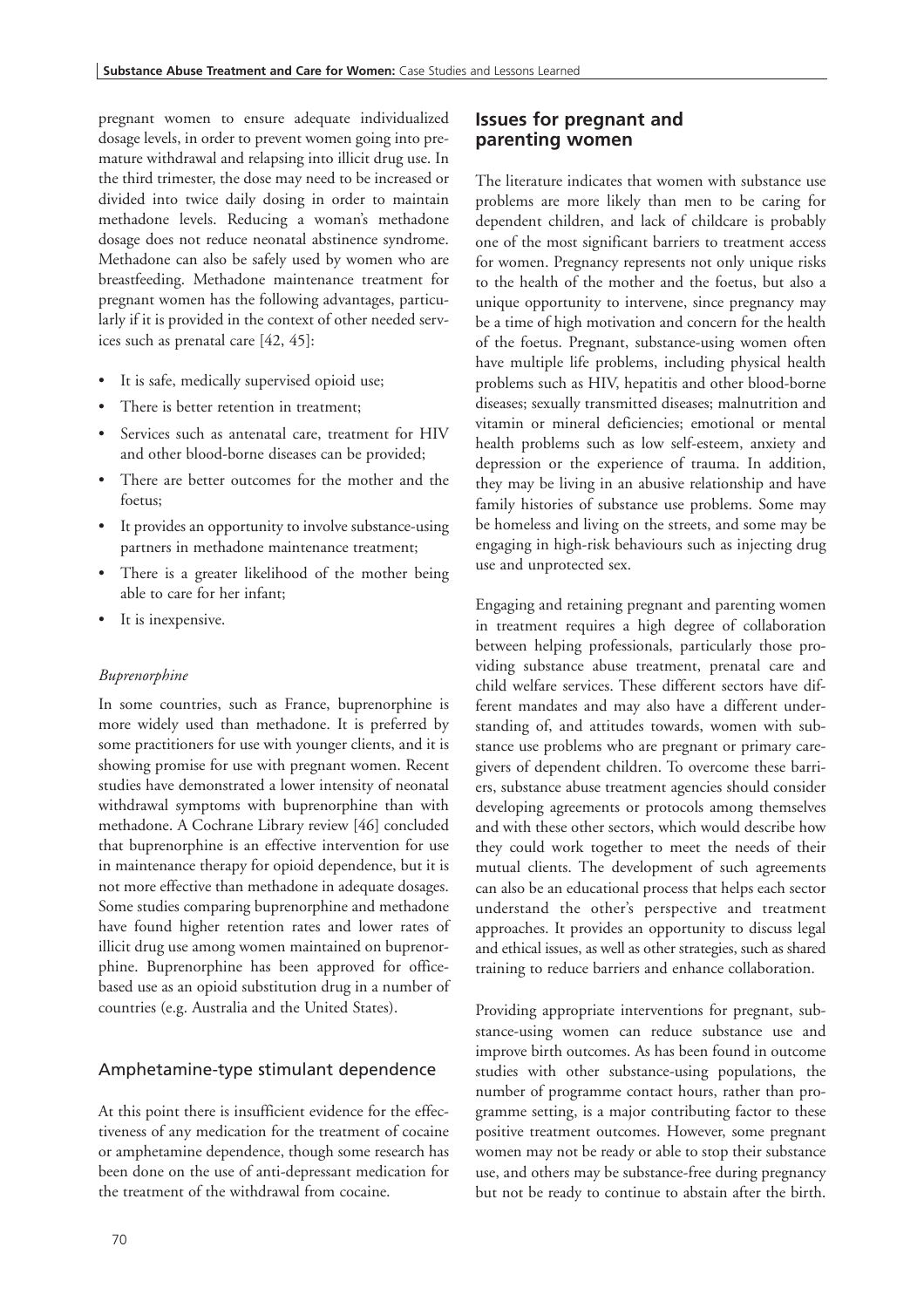pregnant women to ensure adequate individualized dosage levels, in order to prevent women going into premature withdrawal and relapsing into illicit drug use. In the third trimester, the dose may need to be increased or divided into twice daily dosing in order to maintain methadone levels. Reducing a woman's methadone dosage does not reduce neonatal abstinence syndrome. Methadone can also be safely used by women who are breastfeeding. Methadone maintenance treatment for pregnant women has the following advantages, particularly if it is provided in the context of other needed services such as prenatal care [42, 45]:

- It is safe, medically supervised opioid use;
- There is better retention in treatment;
- Services such as antenatal care, treatment for HIV and other blood-borne diseases can be provided;
- There are better outcomes for the mother and the foetus;
- It provides an opportunity to involve substance-using partners in methadone maintenance treatment;
- There is a greater likelihood of the mother being able to care for her infant;
- It is inexpensive.

*Buprenorphine*

In some countries, such as France, buprenorphine is more widely used than methadone. It is preferred by some practitioners for use with younger clients, and it is showing promise for use with pregnant women. Recent studies have demonstrated a lower intensity of neonatal withdrawal symptoms with buprenorphine than with methadone. A Cochrane Library review [46] concluded that buprenorphine is an effective intervention for use in maintenance therapy for opioid dependence, but it is not more effective than methadone in adequate dosages. Some studies comparing buprenorphine and methadone have found higher retention rates and lower rates of illicit drug use among women maintained on buprenorphine. Buprenorphine has been approved for office-based use as an opioid substitution drug in a number of countries (e.g. Australia and the United States).

### Amphetamine-type stimulant dependence

At this point there is insufficient evidence for the effectiveness of any medication for the treatment of cocaine or amphetamine dependence, though some research has been done on the use of anti-depressant medication for the treatment of the withdrawal from cocaine.

## Issues for pregnant and parenting women

The literature indicates that women with substance use problems are more likely than men to be caring for dependent children, and lack of childcare is probably one of the most significant barriers to treatment access for women. Pregnancy represents not only unique risks to the health of the mother and the foetus, but also a unique opportunity to intervene, since pregnancy may be a time of high motivation and concern for the health of the foetus. Pregnant, substance-using women often have multiple life problems, including physical health problems such as HIV, hepatitis and other blood-borne diseases; sexually transmitted diseases; malnutrition and vitamin or mineral deficiencies; emotional or mental health problems such as low self-esteem, anxiety and depression or the experience of trauma. In addition, they may be living in an abusive relationship and have family histories of substance use problems. Some may be homeless and living on the streets, and some may be engaging in high-risk behaviours such as injecting drug use and unprotected sex.

Engaging and retaining pregnant and parenting women in treatment requires a high degree of collaboration between helping professionals, particularly those providing substance abuse treatment, prenatal care and child welfare services. These different sectors have different mandates and may also have a different understanding of, and attitudes towards, women with substance use problems who are pregnant or primary caregivers of dependent children. To overcome these barriers, substance abuse treatment agencies should consider developing agreements or protocols among themselves and with these other sectors, which would describe how they could work together to meet the needs of their mutual clients. The development of such agreements can also be an educational process that helps each sector understand the other's perspective and treatment approaches. It provides an opportunity to discuss legal and ethical issues, as well as other strategies, such as shared training to reduce barriers and enhance collaboration.

Providing appropriate interventions for pregnant, substance-using women can reduce substance use and improve birth outcomes. As has been found in outcome studies with other substance-using populations, the number of programme contact hours, rather than programme setting, is a major contributing factor to these positive treatment outcomes. However, some pregnant women may not be ready or able to stop their substance use, and others may be substance-free during pregnancy but not be ready to continue to abstain after the birth.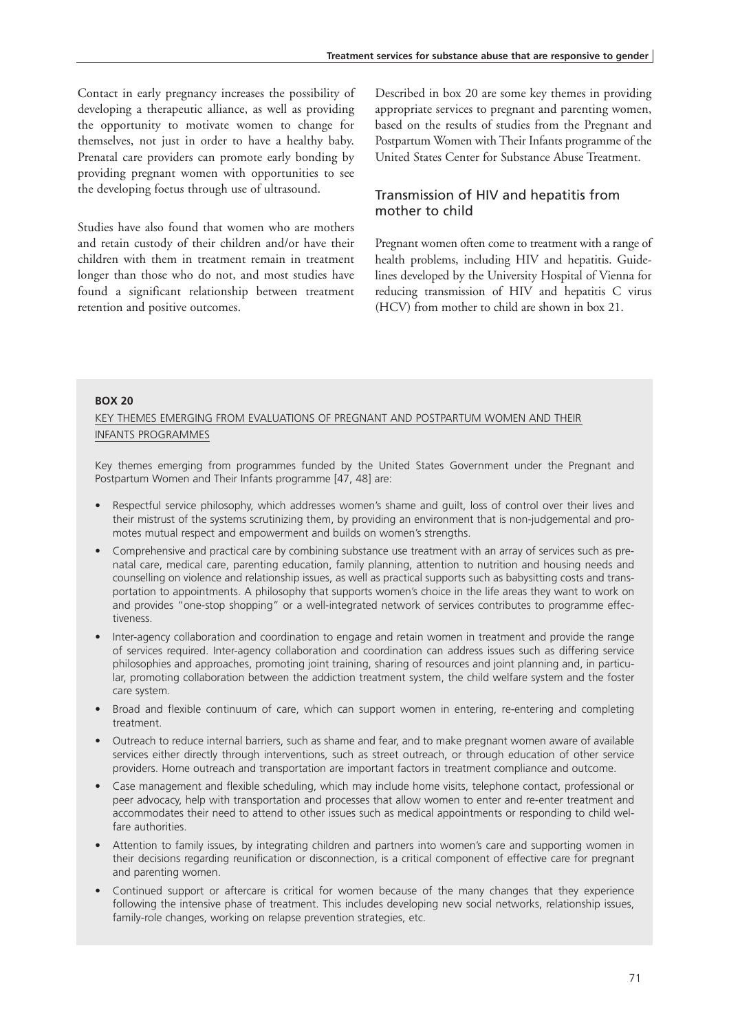Contact in early pregnancy increases the possibility of developing a therapeutic alliance, as well as providing the opportunity to motivate women to change for themselves, not just in order to have a healthy baby. Prenatal care providers can promote early bonding by providing pregnant women with opportunities to see the developing foetus through use of ultrasound.

Studies have also found that women who are mothers and retain custody of their children and/or have their children with them in treatment remain in treatment longer than those who do not, and most studies have found a significant relationship between treatment retention and positive outcomes.

Described in box 20 are some key themes in providing appropriate services to pregnant and parenting women, based on the results of studies from the Pregnant and Postpartum Women with Their Infants programme of the United States Center for Substance Abuse Treatment.

## Transmission of HIV and hepatitis from mother to child

Pregnant women often come to treatment with a range of health problems, including HIV and hepatitis. Guidelines developed by the University Hospital of Vienna for reducing transmission of HIV and hepatitis C virus (HCV) from mother to child are shown in box 21.

**BOX 20**

KEY THEMES EMERGING FROM EVALUATIONS OF PREGNANT AND POSTPARTUM WOMEN AND THEIR INFANTS PROGRAMMES

Key themes emerging from programmes funded by the United States Government under the Pregnant and Postpartum Women and Their Infants programme [47, 48] are:

- Respectful service philosophy, which addresses women's shame and guilt, loss of control over their lives and their mistrust of the systems scrutinizing them, by providing an environment that is non-judgemental and promotes mutual respect and empowerment and builds on women's strengths.
- Comprehensive and practical care by combining substance use treatment with an array of services such as prenatal care, medical care, parenting education, family planning, attention to nutrition and housing needs and counselling on violence and relationship issues, as well as practical supports such as babysitting costs and transportation to appointments. A philosophy that supports women's choice in the life areas they want to work on and provides "one-stop shopping" or a well-integrated network of services contributes to programme effectiveness.
- Inter-agency collaboration and coordination to engage and retain women in treatment and provide the range of services required. Inter-agency collaboration and coordination can address issues such as differing service philosophies and approaches, promoting joint training, sharing of resources and joint planning and, in particular, promoting collaboration between the addiction treatment system, the child welfare system and the foster care system.
- Broad and flexible continuum of care, which can support women in entering, re-entering and completing treatment.
- Outreach to reduce internal barriers, such as shame and fear, and to make pregnant women aware of available services either directly through interventions, such as street outreach, or through education of other service providers. Home outreach and transportation are important factors in treatment compliance and outcome.
- Case management and flexible scheduling, which may include home visits, telephone contact, professional or peer advocacy, help with transportation and processes that allow women to enter and re-enter treatment and accommodates their need to attend to other issues such as medical appointments or responding to child welfare authorities.
- Attention to family issues, by integrating children and partners into women's care and supporting women in their decisions regarding reunification or disconnection, is a critical component of effective care for pregnant and parenting women.
- Continued support or aftercare is critical for women because of the many changes that they experience following the intensive phase of treatment. This includes developing new social networks, relationship issues, family-role changes, working on relapse prevention strategies, etc.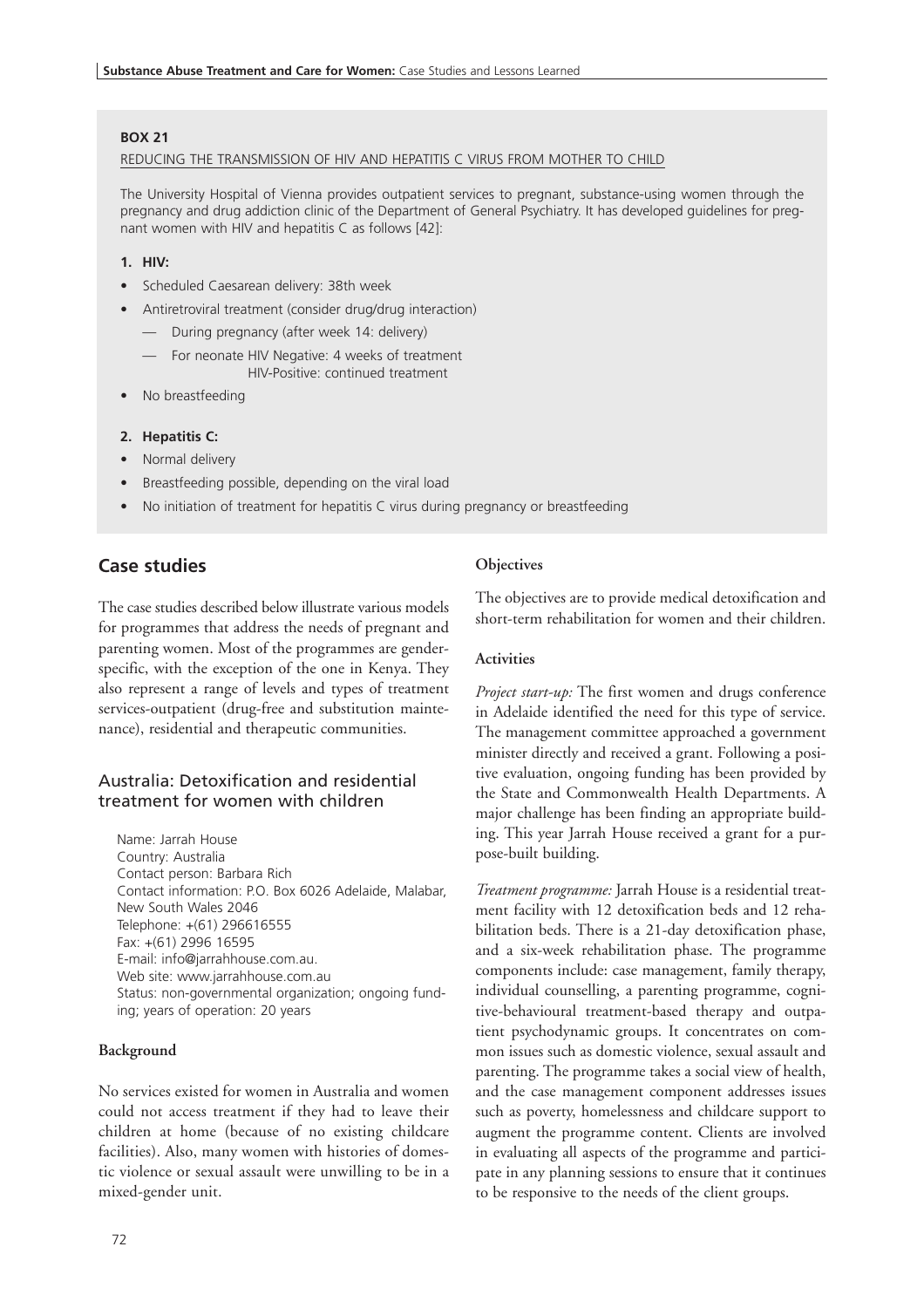**BOX 21**

REDUCING THE TRANSMISSION OF HIV AND HEPATITIS C VIRUS FROM MOTHER TO CHILD

The University Hospital of Vienna provides outpatient services to pregnant, substance-using women through the pregnancy and drug addiction clinic of the Department of General Psychiatry. It has developed guidelines for pregnant women with HIV and hepatitis C as follows [42]:

**1. HIV:**

- Scheduled Caesarean delivery: 38th week
- Antiretroviral treatment (consider drug/drug interaction)
  - — During pregnancy (after week 14: delivery)
  - — For neonate HIV Negative: 4 weeks of treatment
    HIV-Positive: continued treatment
- No breastfeeding

**2. Hepatitis C:**

- Normal delivery
- Breastfeeding possible, depending on the viral load
- No initiation of treatment for hepatitis C virus during pregnancy or breastfeeding

## Case studies

The case studies described below illustrate various models for programmes that address the needs of pregnant and parenting women. Most of the programmes are gender-specific, with the exception of the one in Kenya. They also represent a range of levels and types of treatment services-outpatient (drug-free and substitution maintenance), residential and therapeutic communities.

### Australia: Detoxification and residential treatment for women with children

Name: Jarrah House
Country: Australia
Contact person: Barbara Rich
Contact information: P.O. Box 6026 Adelaide, Malabar, New South Wales 2046
Telephone: +(61) 296616555
Fax: +(61) 2996 16595
E-mail: info@jarrahhouse.com.au.
Web site: www.jarrahhouse.com.au
Status: non-governmental organization; ongoing funding; years of operation: 20 years

#### Background

No services existed for women in Australia and women could not access treatment if they had to leave their children at home (because of no existing childcare facilities). Also, many women with histories of domestic violence or sexual assault were unwilling to be in a mixed-gender unit.

#### Objectives

The objectives are to provide medical detoxification and short-term rehabilitation for women and their children.

#### Activities

*Project start-up:* The first women and drugs conference in Adelaide identified the need for this type of service. The management committee approached a government minister directly and received a grant. Following a positive evaluation, ongoing funding has been provided by the State and Commonwealth Health Departments. A major challenge has been finding an appropriate building. This year Jarrah House received a grant for a purpose-built building.

*Treatment programme:* Jarrah House is a residential treatment facility with 12 detoxification beds and 12 rehabilitation beds. There is a 21-day detoxification phase, and a six-week rehabilitation phase. The programme components include: case management, family therapy, individual counselling, a parenting programme, cognitive-behavioural treatment-based therapy and outpatient psychodynamic groups. It concentrates on common issues such as domestic violence, sexual assault and parenting. The programme takes a social view of health, and the case management component addresses issues such as poverty, homelessness and childcare support to augment the programme content. Clients are involved in evaluating all aspects of the programme and participate in any planning sessions to ensure that it continues to be responsive to the needs of the client groups.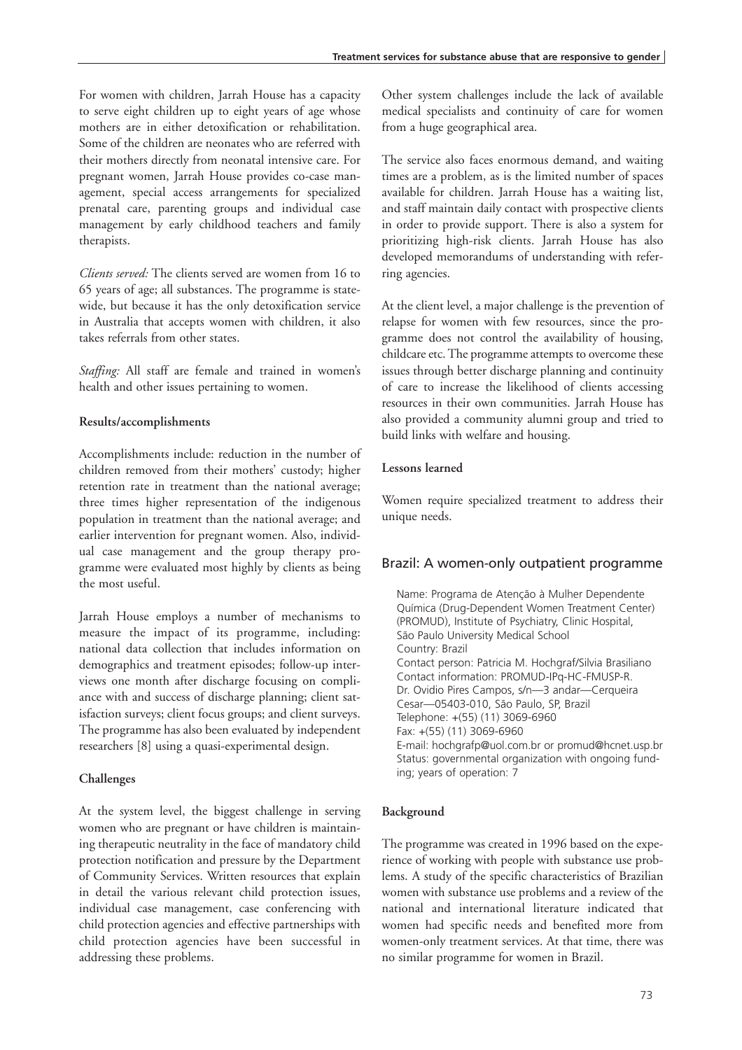For women with children, Jarrah House has a capacity to serve eight children up to eight years of age whose mothers are in either detoxification or rehabilitation. Some of the children are neonates who are referred with their mothers directly from neonatal intensive care. For pregnant women, Jarrah House provides co-case management, special access arrangements for specialized prenatal care, parenting groups and individual case management by early childhood teachers and family therapists.

*Clients served:* The clients served are women from 16 to 65 years of age; all substances. The programme is statewide, but because it has the only detoxification service in Australia that accepts women with children, it also takes referrals from other states.

*Staffing:* All staff are female and trained in women's health and other issues pertaining to women.

**Results/accomplishments**

Accomplishments include: reduction in the number of children removed from their mothers' custody; higher retention rate in treatment than the national average; three times higher representation of the indigenous population in treatment than the national average; and earlier intervention for pregnant women. Also, individual case management and the group therapy programme were evaluated most highly by clients as being the most useful.

Jarrah House employs a number of mechanisms to measure the impact of its programme, including: national data collection that includes information on demographics and treatment episodes; follow-up interviews one month after discharge focusing on compliance with and success of discharge planning; client satisfaction surveys; client focus groups; and client surveys. The programme has also been evaluated by independent researchers [8] using a quasi-experimental design.

**Challenges**

At the system level, the biggest challenge in serving women who are pregnant or have children is maintaining therapeutic neutrality in the face of mandatory child protection notification and pressure by the Department of Community Services. Written resources that explain in detail the various relevant child protection issues, individual case management, case conferencing with child protection agencies and effective partnerships with child protection agencies have been successful in addressing these problems.

Other system challenges include the lack of available medical specialists and continuity of care for women from a huge geographical area.

The service also faces enormous demand, and waiting times are a problem, as is the limited number of spaces available for children. Jarrah House has a waiting list, and staff maintain daily contact with prospective clients in order to provide support. There is also a system for prioritizing high-risk clients. Jarrah House has also developed memorandums of understanding with referring agencies.

At the client level, a major challenge is the prevention of relapse for women with few resources, since the programme does not control the availability of housing, childcare etc. The programme attempts to overcome these issues through better discharge planning and continuity of care to increase the likelihood of clients accessing resources in their own communities. Jarrah House has also provided a community alumni group and tried to build links with welfare and housing.

**Lessons learned**

Women require specialized treatment to address their unique needs.

## Brazil: A women-only outpatient programme

Name: Programa de Atenção à Mulher Dependente Química (Drug-Dependent Women Treatment Center) (PROMUD), Institute of Psychiatry, Clinic Hospital, São Paulo University Medical School
Country: Brazil
Contact person: Patricia M. Hochgraf/Silvia Brasiliano
Contact information: PROMUD-IPq-HC-FMUSP-R. Dr. Ovidio Pires Campos, s/n—3 andar—Cerqueira Cesar—05403-010, São Paulo, SP, Brazil
Telephone: +(55) (11) 3069-6960
Fax: +(55) (11) 3069-6960
E-mail: hochgrafp@uol.com.br or promud@hcnet.usp.br
Status: governmental organization with ongoing funding; years of operation: 7

**Background**

The programme was created in 1996 based on the experience of working with people with substance use problems. A study of the specific characteristics of Brazilian women with substance use problems and a review of the national and international literature indicated that women had specific needs and benefited more from women-only treatment services. At that time, there was no similar programme for women in Brazil.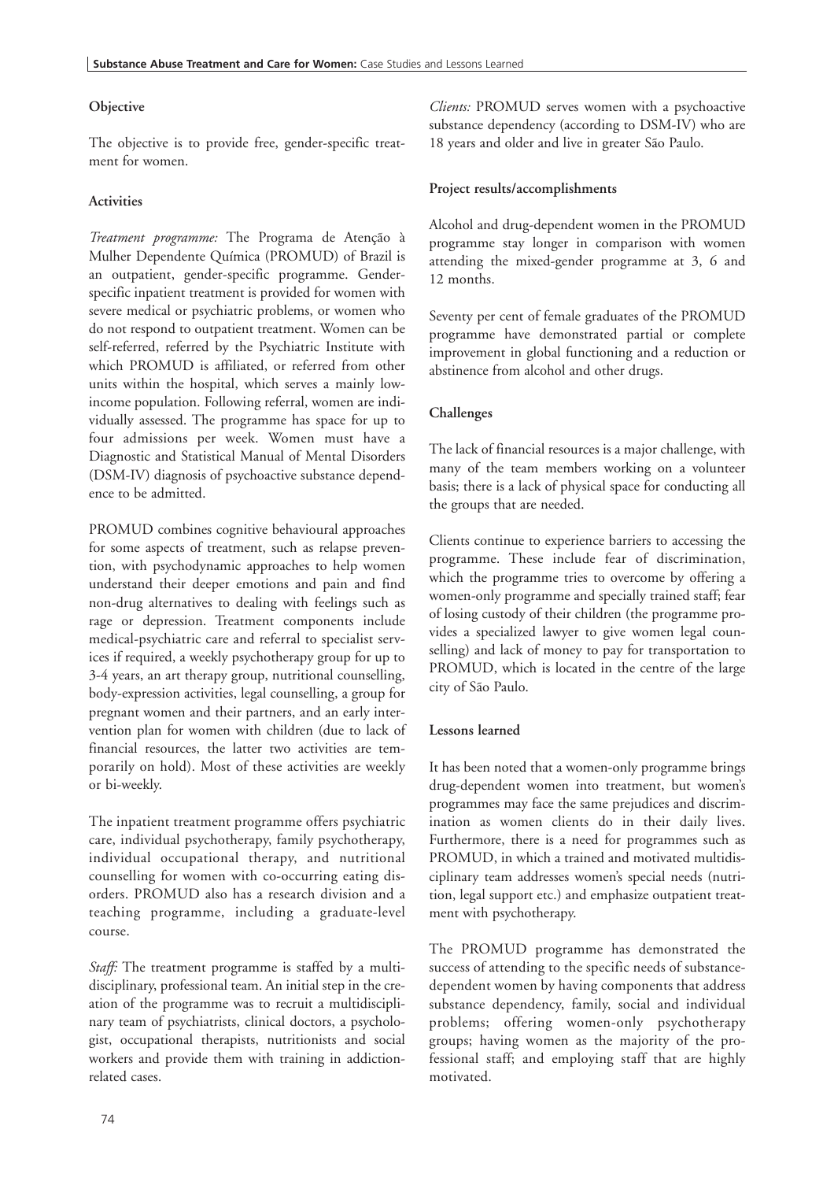**Objective**

The objective is to provide free, gender-specific treatment for women.

**Activities**

*Treatment programme:* The Programa de Atenção à Mulher Dependente Química (PROMUD) of Brazil is an outpatient, gender-specific programme. Gender-specific inpatient treatment is provided for women with severe medical or psychiatric problems, or women who do not respond to outpatient treatment. Women can be self-referred, referred by the Psychiatric Institute with which PROMUD is affiliated, or referred from other units within the hospital, which serves a mainly low-income population. Following referral, women are individually assessed. The programme has space for up to four admissions per week. Women must have a Diagnostic and Statistical Manual of Mental Disorders (DSM-IV) diagnosis of psychoactive substance dependence to be admitted.

PROMUD combines cognitive behavioural approaches for some aspects of treatment, such as relapse prevention, with psychodynamic approaches to help women understand their deeper emotions and pain and find non-drug alternatives to dealing with feelings such as rage or depression. Treatment components include medical-psychiatric care and referral to specialist services if required, a weekly psychotherapy group for up to 3-4 years, an art therapy group, nutritional counselling, body-expression activities, legal counselling, a group for pregnant women and their partners, and an early intervention plan for women with children (due to lack of financial resources, the latter two activities are temporarily on hold). Most of these activities are weekly or bi-weekly.

The inpatient treatment programme offers psychiatric care, individual psychotherapy, family psychotherapy, individual occupational therapy, and nutritional counselling for women with co-occurring eating disorders. PROMUD also has a research division and a teaching programme, including a graduate-level course.

*Staff:* The treatment programme is staffed by a multidisciplinary, professional team. An initial step in the creation of the programme was to recruit a multidisciplinary team of psychiatrists, clinical doctors, a psychologist, occupational therapists, nutritionists and social workers and provide them with training in addiction-related cases.

*Clients:* PROMUD serves women with a psychoactive substance dependency (according to DSM-IV) who are 18 years and older and live in greater São Paulo.

**Project results/accomplishments**

Alcohol and drug-dependent women in the PROMUD programme stay longer in comparison with women attending the mixed-gender programme at 3, 6 and 12 months.

Seventy per cent of female graduates of the PROMUD programme have demonstrated partial or complete improvement in global functioning and a reduction or abstinence from alcohol and other drugs.

**Challenges**

The lack of financial resources is a major challenge, with many of the team members working on a volunteer basis; there is a lack of physical space for conducting all the groups that are needed.

Clients continue to experience barriers to accessing the programme. These include fear of discrimination, which the programme tries to overcome by offering a women-only programme and specially trained staff; fear of losing custody of their children (the programme provides a specialized lawyer to give women legal counselling) and lack of money to pay for transportation to PROMUD, which is located in the centre of the large city of São Paulo.

**Lessons learned**

It has been noted that a women-only programme brings drug-dependent women into treatment, but women's programmes may face the same prejudices and discrimination as women clients do in their daily lives. Furthermore, there is a need for programmes such as PROMUD, in which a trained and motivated multidisciplinary team addresses women's special needs (nutrition, legal support etc.) and emphasize outpatient treatment with psychotherapy.

The PROMUD programme has demonstrated the success of attending to the specific needs of substance-dependent women by having components that address substance dependency, family, social and individual problems; offering women-only psychotherapy groups; having women as the majority of the professional staff; and employing staff that are highly motivated.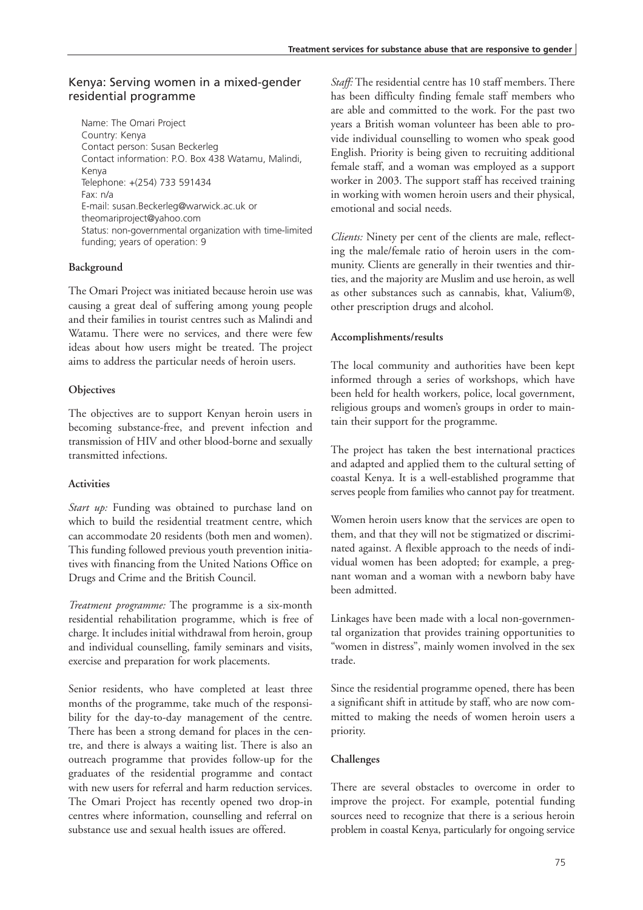## Kenya: Serving women in a mixed-gender residential programme

Name: The Omari Project
Country: Kenya
Contact person: Susan Beckerleg
Contact information: P.O. Box 438 Watamu, Malindi, Kenya
Telephone: +(254) 733 591434
Fax: n/a
E-mail: susan.Beckerleg@warwick.ac.uk or theomariproject@yahoo.com
Status: non-governmental organization with time-limited funding; years of operation: 9

### Background

The Omari Project was initiated because heroin use was causing a great deal of suffering among young people and their families in tourist centres such as Malindi and Watamu. There were no services, and there were few ideas about how users might be treated. The project aims to address the particular needs of heroin users.

### Objectives

The objectives are to support Kenyan heroin users in becoming substance-free, and prevent infection and transmission of HIV and other blood-borne and sexually transmitted infections.

### Activities

*Start up:* Funding was obtained to purchase land on which to build the residential treatment centre, which can accommodate 20 residents (both men and women). This funding followed previous youth prevention initiatives with financing from the United Nations Office on Drugs and Crime and the British Council.

*Treatment programme:* The programme is a six-month residential rehabilitation programme, which is free of charge. It includes initial withdrawal from heroin, group and individual counselling, family seminars and visits, exercise and preparation for work placements.

Senior residents, who have completed at least three months of the programme, take much of the responsibility for the day-to-day management of the centre. There has been a strong demand for places in the centre, and there is always a waiting list. There is also an outreach programme that provides follow-up for the graduates of the residential programme and contact with new users for referral and harm reduction services. The Omari Project has recently opened two drop-in centres where information, counselling and referral on substance use and sexual health issues are offered.

*Staff:* The residential centre has 10 staff members. There has been difficulty finding female staff members who are able and committed to the work. For the past two years a British woman volunteer has been able to provide individual counselling to women who speak good English. Priority is being given to recruiting additional female staff, and a woman was employed as a support worker in 2003. The support staff has received training in working with women heroin users and their physical, emotional and social needs.

*Clients:* Ninety per cent of the clients are male, reflecting the male/female ratio of heroin users in the community. Clients are generally in their twenties and thirties, and the majority are Muslim and use heroin, as well as other substances such as cannabis, khat, Valium®, other prescription drugs and alcohol.

### Accomplishments/results

The local community and authorities have been kept informed through a series of workshops, which have been held for health workers, police, local government, religious groups and women's groups in order to maintain their support for the programme.

The project has taken the best international practices and adapted and applied them to the cultural setting of coastal Kenya. It is a well-established programme that serves people from families who cannot pay for treatment.

Women heroin users know that the services are open to them, and that they will not be stigmatized or discriminated against. A flexible approach to the needs of individual women has been adopted; for example, a pregnant woman and a woman with a newborn baby have been admitted.

Linkages have been made with a local non-governmental organization that provides training opportunities to "women in distress", mainly women involved in the sex trade.

Since the residential programme opened, there has been a significant shift in attitude by staff, who are now committed to making the needs of women heroin users a priority.

### Challenges

There are several obstacles to overcome in order to improve the project. For example, potential funding sources need to recognize that there is a serious heroin problem in coastal Kenya, particularly for ongoing service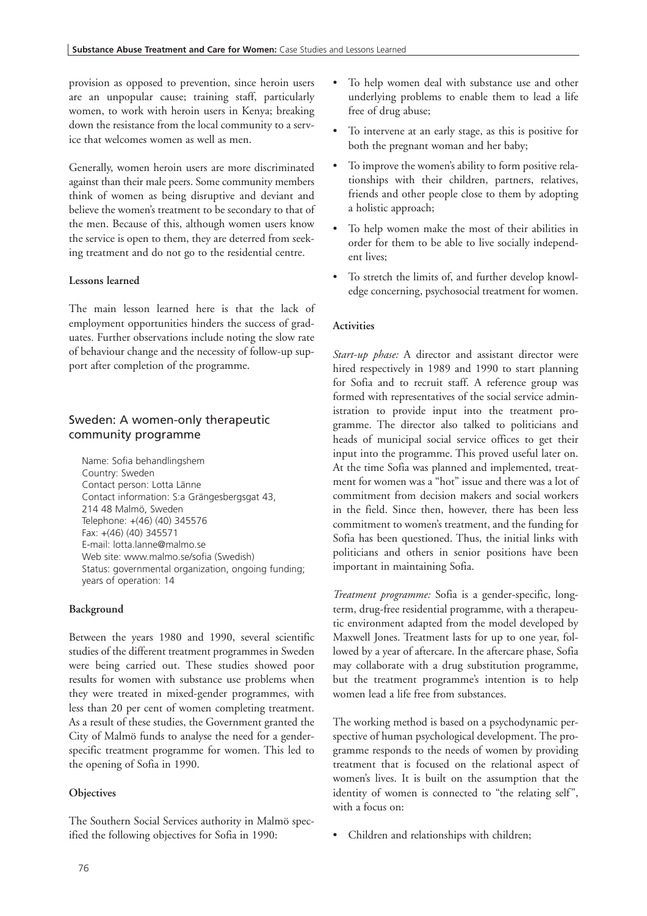provision as opposed to prevention, since heroin users are an unpopular cause; training staff, particularly women, to work with heroin users in Kenya; breaking down the resistance from the local community to a service that welcomes women as well as men.

Generally, women heroin users are more discriminated against than their male peers. Some community members think of women as being disruptive and deviant and believe the women's treatment to be secondary to that of the men. Because of this, although women users know the service is open to them, they are deterred from seeking treatment and do not go to the residential centre.

**Lessons learned**

The main lesson learned here is that the lack of employment opportunities hinders the success of graduates. Further observations include noting the slow rate of behaviour change and the necessity of follow-up support after completion of the programme.

## Sweden: A women-only therapeutic community programme

Name: Sofia behandlingshem
Country: Sweden
Contact person: Lotta Länne
Contact information: S:a Grängesbergsgat 43, 214 48 Malmö, Sweden
Telephone: +(46) (40) 345576
Fax: +(46) (40) 345571
E-mail: lotta.lanne@malmo.se
Web site: www.malmo.se/sofia (Swedish)
Status: governmental organization, ongoing funding; years of operation: 14

**Background**

Between the years 1980 and 1990, several scientific studies of the different treatment programmes in Sweden were being carried out. These studies showed poor results for women with substance use problems when they were treated in mixed-gender programmes, with less than 20 per cent of women completing treatment. As a result of these studies, the Government granted the City of Malmö funds to analyse the need for a gender-specific treatment programme for women. This led to the opening of Sofia in 1990.

**Objectives**

The Southern Social Services authority in Malmö specified the following objectives for Sofia in 1990:

- To help women deal with substance use and other underlying problems to enable them to lead a life free of drug abuse;
- To intervene at an early stage, as this is positive for both the pregnant woman and her baby;
- To improve the women's ability to form positive relationships with their children, partners, relatives, friends and other people close to them by adopting a holistic approach;
- To help women make the most of their abilities in order for them to be able to live socially independent lives;
- To stretch the limits of, and further develop knowledge concerning, psychosocial treatment for women.

**Activities**

*Start-up phase:* A director and assistant director were hired respectively in 1989 and 1990 to start planning for Sofia and to recruit staff. A reference group was formed with representatives of the social service administration to provide input into the treatment programme. The director also talked to politicians and heads of municipal social service offices to get their input into the programme. This proved useful later on. At the time Sofia was planned and implemented, treatment for women was a "hot" issue and there was a lot of commitment from decision makers and social workers in the field. Since then, however, there has been less commitment to women's treatment, and the funding for Sofia has been questioned. Thus, the initial links with politicians and others in senior positions have been important in maintaining Sofia.

*Treatment programme:* Sofia is a gender-specific, long-term, drug-free residential programme, with a therapeutic environment adapted from the model developed by Maxwell Jones. Treatment lasts for up to one year, followed by a year of aftercare. In the aftercare phase, Sofia may collaborate with a drug substitution programme, but the treatment programme's intention is to help women lead a life free from substances.

The working method is based on a psychodynamic perspective of human psychological development. The programme responds to the needs of women by providing treatment that is focused on the relational aspect of women's lives. It is built on the assumption that the identity of women is connected to "the relating self", with a focus on:

- Children and relationships with children;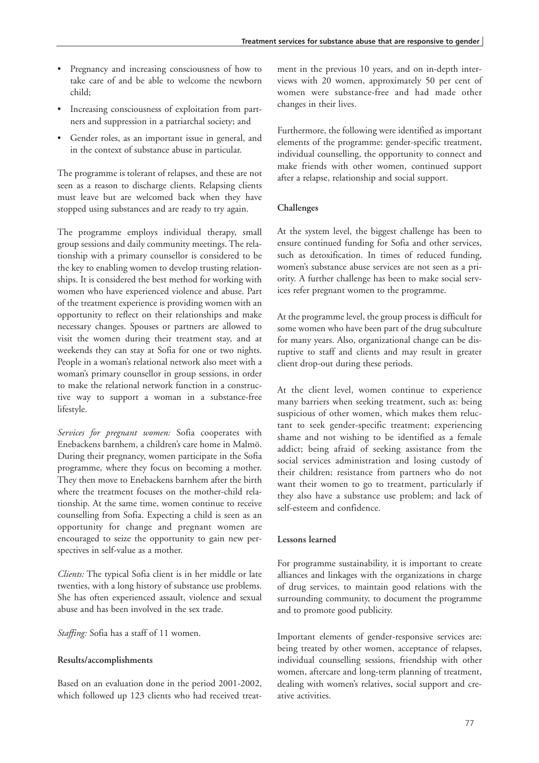- Pregnancy and increasing consciousness of how to take care of and be able to welcome the newborn child;
- Increasing consciousness of exploitation from partners and suppression in a patriarchal society; and
- Gender roles, as an important issue in general, and in the context of substance abuse in particular.

The programme is tolerant of relapses, and these are not seen as a reason to discharge clients. Relapsing clients must leave but are welcomed back when they have stopped using substances and are ready to try again.

The programme employs individual therapy, small group sessions and daily community meetings. The relationship with a primary counsellor is considered to be the key to enabling women to develop trusting relationships. It is considered the best method for working with women who have experienced violence and abuse. Part of the treatment experience is providing women with an opportunity to reflect on their relationships and make necessary changes. Spouses or partners are allowed to visit the women during their treatment stay, and at weekends they can stay at Sofia for one or two nights. People in a woman's relational network also meet with a woman's primary counsellor in group sessions, in order to make the relational network function in a constructive way to support a woman in a substance-free lifestyle.

*Services for pregnant women:* Sofia cooperates with Enebackens barnhem, a children's care home in Malmö. During their pregnancy, women participate in the Sofia programme, where they focus on becoming a mother. They then move to Enebackens barnhem after the birth where the treatment focuses on the mother-child relationship. At the same time, women continue to receive counselling from Sofia. Expecting a child is seen as an opportunity for change and pregnant women are encouraged to seize the opportunity to gain new perspectives in self-value as a mother.

*Clients:* The typical Sofia client is in her middle or late twenties, with a long history of substance use problems. She has often experienced assault, violence and sexual abuse and has been involved in the sex trade.

*Staffing:* Sofia has a staff of 11 women.

**Results/accomplishments**

Based on an evaluation done in the period 2001-2002, which followed up 123 clients who had received treatment in the previous 10 years, and on in-depth interviews with 20 women, approximately 50 per cent of women were substance-free and had made other changes in their lives.

Furthermore, the following were identified as important elements of the programme: gender-specific treatment, individual counselling, the opportunity to connect and make friends with other women, continued support after a relapse, relationship and social support.

**Challenges**

At the system level, the biggest challenge has been to ensure continued funding for Sofia and other services, such as detoxification. In times of reduced funding, women's substance abuse services are not seen as a priority. A further challenge has been to make social services refer pregnant women to the programme.

At the programme level, the group process is difficult for some women who have been part of the drug subculture for many years. Also, organizational change can be disruptive to staff and clients and may result in greater client drop-out during these periods.

At the client level, women continue to experience many barriers when seeking treatment, such as: being suspicious of other women, which makes them reluctant to seek gender-specific treatment; experiencing shame and not wishing to be identified as a female addict; being afraid of seeking assistance from the social services administration and losing custody of their children; resistance from partners who do not want their women to go to treatment, particularly if they also have a substance use problem; and lack of self-esteem and confidence.

**Lessons learned**

For programme sustainability, it is important to create alliances and linkages with the organizations in charge of drug services, to maintain good relations with the surrounding community, to document the programme and to promote good publicity.

Important elements of gender-responsive services are: being treated by other women, acceptance of relapses, individual counselling sessions, friendship with other women, aftercare and long-term planning of treatment, dealing with women's relatives, social support and creative activities.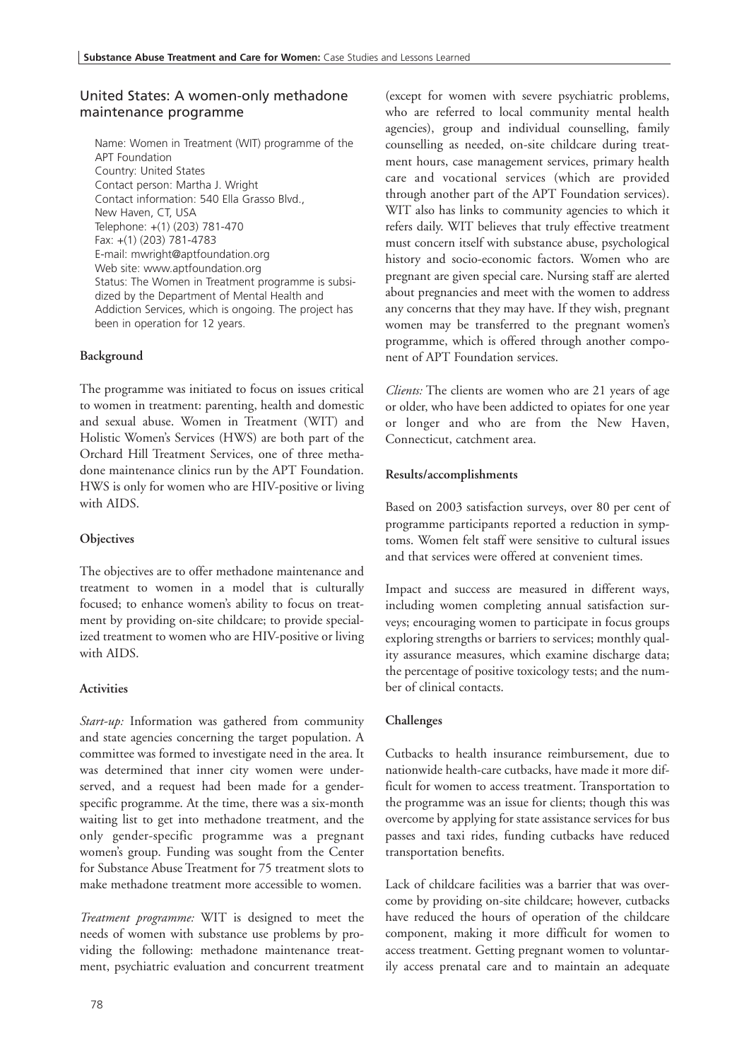## United States: A women-only methadone maintenance programme

Name: Women in Treatment (WIT) programme of the APT Foundation
Country: United States
Contact person: Martha J. Wright
Contact information: 540 Ella Grasso Blvd., New Haven, CT, USA
Telephone: +(1) (203) 781-470
Fax: +(1) (203) 781-4783
E-mail: mwright@aptfoundation.org
Web site: www.aptfoundation.org
Status: The Women in Treatment programme is subsidized by the Department of Mental Health and Addiction Services, which is ongoing. The project has been in operation for 12 years.

### Background

The programme was initiated to focus on issues critical to women in treatment: parenting, health and domestic and sexual abuse. Women in Treatment (WIT) and Holistic Women's Services (HWS) are both part of the Orchard Hill Treatment Services, one of three methadone maintenance clinics run by the APT Foundation. HWS is only for women who are HIV-positive or living with AIDS.

### Objectives

The objectives are to offer methadone maintenance and treatment to women in a model that is culturally focused; to enhance women's ability to focus on treatment by providing on-site childcare; to provide specialized treatment to women who are HIV-positive or living with AIDS.

### Activities

*Start-up:* Information was gathered from community and state agencies concerning the target population. A committee was formed to investigate need in the area. It was determined that inner city women were underserved, and a request had been made for a gender-specific programme. At the time, there was a six-month waiting list to get into methadone treatment, and the only gender-specific programme was a pregnant women's group. Funding was sought from the Center for Substance Abuse Treatment for 75 treatment slots to make methadone treatment more accessible to women.

*Treatment programme:* WIT is designed to meet the needs of women with substance use problems by providing the following: methadone maintenance treatment, psychiatric evaluation and concurrent treatment (except for women with severe psychiatric problems, who are referred to local community mental health agencies), group and individual counselling, family counselling as needed, on-site childcare during treatment hours, case management services, primary health care and vocational services (which are provided through another part of the APT Foundation services). WIT also has links to community agencies to which it refers daily. WIT believes that truly effective treatment must concern itself with substance abuse, psychological history and socio-economic factors. Women who are pregnant are given special care. Nursing staff are alerted about pregnancies and meet with the women to address any concerns that they may have. If they wish, pregnant women may be transferred to the pregnant women's programme, which is offered through another component of APT Foundation services.

*Clients:* The clients are women who are 21 years of age or older, who have been addicted to opiates for one year or longer and who are from the New Haven, Connecticut, catchment area.

### Results/accomplishments

Based on 2003 satisfaction surveys, over 80 per cent of programme participants reported a reduction in symptoms. Women felt staff were sensitive to cultural issues and that services were offered at convenient times.

Impact and success are measured in different ways, including women completing annual satisfaction surveys; encouraging women to participate in focus groups exploring strengths or barriers to services; monthly quality assurance measures, which examine discharge data; the percentage of positive toxicology tests; and the number of clinical contacts.

### Challenges

Cutbacks to health insurance reimbursement, due to nationwide health-care cutbacks, have made it more difficult for women to access treatment. Transportation to the programme was an issue for clients; though this was overcome by applying for state assistance services for bus passes and taxi rides, funding cutbacks have reduced transportation benefits.

Lack of childcare facilities was a barrier that was overcome by providing on-site childcare; however, cutbacks have reduced the hours of operation of the childcare component, making it more difficult for women to access treatment. Getting pregnant women to voluntarily access prenatal care and to maintain an adequate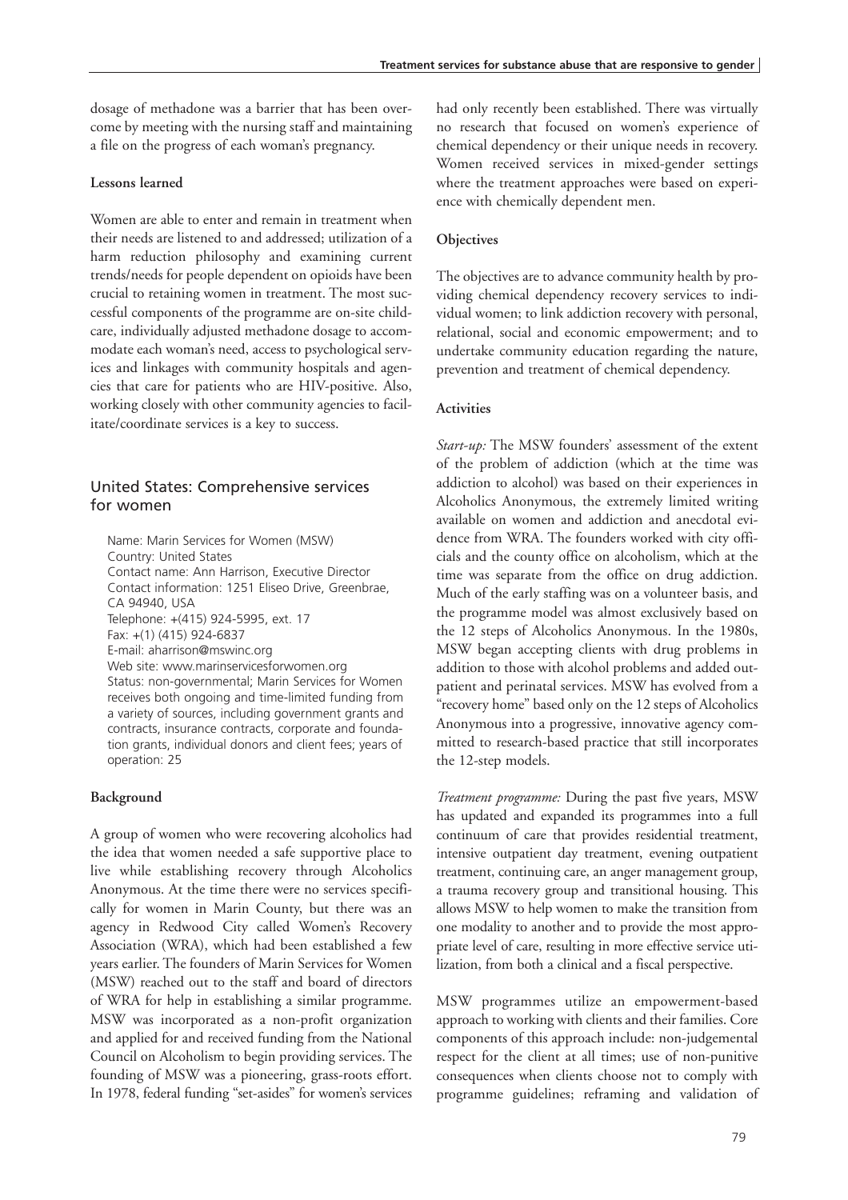dosage of methadone was a barrier that has been overcome by meeting with the nursing staff and maintaining a file on the progress of each woman's pregnancy.

**Lessons learned**

Women are able to enter and remain in treatment when their needs are listened to and addressed; utilization of a harm reduction philosophy and examining current trends/needs for people dependent on opioids have been crucial to retaining women in treatment. The most successful components of the programme are on-site childcare, individually adjusted methadone dosage to accommodate each woman's need, access to psychological services and linkages with community hospitals and agencies that care for patients who are HIV-positive. Also, working closely with other community agencies to facilitate/coordinate services is a key to success.

## United States: Comprehensive services for women

Name: Marin Services for Women (MSW)
Country: United States
Contact name: Ann Harrison, Executive Director
Contact information: 1251 Eliseo Drive, Greenbrae, CA 94940, USA
Telephone: +(415) 924-5995, ext. 17
Fax: +(1) (415) 924-6837
E-mail: aharrison@mswinc.org
Web site: www.marinservicesforwomen.org
Status: non-governmental; Marin Services for Women receives both ongoing and time-limited funding from a variety of sources, including government grants and contracts, insurance contracts, corporate and foundation grants, individual donors and client fees; years of operation: 25

**Background**

A group of women who were recovering alcoholics had the idea that women needed a safe supportive place to live while establishing recovery through Alcoholics Anonymous. At the time there were no services specifically for women in Marin County, but there was an agency in Redwood City called Women's Recovery Association (WRA), which had been established a few years earlier. The founders of Marin Services for Women (MSW) reached out to the staff and board of directors of WRA for help in establishing a similar programme. MSW was incorporated as a non-profit organization and applied for and received funding from the National Council on Alcoholism to begin providing services. The founding of MSW was a pioneering, grass-roots effort. In 1978, federal funding "set-asides" for women's services had only recently been established. There was virtually no research that focused on women's experience of chemical dependency or their unique needs in recovery. Women received services in mixed-gender settings where the treatment approaches were based on experience with chemically dependent men.

**Objectives**

The objectives are to advance community health by providing chemical dependency recovery services to individual women; to link addiction recovery with personal, relational, social and economic empowerment; and to undertake community education regarding the nature, prevention and treatment of chemical dependency.

**Activities**

*Start-up:* The MSW founders' assessment of the extent of the problem of addiction (which at the time was addiction to alcohol) was based on their experiences in Alcoholics Anonymous, the extremely limited writing available on women and addiction and anecdotal evidence from WRA. The founders worked with city officials and the county office on alcoholism, which at the time was separate from the office on drug addiction. Much of the early staffing was on a volunteer basis, and the programme model was almost exclusively based on the 12 steps of Alcoholics Anonymous. In the 1980s, MSW began accepting clients with drug problems in addition to those with alcohol problems and added outpatient and perinatal services. MSW has evolved from a "recovery home" based only on the 12 steps of Alcoholics Anonymous into a progressive, innovative agency committed to research-based practice that still incorporates the 12-step models.

*Treatment programme:* During the past five years, MSW has updated and expanded its programmes into a full continuum of care that provides residential treatment, intensive outpatient day treatment, evening outpatient treatment, continuing care, an anger management group, a trauma recovery group and transitional housing. This allows MSW to help women to make the transition from one modality to another and to provide the most appropriate level of care, resulting in more effective service utilization, from both a clinical and a fiscal perspective.

MSW programmes utilize an empowerment-based approach to working with clients and their families. Core components of this approach include: non-judgemental respect for the client at all times; use of non-punitive consequences when clients choose not to comply with programme guidelines; reframing and validation of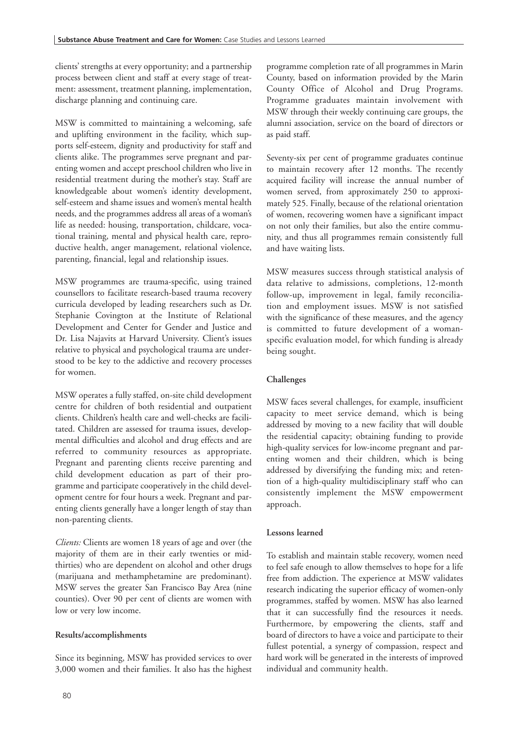clients' strengths at every opportunity; and a partnership process between client and staff at every stage of treatment: assessment, treatment planning, implementation, discharge planning and continuing care.

MSW is committed to maintaining a welcoming, safe and uplifting environment in the facility, which supports self-esteem, dignity and productivity for staff and clients alike. The programmes serve pregnant and parenting women and accept preschool children who live in residential treatment during the mother's stay. Staff are knowledgeable about women's identity development, self-esteem and shame issues and women's mental health needs, and the programmes address all areas of a woman's life as needed: housing, transportation, childcare, vocational training, mental and physical health care, reproductive health, anger management, relational violence, parenting, financial, legal and relationship issues.

MSW programmes are trauma-specific, using trained counsellors to facilitate research-based trauma recovery curricula developed by leading researchers such as Dr. Stephanie Covington at the Institute of Relational Development and Center for Gender and Justice and Dr. Lisa Najavits at Harvard University. Client's issues relative to physical and psychological trauma are understood to be key to the addictive and recovery processes for women.

MSW operates a fully staffed, on-site child development centre for children of both residential and outpatient clients. Children's health care and well-checks are facilitated. Children are assessed for trauma issues, developmental difficulties and alcohol and drug effects and are referred to community resources as appropriate. Pregnant and parenting clients receive parenting and child development education as part of their programme and participate cooperatively in the child development centre for four hours a week. Pregnant and parenting clients generally have a longer length of stay than non-parenting clients.

*Clients:* Clients are women 18 years of age and over (the majority of them are in their early twenties or mid-thirties) who are dependent on alcohol and other drugs (marijuana and methamphetamine are predominant). MSW serves the greater San Francisco Bay Area (nine counties). Over 90 per cent of clients are women with low or very low income.

**Results/accomplishments**

Since its beginning, MSW has provided services to over 3,000 women and their families. It also has the highest programme completion rate of all programmes in Marin County, based on information provided by the Marin County Office of Alcohol and Drug Programs. Programme graduates maintain involvement with MSW through their weekly continuing care groups, the alumni association, service on the board of directors or as paid staff.

Seventy-six per cent of programme graduates continue to maintain recovery after 12 months. The recently acquired facility will increase the annual number of women served, from approximately 250 to approximately 525. Finally, because of the relational orientation of women, recovering women have a significant impact on not only their families, but also the entire community, and thus all programmes remain consistently full and have waiting lists.

MSW measures success through statistical analysis of data relative to admissions, completions, 12-month follow-up, improvement in legal, family reconciliation and employment issues. MSW is not satisfied with the significance of these measures, and the agency is committed to future development of a woman-specific evaluation model, for which funding is already being sought.

**Challenges**

MSW faces several challenges, for example, insufficient capacity to meet service demand, which is being addressed by moving to a new facility that will double the residential capacity; obtaining funding to provide high-quality services for low-income pregnant and parenting women and their children, which is being addressed by diversifying the funding mix; and retention of a high-quality multidisciplinary staff who can consistently implement the MSW empowerment approach.

**Lessons learned**

To establish and maintain stable recovery, women need to feel safe enough to allow themselves to hope for a life free from addiction. The experience at MSW validates research indicating the superior efficacy of women-only programmes, staffed by women. MSW has also learned that it can successfully find the resources it needs. Furthermore, by empowering the clients, staff and board of directors to have a voice and participate to their fullest potential, a synergy of compassion, respect and hard work will be generated in the interests of improved individual and community health.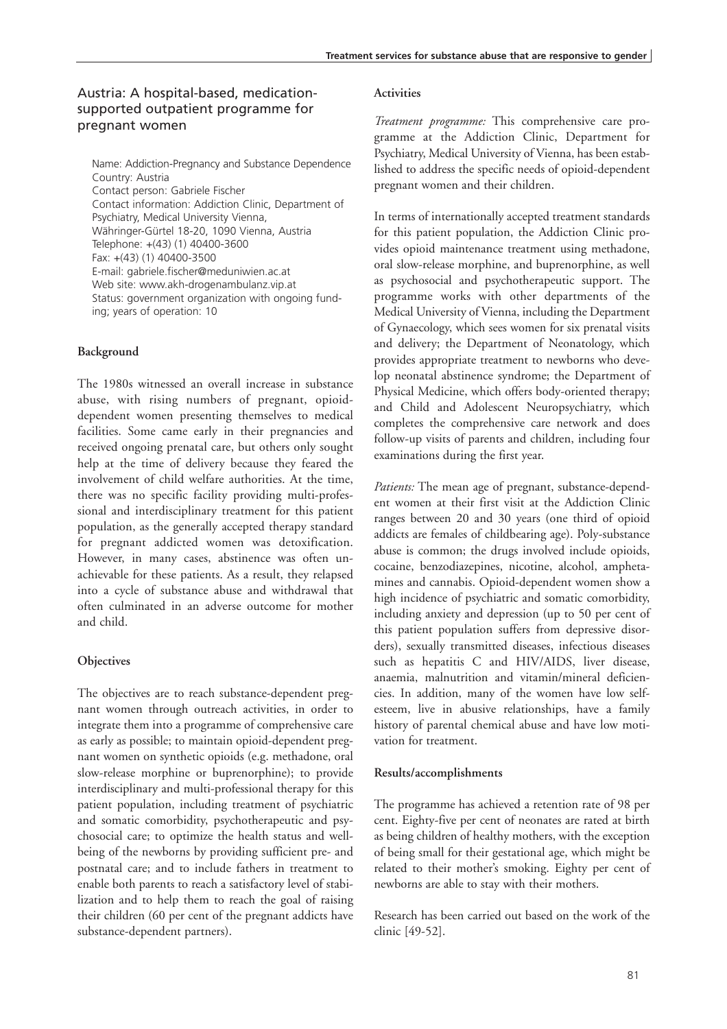## Austria: A hospital-based, medication-supported outpatient programme for pregnant women

Name: Addiction-Pregnancy and Substance Dependence
Country: Austria
Contact person: Gabriele Fischer
Contact information: Addiction Clinic, Department of Psychiatry, Medical University Vienna, Währinger-Gürtel 18-20, 1090 Vienna, Austria
Telephone: +(43) (1) 40400-3600
Fax: +(43) (1) 40400-3500
E-mail: gabriele.fischer@meduniwien.ac.at
Web site: www.akh-drogenambulanz.vip.at
Status: government organization with ongoing funding; years of operation: 10

**Background**

The 1980s witnessed an overall increase in substance abuse, with rising numbers of pregnant, opioid-dependent women presenting themselves to medical facilities. Some came early in their pregnancies and received ongoing prenatal care, but others only sought help at the time of delivery because they feared the involvement of child welfare authorities. At the time, there was no specific facility providing multi-professional and interdisciplinary treatment for this patient population, as the generally accepted therapy standard for pregnant addicted women was detoxification. However, in many cases, abstinence was often unachievable for these patients. As a result, they relapsed into a cycle of substance abuse and withdrawal that often culminated in an adverse outcome for mother and child.

**Objectives**

The objectives are to reach substance-dependent pregnant women through outreach activities, in order to integrate them into a programme of comprehensive care as early as possible; to maintain opioid-dependent pregnant women on synthetic opioids (e.g. methadone, oral slow-release morphine or buprenorphine); to provide interdisciplinary and multi-professional therapy for this patient population, including treatment of psychiatric and somatic comorbidity, psychotherapeutic and psychosocial care; to optimize the health status and well-being of the newborns by providing sufficient pre- and postnatal care; and to include fathers in treatment to enable both parents to reach a satisfactory level of stabilization and to help them to reach the goal of raising their children (60 per cent of the pregnant addicts have substance-dependent partners).

**Activities**

*Treatment programme:* This comprehensive care programme at the Addiction Clinic, Department for Psychiatry, Medical University of Vienna, has been established to address the specific needs of opioid-dependent pregnant women and their children.

In terms of internationally accepted treatment standards for this patient population, the Addiction Clinic provides opioid maintenance treatment using methadone, oral slow-release morphine, and buprenorphine, as well as psychosocial and psychotherapeutic support. The programme works with other departments of the Medical University of Vienna, including the Department of Gynaecology, which sees women for six prenatal visits and delivery; the Department of Neonatology, which provides appropriate treatment to newborns who develop neonatal abstinence syndrome; the Department of Physical Medicine, which offers body-oriented therapy; and Child and Adolescent Neuropsychiatry, which completes the comprehensive care network and does follow-up visits of parents and children, including four examinations during the first year.

*Patients:* The mean age of pregnant, substance-dependent women at their first visit at the Addiction Clinic ranges between 20 and 30 years (one third of opioid addicts are females of childbearing age). Poly-substance abuse is common; the drugs involved include opioids, cocaine, benzodiazepines, nicotine, alcohol, amphetamines and cannabis. Opioid-dependent women show a high incidence of psychiatric and somatic comorbidity, including anxiety and depression (up to 50 per cent of this patient population suffers from depressive disorders), sexually transmitted diseases, infectious diseases such as hepatitis C and HIV/AIDS, liver disease, anaemia, malnutrition and vitamin/mineral deficiencies. In addition, many of the women have low self-esteem, live in abusive relationships, have a family history of parental chemical abuse and have low motivation for treatment.

**Results/accomplishments**

The programme has achieved a retention rate of 98 per cent. Eighty-five per cent of neonates are rated at birth as being children of healthy mothers, with the exception of being small for their gestational age, which might be related to their mother's smoking. Eighty per cent of newborns are able to stay with their mothers.

Research has been carried out based on the work of the clinic [49-52].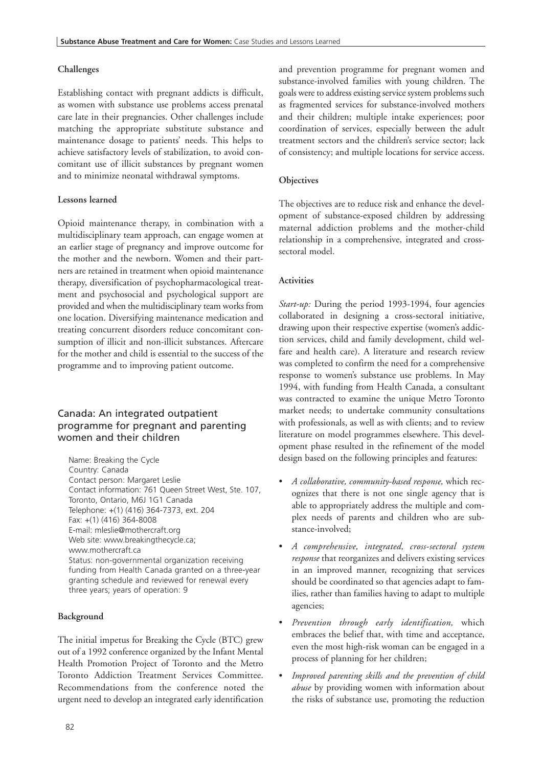### Challenges

Establishing contact with pregnant addicts is difficult, as women with substance use problems access prenatal care late in their pregnancies. Other challenges include matching the appropriate substitute substance and maintenance dosage to patients' needs. This helps to achieve satisfactory levels of stabilization, to avoid concomitant use of illicit substances by pregnant women and to minimize neonatal withdrawal symptoms.

### Lessons learned

Opioid maintenance therapy, in combination with a multidisciplinary team approach, can engage women at an earlier stage of pregnancy and improve outcome for the mother and the newborn. Women and their partners are retained in treatment when opioid maintenance therapy, diversification of psychopharmacological treatment and psychosocial and psychological support are provided and when the multidisciplinary team works from one location. Diversifying maintenance medication and treating concurrent disorders reduce concomitant consumption of illicit and non-illicit substances. Aftercare for the mother and child is essential to the success of the programme and to improving patient outcome.

## Canada: An integrated outpatient programme for pregnant and parenting women and their children

Name: Breaking the Cycle
Country: Canada
Contact person: Margaret Leslie
Contact information: 761 Queen Street West, Ste. 107, Toronto, Ontario, M6J 1G1 Canada
Telephone: +(1) (416) 364-7373, ext. 204
Fax: +(1) (416) 364-8008
E-mail: mleslie@mothercraft.org
Web site: www.breakingthecycle.ca; www.mothercraft.ca
Status: non-governmental organization receiving funding from Health Canada granted on a three-year granting schedule and reviewed for renewal every three years; years of operation: 9

### Background

The initial impetus for Breaking the Cycle (BTC) grew out of a 1992 conference organized by the Infant Mental Health Promotion Project of Toronto and the Metro Toronto Addiction Treatment Services Committee. Recommendations from the conference noted the urgent need to develop an integrated early identification and prevention programme for pregnant women and substance-involved families with young children. The goals were to address existing service system problems such as fragmented services for substance-involved mothers and their children; multiple intake experiences; poor coordination of services, especially between the adult treatment sectors and the children's service sector; lack of consistency; and multiple locations for service access.

### Objectives

The objectives are to reduce risk and enhance the development of substance-exposed children by addressing maternal addiction problems and the mother-child relationship in a comprehensive, integrated and cross-sectoral model.

### Activities

*Start-up:* During the period 1993-1994, four agencies collaborated in designing a cross-sectoral initiative, drawing upon their respective expertise (women's addiction services, child and family development, child welfare and health care). A literature and research review was completed to confirm the need for a comprehensive response to women's substance use problems. In May 1994, with funding from Health Canada, a consultant was contracted to examine the unique Metro Toronto market needs; to undertake community consultations with professionals, as well as with clients; and to review literature on model programmes elsewhere. This development phase resulted in the refinement of the model design based on the following principles and features:

- *A collaborative, community-based response,* which recognizes that there is not one single agency that is able to appropriately address the multiple and complex needs of parents and children who are substance-involved;
- *A comprehensive, integrated, cross-sectoral system response* that reorganizes and delivers existing services in an improved manner, recognizing that services should be coordinated so that agencies adapt to families, rather than families having to adapt to multiple agencies;
- *Prevention through early identification,* which embraces the belief that, with time and acceptance, even the most high-risk woman can be engaged in a process of planning for her children;
- *Improved parenting skills and the prevention of child abuse* by providing women with information about the risks of substance use, promoting the reduction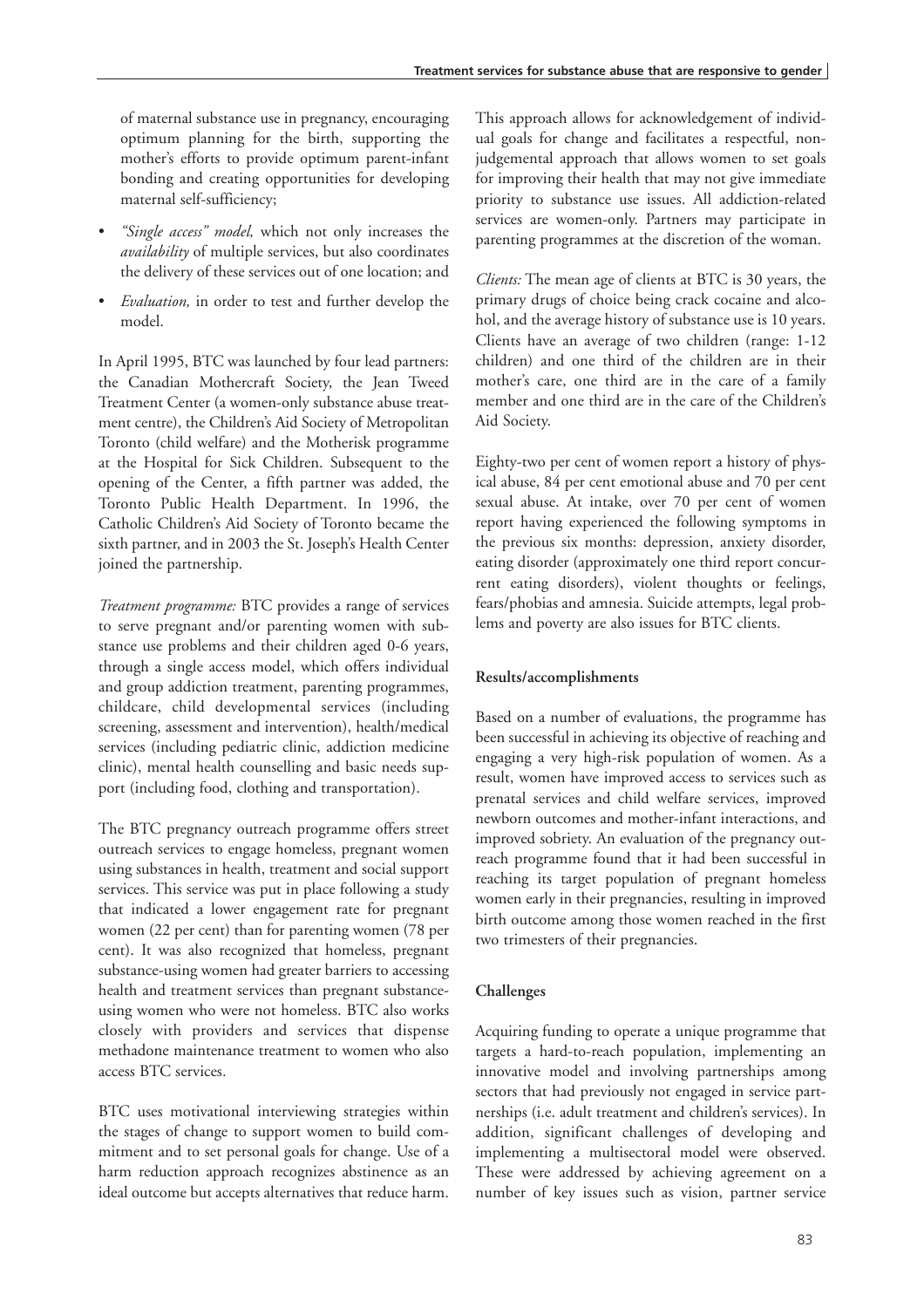of maternal substance use in pregnancy, encouraging optimum planning for the birth, supporting the mother's efforts to provide optimum parent-infant bonding and creating opportunities for developing maternal self-sufficiency;

- *"Single access" model,* which not only increases the *availability* of multiple services, but also coordinates the delivery of these services out of one location; and
- *Evaluation,* in order to test and further develop the model.

In April 1995, BTC was launched by four lead partners: the Canadian Mothercraft Society, the Jean Tweed Treatment Center (a women-only substance abuse treatment centre), the Children's Aid Society of Metropolitan Toronto (child welfare) and the Motherisk programme at the Hospital for Sick Children. Subsequent to the opening of the Center, a fifth partner was added, the Toronto Public Health Department. In 1996, the Catholic Children's Aid Society of Toronto became the sixth partner, and in 2003 the St. Joseph's Health Center joined the partnership.

*Treatment programme:* BTC provides a range of services to serve pregnant and/or parenting women with substance use problems and their children aged 0-6 years, through a single access model, which offers individual and group addiction treatment, parenting programmes, childcare, child developmental services (including screening, assessment and intervention), health/medical services (including pediatric clinic, addiction medicine clinic), mental health counselling and basic needs support (including food, clothing and transportation).

The BTC pregnancy outreach programme offers street outreach services to engage homeless, pregnant women using substances in health, treatment and social support services. This service was put in place following a study that indicated a lower engagement rate for pregnant women (22 per cent) than for parenting women (78 per cent). It was also recognized that homeless, pregnant substance-using women had greater barriers to accessing health and treatment services than pregnant substance-using women who were not homeless. BTC also works closely with providers and services that dispense methadone maintenance treatment to women who also access BTC services.

BTC uses motivational interviewing strategies within the stages of change to support women to build commitment and to set personal goals for change. Use of a harm reduction approach recognizes abstinence as an ideal outcome but accepts alternatives that reduce harm. This approach allows for acknowledgement of individual goals for change and facilitates a respectful, non-judgemental approach that allows women to set goals for improving their health that may not give immediate priority to substance use issues. All addiction-related services are women-only. Partners may participate in parenting programmes at the discretion of the woman.

*Clients:* The mean age of clients at BTC is 30 years, the primary drugs of choice being crack cocaine and alcohol, and the average history of substance use is 10 years. Clients have an average of two children (range: 1-12 children) and one third of the children are in their mother's care, one third are in the care of a family member and one third are in the care of the Children's Aid Society.

Eighty-two per cent of women report a history of physical abuse, 84 per cent emotional abuse and 70 per cent sexual abuse. At intake, over 70 per cent of women report having experienced the following symptoms in the previous six months: depression, anxiety disorder, eating disorder (approximately one third report concurrent eating disorders), violent thoughts or feelings, fears/phobias and amnesia. Suicide attempts, legal problems and poverty are also issues for BTC clients.

**Results/accomplishments**

Based on a number of evaluations, the programme has been successful in achieving its objective of reaching and engaging a very high-risk population of women. As a result, women have improved access to services such as prenatal services and child welfare services, improved newborn outcomes and mother-infant interactions, and improved sobriety. An evaluation of the pregnancy outreach programme found that it had been successful in reaching its target population of pregnant homeless women early in their pregnancies, resulting in improved birth outcome among those women reached in the first two trimesters of their pregnancies.

**Challenges**

Acquiring funding to operate a unique programme that targets a hard-to-reach population, implementing an innovative model and involving partnerships among sectors that had previously not engaged in service partnerships (i.e. adult treatment and children's services). In addition, significant challenges of developing and implementing a multisectoral model were observed. These were addressed by achieving agreement on a number of key issues such as vision, partner service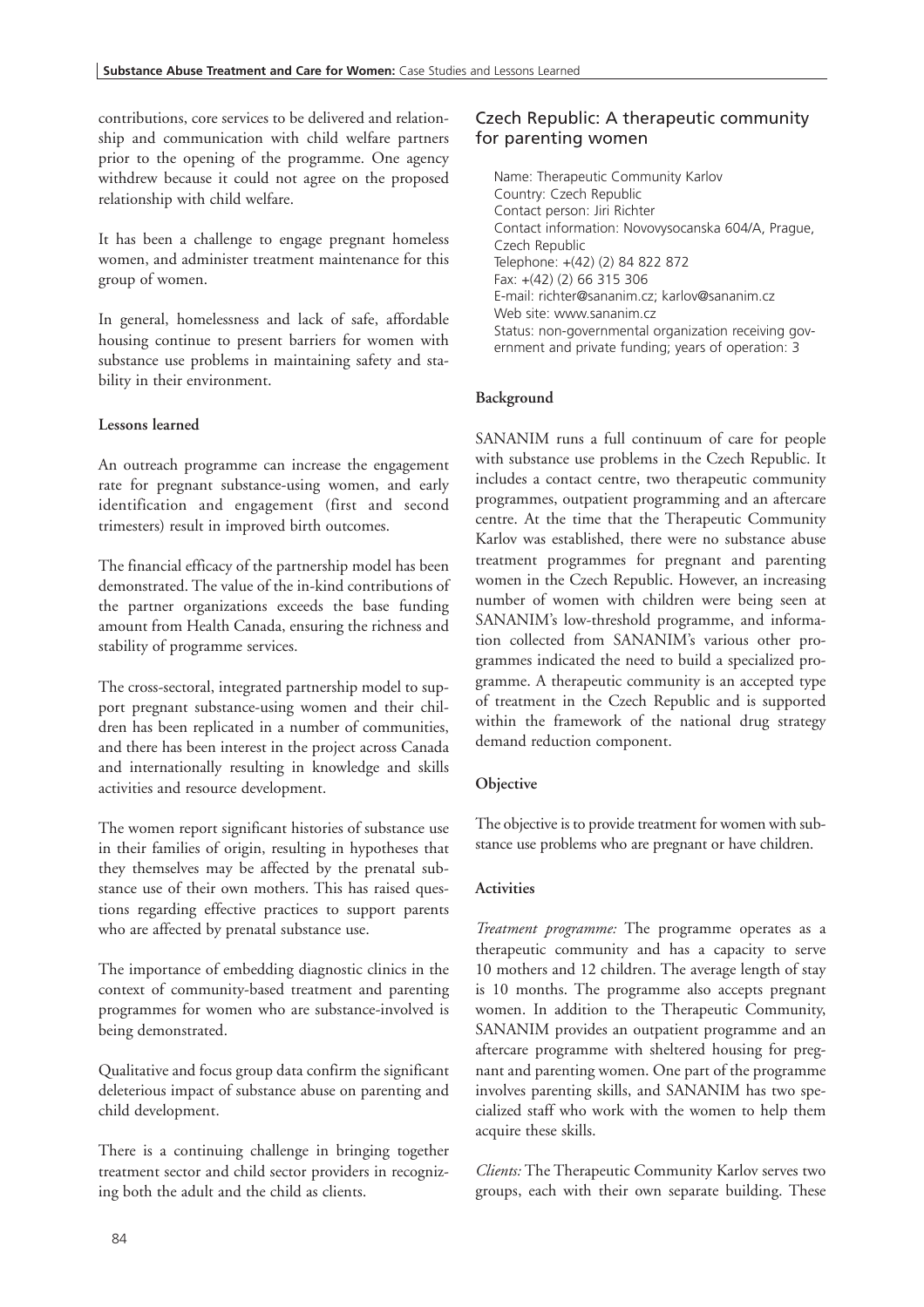contributions, core services to be delivered and relationship and communication with child welfare partners prior to the opening of the programme. One agency withdrew because it could not agree on the proposed relationship with child welfare.

It has been a challenge to engage pregnant homeless women, and administer treatment maintenance for this group of women.

In general, homelessness and lack of safe, affordable housing continue to present barriers for women with substance use problems in maintaining safety and stability in their environment.

**Lessons learned**

An outreach programme can increase the engagement rate for pregnant substance-using women, and early identification and engagement (first and second trimesters) result in improved birth outcomes.

The financial efficacy of the partnership model has been demonstrated. The value of the in-kind contributions of the partner organizations exceeds the base funding amount from Health Canada, ensuring the richness and stability of programme services.

The cross-sectoral, integrated partnership model to support pregnant substance-using women and their children has been replicated in a number of communities, and there has been interest in the project across Canada and internationally resulting in knowledge and skills activities and resource development.

The women report significant histories of substance use in their families of origin, resulting in hypotheses that they themselves may be affected by the prenatal substance use of their own mothers. This has raised questions regarding effective practices to support parents who are affected by prenatal substance use.

The importance of embedding diagnostic clinics in the context of community-based treatment and parenting programmes for women who are substance-involved is being demonstrated.

Qualitative and focus group data confirm the significant deleterious impact of substance abuse on parenting and child development.

There is a continuing challenge in bringing together treatment sector and child sector providers in recognizing both the adult and the child as clients.

## Czech Republic: A therapeutic community for parenting women

Name: Therapeutic Community Karlov
Country: Czech Republic
Contact person: Jiri Richter
Contact information: Novovysocanska 604/A, Prague, Czech Republic
Telephone: +(42) (2) 84 822 872
Fax: +(42) (2) 66 315 306
E-mail: richter@sananim.cz; karlov@sananim.cz
Web site: www.sananim.cz
Status: non-governmental organization receiving government and private funding; years of operation: 3

**Background**

SANANIM runs a full continuum of care for people with substance use problems in the Czech Republic. It includes a contact centre, two therapeutic community programmes, outpatient programming and an aftercare centre. At the time that the Therapeutic Community Karlov was established, there were no substance abuse treatment programmes for pregnant and parenting women in the Czech Republic. However, an increasing number of women with children were being seen at SANANIM's low-threshold programme, and information collected from SANANIM's various other programmes indicated the need to build a specialized programme. A therapeutic community is an accepted type of treatment in the Czech Republic and is supported within the framework of the national drug strategy demand reduction component.

**Objective**

The objective is to provide treatment for women with substance use problems who are pregnant or have children.

**Activities**

*Treatment programme:* The programme operates as a therapeutic community and has a capacity to serve 10 mothers and 12 children. The average length of stay is 10 months. The programme also accepts pregnant women. In addition to the Therapeutic Community, SANANIM provides an outpatient programme and an aftercare programme with sheltered housing for pregnant and parenting women. One part of the programme involves parenting skills, and SANANIM has two specialized staff who work with the women to help them acquire these skills.

*Clients:* The Therapeutic Community Karlov serves two groups, each with their own separate building. These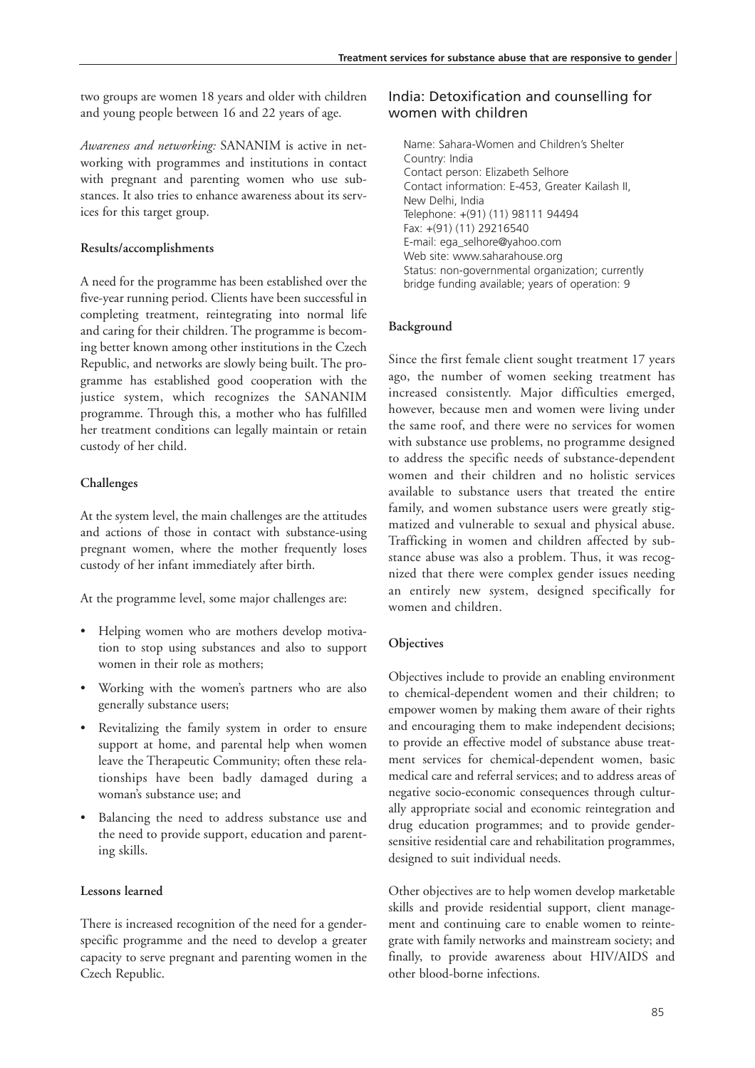two groups are women 18 years and older with children and young people between 16 and 22 years of age.

*Awareness and networking:* SANANIM is active in networking with programmes and institutions in contact with pregnant and parenting women who use substances. It also tries to enhance awareness about its services for this target group.

**Results/accomplishments**

A need for the programme has been established over the five-year running period. Clients have been successful in completing treatment, reintegrating into normal life and caring for their children. The programme is becoming better known among other institutions in the Czech Republic, and networks are slowly being built. The programme has established good cooperation with the justice system, which recognizes the SANANIM programme. Through this, a mother who has fulfilled her treatment conditions can legally maintain or retain custody of her child.

**Challenges**

At the system level, the main challenges are the attitudes and actions of those in contact with substance-using pregnant women, where the mother frequently loses custody of her infant immediately after birth.

At the programme level, some major challenges are:

- Helping women who are mothers develop motivation to stop using substances and also to support women in their role as mothers;
- Working with the women's partners who are also generally substance users;
- Revitalizing the family system in order to ensure support at home, and parental help when women leave the Therapeutic Community; often these relationships have been badly damaged during a woman's substance use; and
- Balancing the need to address substance use and the need to provide support, education and parenting skills.

**Lessons learned**

There is increased recognition of the need for a gender-specific programme and the need to develop a greater capacity to serve pregnant and parenting women in the Czech Republic.

## India: Detoxification and counselling for women with children

Name: Sahara-Women and Children's Shelter
Country: India
Contact person: Elizabeth Selhore
Contact information: E-453, Greater Kailash II, New Delhi, India
Telephone: +(91) (11) 98111 94494
Fax: +(91) (11) 29216540
E-mail: ega_selhore@yahoo.com
Web site: www.saharahouse.org
Status: non-governmental organization; currently bridge funding available; years of operation: 9

**Background**

Since the first female client sought treatment 17 years ago, the number of women seeking treatment has increased consistently. Major difficulties emerged, however, because men and women were living under the same roof, and there were no services for women with substance use problems, no programme designed to address the specific needs of substance-dependent women and their children and no holistic services available to substance users that treated the entire family, and women substance users were greatly stigmatized and vulnerable to sexual and physical abuse. Trafficking in women and children affected by substance abuse was also a problem. Thus, it was recognized that there were complex gender issues needing an entirely new system, designed specifically for women and children.

**Objectives**

Objectives include to provide an enabling environment to chemical-dependent women and their children; to empower women by making them aware of their rights and encouraging them to make independent decisions; to provide an effective model of substance abuse treatment services for chemical-dependent women, basic medical care and referral services; and to address areas of negative socio-economic consequences through culturally appropriate social and economic reintegration and drug education programmes; and to provide gender-sensitive residential care and rehabilitation programmes, designed to suit individual needs.

Other objectives are to help women develop marketable skills and provide residential support, client management and continuing care to enable women to reintegrate with family networks and mainstream society; and finally, to provide awareness about HIV/AIDS and other blood-borne infections.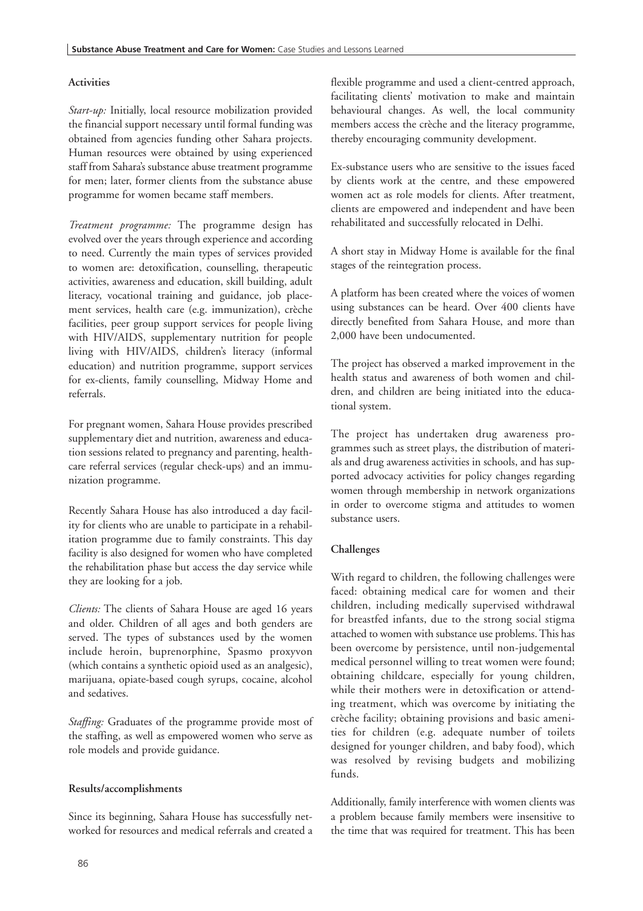### Activities

*Start-up:* Initially, local resource mobilization provided the financial support necessary until formal funding was obtained from agencies funding other Sahara projects. Human resources were obtained by using experienced staff from Sahara's substance abuse treatment programme for men; later, former clients from the substance abuse programme for women became staff members.

*Treatment programme:* The programme design has evolved over the years through experience and according to need. Currently the main types of services provided to women are: detoxification, counselling, therapeutic activities, awareness and education, skill building, adult literacy, vocational training and guidance, job placement services, health care (e.g. immunization), crèche facilities, peer group support services for people living with HIV/AIDS, supplementary nutrition for people living with HIV/AIDS, children's literacy (informal education) and nutrition programme, support services for ex-clients, family counselling, Midway Home and referrals.

For pregnant women, Sahara House provides prescribed supplementary diet and nutrition, awareness and education sessions related to pregnancy and parenting, healthcare referral services (regular check-ups) and an immunization programme.

Recently Sahara House has also introduced a day facility for clients who are unable to participate in a rehabilitation programme due to family constraints. This day facility is also designed for women who have completed the rehabilitation phase but access the day service while they are looking for a job.

*Clients:* The clients of Sahara House are aged 16 years and older. Children of all ages and both genders are served. The types of substances used by the women include heroin, buprenorphine, Spasmo proxyvon (which contains a synthetic opioid used as an analgesic), marijuana, opiate-based cough syrups, cocaine, alcohol and sedatives.

*Staffing:* Graduates of the programme provide most of the staffing, as well as empowered women who serve as role models and provide guidance.

### Results/accomplishments

Since its beginning, Sahara House has successfully networked for resources and medical referrals and created a flexible programme and used a client-centred approach, facilitating clients' motivation to make and maintain behavioural changes. As well, the local community members access the crèche and the literacy programme, thereby encouraging community development.

Ex-substance users who are sensitive to the issues faced by clients work at the centre, and these empowered women act as role models for clients. After treatment, clients are empowered and independent and have been rehabilitated and successfully relocated in Delhi.

A short stay in Midway Home is available for the final stages of the reintegration process.

A platform has been created where the voices of women using substances can be heard. Over 400 clients have directly benefited from Sahara House, and more than 2,000 have been undocumented.

The project has observed a marked improvement in the health status and awareness of both women and children, and children are being initiated into the educational system.

The project has undertaken drug awareness programmes such as street plays, the distribution of materials and drug awareness activities in schools, and has supported advocacy activities for policy changes regarding women through membership in network organizations in order to overcome stigma and attitudes to women substance users.

### Challenges

With regard to children, the following challenges were faced: obtaining medical care for women and their children, including medically supervised withdrawal for breastfed infants, due to the strong social stigma attached to women with substance use problems. This has been overcome by persistence, until non-judgemental medical personnel willing to treat women were found; obtaining childcare, especially for young children, while their mothers were in detoxification or attending treatment, which was overcome by initiating the crèche facility; obtaining provisions and basic amenities for children (e.g. adequate number of toilets designed for younger children, and baby food), which was resolved by revising budgets and mobilizing funds.

Additionally, family interference with women clients was a problem because family members were insensitive to the time that was required for treatment. This has been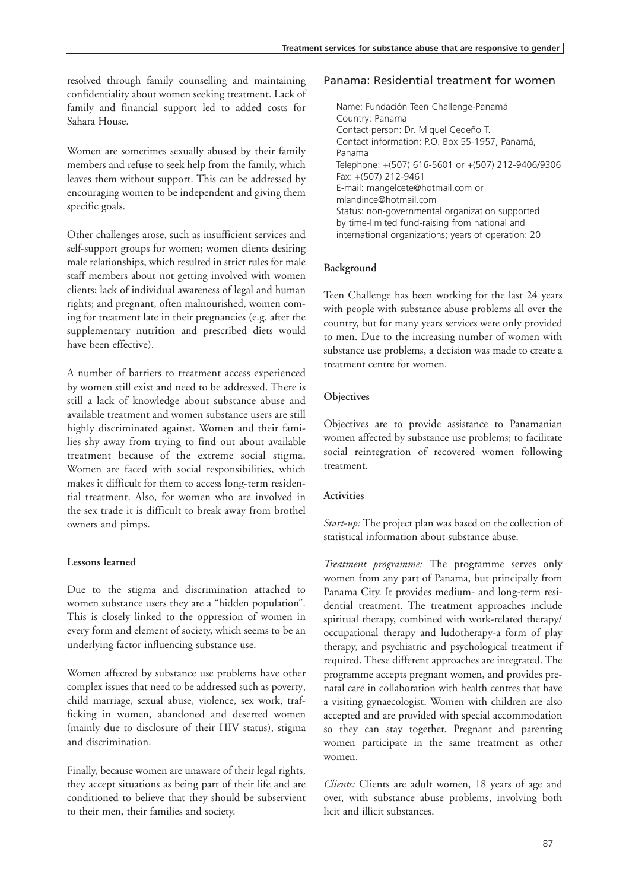resolved through family counselling and maintaining confidentiality about women seeking treatment. Lack of family and financial support led to added costs for Sahara House.

Women are sometimes sexually abused by their family members and refuse to seek help from the family, which leaves them without support. This can be addressed by encouraging women to be independent and giving them specific goals.

Other challenges arose, such as insufficient services and self-support groups for women; women clients desiring male relationships, which resulted in strict rules for male staff members about not getting involved with women clients; lack of individual awareness of legal and human rights; and pregnant, often malnourished, women coming for treatment late in their pregnancies (e.g. after the supplementary nutrition and prescribed diets would have been effective).

A number of barriers to treatment access experienced by women still exist and need to be addressed. There is still a lack of knowledge about substance abuse and available treatment and women substance users are still highly discriminated against. Women and their families shy away from trying to find out about available treatment because of the extreme social stigma. Women are faced with social responsibilities, which makes it difficult for them to access long-term residential treatment. Also, for women who are involved in the sex trade it is difficult to break away from brothel owners and pimps.

#### Lessons learned

Due to the stigma and discrimination attached to women substance users they are a "hidden population". This is closely linked to the oppression of women in every form and element of society, which seems to be an underlying factor influencing substance use.

Women affected by substance use problems have other complex issues that need to be addressed such as poverty, child marriage, sexual abuse, violence, sex work, trafficking in women, abandoned and deserted women (mainly due to disclosure of their HIV status), stigma and discrimination.

Finally, because women are unaware of their legal rights, they accept situations as being part of their life and are conditioned to believe that they should be subservient to their men, their families and society.

### Panama: Residential treatment for women

Name: Fundación Teen Challenge-Panamá
Country: Panama
Contact person: Dr. Miquel Cedeño T.
Contact information: P.O. Box 55-1957, Panamá, Panama
Telephone: +(507) 616-5601 or +(507) 212-9406/9306
Fax: +(507) 212-9461
E-mail: mangelcete@hotmail.com or mlandince@hotmail.com
Status: non-governmental organization supported by time-limited fund-raising from national and international organizations; years of operation: 20

#### Background

Teen Challenge has been working for the last 24 years with people with substance abuse problems all over the country, but for many years services were only provided to men. Due to the increasing number of women with substance use problems, a decision was made to create a treatment centre for women.

#### Objectives

Objectives are to provide assistance to Panamanian women affected by substance use problems; to facilitate social reintegration of recovered women following treatment.

#### Activities

*Start-up:* The project plan was based on the collection of statistical information about substance abuse.

*Treatment programme:* The programme serves only women from any part of Panama, but principally from Panama City. It provides medium- and long-term residential treatment. The treatment approaches include spiritual therapy, combined with work-related therapy/occupational therapy and ludotherapy-a form of play therapy, and psychiatric and psychological treatment if required. These different approaches are integrated. The programme accepts pregnant women, and provides prenatal care in collaboration with health centres that have a visiting gynaecologist. Women with children are also accepted and are provided with special accommodation so they can stay together. Pregnant and parenting women participate in the same treatment as other women.

*Clients:* Clients are adult women, 18 years of age and over, with substance abuse problems, involving both licit and illicit substances.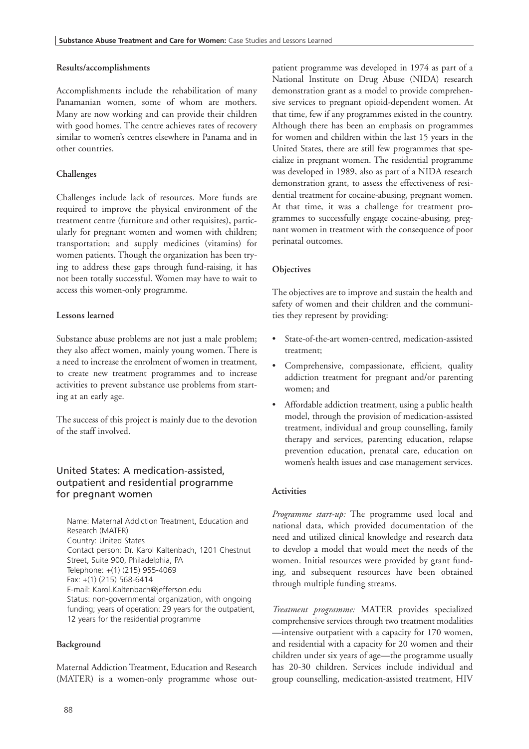**Results/accomplishments**

Accomplishments include the rehabilitation of many Panamanian women, some of whom are mothers. Many are now working and can provide their children with good homes. The centre achieves rates of recovery similar to women's centres elsewhere in Panama and in other countries.

**Challenges**

Challenges include lack of resources. More funds are required to improve the physical environment of the treatment centre (furniture and other requisites), particularly for pregnant women and women with children; transportation; and supply medicines (vitamins) for women patients. Though the organization has been trying to address these gaps through fund-raising, it has not been totally successful. Women may have to wait to access this women-only programme.

**Lessons learned**

Substance abuse problems are not just a male problem; they also affect women, mainly young women. There is a need to increase the enrolment of women in treatment, to create new treatment programmes and to increase activities to prevent substance use problems from starting at an early age.

The success of this project is mainly due to the devotion of the staff involved.

## United States: A medication-assisted, outpatient and residential programme for pregnant women

Name: Maternal Addiction Treatment, Education and Research (MATER)
Country: United States
Contact person: Dr. Karol Kaltenbach, 1201 Chestnut Street, Suite 900, Philadelphia, PA
Telephone: +(1) (215) 955-4069
Fax: +(1) (215) 568-6414
E-mail: Karol.Kaltenbach@jefferson.edu
Status: non-governmental organization, with ongoing funding; years of operation: 29 years for the outpatient, 12 years for the residential programme

**Background**

Maternal Addiction Treatment, Education and Research (MATER) is a women-only programme whose outpatient programme was developed in 1974 as part of a National Institute on Drug Abuse (NIDA) research demonstration grant as a model to provide comprehensive services to pregnant opioid-dependent women. At that time, few if any programmes existed in the country. Although there has been an emphasis on programmes for women and children within the last 15 years in the United States, there are still few programmes that specialize in pregnant women. The residential programme was developed in 1989, also as part of a NIDA research demonstration grant, to assess the effectiveness of residential treatment for cocaine-abusing, pregnant women. At that time, it was a challenge for treatment programmes to successfully engage cocaine-abusing, pregnant women in treatment with the consequence of poor perinatal outcomes.

**Objectives**

The objectives are to improve and sustain the health and safety of women and their children and the communities they represent by providing:

- State-of-the-art women-centred, medication-assisted treatment;
- Comprehensive, compassionate, efficient, quality addiction treatment for pregnant and/or parenting women; and
- Affordable addiction treatment, using a public health model, through the provision of medication-assisted treatment, individual and group counselling, family therapy and services, parenting education, relapse prevention education, prenatal care, education on women's health issues and case management services.

**Activities**

*Programme start-up:* The programme used local and national data, which provided documentation of the need and utilized clinical knowledge and research data to develop a model that would meet the needs of the women. Initial resources were provided by grant funding, and subsequent resources have been obtained through multiple funding streams.

*Treatment programme:* MATER provides specialized comprehensive services through two treatment modalities —intensive outpatient with a capacity for 170 women, and residential with a capacity for 20 women and their children under six years of age—the programme usually has 20-30 children. Services include individual and group counselling, medication-assisted treatment, HIV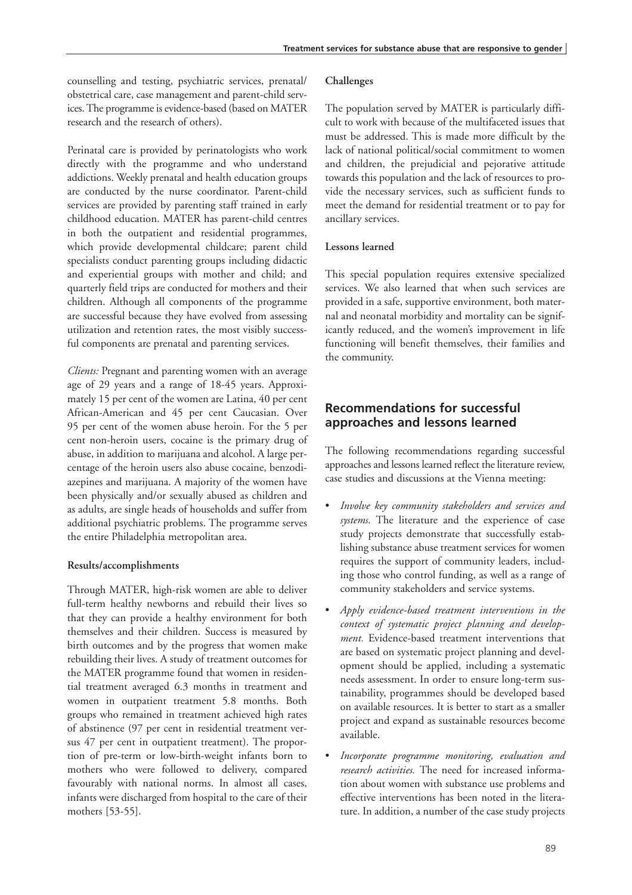counselling and testing, psychiatric services, prenatal/obstetrical care, case management and parent-child services. The programme is evidence-based (based on MATER research and the research of others).

Perinatal care is provided by perinatologists who work directly with the programme and who understand addictions. Weekly prenatal and health education groups are conducted by the nurse coordinator. Parent-child services are provided by parenting staff trained in early childhood education. MATER has parent-child centres in both the outpatient and residential programmes, which provide developmental childcare; parent child specialists conduct parenting groups including didactic and experiential groups with mother and child; and quarterly field trips are conducted for mothers and their children. Although all components of the programme are successful because they have evolved from assessing utilization and retention rates, the most visibly successful components are prenatal and parenting services.

*Clients:* Pregnant and parenting women with an average age of 29 years and a range of 18-45 years. Approximately 15 per cent of the women are Latina, 40 per cent African-American and 45 per cent Caucasian. Over 95 per cent of the women abuse heroin. For the 5 per cent non-heroin users, cocaine is the primary drug of abuse, in addition to marijuana and alcohol. A large percentage of the heroin users also abuse cocaine, benzodiazepines and marijuana. A majority of the women have been physically and/or sexually abused as children and as adults, are single heads of households and suffer from additional psychiatric problems. The programme serves the entire Philadelphia metropolitan area.

**Results/accomplishments**

Through MATER, high-risk women are able to deliver full-term healthy newborns and rebuild their lives so that they can provide a healthy environment for both themselves and their children. Success is measured by birth outcomes and by the progress that women make rebuilding their lives. A study of treatment outcomes for the MATER programme found that women in residential treatment averaged 6.3 months in treatment and women in outpatient treatment 5.8 months. Both groups who remained in treatment achieved high rates of abstinence (97 per cent in residential treatment versus 47 per cent in outpatient treatment). The proportion of pre-term or low-birth-weight infants born to mothers who were followed to delivery, compared favourably with national norms. In almost all cases, infants were discharged from hospital to the care of their mothers [53-55].

**Challenges**

The population served by MATER is particularly difficult to work with because of the multifaceted issues that must be addressed. This is made more difficult by the lack of national political/social commitment to women and children, the prejudicial and pejorative attitude towards this population and the lack of resources to provide the necessary services, such as sufficient funds to meet the demand for residential treatment or to pay for ancillary services.

**Lessons learned**

This special population requires extensive specialized services. We also learned that when such services are provided in a safe, supportive environment, both maternal and neonatal morbidity and mortality can be significantly reduced, and the women's improvement in life functioning will benefit themselves, their families and the community.

## Recommendations for successful approaches and lessons learned

The following recommendations regarding successful approaches and lessons learned reflect the literature review, case studies and discussions at the Vienna meeting:

- *Involve key community stakeholders and services and systems.* The literature and the experience of case study projects demonstrate that successfully establishing substance abuse treatment services for women requires the support of community leaders, including those who control funding, as well as a range of community stakeholders and service systems.
- *Apply evidence-based treatment interventions in the context of systematic project planning and development.* Evidence-based treatment interventions that are based on systematic project planning and development should be applied, including a systematic needs assessment. In order to ensure long-term sustainability, programmes should be developed based on available resources. It is better to start as a smaller project and expand as sustainable resources become available.
- *Incorporate programme monitoring, evaluation and research activities.* The need for increased information about women with substance use problems and effective interventions has been noted in the literature. In addition, a number of the case study projects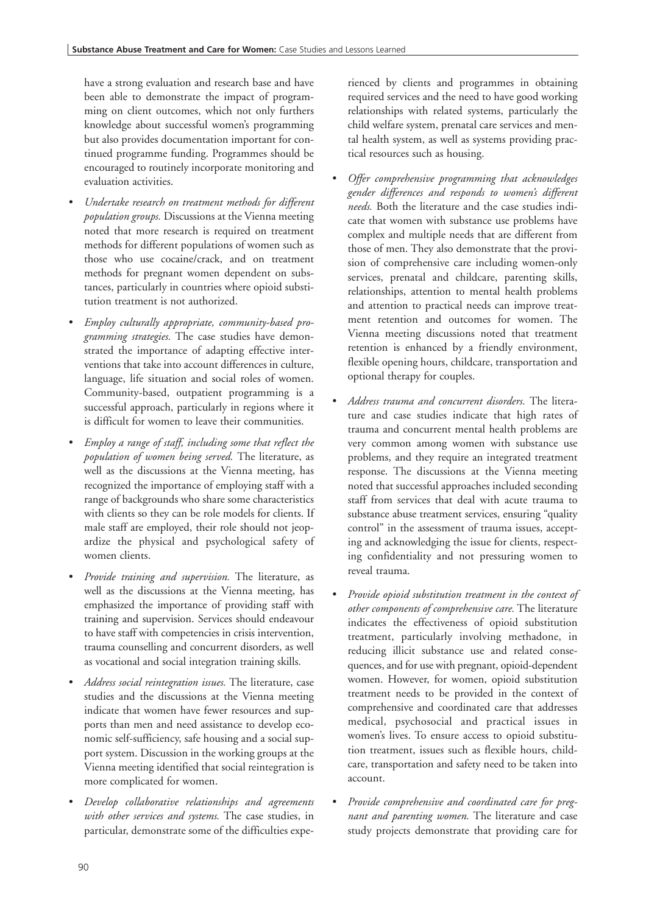have a strong evaluation and research base and have been able to demonstrate the impact of programming on client outcomes, which not only furthers knowledge about successful women's programming but also provides documentation important for continued programme funding. Programmes should be encouraged to routinely incorporate monitoring and evaluation activities.

- *Undertake research on treatment methods for different population groups.* Discussions at the Vienna meeting noted that more research is required on treatment methods for different populations of women such as those who use cocaine/crack, and on treatment methods for pregnant women dependent on substances, particularly in countries where opioid substitution treatment is not authorized.

- *Employ culturally appropriate, community-based programming strategies.* The case studies have demonstrated the importance of adapting effective interventions that take into account differences in culture, language, life situation and social roles of women. Community-based, outpatient programming is a successful approach, particularly in regions where it is difficult for women to leave their communities.

- *Employ a range of staff, including some that reflect the population of women being served.* The literature, as well as the discussions at the Vienna meeting, has recognized the importance of employing staff with a range of backgrounds who share some characteristics with clients so they can be role models for clients. If male staff are employed, their role should not jeopardize the physical and psychological safety of women clients.

- *Provide training and supervision.* The literature, as well as the discussions at the Vienna meeting, has emphasized the importance of providing staff with training and supervision. Services should endeavour to have staff with competencies in crisis intervention, trauma counselling and concurrent disorders, as well as vocational and social integration training skills.

- *Address social reintegration issues.* The literature, case studies and the discussions at the Vienna meeting indicate that women have fewer resources and supports than men and need assistance to develop economic self-sufficiency, safe housing and a social support system. Discussion in the working groups at the Vienna meeting identified that social reintegration is more complicated for women.

- *Develop collaborative relationships and agreements with other services and systems.* The case studies, in particular, demonstrate some of the difficulties experienced by clients and programmes in obtaining required services and the need to have good working relationships with related systems, particularly the child welfare system, prenatal care services and mental health system, as well as systems providing practical resources such as housing.

- *Offer comprehensive programming that acknowledges gender differences and responds to women's different needs.* Both the literature and the case studies indicate that women with substance use problems have complex and multiple needs that are different from those of men. They also demonstrate that the provision of comprehensive care including women-only services, prenatal and childcare, parenting skills, relationships, attention to mental health problems and attention to practical needs can improve treatment retention and outcomes for women. The Vienna meeting discussions noted that treatment retention is enhanced by a friendly environment, flexible opening hours, childcare, transportation and optional therapy for couples.

- *Address trauma and concurrent disorders.* The literature and case studies indicate that high rates of trauma and concurrent mental health problems are very common among women with substance use problems, and they require an integrated treatment response. The discussions at the Vienna meeting noted that successful approaches included seconding staff from services that deal with acute trauma to substance abuse treatment services, ensuring "quality control" in the assessment of trauma issues, accepting and acknowledging the issue for clients, respecting confidentiality and not pressuring women to reveal trauma.

- *Provide opioid substitution treatment in the context of other components of comprehensive care.* The literature indicates the effectiveness of opioid substitution treatment, particularly involving methadone, in reducing illicit substance use and related consequences, and for use with pregnant, opioid-dependent women. However, for women, opioid substitution treatment needs to be provided in the context of comprehensive and coordinated care that addresses medical, psychosocial and practical issues in women's lives. To ensure access to opioid substitution treatment, issues such as flexible hours, childcare, transportation and safety need to be taken into account.

- *Provide comprehensive and coordinated care for pregnant and parenting women.* The literature and case study projects demonstrate that providing care for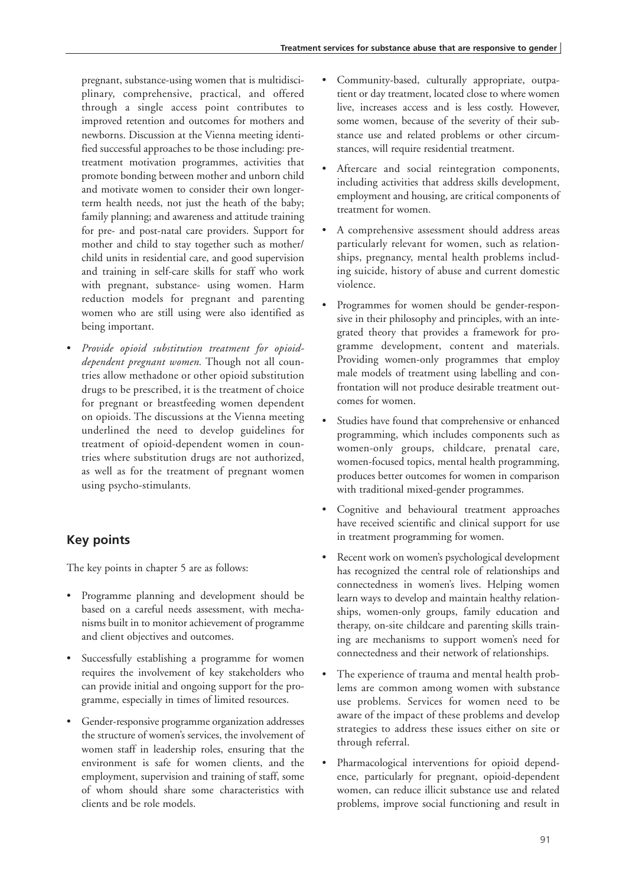pregnant, substance-using women that is multidisciplinary, comprehensive, practical, and offered through a single access point contributes to improved retention and outcomes for mothers and newborns. Discussion at the Vienna meeting identified successful approaches to be those including: pre-treatment motivation programmes, activities that promote bonding between mother and unborn child and motivate women to consider their own longer-term health needs, not just the heath of the baby; family planning; and awareness and attitude training for pre- and post-natal care providers. Support for mother and child to stay together such as mother/child units in residential care, and good supervision and training in self-care skills for staff who work with pregnant, substance- using women. Harm reduction models for pregnant and parenting women who are still using were also identified as being important.

- *Provide opioid substitution treatment for opioid-dependent pregnant women.* Though not all countries allow methadone or other opioid substitution drugs to be prescribed, it is the treatment of choice for pregnant or breastfeeding women dependent on opioids. The discussions at the Vienna meeting underlined the need to develop guidelines for treatment of opioid-dependent women in countries where substitution drugs are not authorized, as well as for the treatment of pregnant women using psycho-stimulants.

## Key points

The key points in chapter 5 are as follows:

- Programme planning and development should be based on a careful needs assessment, with mechanisms built in to monitor achievement of programme and client objectives and outcomes.
- Successfully establishing a programme for women requires the involvement of key stakeholders who can provide initial and ongoing support for the programme, especially in times of limited resources.
- Gender-responsive programme organization addresses the structure of women's services, the involvement of women staff in leadership roles, ensuring that the environment is safe for women clients, and the employment, supervision and training of staff, some of whom should share some characteristics with clients and be role models.
- Community-based, culturally appropriate, outpatient or day treatment, located close to where women live, increases access and is less costly. However, some women, because of the severity of their substance use and related problems or other circumstances, will require residential treatment.
- Aftercare and social reintegration components, including activities that address skills development, employment and housing, are critical components of treatment for women.
- A comprehensive assessment should address areas particularly relevant for women, such as relationships, pregnancy, mental health problems including suicide, history of abuse and current domestic violence.
- Programmes for women should be gender-responsive in their philosophy and principles, with an integrated theory that provides a framework for programme development, content and materials. Providing women-only programmes that employ male models of treatment using labelling and confrontation will not produce desirable treatment outcomes for women.
- Studies have found that comprehensive or enhanced programming, which includes components such as women-only groups, childcare, prenatal care, women-focused topics, mental health programming, produces better outcomes for women in comparison with traditional mixed-gender programmes.
- Cognitive and behavioural treatment approaches have received scientific and clinical support for use in treatment programming for women.
- Recent work on women's psychological development has recognized the central role of relationships and connectedness in women's lives. Helping women learn ways to develop and maintain healthy relationships, women-only groups, family education and therapy, on-site childcare and parenting skills training are mechanisms to support women's need for connectedness and their network of relationships.
- The experience of trauma and mental health problems are common among women with substance use problems. Services for women need to be aware of the impact of these problems and develop strategies to address these issues either on site or through referral.
- Pharmacological interventions for opioid dependence, particularly for pregnant, opioid-dependent women, can reduce illicit substance use and related problems, improve social functioning and result in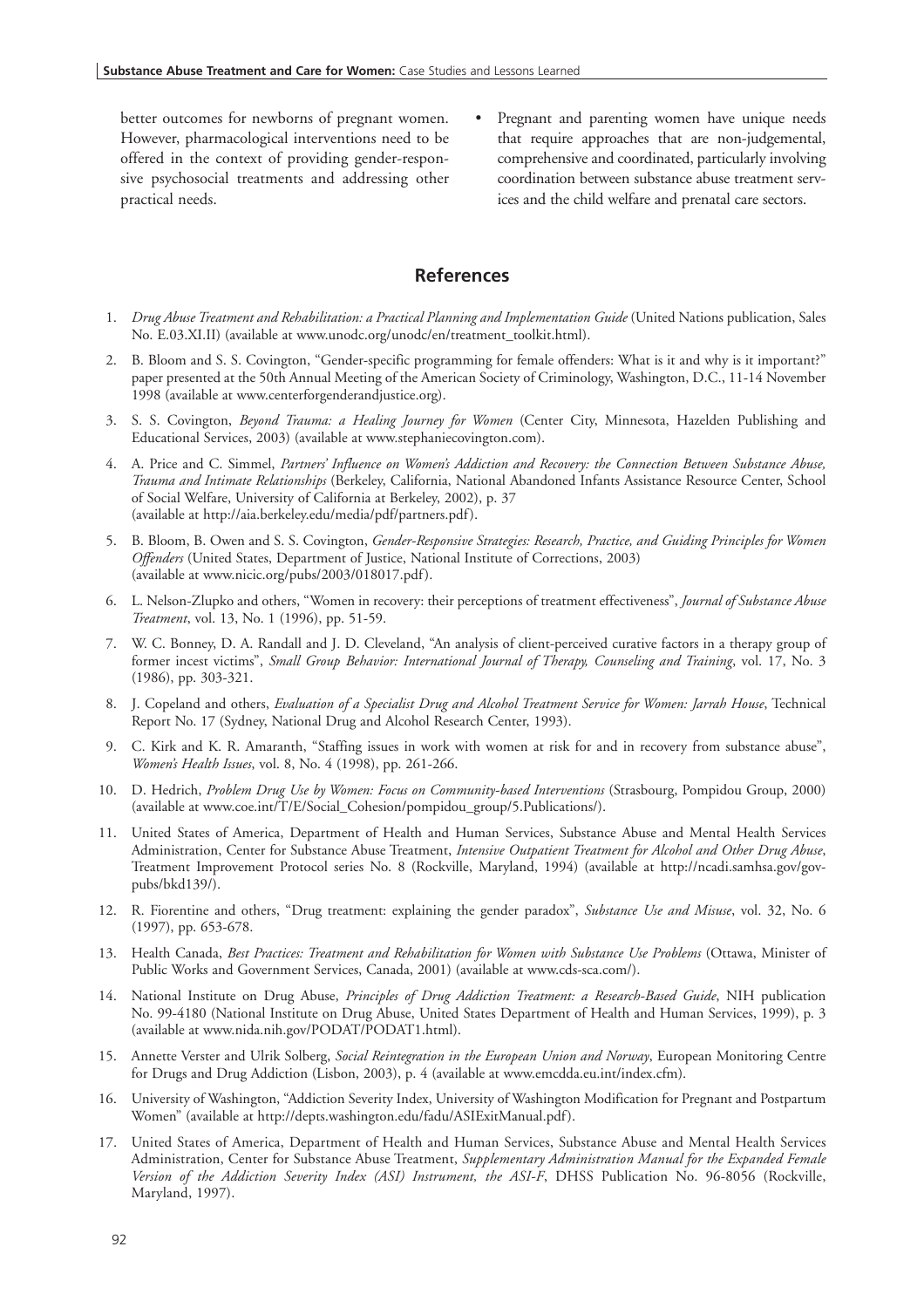better outcomes for newborns of pregnant women. However, pharmacological interventions need to be offered in the context of providing gender-responsive psychosocial treatments and addressing other practical needs.

- Pregnant and parenting women have unique needs that require approaches that are non-judgemental, comprehensive and coordinated, particularly involving coordination between substance abuse treatment services and the child welfare and prenatal care sectors.

## References

1. *Drug Abuse Treatment and Rehabilitation: a Practical Planning and Implementation Guide* (United Nations publication, Sales No. E.03.XI.II) (available at www.unodc.org/unodc/en/treatment_toolkit.html).
2. B. Bloom and S. S. Covington, "Gender-specific programming for female offenders: What is it and why is it important?" paper presented at the 50th Annual Meeting of the American Society of Criminology, Washington, D.C., 11-14 November 1998 (available at www.centerforgenderandjustice.org).
3. S. S. Covington, *Beyond Trauma: a Healing Journey for Women* (Center City, Minnesota, Hazelden Publishing and Educational Services, 2003) (available at www.stephaniecovington.com).
4. A. Price and C. Simmel, *Partners' Influence on Women's Addiction and Recovery: the Connection Between Substance Abuse, Trauma and Intimate Relationships* (Berkeley, California, National Abandoned Infants Assistance Resource Center, School of Social Welfare, University of California at Berkeley, 2002), p. 37 (available at http://aia.berkeley.edu/media/pdf/partners.pdf).
5. B. Bloom, B. Owen and S. S. Covington, *Gender-Responsive Strategies: Research, Practice, and Guiding Principles for Women Offenders* (United States, Department of Justice, National Institute of Corrections, 2003) (available at www.nicic.org/pubs/2003/018017.pdf).
6. L. Nelson-Zlupko and others, "Women in recovery: their perceptions of treatment effectiveness", *Journal of Substance Abuse Treatment*, vol. 13, No. 1 (1996), pp. 51-59.
7. W. C. Bonney, D. A. Randall and J. D. Cleveland, "An analysis of client-perceived curative factors in a therapy group of former incest victims", *Small Group Behavior: International Journal of Therapy, Counseling and Training*, vol. 17, No. 3 (1986), pp. 303-321.
8. J. Copeland and others, *Evaluation of a Specialist Drug and Alcohol Treatment Service for Women: Jarrah House*, Technical Report No. 17 (Sydney, National Drug and Alcohol Research Center, 1993).
9. C. Kirk and K. R. Amaranth, "Staffing issues in work with women at risk for and in recovery from substance abuse", *Women's Health Issues*, vol. 8, No. 4 (1998), pp. 261-266.
10. D. Hedrich, *Problem Drug Use by Women: Focus on Community-based Interventions* (Strasbourg, Pompidou Group, 2000) (available at www.coe.int/T/E/Social_Cohesion/pompidou_group/5.Publications/).
11. United States of America, Department of Health and Human Services, Substance Abuse and Mental Health Services Administration, Center for Substance Abuse Treatment, *Intensive Outpatient Treatment for Alcohol and Other Drug Abuse*, Treatment Improvement Protocol series No. 8 (Rockville, Maryland, 1994) (available at http://ncadi.samhsa.gov/govpubs/bkd139/).
12. R. Fiorentine and others, "Drug treatment: explaining the gender paradox", *Substance Use and Misuse*, vol. 32, No. 6 (1997), pp. 653-678.
13. Health Canada, *Best Practices: Treatment and Rehabilitation for Women with Substance Use Problems* (Ottawa, Minister of Public Works and Government Services, Canada, 2001) (available at www.cds-sca.com/).
14. National Institute on Drug Abuse, *Principles of Drug Addiction Treatment: a Research-Based Guide*, NIH publication No. 99-4180 (National Institute on Drug Abuse, United States Department of Health and Human Services, 1999), p. 3 (available at www.nida.nih.gov/PODAT/PODAT1.html).
15. Annette Verster and Ulrik Solberg, *Social Reintegration in the European Union and Norway*, European Monitoring Centre for Drugs and Drug Addiction (Lisbon, 2003), p. 4 (available at www.emcdda.eu.int/index.cfm).
16. University of Washington, "Addiction Severity Index, University of Washington Modification for Pregnant and Postpartum Women" (available at http://depts.washington.edu/fadu/ASIExitManual.pdf).
17. United States of America, Department of Health and Human Services, Substance Abuse and Mental Health Services Administration, Center for Substance Abuse Treatment, *Supplementary Administration Manual for the Expanded Female Version of the Addiction Severity Index (ASI) Instrument, the ASI-F*, DHSS Publication No. 96-8056 (Rockville, Maryland, 1997).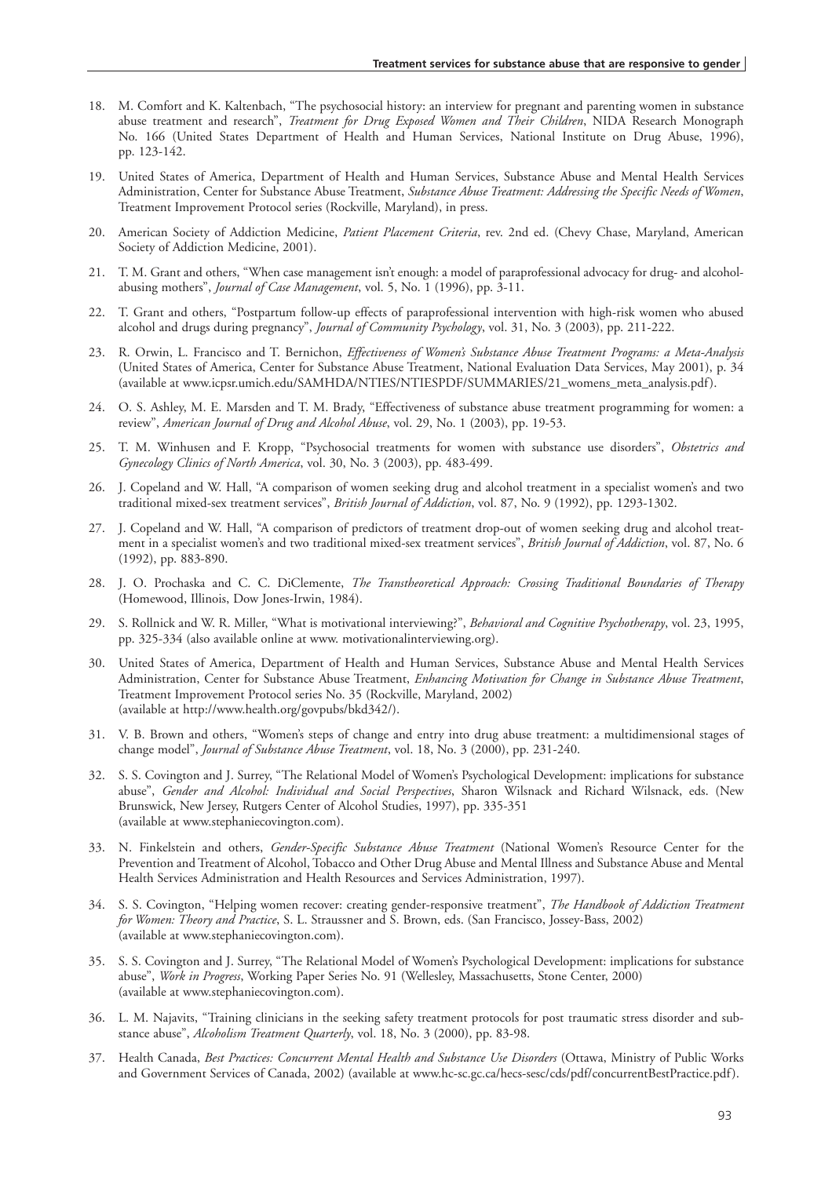18. M. Comfort and K. Kaltenbach, "The psychosocial history: an interview for pregnant and parenting women in substance abuse treatment and research", *Treatment for Drug Exposed Women and Their Children*, NIDA Research Monograph No. 166 (United States Department of Health and Human Services, National Institute on Drug Abuse, 1996), pp. 123-142.

19. United States of America, Department of Health and Human Services, Substance Abuse and Mental Health Services Administration, Center for Substance Abuse Treatment, *Substance Abuse Treatment: Addressing the Specific Needs of Women*, Treatment Improvement Protocol series (Rockville, Maryland), in press.

20. American Society of Addiction Medicine, *Patient Placement Criteria*, rev. 2nd ed. (Chevy Chase, Maryland, American Society of Addiction Medicine, 2001).

21. T. M. Grant and others, "When case management isn't enough: a model of paraprofessional advocacy for drug- and alcohol-abusing mothers", *Journal of Case Management*, vol. 5, No. 1 (1996), pp. 3-11.

22. T. Grant and others, "Postpartum follow-up effects of paraprofessional intervention with high-risk women who abused alcohol and drugs during pregnancy", *Journal of Community Psychology*, vol. 31, No. 3 (2003), pp. 211-222.

23. R. Orwin, L. Francisco and T. Bernichon, *Effectiveness of Women's Substance Abuse Treatment Programs: a Meta-Analysis* (United States of America, Center for Substance Abuse Treatment, National Evaluation Data Services, May 2001), p. 34 (available at www.icpsr.umich.edu/SAMHDA/NTIES/NTIESPDF/SUMMARIES/21_womens_meta_analysis.pdf).

24. O. S. Ashley, M. E. Marsden and T. M. Brady, "Effectiveness of substance abuse treatment programming for women: a review", *American Journal of Drug and Alcohol Abuse*, vol. 29, No. 1 (2003), pp. 19-53.

25. T. M. Winhusen and F. Kropp, "Psychosocial treatments for women with substance use disorders", *Obstetrics and Gynecology Clinics of North America*, vol. 30, No. 3 (2003), pp. 483-499.

26. J. Copeland and W. Hall, "A comparison of women seeking drug and alcohol treatment in a specialist women's and two traditional mixed-sex treatment services", *British Journal of Addiction*, vol. 87, No. 9 (1992), pp. 1293-1302.

27. J. Copeland and W. Hall, "A comparison of predictors of treatment drop-out of women seeking drug and alcohol treatment in a specialist women's and two traditional mixed-sex treatment services", *British Journal of Addiction*, vol. 87, No. 6 (1992), pp. 883-890.

28. J. O. Prochaska and C. C. DiClemente, *The Transtheoretical Approach: Crossing Traditional Boundaries of Therapy* (Homewood, Illinois, Dow Jones-Irwin, 1984).

29. S. Rollnick and W. R. Miller, "What is motivational interviewing?", *Behavioral and Cognitive Psychotherapy*, vol. 23, 1995, pp. 325-334 (also available online at www. motivationalinterviewing.org).

30. United States of America, Department of Health and Human Services, Substance Abuse and Mental Health Services Administration, Center for Substance Abuse Treatment, *Enhancing Motivation for Change in Substance Abuse Treatment*, Treatment Improvement Protocol series No. 35 (Rockville, Maryland, 2002) (available at http://www.health.org/govpubs/bkd342/).

31. V. B. Brown and others, "Women's steps of change and entry into drug abuse treatment: a multidimensional stages of change model", *Journal of Substance Abuse Treatment*, vol. 18, No. 3 (2000), pp. 231-240.

32. S. S. Covington and J. Surrey, "The Relational Model of Women's Psychological Development: implications for substance abuse", *Gender and Alcohol: Individual and Social Perspectives*, Sharon Wilsnack and Richard Wilsnack, eds. (New Brunswick, New Jersey, Rutgers Center of Alcohol Studies, 1997), pp. 335-351 (available at www.stephaniecovington.com).

33. N. Finkelstein and others, *Gender-Specific Substance Abuse Treatment* (National Women's Resource Center for the Prevention and Treatment of Alcohol, Tobacco and Other Drug Abuse and Mental Illness and Substance Abuse and Mental Health Services Administration and Health Resources and Services Administration, 1997).

34. S. S. Covington, "Helping women recover: creating gender-responsive treatment", *The Handbook of Addiction Treatment for Women: Theory and Practice*, S. L. Straussner and S. Brown, eds. (San Francisco, Jossey-Bass, 2002) (available at www.stephaniecovington.com).

35. S. S. Covington and J. Surrey, "The Relational Model of Women's Psychological Development: implications for substance abuse", *Work in Progress*, Working Paper Series No. 91 (Wellesley, Massachusetts, Stone Center, 2000) (available at www.stephaniecovington.com).

36. L. M. Najavits, "Training clinicians in the seeking safety treatment protocols for post traumatic stress disorder and substance abuse", *Alcoholism Treatment Quarterly*, vol. 18, No. 3 (2000), pp. 83-98.

37. Health Canada, *Best Practices: Concurrent Mental Health and Substance Use Disorders* (Ottawa, Ministry of Public Works and Government Services of Canada, 2002) (available at www.hc-sc.gc.ca/hecs-sesc/cds/pdf/concurrentBestPractice.pdf).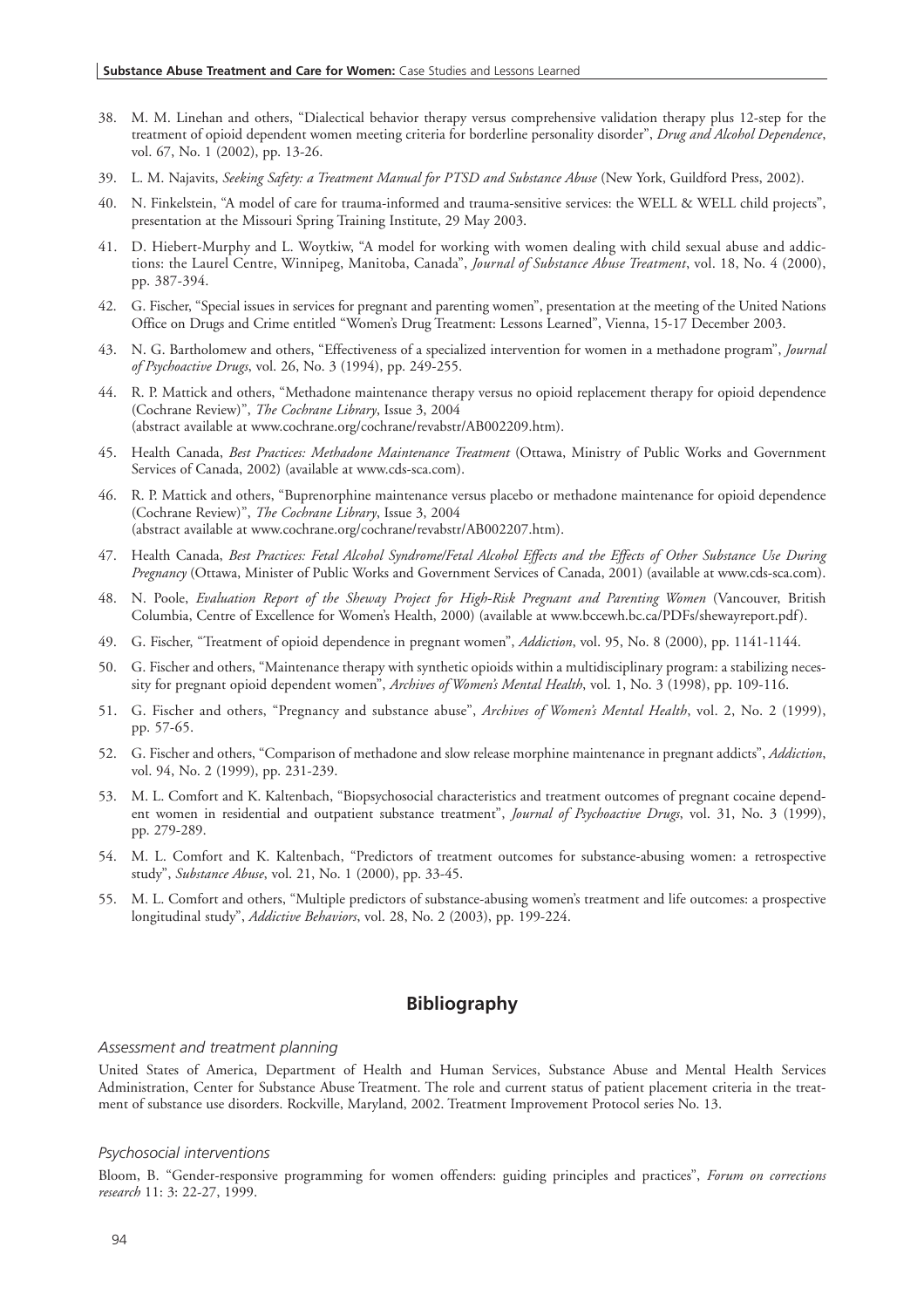38. M. M. Linehan and others, "Dialectical behavior therapy versus comprehensive validation therapy plus 12-step for the treatment of opioid dependent women meeting criteria for borderline personality disorder", *Drug and Alcohol Dependence*, vol. 67, No. 1 (2002), pp. 13-26.

39. L. M. Najavits, *Seeking Safety: a Treatment Manual for PTSD and Substance Abuse* (New York, Guildford Press, 2002).

40. N. Finkelstein, "A model of care for trauma-informed and trauma-sensitive services: the WELL & WELL child projects", presentation at the Missouri Spring Training Institute, 29 May 2003.

41. D. Hiebert-Murphy and L. Woytkiw, "A model for working with women dealing with child sexual abuse and addictions: the Laurel Centre, Winnipeg, Manitoba, Canada", *Journal of Substance Abuse Treatment*, vol. 18, No. 4 (2000), pp. 387-394.

42. G. Fischer, "Special issues in services for pregnant and parenting women", presentation at the meeting of the United Nations Office on Drugs and Crime entitled "Women's Drug Treatment: Lessons Learned", Vienna, 15-17 December 2003.

43. N. G. Bartholomew and others, "Effectiveness of a specialized intervention for women in a methadone program", *Journal of Psychoactive Drugs*, vol. 26, No. 3 (1994), pp. 249-255.

44. R. P. Mattick and others, "Methadone maintenance therapy versus no opioid replacement therapy for opioid dependence (Cochrane Review)", *The Cochrane Library*, Issue 3, 2004 (abstract available at www.cochrane.org/cochrane/revabstr/AB002209.htm).

45. Health Canada, *Best Practices: Methadone Maintenance Treatment* (Ottawa, Ministry of Public Works and Government Services of Canada, 2002) (available at www.cds-sca.com).

46. R. P. Mattick and others, "Buprenorphine maintenance versus placebo or methadone maintenance for opioid dependence (Cochrane Review)", *The Cochrane Library*, Issue 3, 2004 (abstract available at www.cochrane.org/cochrane/revabstr/AB002207.htm).

47. Health Canada, *Best Practices: Fetal Alcohol Syndrome/Fetal Alcohol Effects and the Effects of Other Substance Use During Pregnancy* (Ottawa, Minister of Public Works and Government Services of Canada, 2001) (available at www.cds-sca.com).

48. N. Poole, *Evaluation Report of the Sheway Project for High-Risk Pregnant and Parenting Women* (Vancouver, British Columbia, Centre of Excellence for Women's Health, 2000) (available at www.bccewh.bc.ca/PDFs/shewayreport.pdf).

49. G. Fischer, "Treatment of opioid dependence in pregnant women", *Addiction*, vol. 95, No. 8 (2000), pp. 1141-1144.

50. G. Fischer and others, "Maintenance therapy with synthetic opioids within a multidisciplinary program: a stabilizing necessity for pregnant opioid dependent women", *Archives of Women's Mental Health*, vol. 1, No. 3 (1998), pp. 109-116.

51. G. Fischer and others, "Pregnancy and substance abuse", *Archives of Women's Mental Health*, vol. 2, No. 2 (1999), pp. 57-65.

52. G. Fischer and others, "Comparison of methadone and slow release morphine maintenance in pregnant addicts", *Addiction*, vol. 94, No. 2 (1999), pp. 231-239.

53. M. L. Comfort and K. Kaltenbach, "Biopsychosocial characteristics and treatment outcomes of pregnant cocaine dependent women in residential and outpatient substance treatment", *Journal of Psychoactive Drugs*, vol. 31, No. 3 (1999), pp. 279-289.

54. M. L. Comfort and K. Kaltenbach, "Predictors of treatment outcomes for substance-abusing women: a retrospective study", *Substance Abuse*, vol. 21, No. 1 (2000), pp. 33-45.

55. M. L. Comfort and others, "Multiple predictors of substance-abusing women's treatment and life outcomes: a prospective longitudinal study", *Addictive Behaviors*, vol. 28, No. 2 (2003), pp. 199-224.

## Bibliography

*Assessment and treatment planning*

United States of America, Department of Health and Human Services, Substance Abuse and Mental Health Services Administration, Center for Substance Abuse Treatment. The role and current status of patient placement criteria in the treatment of substance use disorders. Rockville, Maryland, 2002. Treatment Improvement Protocol series No. 13.

*Psychosocial interventions*

Bloom, B. "Gender-responsive programming for women offenders: guiding principles and practices", *Forum on corrections research* 11: 3: 22-27, 1999.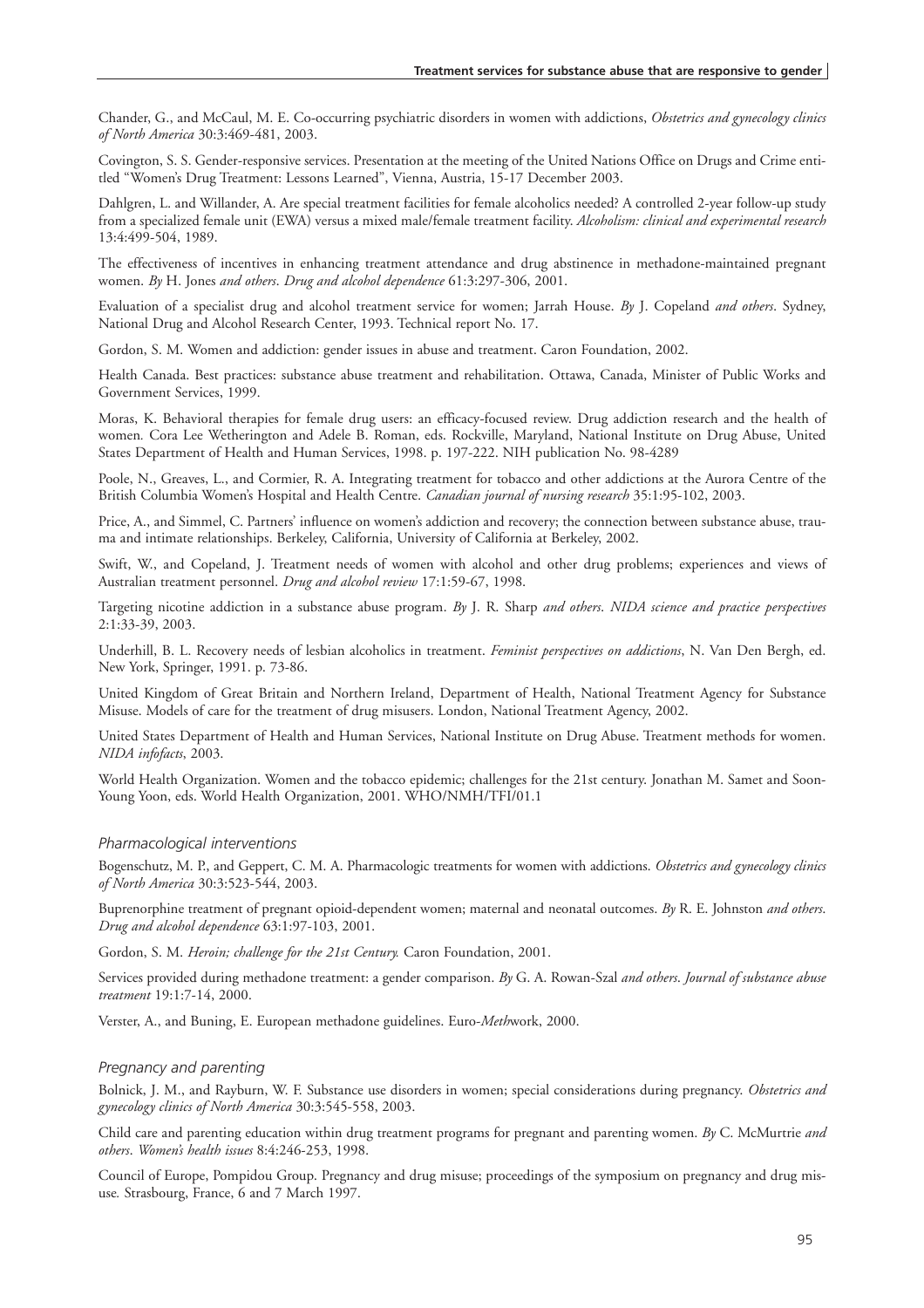Chander, G., and McCaul, M. E. Co-occurring psychiatric disorders in women with addictions, *Obstetrics and gynecology clinics of North America* 30:3:469-481, 2003.

Covington, S. S. Gender-responsive services. Presentation at the meeting of the United Nations Office on Drugs and Crime entitled "Women's Drug Treatment: Lessons Learned", Vienna, Austria, 15-17 December 2003.

Dahlgren, L. and Willander, A. Are special treatment facilities for female alcoholics needed? A controlled 2-year follow-up study from a specialized female unit (EWA) versus a mixed male/female treatment facility. *Alcoholism: clinical and experimental research* 13:4:499-504, 1989.

The effectiveness of incentives in enhancing treatment attendance and drug abstinence in methadone-maintained pregnant women. *By* H. Jones *and others*. *Drug and alcohol dependence* 61:3:297-306, 2001.

Evaluation of a specialist drug and alcohol treatment service for women; Jarrah House. *By* J. Copeland *and others*. Sydney, National Drug and Alcohol Research Center, 1993. Technical report No. 17.

Gordon, S. M. Women and addiction: gender issues in abuse and treatment. Caron Foundation, 2002.

Health Canada. Best practices: substance abuse treatment and rehabilitation. Ottawa, Canada, Minister of Public Works and Government Services, 1999.

Moras, K. Behavioral therapies for female drug users: an efficacy-focused review. Drug addiction research and the health of women. Cora Lee Wetherington and Adele B. Roman, eds. Rockville, Maryland, National Institute on Drug Abuse, United States Department of Health and Human Services, 1998. p. 197-222. NIH publication No. 98-4289

Poole, N., Greaves, L., and Cormier, R. A. Integrating treatment for tobacco and other addictions at the Aurora Centre of the British Columbia Women's Hospital and Health Centre. *Canadian journal of nursing research* 35:1:95-102, 2003.

Price, A., and Simmel, C. Partners' influence on women's addiction and recovery; the connection between substance abuse, trauma and intimate relationships. Berkeley, California, University of California at Berkeley, 2002.

Swift, W., and Copeland, J. Treatment needs of women with alcohol and other drug problems; experiences and views of Australian treatment personnel. *Drug and alcohol review* 17:1:59-67, 1998.

Targeting nicotine addiction in a substance abuse program. *By* J. R. Sharp *and others*. *NIDA science and practice perspectives* 2:1:33-39, 2003.

Underhill, B. L. Recovery needs of lesbian alcoholics in treatment. *Feminist perspectives on addictions*, N. Van Den Bergh, ed. New York, Springer, 1991. p. 73-86.

United Kingdom of Great Britain and Northern Ireland, Department of Health, National Treatment Agency for Substance Misuse. Models of care for the treatment of drug misusers. London, National Treatment Agency, 2002.

United States Department of Health and Human Services, National Institute on Drug Abuse. Treatment methods for women. *NIDA infofacts*, 2003.

World Health Organization. Women and the tobacco epidemic; challenges for the 21st century. Jonathan M. Samet and Soon-Young Yoon, eds. World Health Organization, 2001. WHO/NMH/TFI/01.1

### *Pharmacological interventions*

Bogenschutz, M. P., and Geppert, C. M. A. Pharmacologic treatments for women with addictions. *Obstetrics and gynecology clinics of North America* 30:3:523-544, 2003.

Buprenorphine treatment of pregnant opioid-dependent women; maternal and neonatal outcomes. *By* R. E. Johnston *and others*. *Drug and alcohol dependence* 63:1:97-103, 2001.

Gordon, S. M. *Heroin; challenge for the 21st Century.* Caron Foundation, 2001.

Services provided during methadone treatment: a gender comparison. *By* G. A. Rowan-Szal *and others*. *Journal of substance abuse treatment* 19:1:7-14, 2000.

Verster, A., and Buning, E. European methadone guidelines. Euro-*Meth*work, 2000.

### *Pregnancy and parenting*

Bolnick, J. M., and Rayburn, W. F. Substance use disorders in women; special considerations during pregnancy. *Obstetrics and gynecology clinics of North America* 30:3:545-558, 2003.

Child care and parenting education within drug treatment programs for pregnant and parenting women. *By* C. McMurtrie *and others*. *Women's health issues* 8:4:246-253, 1998.

Council of Europe, Pompidou Group. Pregnancy and drug misuse; proceedings of the symposium on pregnancy and drug misuse. Strasbourg, France, 6 and 7 March 1997.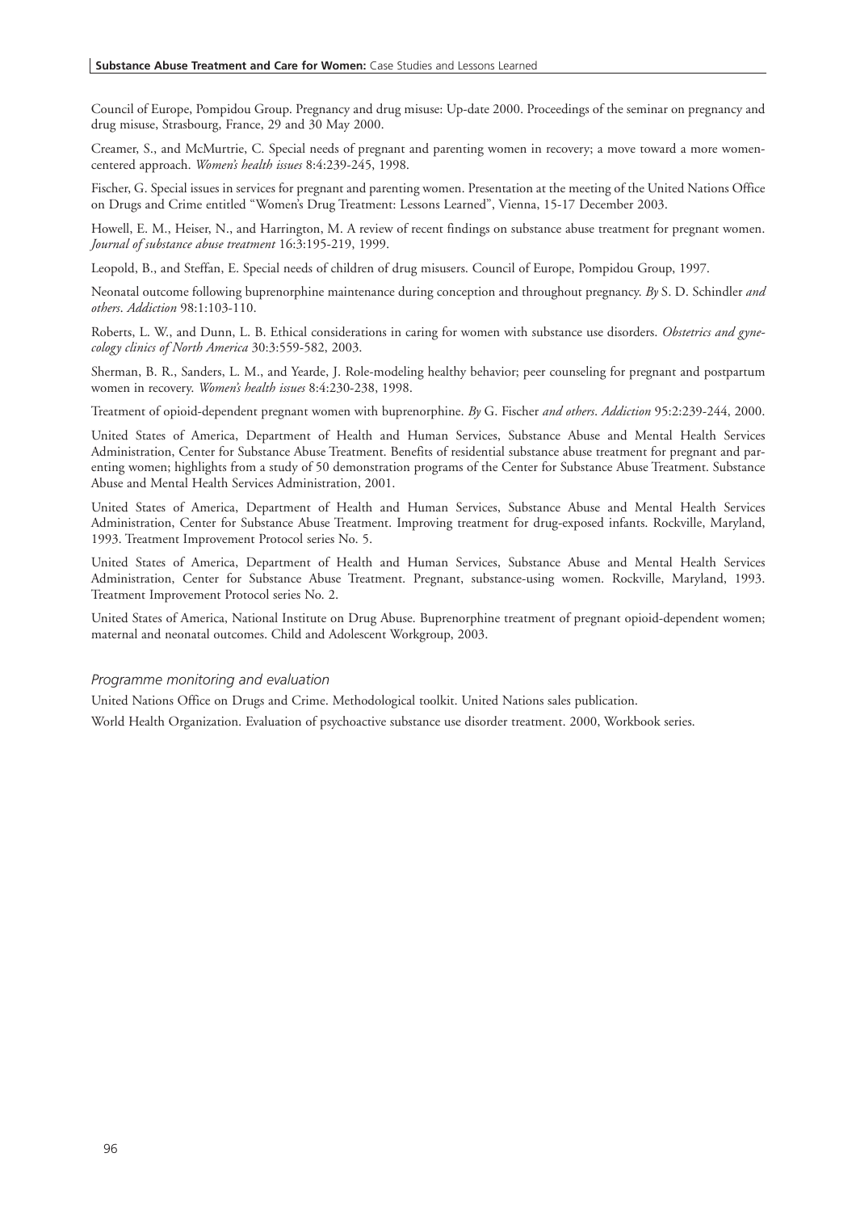Council of Europe, Pompidou Group. Pregnancy and drug misuse: Up-date 2000. Proceedings of the seminar on pregnancy and drug misuse, Strasbourg, France, 29 and 30 May 2000.

Creamer, S., and McMurtrie, C. Special needs of pregnant and parenting women in recovery; a move toward a more women-centered approach. *Women's health issues* 8:4:239-245, 1998.

Fischer, G. Special issues in services for pregnant and parenting women. Presentation at the meeting of the United Nations Office on Drugs and Crime entitled "Women's Drug Treatment: Lessons Learned", Vienna, 15-17 December 2003.

Howell, E. M., Heiser, N., and Harrington, M. A review of recent findings on substance abuse treatment for pregnant women. *Journal of substance abuse treatment* 16:3:195-219, 1999.

Leopold, B., and Steffan, E. Special needs of children of drug misusers. Council of Europe, Pompidou Group, 1997.

Neonatal outcome following buprenorphine maintenance during conception and throughout pregnancy. *By* S. D. Schindler *and others*. *Addiction* 98:1:103-110.

Roberts, L. W., and Dunn, L. B. Ethical considerations in caring for women with substance use disorders. *Obstetrics and gynecology clinics of North America* 30:3:559-582, 2003.

Sherman, B. R., Sanders, L. M., and Yearde, J. Role-modeling healthy behavior; peer counseling for pregnant and postpartum women in recovery. *Women's health issues* 8:4:230-238, 1998.

Treatment of opioid-dependent pregnant women with buprenorphine. *By* G. Fischer *and others*. *Addiction* 95:2:239-244, 2000.

United States of America, Department of Health and Human Services, Substance Abuse and Mental Health Services Administration, Center for Substance Abuse Treatment. Benefits of residential substance abuse treatment for pregnant and parenting women; highlights from a study of 50 demonstration programs of the Center for Substance Abuse Treatment. Substance Abuse and Mental Health Services Administration, 2001.

United States of America, Department of Health and Human Services, Substance Abuse and Mental Health Services Administration, Center for Substance Abuse Treatment. Improving treatment for drug-exposed infants. Rockville, Maryland, 1993. Treatment Improvement Protocol series No. 5.

United States of America, Department of Health and Human Services, Substance Abuse and Mental Health Services Administration, Center for Substance Abuse Treatment. Pregnant, substance-using women. Rockville, Maryland, 1993. Treatment Improvement Protocol series No. 2.

United States of America, National Institute on Drug Abuse. Buprenorphine treatment of pregnant opioid-dependent women; maternal and neonatal outcomes. Child and Adolescent Workgroup, 2003.

*Programme monitoring and evaluation*

United Nations Office on Drugs and Crime. Methodological toolkit. United Nations sales publication.

World Health Organization. Evaluation of psychoactive substance use disorder treatment. 2000, Workbook series.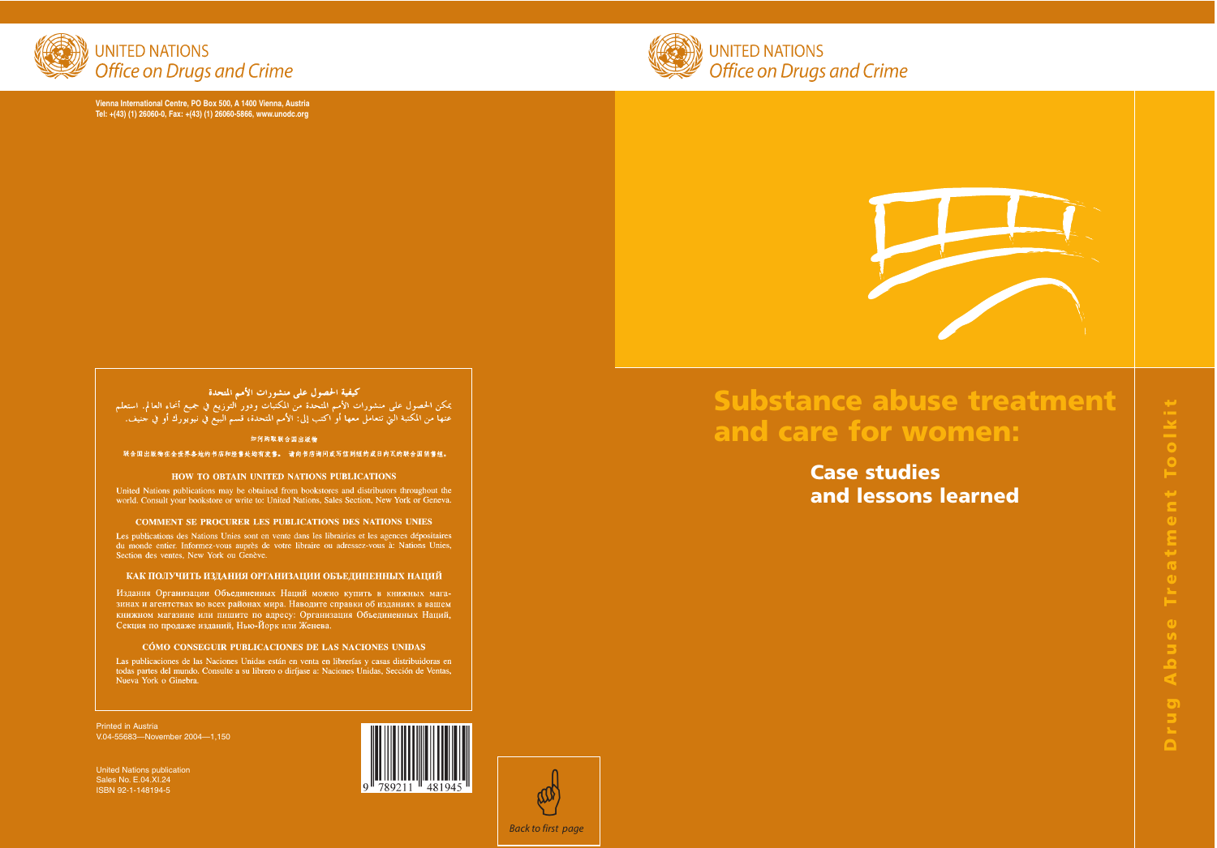UNITED NATIONS
*Office on Drugs and Crime*

Vienna International Centre, PO Box 500, A 1400 Vienna, Austria
Tel: +(43) (1) 26060-0, Fax: +(43) (1) 26060-5866, www.unodc.org

كيفية الحصول على منشورات الأمم المتحدة

يمكن الحصول على منشورات الأمم المتحدة من المكتبات ودور التوزيع في جميع أنحاء العالم. استعلم عنها من المكتبة التي تتعامل معها أو اكتب إلى: الأمم المتحدة، قسم البيع في نيويورك أو في جنيف.

如何购取联合国出版物

联合国出版物在全世界各地的书店和经售处均有发售。请向书店询问或写信到纽约或日内瓦的联合国销售组。

**HOW TO OBTAIN UNITED NATIONS PUBLICATIONS**

United Nations publications may be obtained from bookstores and distributors throughout the world. Consult your bookstore or write to: United Nations, Sales Section, New York or Geneva.

**COMMENT SE PROCURER LES PUBLICATIONS DES NATIONS UNIES**

Les publications des Nations Unies sont en vente dans les librairies et les agences dépositaires du monde entier. Informez-vous auprès de votre libraire ou adressez-vous à: Nations Unies, Section des ventes, New York ou Genève.

**КАК ПОЛУЧИТЬ ИЗДАНИЯ ОРГАНИЗАЦИИ ОБЪЕДИНЕННЫХ НАЦИЙ**

Издания Организации Объединенных Наций можно купить в книжных магазинах и агентствах во всех районах мира. Наводите справки об изданиях в вашем книжном магазине или пишите по адресу: Организация Объединенных Наций, Секция по продаже изданий, Нью-Йорк или Женева.

**CÓMO CONSEGUIR PUBLICACIONES DE LAS NACIONES UNIDAS**

Las publicaciones de las Naciones Unidas están en venta en librerías y casas distribuidoras en todas partes del mundo. Consulte a su librero o diríjase a: Naciones Unidas, Sección de Ventas, Nueva York o Ginebra.

Printed in Austria
V.04-55683—November 2004—1,150

United Nations publication
Sales No. E.04.XI.24
ISBN 92-1-148194-5

9 789211 481945

*Back to first page*

UNITED NATIONS
*Office on Drugs and Crime*

# Substance abuse treatment and care for women:

## Case studies and lessons learned

Drug Abuse Treatment Toolkit